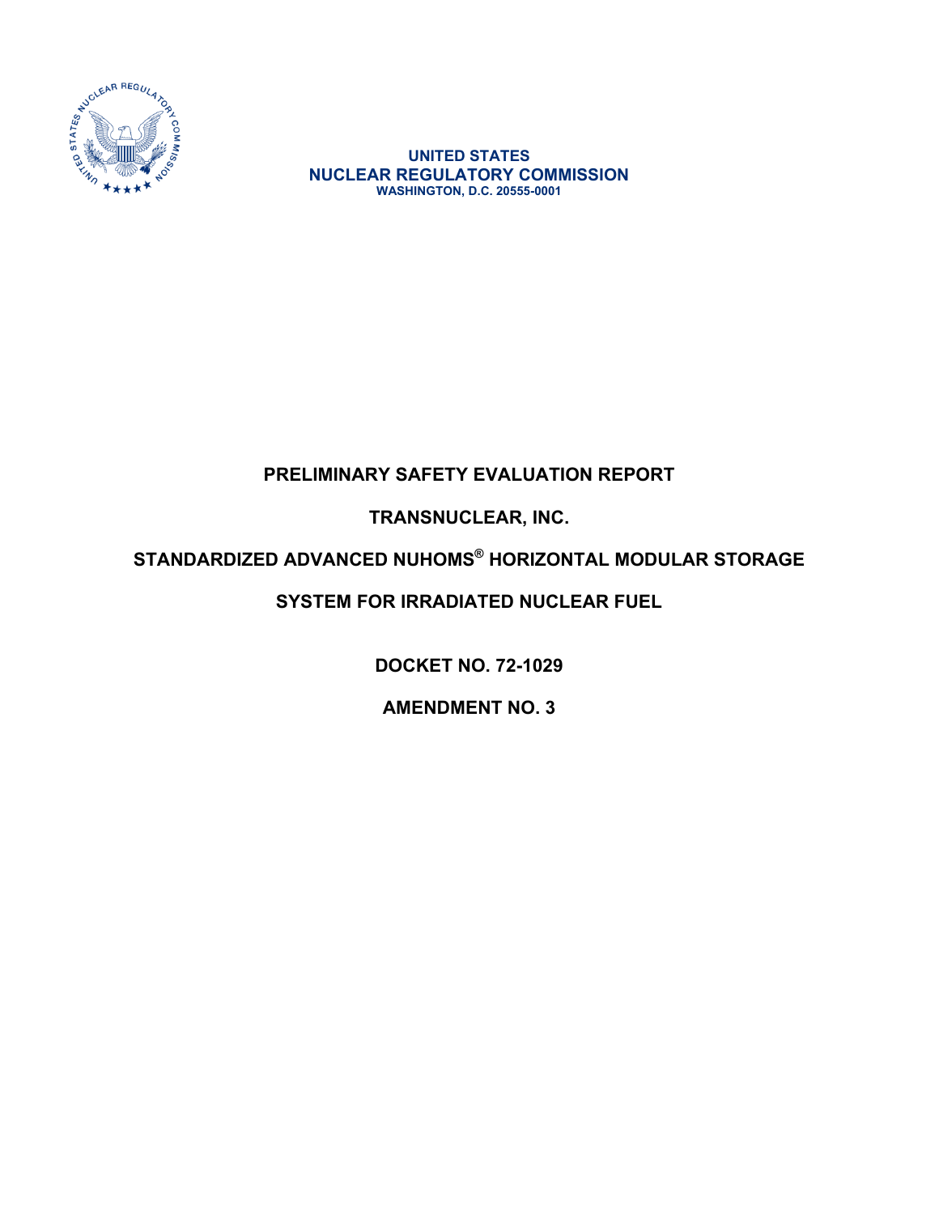UNITED STATES
NUCLEAR REGULATORY COMMISSION
WASHINGTON, D.C. 20555-0001

# PRELIMINARY SAFETY EVALUATION REPORT

## TRANSNUCLEAR, INC.

## STANDARDIZED ADVANCED NUHOMS® HORIZONTAL MODULAR STORAGE SYSTEM FOR IRRADIATED NUCLEAR FUEL

**DOCKET NO. 72-1029**

**AMENDMENT NO. 3**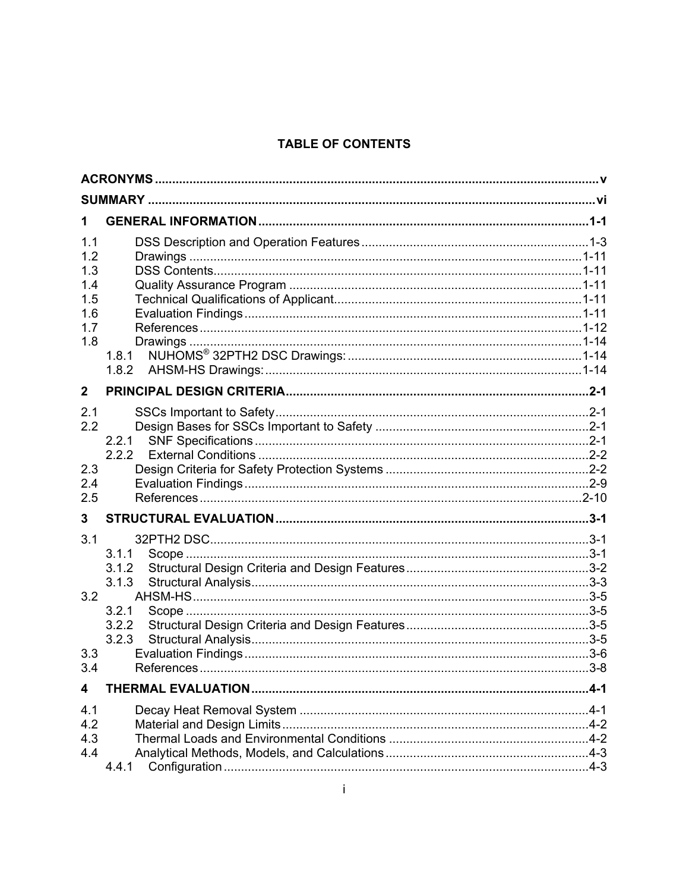# TABLE OF CONTENTS

| | | |
|---|---|---|
| **ACRONYMS** | | **v** |
| **SUMMARY** | | **vi** |
| **1** | **GENERAL INFORMATION** | **1-1** |
| 1.1 | DSS Description and Operation Features | 1-3 |
| 1.2 | Drawings | 1-11 |
| 1.3 | DSS Contents | 1-11 |
| 1.4 | Quality Assurance Program | 1-11 |
| 1.5 | Technical Qualifications of Applicant | 1-11 |
| 1.6 | Evaluation Findings | 1-11 |
| 1.7 | References | 1-12 |
| 1.8 | Drawings | 1-14 |
| 1.8.1 | NUHOMS® 32PTH2 DSC Drawings: | 1-14 |
| 1.8.2 | AHSM-HS Drawings: | 1-14 |
| **2** | **PRINCIPAL DESIGN CRITERIA** | **2-1** |
| 2.1 | SSCs Important to Safety | 2-1 |
| 2.2 | Design Bases for SSCs Important to Safety | 2-1 |
| 2.2.1 | SNF Specifications | 2-1 |
| 2.2.2 | External Conditions | 2-2 |
| 2.3 | Design Criteria for Safety Protection Systems | 2-2 |
| 2.4 | Evaluation Findings | 2-9 |
| 2.5 | References | 2-10 |
| **3** | **STRUCTURAL EVALUATION** | **3-1** |
| 3.1 | 32PTH2 DSC | 3-1 |
| 3.1.1 | Scope | 3-1 |
| 3.1.2 | Structural Design Criteria and Design Features | 3-2 |
| 3.1.3 | Structural Analysis | 3-3 |
| 3.2 | AHSM-HS | 3-5 |
| 3.2.1 | Scope | 3-5 |
| 3.2.2 | Structural Design Criteria and Design Features | 3-5 |
| 3.2.3 | Structural Analysis | 3-5 |
| 3.3 | Evaluation Findings | 3-6 |
| 3.4 | References | 3-8 |
| **4** | **THERMAL EVALUATION** | **4-1** |
| 4.1 | Decay Heat Removal System | 4-1 |
| 4.2 | Material and Design Limits | 4-2 |
| 4.3 | Thermal Loads and Environmental Conditions | 4-2 |
| 4.4 | Analytical Methods, Models, and Calculations | 4-3 |
| 4.4.1 | Configuration | 4-3 |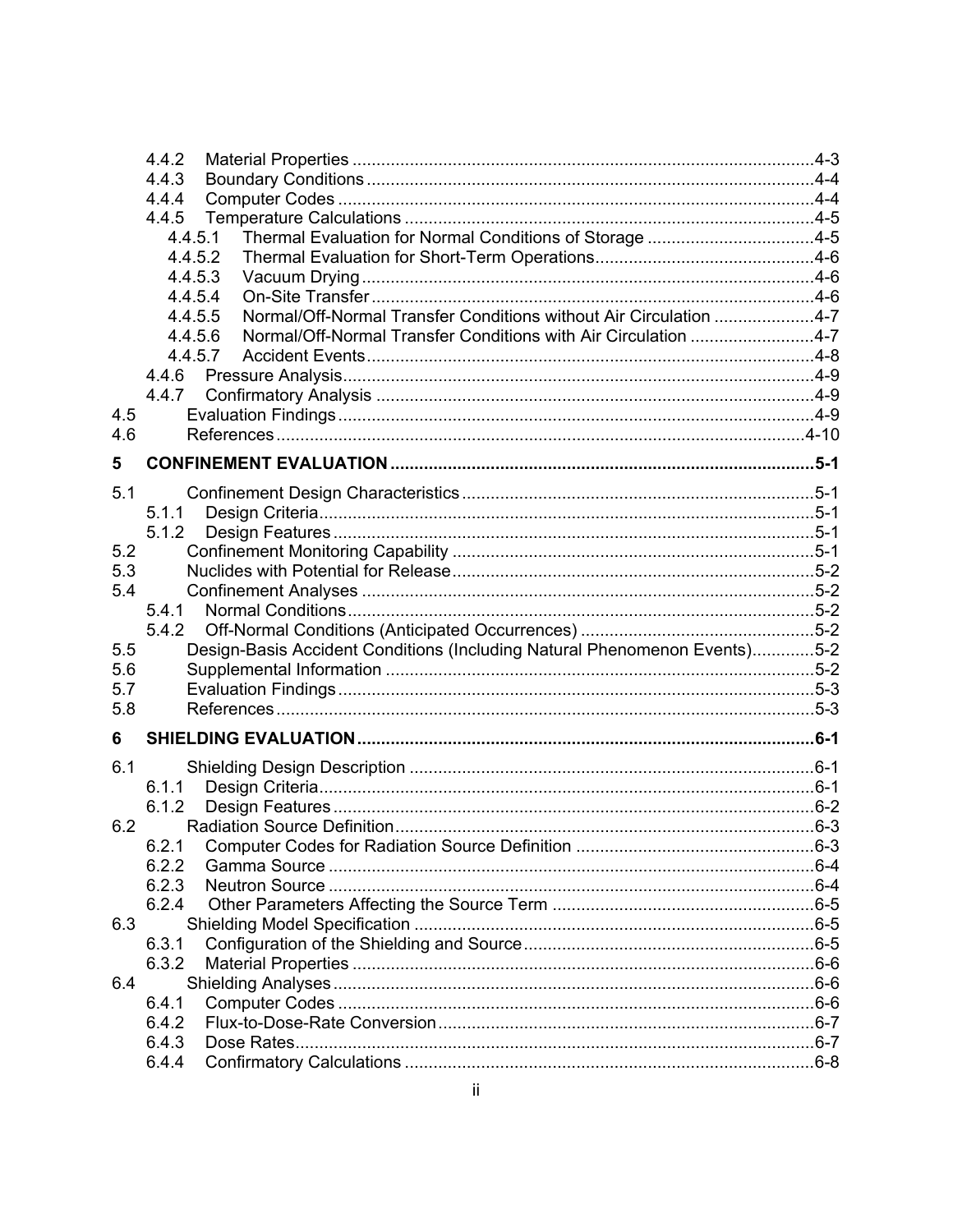4.4.2 Material Properties ................................................................................................4-3
4.4.3 Boundary Conditions .............................................................................................4-4
4.4.4 Computer Codes ...................................................................................................4-4
4.4.5 Temperature Calculations .....................................................................................4-5
4.4.5.1 Thermal Evaluation for Normal Conditions of Storage ...................................4-5
4.4.5.2 Thermal Evaluation for Short-Term Operations..............................................4-6
4.4.5.3 Vacuum Drying ...............................................................................................4-6
4.4.5.4 On-Site Transfer .............................................................................................4-6
4.4.5.5 Normal/Off-Normal Transfer Conditions without Air Circulation .....................4-7
4.4.5.6 Normal/Off-Normal Transfer Conditions with Air Circulation ..........................4-7
4.4.5.7 Accident Events..............................................................................................4-8
4.4.6 Pressure Analysis...................................................................................................4-9
4.4.7 Confirmatory Analysis ............................................................................................4-9
4.5 Evaluation Findings ...................................................................................................4-9
4.6 References ..............................................................................................................4-10

5 CONFINEMENT EVALUATION ........................................................................................5-1

5.1 Confinement Design Characteristics .........................................................................5-1
5.1.1 Design Criteria........................................................................................................5-1
5.1.2 Design Features .....................................................................................................5-1
5.2 Confinement Monitoring Capability ............................................................................5-1
5.3 Nuclides with Potential for Release............................................................................5-2
5.4 Confinement Analyses ...............................................................................................5-2
5.4.1 Normal Conditions..................................................................................................5-2
5.4.2 Off-Normal Conditions (Anticipated Occurrences) .................................................5-2
5.5 Design-Basis Accident Conditions (Including Natural Phenomenon Events).............5-2
5.6 Supplemental Information ..........................................................................................5-2
5.7 Evaluation Findings ....................................................................................................5-3
5.8 References .................................................................................................................5-3

6 SHIELDING EVALUATION ...............................................................................................6-1

6.1 Shielding Design Description .....................................................................................6-1
6.1.1 Design Criteria........................................................................................................6-1
6.1.2 Design Features .....................................................................................................6-2
6.2 Radiation Source Definition........................................................................................6-3
6.2.1 Computer Codes for Radiation Source Definition ..................................................6-3
6.2.2 Gamma Source ......................................................................................................6-4
6.2.3 Neutron Source ......................................................................................................6-4
6.2.4 Other Parameters Affecting the Source Term .......................................................6-5
6.3 Shielding Model Specification ....................................................................................6-5
6.3.1 Configuration of the Shielding and Source.............................................................6-5
6.3.2 Material Properties .................................................................................................6-6
6.4 Shielding Analyses .....................................................................................................6-6
6.4.1 Computer Codes ....................................................................................................6-6
6.4.2 Flux-to-Dose-Rate Conversion...............................................................................6-7
6.4.3 Dose Rates.............................................................................................................6-7
6.4.4 Confirmatory Calculations ......................................................................................6-8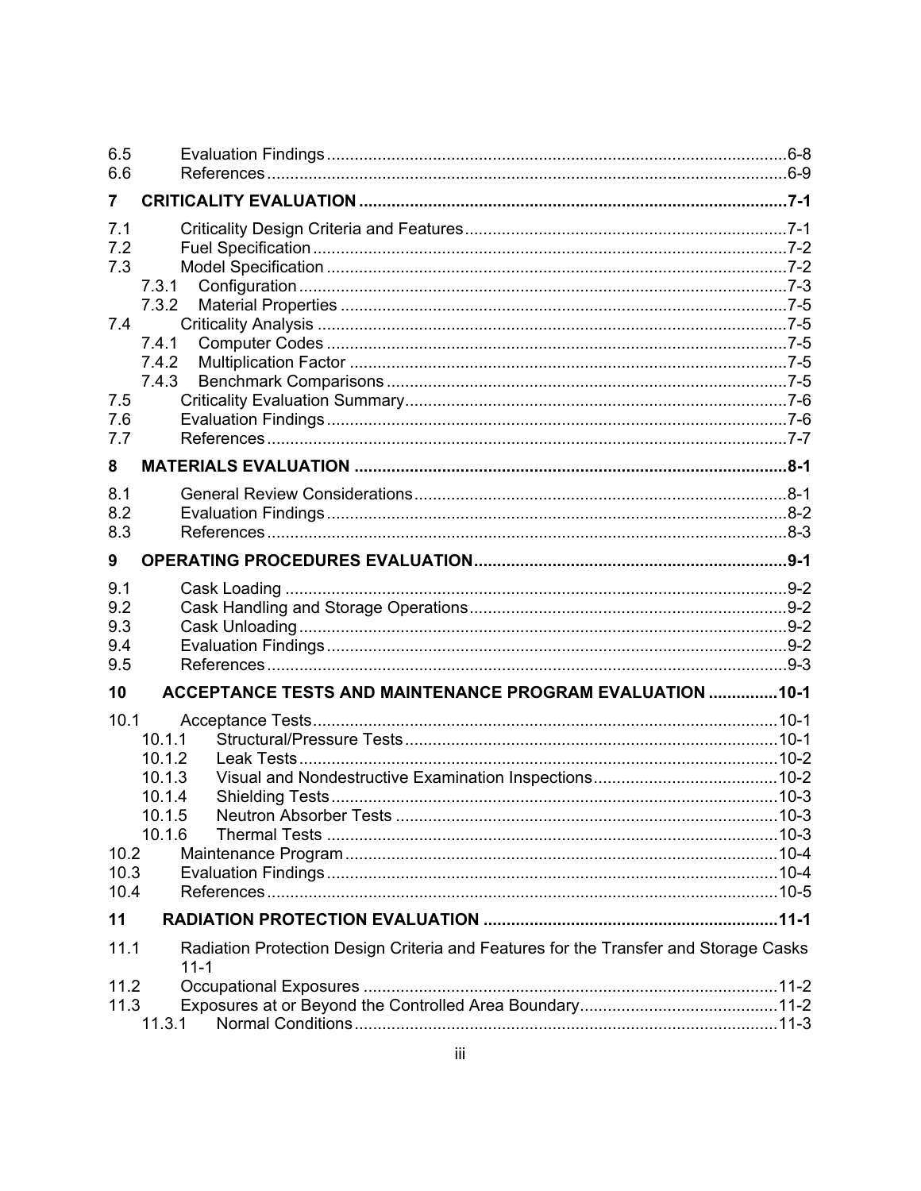6.5 Evaluation Findings ........................................................................................................6-8
6.6 References ....................................................................................................................6-9

**7 CRITICALITY EVALUATION ..............................................................................................7-1**

7.1 Criticality Design Criteria and Features ........................................................................7-1
7.2 Fuel Specification ...........................................................................................................7-2
7.3 Model Specification .........................................................................................................7-2
 7.3.1 Configuration ............................................................................................................7-3
 7.3.2 Material Properties ...................................................................................................7-5
7.4 Criticality Analysis ..........................................................................................................7-5
 7.4.1 Computer Codes ......................................................................................................7-5
 7.4.2 Multiplication Factor .................................................................................................7-5
 7.4.3 Benchmark Comparisons .........................................................................................7-5
7.5 Criticality Evaluation Summary .......................................................................................7-6
7.6 Evaluation Findings .........................................................................................................7-6
7.7 References ......................................................................................................................7-7

**8 MATERIALS EVALUATION ................................................................................................8-1**

8.1 General Review Considerations ......................................................................................8-1
8.2 Evaluation Findings .........................................................................................................8-2
8.3 References ......................................................................................................................8-3

**9 OPERATING PROCEDURES EVALUATION ......................................................................9-1**

9.1 Cask Loading ...................................................................................................................9-2
9.2 Cask Handling and Storage Operations ..........................................................................9-2
9.3 Cask Unloading ................................................................................................................9-2
9.4 Evaluation Findings .........................................................................................................9-2
9.5 References ......................................................................................................................9-3

**10 ACCEPTANCE TESTS AND MAINTENANCE PROGRAM EVALUATION ..............10-1**

10.1 Acceptance Tests ..........................................................................................................10-1
 10.1.1 Structural/Pressure Tests .....................................................................................10-1
 10.1.2 Leak Tests .............................................................................................................10-2
 10.1.3 Visual and Nondestructive Examination Inspections ............................................10-2
 10.1.4 Shielding Tests ......................................................................................................10-3
 10.1.5 Neutron Absorber Tests ........................................................................................10-3
 10.1.6 Thermal Tests ........................................................................................................10-3
10.2 Maintenance Program ..................................................................................................10-4
10.3 Evaluation Findings .......................................................................................................10-4
10.4 References ....................................................................................................................10-5

**11 RADIATION PROTECTION EVALUATION ....................................................................11-1**

11.1 Radiation Protection Design Criteria and Features for the Transfer and Storage Casks 11-1
11.2 Occupational Exposures ...............................................................................................11-2
11.3 Exposures at or Beyond the Controlled Area Boundary ...............................................11-2
 11.3.1 Normal Conditions .................................................................................................11-3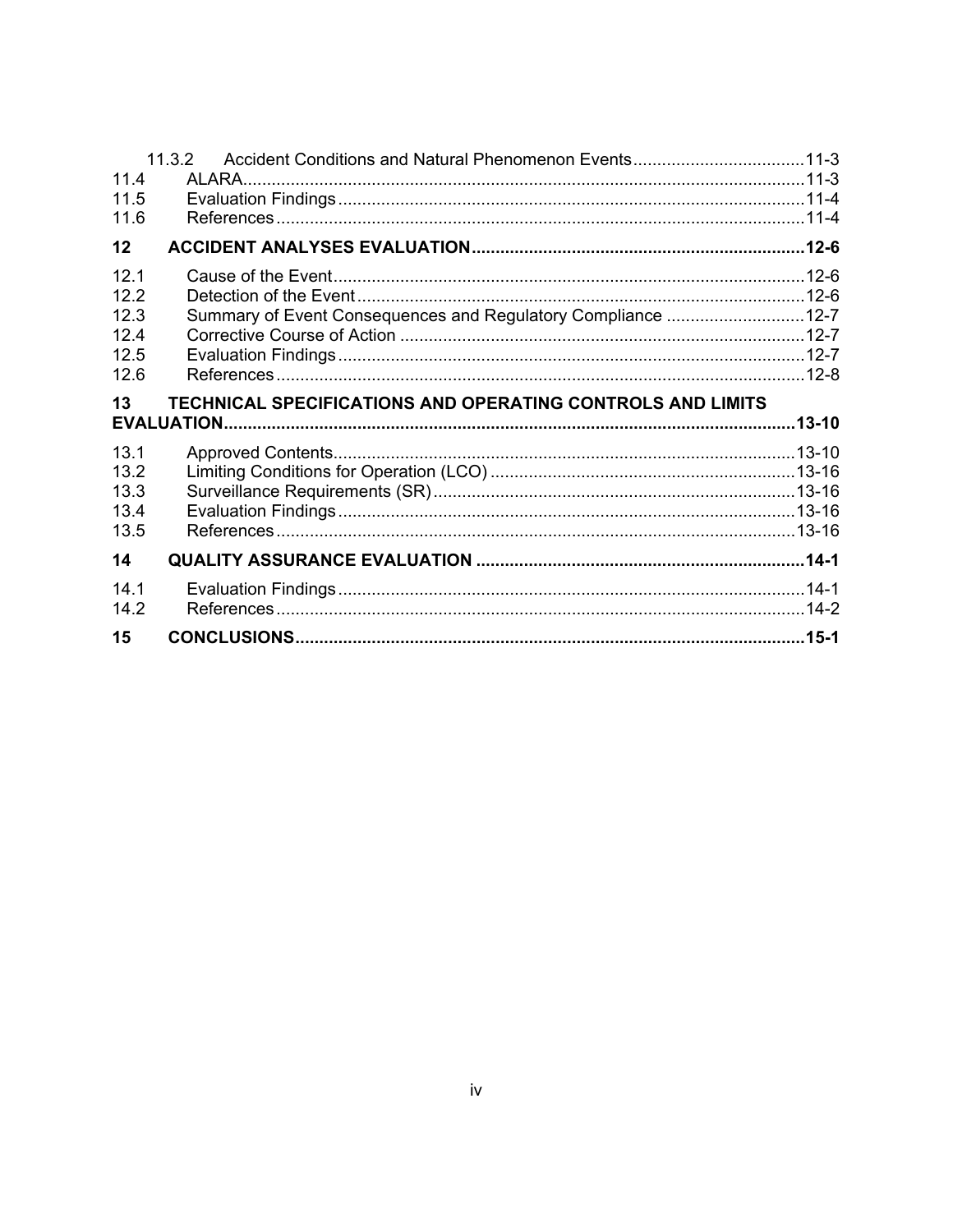11.3.2 Accident Conditions and Natural Phenomenon Events....................................11-3
11.4 ALARA.....................................................................................................................11-3
11.5 Evaluation Findings.................................................................................................11-4
11.6 References...............................................................................................................11-4

**12 ACCIDENT ANALYSES EVALUATION.....................................................................12-6**

12.1 Cause of the Event..................................................................................................12-6
12.2 Detection of the Event.............................................................................................12-6
12.3 Summary of Event Consequences and Regulatory Compliance .............................12-7
12.4 Corrective Course of Action ....................................................................................12-7
12.5 Evaluation Findings.................................................................................................12-7
12.6 References...............................................................................................................12-8

**13 TECHNICAL SPECIFICATIONS AND OPERATING CONTROLS AND LIMITS EVALUATION.......................................................................................................................13-10**

13.1 Approved Contents.................................................................................................13-10
13.2 Limiting Conditions for Operation (LCO) ................................................................13-16
13.3 Surveillance Requirements (SR)............................................................................13-16
13.4 Evaluation Findings................................................................................................13-16
13.5 References.............................................................................................................13-16

**14 QUALITY ASSURANCE EVALUATION ....................................................................14-1**

14.1 Evaluation Findings.................................................................................................14-1
14.2 References...............................................................................................................14-2

**15 CONCLUSIONS..........................................................................................................15-1**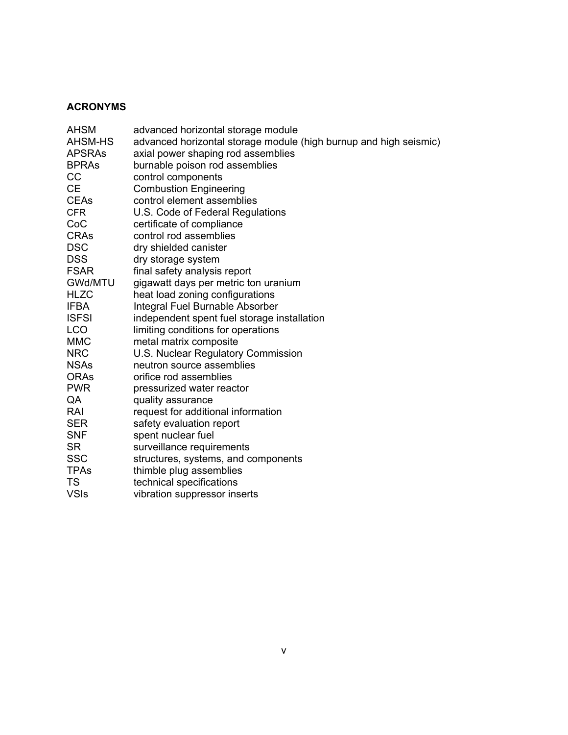**ACRONYMS**

| | |
|---|---|
| AHSM | advanced horizontal storage module |
| AHSM-HS | advanced horizontal storage module (high burnup and high seismic) |
| APSRAs | axial power shaping rod assemblies |
| BPRAs | burnable poison rod assemblies |
| CC | control components |
| CE | Combustion Engineering |
| CEAs | control element assemblies |
| CFR | U.S. Code of Federal Regulations |
| CoC | certificate of compliance |
| CRAs | control rod assemblies |
| DSC | dry shielded canister |
| DSS | dry storage system |
| FSAR | final safety analysis report |
| GWd/MTU | gigawatt days per metric ton uranium |
| HLZC | heat load zoning configurations |
| IFBA | Integral Fuel Burnable Absorber |
| ISFSI | independent spent fuel storage installation |
| LCO | limiting conditions for operations |
| MMC | metal matrix composite |
| NRC | U.S. Nuclear Regulatory Commission |
| NSAs | neutron source assemblies |
| ORAs | orifice rod assemblies |
| PWR | pressurized water reactor |
| QA | quality assurance |
| RAI | request for additional information |
| SER | safety evaluation report |
| SNF | spent nuclear fuel |
| SR | surveillance requirements |
| SSC | structures, systems, and components |
| TPAs | thimble plug assemblies |
| TS | technical specifications |
| VSIs | vibration suppressor inserts |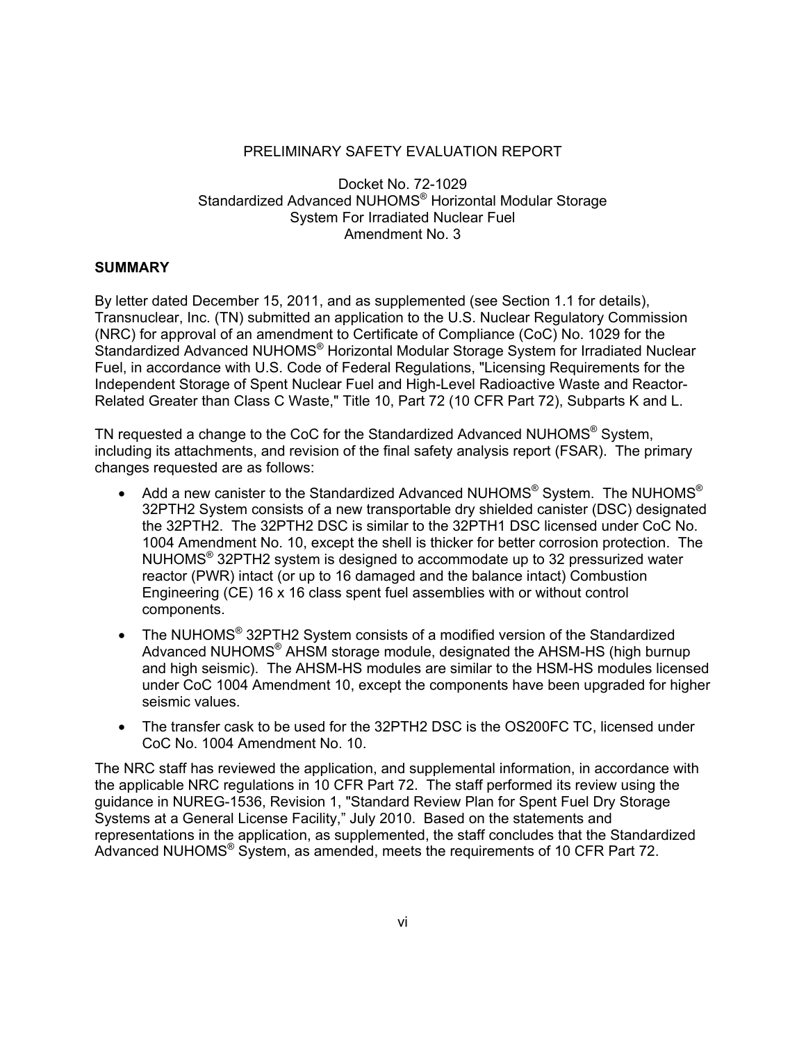PRELIMINARY SAFETY EVALUATION REPORT

Docket No. 72-1029
Standardized Advanced NUHOMS® Horizontal Modular Storage System For Irradiated Nuclear Fuel
Amendment No. 3

## SUMMARY

By letter dated December 15, 2011, and as supplemented (see Section 1.1 for details), Transnuclear, Inc. (TN) submitted an application to the U.S. Nuclear Regulatory Commission (NRC) for approval of an amendment to Certificate of Compliance (CoC) No. 1029 for the Standardized Advanced NUHOMS® Horizontal Modular Storage System for Irradiated Nuclear Fuel, in accordance with U.S. Code of Federal Regulations, "Licensing Requirements for the Independent Storage of Spent Nuclear Fuel and High-Level Radioactive Waste and Reactor-Related Greater than Class C Waste," Title 10, Part 72 (10 CFR Part 72), Subparts K and L.

TN requested a change to the CoC for the Standardized Advanced NUHOMS® System, including its attachments, and revision of the final safety analysis report (FSAR). The primary changes requested are as follows:

- Add a new canister to the Standardized Advanced NUHOMS® System. The NUHOMS® 32PTH2 System consists of a new transportable dry shielded canister (DSC) designated the 32PTH2. The 32PTH2 DSC is similar to the 32PTH1 DSC licensed under CoC No. 1004 Amendment No. 10, except the shell is thicker for better corrosion protection. The NUHOMS® 32PTH2 system is designed to accommodate up to 32 pressurized water reactor (PWR) intact (or up to 16 damaged and the balance intact) Combustion Engineering (CE) 16 x 16 class spent fuel assemblies with or without control components.
- The NUHOMS® 32PTH2 System consists of a modified version of the Standardized Advanced NUHOMS® AHSM storage module, designated the AHSM-HS (high burnup and high seismic). The AHSM-HS modules are similar to the HSM-HS modules licensed under CoC 1004 Amendment 10, except the components have been upgraded for higher seismic values.
- The transfer cask to be used for the 32PTH2 DSC is the OS200FC TC, licensed under CoC No. 1004 Amendment No. 10.

The NRC staff has reviewed the application, and supplemental information, in accordance with the applicable NRC regulations in 10 CFR Part 72. The staff performed its review using the guidance in NUREG-1536, Revision 1, "Standard Review Plan for Spent Fuel Dry Storage Systems at a General License Facility," July 2010. Based on the statements and representations in the application, as supplemented, the staff concludes that the Standardized Advanced NUHOMS® System, as amended, meets the requirements of 10 CFR Part 72.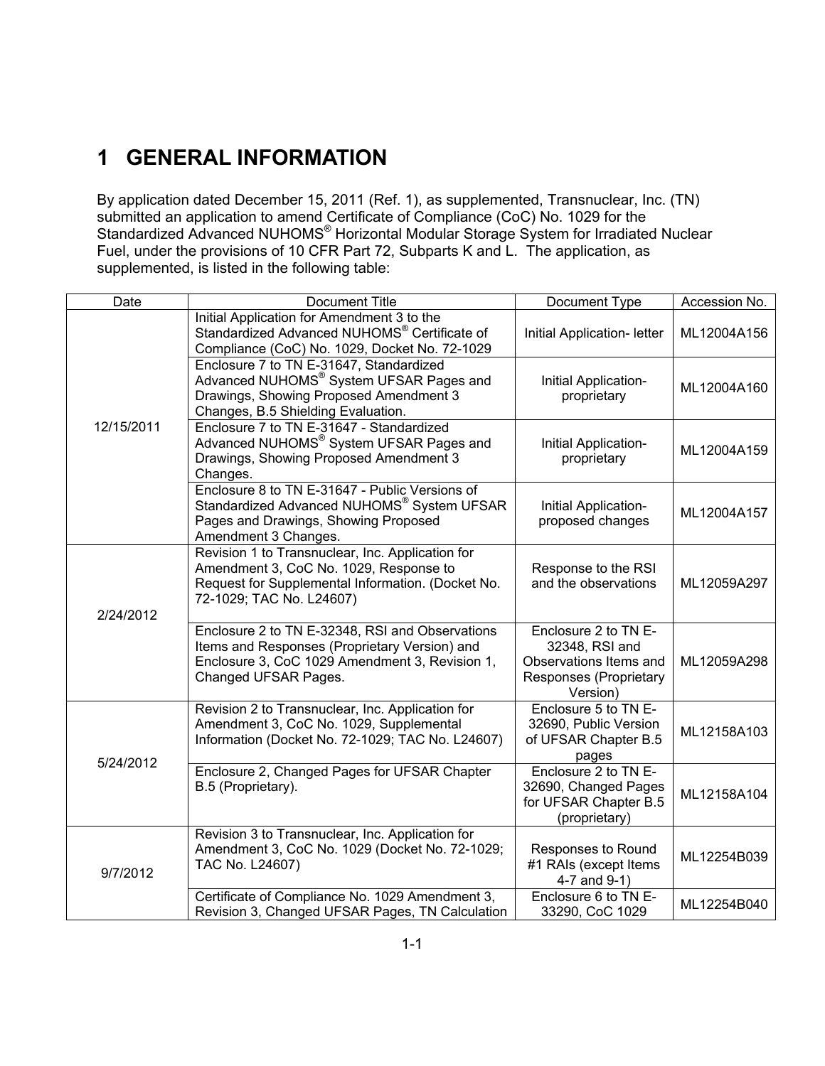# 1 GENERAL INFORMATION

By application dated December 15, 2011 (Ref. 1), as supplemented, Transnuclear, Inc. (TN) submitted an application to amend Certificate of Compliance (CoC) No. 1029 for the Standardized Advanced NUHOMS® Horizontal Modular Storage System for Irradiated Nuclear Fuel, under the provisions of 10 CFR Part 72, Subparts K and L. The application, as supplemented, is listed in the following table:

| Date | Document Title | Document Type | Accession No. |
|---|---|---|---|
| 12/15/2011 | Initial Application for Amendment 3 to the Standardized Advanced NUHOMS® Certificate of Compliance (CoC) No. 1029, Docket No. 72-1029 | Initial Application- letter | ML12004A156 |
| | Enclosure 7 to TN E-31647, Standardized Advanced NUHOMS® System UFSAR Pages and Drawings, Showing Proposed Amendment 3 Changes, B.5 Shielding Evaluation. | Initial Application- proprietary | ML12004A160 |
| | Enclosure 7 to TN E-31647 - Standardized Advanced NUHOMS® System UFSAR Pages and Drawings, Showing Proposed Amendment 3 Changes. | Initial Application- proprietary | ML12004A159 |
| | Enclosure 8 to TN E-31647 - Public Versions of Standardized Advanced NUHOMS® System UFSAR Pages and Drawings, Showing Proposed Amendment 3 Changes. | Initial Application- proposed changes | ML12004A157 |
| 2/24/2012 | Revision 1 to Transnuclear, Inc. Application for Amendment 3, CoC No. 1029, Response to Request for Supplemental Information. (Docket No. 72-1029; TAC No. L24607) | Response to the RSI and the observations | ML12059A297 |
| | Enclosure 2 to TN E-32348, RSI and Observations Items and Responses (Proprietary Version) and Enclosure 3, CoC 1029 Amendment 3, Revision 1, Changed UFSAR Pages. | Enclosure 2 to TN E-32348, RSI and Observations Items and Responses (Proprietary Version) | ML12059A298 |
| 5/24/2012 | Revision 2 to Transnuclear, Inc. Application for Amendment 3, CoC No. 1029, Supplemental Information (Docket No. 72-1029; TAC No. L24607) | Enclosure 5 to TN E-32690, Public Version of UFSAR Chapter B.5 pages | ML12158A103 |
| | Enclosure 2, Changed Pages for UFSAR Chapter B.5 (Proprietary). | Enclosure 2 to TN E-32690, Changed Pages for UFSAR Chapter B.5 (proprietary) | ML12158A104 |
| 9/7/2012 | Revision 3 to Transnuclear, Inc. Application for Amendment 3, CoC No. 1029 (Docket No. 72-1029; TAC No. L24607) | Responses to Round #1 RAIs (except Items 4-7 and 9-1) | ML12254B039 |
| | Certificate of Compliance No. 1029 Amendment 3, Revision 3, Changed UFSAR Pages, TN Calculation | Enclosure 6 to TN E-33290, CoC 1029 | ML12254B040 |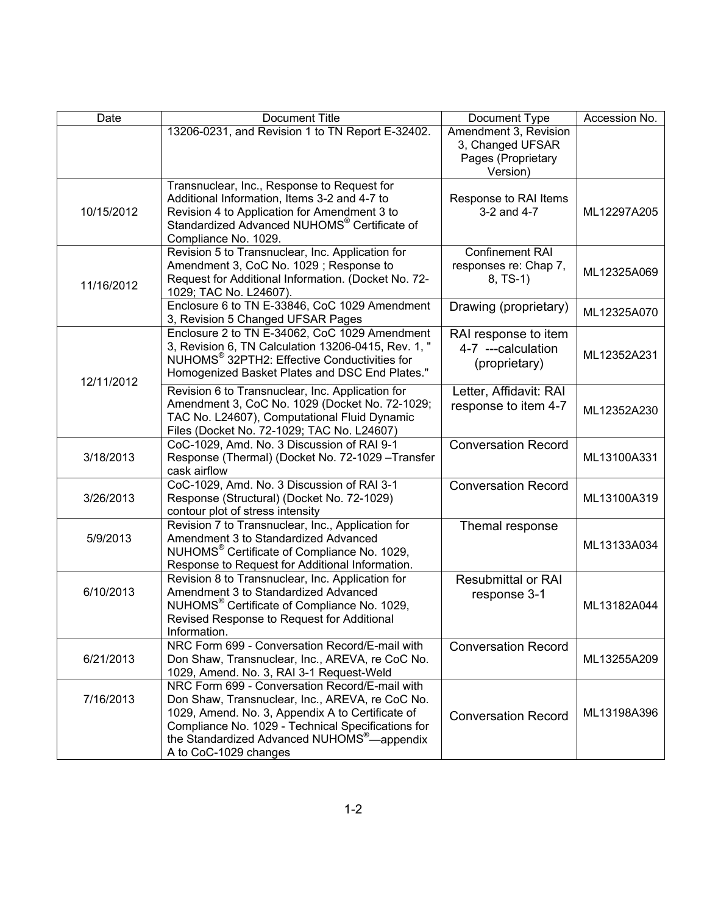| Date | Document Title | Document Type | Accession No. |
|---|---|---|---|
| | 13206-0231, and Revision 1 to TN Report E-32402. | Amendment 3, Revision 3, Changed UFSAR Pages (Proprietary Version) | |
| 10/15/2012 | Transnuclear, Inc., Response to Request for Additional Information, Items 3-2 and 4-7 to Revision 4 to Application for Amendment 3 to Standardized Advanced NUHOMS® Certificate of Compliance No. 1029. | Response to RAI Items 3-2 and 4-7 | ML12297A205 |
| 11/16/2012 | Revision 5 to Transnuclear, Inc. Application for Amendment 3, CoC No. 1029 ; Response to Request for Additional Information. (Docket No. 72-1029; TAC No. L24607). | Confinement RAI responses re: Chap 7, 8, TS-1) | ML12325A069 |
| | Enclosure 6 to TN E-33846, CoC 1029 Amendment 3, Revision 5 Changed UFSAR Pages | Drawing (proprietary) | ML12325A070 |
| 12/11/2012 | Enclosure 2 to TN E-34062, CoC 1029 Amendment 3, Revision 6, TN Calculation 13206-0415, Rev. 1, " NUHOMS® 32PTH2: Effective Conductivities for Homogenized Basket Plates and DSC End Plates." | RAI response to item 4-7 ---calculation (proprietary) | ML12352A231 |
| | Revision 6 to Transnuclear, Inc. Application for Amendment 3, CoC No. 1029 (Docket No. 72-1029; TAC No. L24607), Computational Fluid Dynamic Files (Docket No. 72-1029; TAC No. L24607) | Letter, Affidavit: RAI response to item 4-7 | ML12352A230 |
| 3/18/2013 | CoC-1029, Amd. No. 3 Discussion of RAI 9-1 Response (Thermal) (Docket No. 72-1029 –Transfer cask airflow | Conversation Record | ML13100A331 |
| 3/26/2013 | CoC-1029, Amd. No. 3 Discussion of RAI 3-1 Response (Structural) (Docket No. 72-1029) contour plot of stress intensity | Conversation Record | ML13100A319 |
| 5/9/2013 | Revision 7 to Transnuclear, Inc., Application for Amendment 3 to Standardized Advanced NUHOMS® Certificate of Compliance No. 1029, Response to Request for Additional Information. | Themal response | ML13133A034 |
| 6/10/2013 | Revision 8 to Transnuclear, Inc. Application for Amendment 3 to Standardized Advanced NUHOMS® Certificate of Compliance No. 1029, Revised Response to Request for Additional Information. | Resubmittal or RAI response 3-1 | ML13182A044 |
| 6/21/2013 | NRC Form 699 - Conversation Record/E-mail with Don Shaw, Transnuclear, Inc., AREVA, re CoC No. 1029, Amend. No. 3, RAI 3-1 Request-Weld | Conversation Record | ML13255A209 |
| 7/16/2013 | NRC Form 699 - Conversation Record/E-mail with Don Shaw, Transnuclear, Inc., AREVA, re CoC No. 1029, Amend. No. 3, Appendix A to Certificate of Compliance No. 1029 - Technical Specifications for the Standardized Advanced NUHOMS®—appendix A to CoC-1029 changes | Conversation Record | ML13198A396 |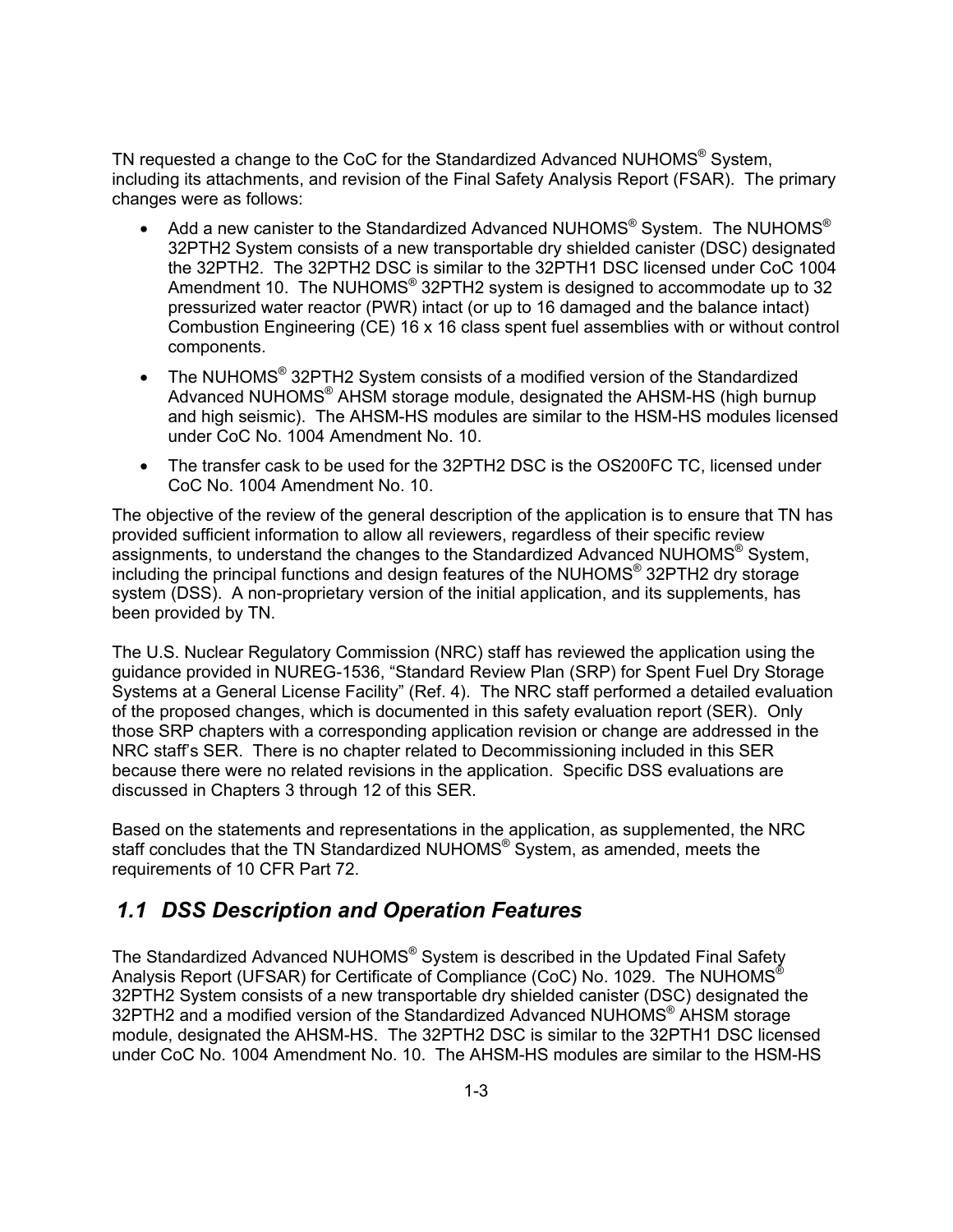TN requested a change to the CoC for the Standardized Advanced NUHOMS® System, including its attachments, and revision of the Final Safety Analysis Report (FSAR). The primary changes were as follows:

- Add a new canister to the Standardized Advanced NUHOMS® System. The NUHOMS® 32PTH2 System consists of a new transportable dry shielded canister (DSC) designated the 32PTH2. The 32PTH2 DSC is similar to the 32PTH1 DSC licensed under CoC 1004 Amendment 10. The NUHOMS® 32PTH2 system is designed to accommodate up to 32 pressurized water reactor (PWR) intact (or up to 16 damaged and the balance intact) Combustion Engineering (CE) 16 x 16 class spent fuel assemblies with or without control components.
- The NUHOMS® 32PTH2 System consists of a modified version of the Standardized Advanced NUHOMS® AHSM storage module, designated the AHSM-HS (high burnup and high seismic). The AHSM-HS modules are similar to the HSM-HS modules licensed under CoC No. 1004 Amendment No. 10.
- The transfer cask to be used for the 32PTH2 DSC is the OS200FC TC, licensed under CoC No. 1004 Amendment No. 10.

The objective of the review of the general description of the application is to ensure that TN has provided sufficient information to allow all reviewers, regardless of their specific review assignments, to understand the changes to the Standardized Advanced NUHOMS® System, including the principal functions and design features of the NUHOMS® 32PTH2 dry storage system (DSS). A non-proprietary version of the initial application, and its supplements, has been provided by TN.

The U.S. Nuclear Regulatory Commission (NRC) staff has reviewed the application using the guidance provided in NUREG-1536, "Standard Review Plan (SRP) for Spent Fuel Dry Storage Systems at a General License Facility" (Ref. 4). The NRC staff performed a detailed evaluation of the proposed changes, which is documented in this safety evaluation report (SER). Only those SRP chapters with a corresponding application revision or change are addressed in the NRC staff's SER. There is no chapter related to Decommissioning included in this SER because there were no related revisions in the application. Specific DSS evaluations are discussed in Chapters 3 through 12 of this SER.

Based on the statements and representations in the application, as supplemented, the NRC staff concludes that the TN Standardized NUHOMS® System, as amended, meets the requirements of 10 CFR Part 72.

## *1.1 DSS Description and Operation Features*

The Standardized Advanced NUHOMS® System is described in the Updated Final Safety Analysis Report (UFSAR) for Certificate of Compliance (CoC) No. 1029. The NUHOMS® 32PTH2 System consists of a new transportable dry shielded canister (DSC) designated the 32PTH2 and a modified version of the Standardized Advanced NUHOMS® AHSM storage module, designated the AHSM-HS. The 32PTH2 DSC is similar to the 32PTH1 DSC licensed under CoC No. 1004 Amendment No. 10. The AHSM-HS modules are similar to the HSM-HS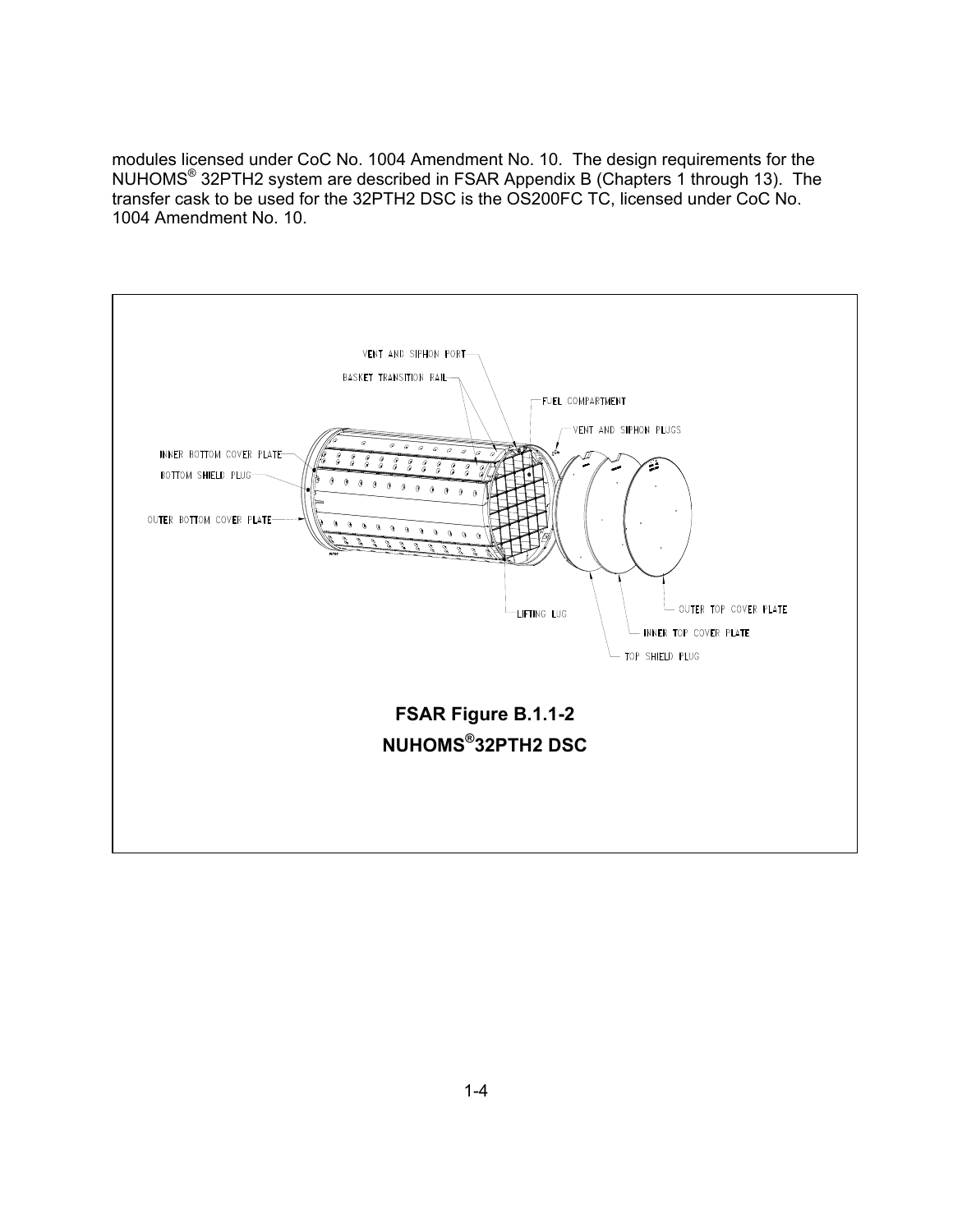modules licensed under CoC No. 1004 Amendment No. 10. The design requirements for the NUHOMS® 32PTH2 system are described in FSAR Appendix B (Chapters 1 through 13). The transfer cask to be used for the 32PTH2 DSC is the OS200FC TC, licensed under CoC No. 1004 Amendment No. 10.

VENT AND SIPHON PORT
BASKET TRANSITION RAIL
FUEL COMPARTMENT
VENT AND SIPHON PLUGS
INNER BOTTOM COVER PLATE
BOTTOM SHIELD PLUG
OUTER BOTTOM COVER PLATE
LIFTING LUG
OUTER TOP COVER PLATE
INNER TOP COVER PLATE
TOP SHIELD PLUG

**FSAR Figure B.1.1-2**

**NUHOMS®32PTH2 DSC**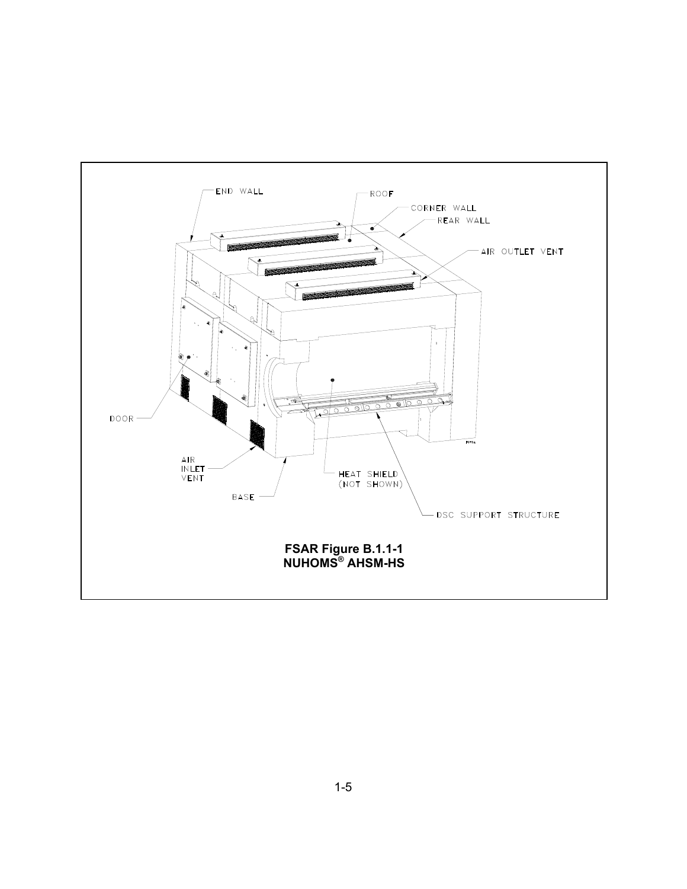END WALL

ROOF

CORNER WALL

REAR WALL

AIR OUTLET VENT

DOOR

AIR INLET VENT

BASE

HEAT SHIELD (NOT SHOWN)

DSC SUPPORT STRUCTURE

**FSAR Figure B.1.1-1**
**NUHOMS® AHSM-HS**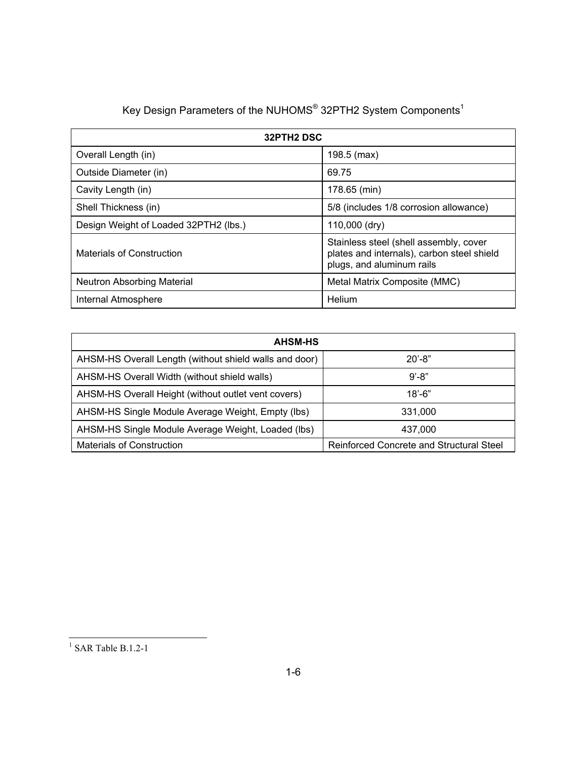Key Design Parameters of the NUHOMS® 32PTH2 System Components[1]

| 32PTH2 DSC | |
|---|---|
| Overall Length (in) | 198.5 (max) |
| Outside Diameter (in) | 69.75 |
| Cavity Length (in) | 178.65 (min) |
| Shell Thickness (in) | 5/8 (includes 1/8 corrosion allowance) |
| Design Weight of Loaded 32PTH2 (lbs.) | 110,000 (dry) |
| Materials of Construction | Stainless steel (shell assembly, cover plates and internals), carbon steel shield plugs, and aluminum rails |
| Neutron Absorbing Material | Metal Matrix Composite (MMC) |
| Internal Atmosphere | Helium |

| AHSM-HS | |
|---|---|
| AHSM-HS Overall Length (without shield walls and door) | 20'-8" |
| AHSM-HS Overall Width (without shield walls) | 9'-8" |
| AHSM-HS Overall Height (without outlet vent covers) | 18'-6" |
| AHSM-HS Single Module Average Weight, Empty (lbs) | 331,000 |
| AHSM-HS Single Module Average Weight, Loaded (lbs) | 437,000 |
| Materials of Construction | Reinforced Concrete and Structural Steel |

[1] SAR Table B.1.2-1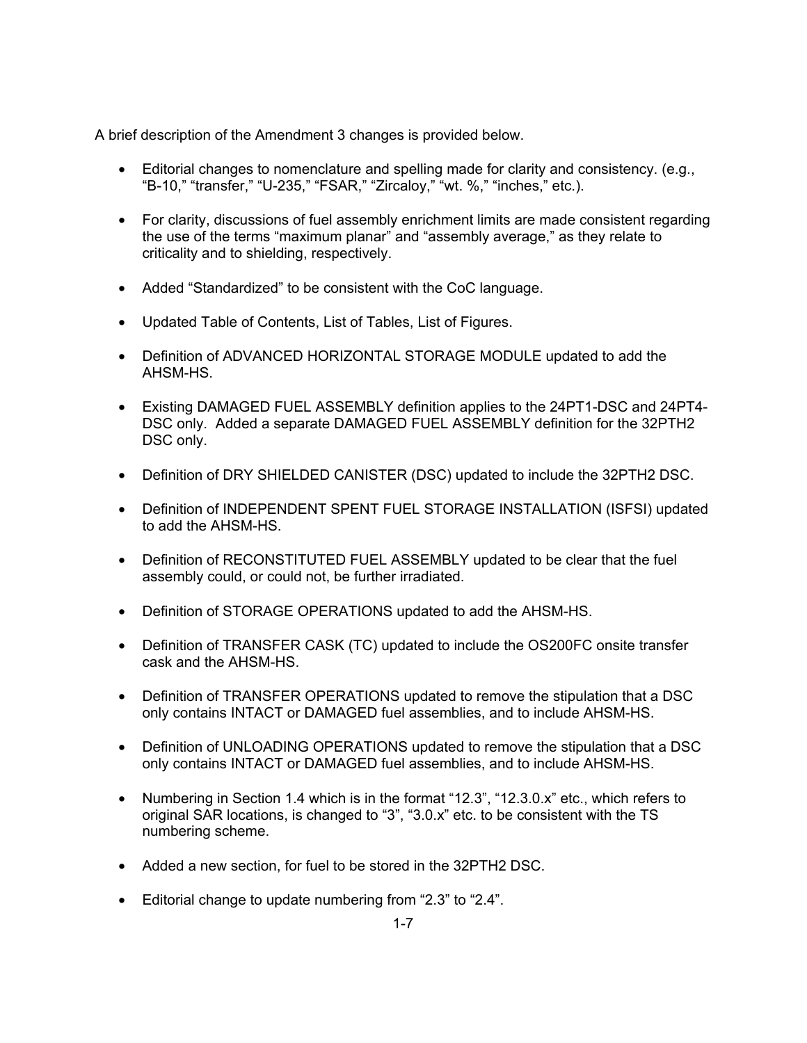A brief description of the Amendment 3 changes is provided below.

- Editorial changes to nomenclature and spelling made for clarity and consistency. (e.g., “B-10,” “transfer,” “U-235,” “FSAR,” “Zircaloy,” “wt. %,” “inches,” etc.).

- For clarity, discussions of fuel assembly enrichment limits are made consistent regarding the use of the terms “maximum planar” and “assembly average,” as they relate to criticality and to shielding, respectively.

- Added “Standardized” to be consistent with the CoC language.

- Updated Table of Contents, List of Tables, List of Figures.

- Definition of ADVANCED HORIZONTAL STORAGE MODULE updated to add the AHSM-HS.

- Existing DAMAGED FUEL ASSEMBLY definition applies to the 24PT1-DSC and 24PT4-DSC only. Added a separate DAMAGED FUEL ASSEMBLY definition for the 32PTH2 DSC only.

- Definition of DRY SHIELDED CANISTER (DSC) updated to include the 32PTH2 DSC.

- Definition of INDEPENDENT SPENT FUEL STORAGE INSTALLATION (ISFSI) updated to add the AHSM-HS.

- Definition of RECONSTITUTED FUEL ASSEMBLY updated to be clear that the fuel assembly could, or could not, be further irradiated.

- Definition of STORAGE OPERATIONS updated to add the AHSM-HS.

- Definition of TRANSFER CASK (TC) updated to include the OS200FC onsite transfer cask and the AHSM-HS.

- Definition of TRANSFER OPERATIONS updated to remove the stipulation that a DSC only contains INTACT or DAMAGED fuel assemblies, and to include AHSM-HS.

- Definition of UNLOADING OPERATIONS updated to remove the stipulation that a DSC only contains INTACT or DAMAGED fuel assemblies, and to include AHSM-HS.

- Numbering in Section 1.4 which is in the format “12.3”, “12.3.0.x” etc., which refers to original SAR locations, is changed to “3”, “3.0.x” etc. to be consistent with the TS numbering scheme.

- Added a new section, for fuel to be stored in the 32PTH2 DSC.

- Editorial change to update numbering from “2.3” to “2.4”.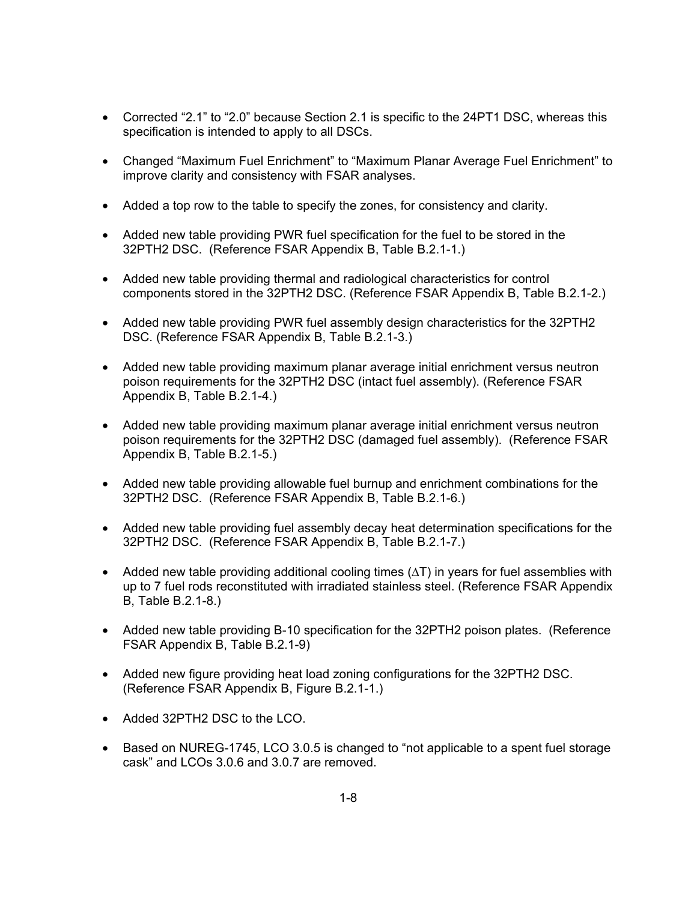- Corrected “2.1” to “2.0” because Section 2.1 is specific to the 24PT1 DSC, whereas this specification is intended to apply to all DSCs.

- Changed “Maximum Fuel Enrichment” to “Maximum Planar Average Fuel Enrichment” to improve clarity and consistency with FSAR analyses.

- Added a top row to the table to specify the zones, for consistency and clarity.

- Added new table providing PWR fuel specification for the fuel to be stored in the 32PTH2 DSC. (Reference FSAR Appendix B, Table B.2.1-1.)

- Added new table providing thermal and radiological characteristics for control components stored in the 32PTH2 DSC. (Reference FSAR Appendix B, Table B.2.1-2.)

- Added new table providing PWR fuel assembly design characteristics for the 32PTH2 DSC. (Reference FSAR Appendix B, Table B.2.1-3.)

- Added new table providing maximum planar average initial enrichment versus neutron poison requirements for the 32PTH2 DSC (intact fuel assembly). (Reference FSAR Appendix B, Table B.2.1-4.)

- Added new table providing maximum planar average initial enrichment versus neutron poison requirements for the 32PTH2 DSC (damaged fuel assembly). (Reference FSAR Appendix B, Table B.2.1-5.)

- Added new table providing allowable fuel burnup and enrichment combinations for the 32PTH2 DSC. (Reference FSAR Appendix B, Table B.2.1-6.)

- Added new table providing fuel assembly decay heat determination specifications for the 32PTH2 DSC. (Reference FSAR Appendix B, Table B.2.1-7.)

- Added new table providing additional cooling times ($\Delta T$) in years for fuel assemblies with up to 7 fuel rods reconstituted with irradiated stainless steel. (Reference FSAR Appendix B, Table B.2.1-8.)

- Added new table providing B-10 specification for the 32PTH2 poison plates. (Reference FSAR Appendix B, Table B.2.1-9)

- Added new figure providing heat load zoning configurations for the 32PTH2 DSC. (Reference FSAR Appendix B, Figure B.2.1-1.)

- Added 32PTH2 DSC to the LCO.

- Based on NUREG-1745, LCO 3.0.5 is changed to “not applicable to a spent fuel storage cask” and LCOs 3.0.6 and 3.0.7 are removed.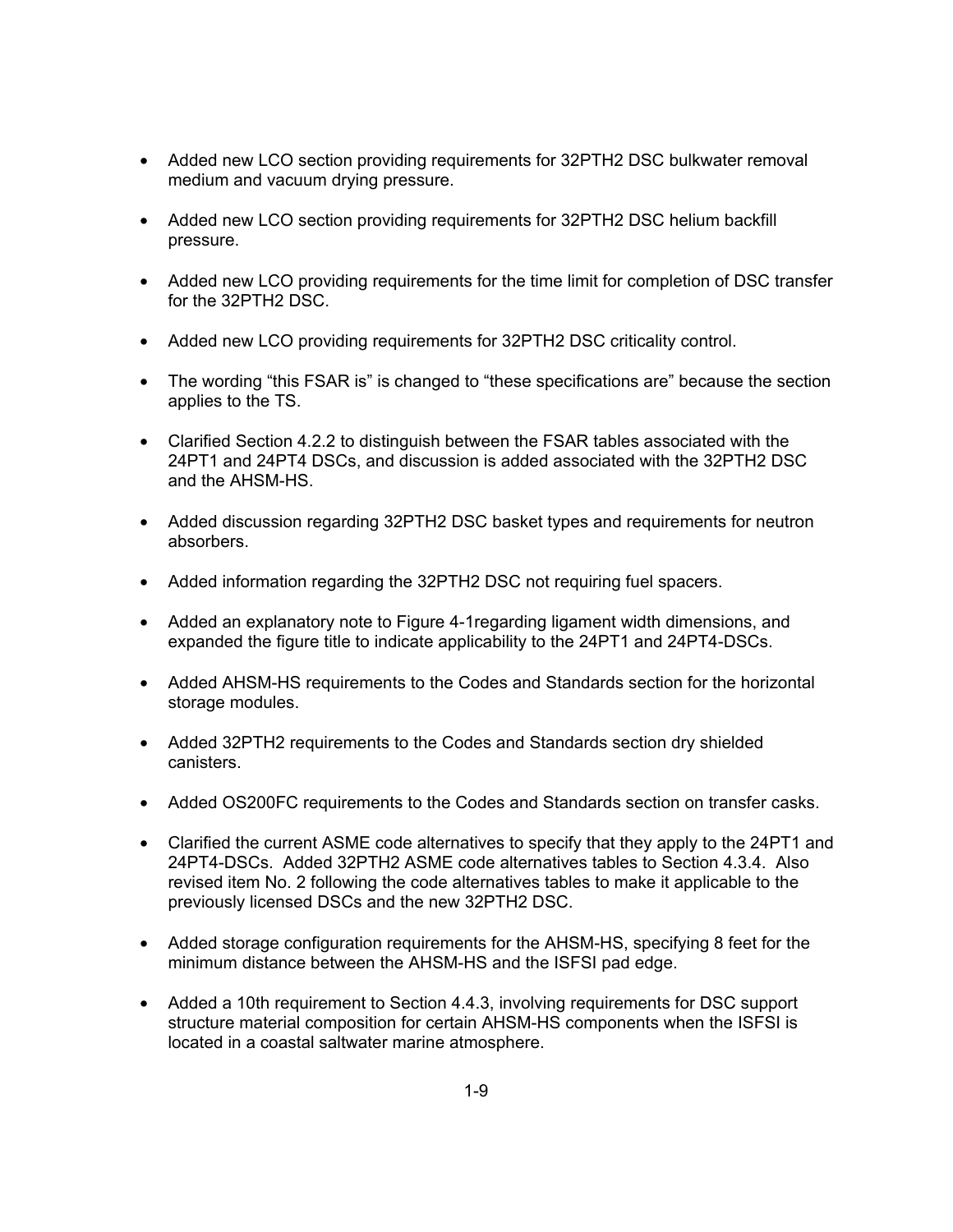- Added new LCO section providing requirements for 32PTH2 DSC bulkwater removal medium and vacuum drying pressure.

- Added new LCO section providing requirements for 32PTH2 DSC helium backfill pressure.

- Added new LCO providing requirements for the time limit for completion of DSC transfer for the 32PTH2 DSC.

- Added new LCO providing requirements for 32PTH2 DSC criticality control.

- The wording "this FSAR is" is changed to "these specifications are" because the section applies to the TS.

- Clarified Section 4.2.2 to distinguish between the FSAR tables associated with the 24PT1 and 24PT4 DSCs, and discussion is added associated with the 32PTH2 DSC and the AHSM-HS.

- Added discussion regarding 32PTH2 DSC basket types and requirements for neutron absorbers.

- Added information regarding the 32PTH2 DSC not requiring fuel spacers.

- Added an explanatory note to Figure 4-1regarding ligament width dimensions, and expanded the figure title to indicate applicability to the 24PT1 and 24PT4-DSCs.

- Added AHSM-HS requirements to the Codes and Standards section for the horizontal storage modules.

- Added 32PTH2 requirements to the Codes and Standards section dry shielded canisters.

- Added OS200FC requirements to the Codes and Standards section on transfer casks.

- Clarified the current ASME code alternatives to specify that they apply to the 24PT1 and 24PT4-DSCs. Added 32PTH2 ASME code alternatives tables to Section 4.3.4. Also revised item No. 2 following the code alternatives tables to make it applicable to the previously licensed DSCs and the new 32PTH2 DSC.

- Added storage configuration requirements for the AHSM-HS, specifying 8 feet for the minimum distance between the AHSM-HS and the ISFSI pad edge.

- Added a 10th requirement to Section 4.4.3, involving requirements for DSC support structure material composition for certain AHSM-HS components when the ISFSI is located in a coastal saltwater marine atmosphere.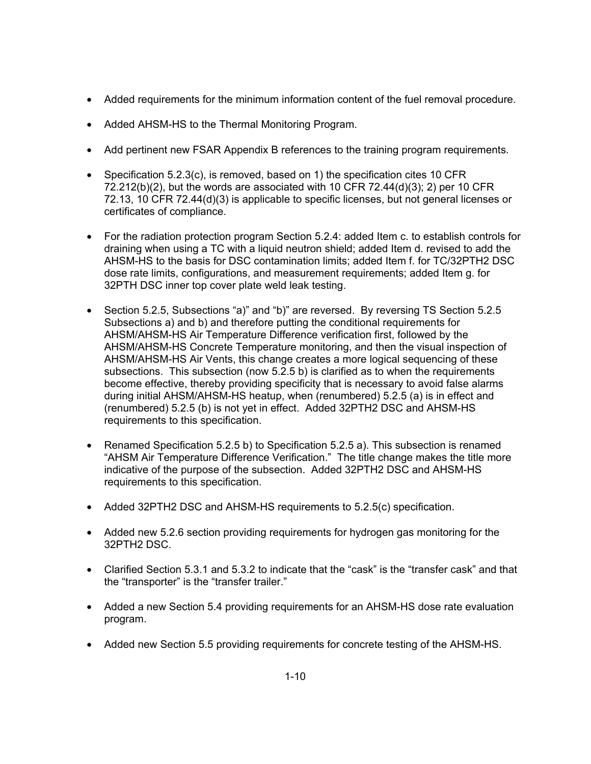- Added requirements for the minimum information content of the fuel removal procedure.

- Added AHSM-HS to the Thermal Monitoring Program.

- Add pertinent new FSAR Appendix B references to the training program requirements.

- Specification 5.2.3(c), is removed, based on 1) the specification cites 10 CFR 72.212(b)(2), but the words are associated with 10 CFR 72.44(d)(3); 2) per 10 CFR 72.13, 10 CFR 72.44(d)(3) is applicable to specific licenses, but not general licenses or certificates of compliance.

- For the radiation protection program Section 5.2.4: added Item c. to establish controls for draining when using a TC with a liquid neutron shield; added Item d. revised to add the AHSM-HS to the basis for DSC contamination limits; added Item f. for TC/32PTH2 DSC dose rate limits, configurations, and measurement requirements; added Item g. for 32PTH DSC inner top cover plate weld leak testing.

- Section 5.2.5, Subsections "a)" and "b)" are reversed. By reversing TS Section 5.2.5 Subsections a) and b) and therefore putting the conditional requirements for AHSM/AHSM-HS Air Temperature Difference verification first, followed by the AHSM/AHSM-HS Concrete Temperature monitoring, and then the visual inspection of AHSM/AHSM-HS Air Vents, this change creates a more logical sequencing of these subsections. This subsection (now 5.2.5 b) is clarified as to when the requirements become effective, thereby providing specificity that is necessary to avoid false alarms during initial AHSM/AHSM-HS heatup, when (renumbered) 5.2.5 (a) is in effect and (renumbered) 5.2.5 (b) is not yet in effect. Added 32PTH2 DSC and AHSM-HS requirements to this specification.

- Renamed Specification 5.2.5 b) to Specification 5.2.5 a). This subsection is renamed "AHSM Air Temperature Difference Verification." The title change makes the title more indicative of the purpose of the subsection. Added 32PTH2 DSC and AHSM-HS requirements to this specification.

- Added 32PTH2 DSC and AHSM-HS requirements to 5.2.5(c) specification.

- Added new 5.2.6 section providing requirements for hydrogen gas monitoring for the 32PTH2 DSC.

- Clarified Section 5.3.1 and 5.3.2 to indicate that the "cask" is the "transfer cask" and that the "transporter" is the "transfer trailer."

- Added a new Section 5.4 providing requirements for an AHSM-HS dose rate evaluation program.

- Added new Section 5.5 providing requirements for concrete testing of the AHSM-HS.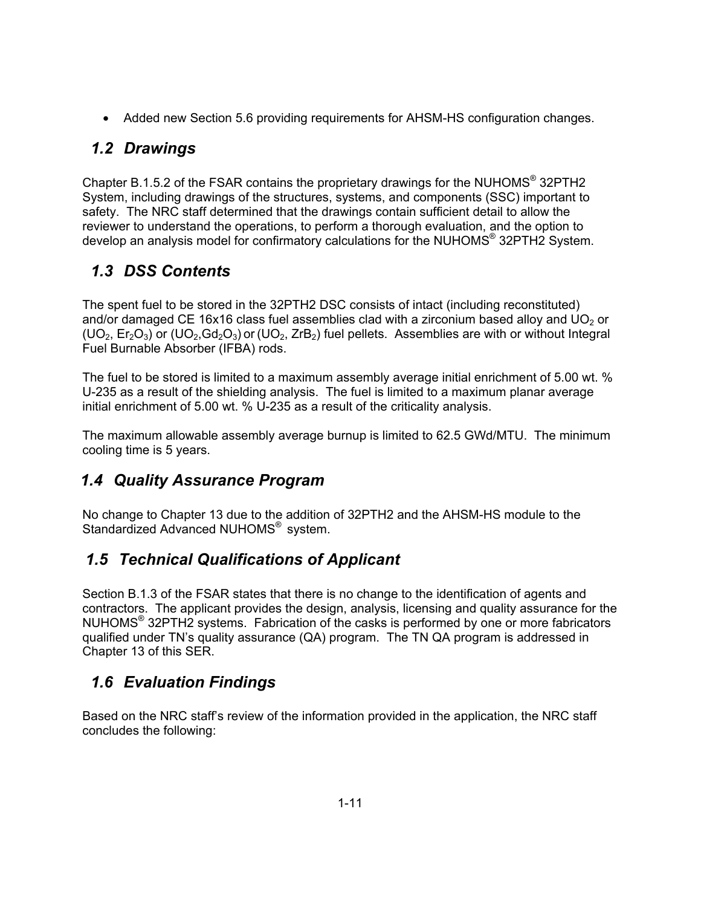- Added new Section 5.6 providing requirements for AHSM-HS configuration changes.

## *1.2 Drawings*

Chapter B.1.5.2 of the FSAR contains the proprietary drawings for the NUHOMS® 32PTH2 System, including drawings of the structures, systems, and components (SSC) important to safety. The NRC staff determined that the drawings contain sufficient detail to allow the reviewer to understand the operations, to perform a thorough evaluation, and the option to develop an analysis model for confirmatory calculations for the NUHOMS® 32PTH2 System.

## *1.3 DSS Contents*

The spent fuel to be stored in the 32PTH2 DSC consists of intact (including reconstituted) and/or damaged CE 16x16 class fuel assemblies clad with a zirconium based alloy and $UO_2$ or ($UO_2$, $Er_2O_3$) or ($UO_2$,$Gd_2O_3$) or ($UO_2$, $ZrB_2$) fuel pellets. Assemblies are with or without Integral Fuel Burnable Absorber (IFBA) rods.

The fuel to be stored is limited to a maximum assembly average initial enrichment of 5.00 wt. % U-235 as a result of the shielding analysis. The fuel is limited to a maximum planar average initial enrichment of 5.00 wt. % U-235 as a result of the criticality analysis.

The maximum allowable assembly average burnup is limited to 62.5 GWd/MTU. The minimum cooling time is 5 years.

## *1.4 Quality Assurance Program*

No change to Chapter 13 due to the addition of 32PTH2 and the AHSM-HS module to the Standardized Advanced NUHOMS® system.

## *1.5 Technical Qualifications of Applicant*

Section B.1.3 of the FSAR states that there is no change to the identification of agents and contractors. The applicant provides the design, analysis, licensing and quality assurance for the NUHOMS® 32PTH2 systems. Fabrication of the casks is performed by one or more fabricators qualified under TN's quality assurance (QA) program. The TN QA program is addressed in Chapter 13 of this SER.

## *1.6 Evaluation Findings*

Based on the NRC staff's review of the information provided in the application, the NRC staff concludes the following: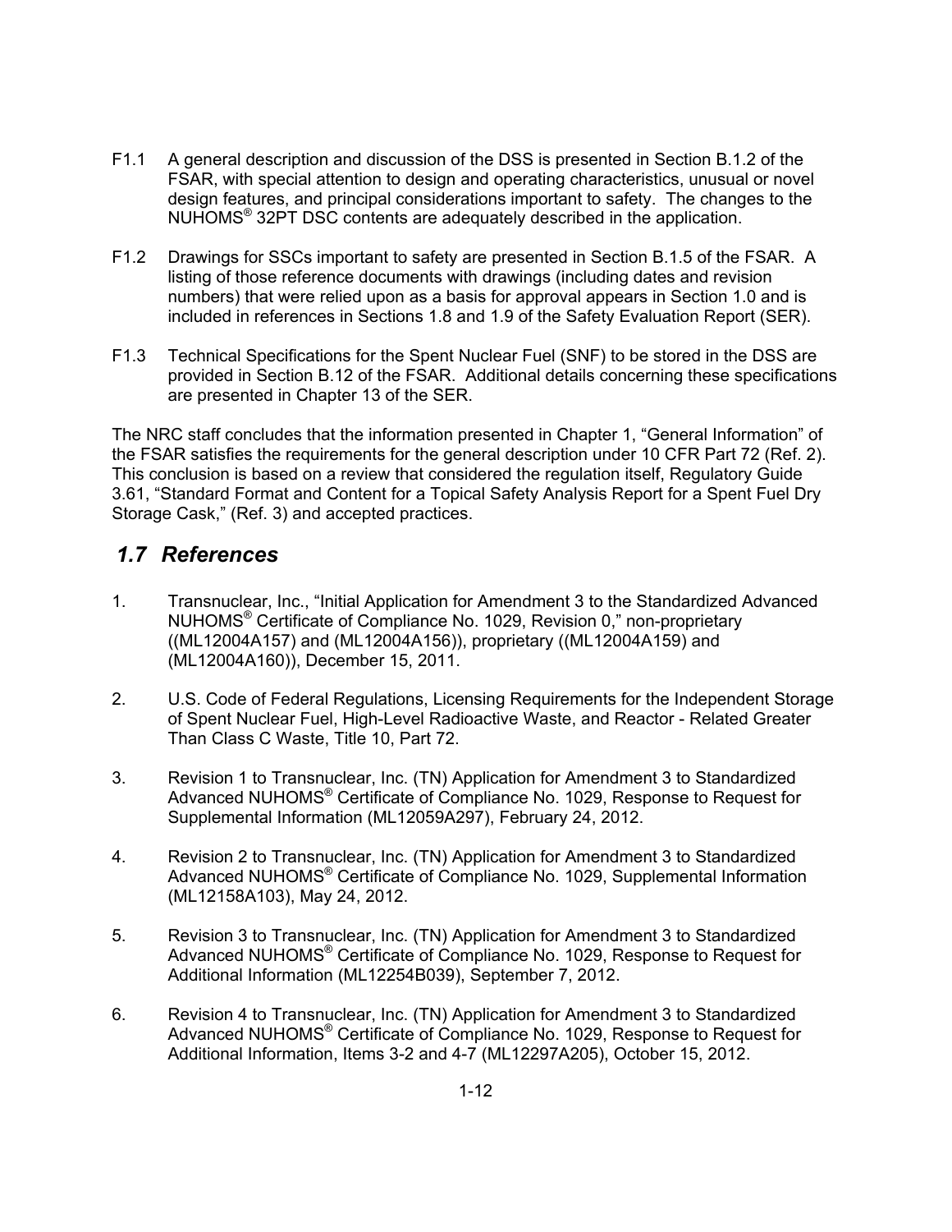F1.1 A general description and discussion of the DSS is presented in Section B.1.2 of the FSAR, with special attention to design and operating characteristics, unusual or novel design features, and principal considerations important to safety. The changes to the NUHOMS® 32PT DSC contents are adequately described in the application.

F1.2 Drawings for SSCs important to safety are presented in Section B.1.5 of the FSAR. A listing of those reference documents with drawings (including dates and revision numbers) that were relied upon as a basis for approval appears in Section 1.0 and is included in references in Sections 1.8 and 1.9 of the Safety Evaluation Report (SER).

F1.3 Technical Specifications for the Spent Nuclear Fuel (SNF) to be stored in the DSS are provided in Section B.12 of the FSAR. Additional details concerning these specifications are presented in Chapter 13 of the SER.

The NRC staff concludes that the information presented in Chapter 1, "General Information" of the FSAR satisfies the requirements for the general description under 10 CFR Part 72 (Ref. 2). This conclusion is based on a review that considered the regulation itself, Regulatory Guide 3.61, "Standard Format and Content for a Topical Safety Analysis Report for a Spent Fuel Dry Storage Cask," (Ref. 3) and accepted practices.

## *1.7 References*

1. Transnuclear, Inc., "Initial Application for Amendment 3 to the Standardized Advanced NUHOMS® Certificate of Compliance No. 1029, Revision 0," non-proprietary ((ML12004A157) and (ML12004A156)), proprietary ((ML12004A159) and (ML12004A160)), December 15, 2011.

2. U.S. Code of Federal Regulations, Licensing Requirements for the Independent Storage of Spent Nuclear Fuel, High-Level Radioactive Waste, and Reactor - Related Greater Than Class C Waste, Title 10, Part 72.

3. Revision 1 to Transnuclear, Inc. (TN) Application for Amendment 3 to Standardized Advanced NUHOMS® Certificate of Compliance No. 1029, Response to Request for Supplemental Information (ML12059A297), February 24, 2012.

4. Revision 2 to Transnuclear, Inc. (TN) Application for Amendment 3 to Standardized Advanced NUHOMS® Certificate of Compliance No. 1029, Supplemental Information (ML12158A103), May 24, 2012.

5. Revision 3 to Transnuclear, Inc. (TN) Application for Amendment 3 to Standardized Advanced NUHOMS® Certificate of Compliance No. 1029, Response to Request for Additional Information (ML12254B039), September 7, 2012.

6. Revision 4 to Transnuclear, Inc. (TN) Application for Amendment 3 to Standardized Advanced NUHOMS® Certificate of Compliance No. 1029, Response to Request for Additional Information, Items 3-2 and 4-7 (ML12297A205), October 15, 2012.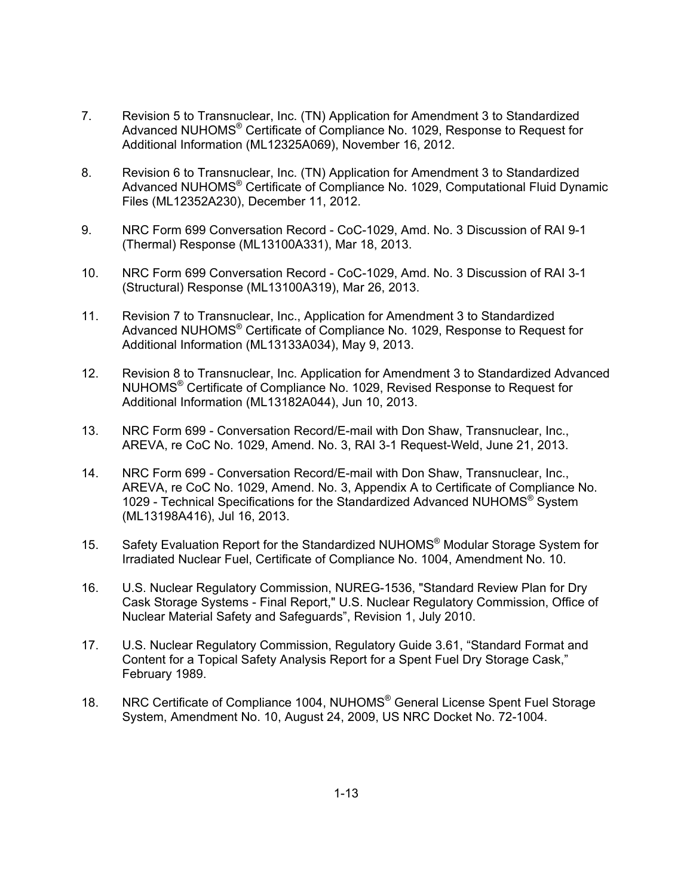7. Revision 5 to Transnuclear, Inc. (TN) Application for Amendment 3 to Standardized Advanced NUHOMS® Certificate of Compliance No. 1029, Response to Request for Additional Information (ML12325A069), November 16, 2012.

8. Revision 6 to Transnuclear, Inc. (TN) Application for Amendment 3 to Standardized Advanced NUHOMS® Certificate of Compliance No. 1029, Computational Fluid Dynamic Files (ML12352A230), December 11, 2012.

9. NRC Form 699 Conversation Record - CoC-1029, Amd. No. 3 Discussion of RAI 9-1 (Thermal) Response (ML13100A331), Mar 18, 2013.

10. NRC Form 699 Conversation Record - CoC-1029, Amd. No. 3 Discussion of RAI 3-1 (Structural) Response (ML13100A319), Mar 26, 2013.

11. Revision 7 to Transnuclear, Inc., Application for Amendment 3 to Standardized Advanced NUHOMS® Certificate of Compliance No. 1029, Response to Request for Additional Information (ML13133A034), May 9, 2013.

12. Revision 8 to Transnuclear, Inc. Application for Amendment 3 to Standardized Advanced NUHOMS® Certificate of Compliance No. 1029, Revised Response to Request for Additional Information (ML13182A044), Jun 10, 2013.

13. NRC Form 699 - Conversation Record/E-mail with Don Shaw, Transnuclear, Inc., AREVA, re CoC No. 1029, Amend. No. 3, RAI 3-1 Request-Weld, June 21, 2013.

14. NRC Form 699 - Conversation Record/E-mail with Don Shaw, Transnuclear, Inc., AREVA, re CoC No. 1029, Amend. No. 3, Appendix A to Certificate of Compliance No. 1029 - Technical Specifications for the Standardized Advanced NUHOMS® System (ML13198A416), Jul 16, 2013.

15. Safety Evaluation Report for the Standardized NUHOMS® Modular Storage System for Irradiated Nuclear Fuel, Certificate of Compliance No. 1004, Amendment No. 10.

16. U.S. Nuclear Regulatory Commission, NUREG-1536, "Standard Review Plan for Dry Cask Storage Systems - Final Report," U.S. Nuclear Regulatory Commission, Office of Nuclear Material Safety and Safeguards", Revision 1, July 2010.

17. U.S. Nuclear Regulatory Commission, Regulatory Guide 3.61, "Standard Format and Content for a Topical Safety Analysis Report for a Spent Fuel Dry Storage Cask," February 1989.

18. NRC Certificate of Compliance 1004, NUHOMS® General License Spent Fuel Storage System, Amendment No. 10, August 24, 2009, US NRC Docket No. 72-1004.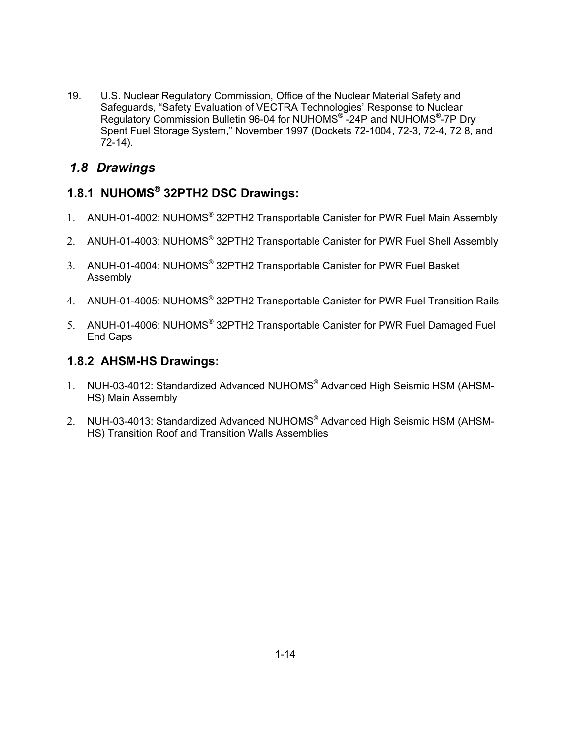19. U.S. Nuclear Regulatory Commission, Office of the Nuclear Material Safety and Safeguards, "Safety Evaluation of VECTRA Technologies' Response to Nuclear Regulatory Commission Bulletin 96-04 for NUHOMS® -24P and NUHOMS®-7P Dry Spent Fuel Storage System," November 1997 (Dockets 72-1004, 72-3, 72-4, 72 8, and 72-14).

## *1.8 Drawings*

### 1.8.1 NUHOMS® 32PTH2 DSC Drawings:

1. ANUH-01-4002: NUHOMS® 32PTH2 Transportable Canister for PWR Fuel Main Assembly
2. ANUH-01-4003: NUHOMS® 32PTH2 Transportable Canister for PWR Fuel Shell Assembly
3. ANUH-01-4004: NUHOMS® 32PTH2 Transportable Canister for PWR Fuel Basket Assembly
4. ANUH-01-4005: NUHOMS® 32PTH2 Transportable Canister for PWR Fuel Transition Rails
5. ANUH-01-4006: NUHOMS® 32PTH2 Transportable Canister for PWR Fuel Damaged Fuel End Caps

### 1.8.2 AHSM-HS Drawings:

1. NUH-03-4012: Standardized Advanced NUHOMS® Advanced High Seismic HSM (AHSM-HS) Main Assembly
2. NUH-03-4013: Standardized Advanced NUHOMS® Advanced High Seismic HSM (AHSM-HS) Transition Roof and Transition Walls Assemblies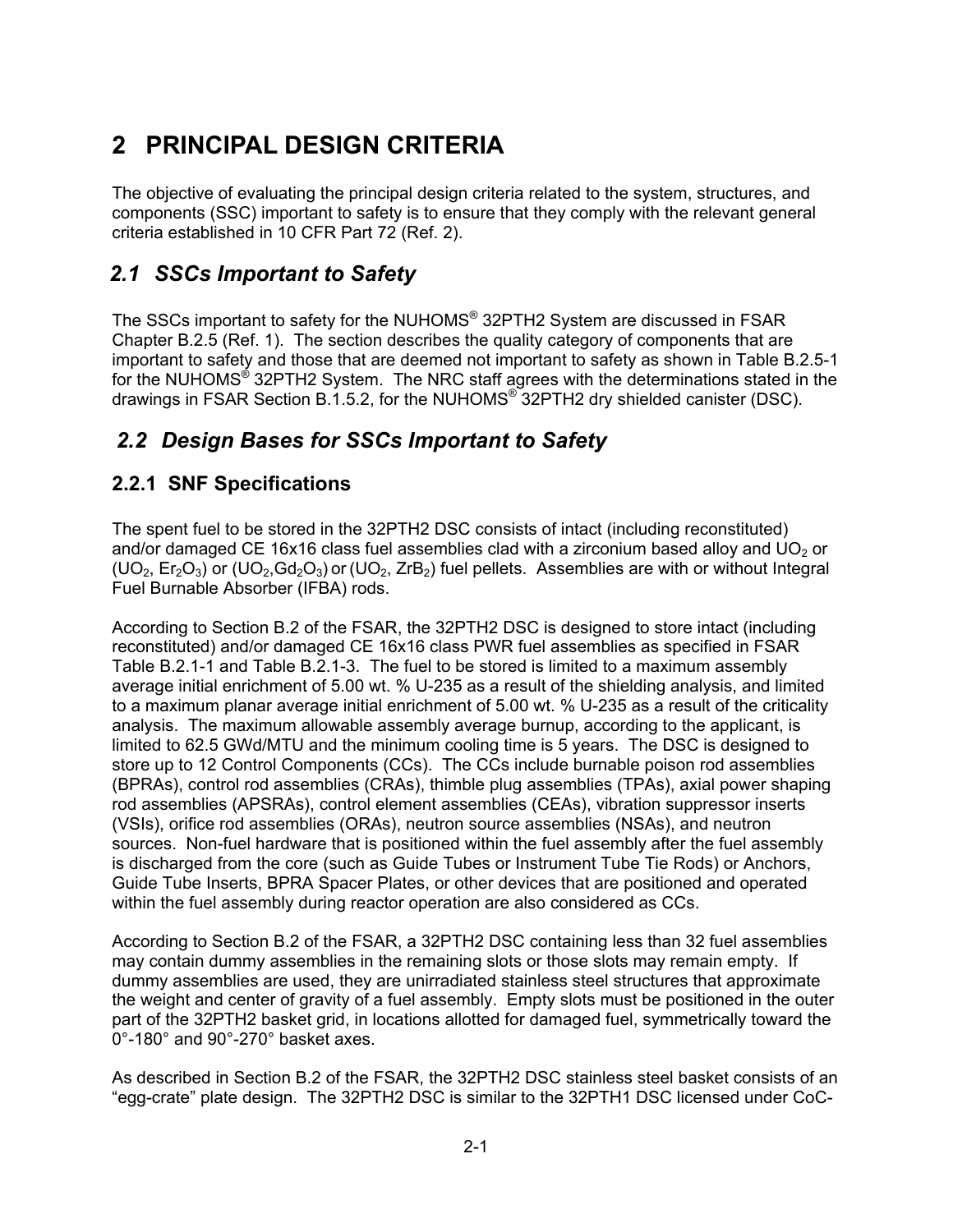# 2 PRINCIPAL DESIGN CRITERIA

The objective of evaluating the principal design criteria related to the system, structures, and components (SSC) important to safety is to ensure that they comply with the relevant general criteria established in 10 CFR Part 72 (Ref. 2).

## *2.1 SSCs Important to Safety*

The SSCs important to safety for the NUHOMS® 32PTH2 System are discussed in FSAR Chapter B.2.5 (Ref. 1). The section describes the quality category of components that are important to safety and those that are deemed not important to safety as shown in Table B.2.5-1 for the NUHOMS® 32PTH2 System. The NRC staff agrees with the determinations stated in the drawings in FSAR Section B.1.5.2, for the NUHOMS® 32PTH2 dry shielded canister (DSC).

## *2.2 Design Bases for SSCs Important to Safety*

### 2.2.1 SNF Specifications

The spent fuel to be stored in the 32PTH2 DSC consists of intact (including reconstituted) and/or damaged CE 16x16 class fuel assemblies clad with a zirconium based alloy and $UO_2$ or ($UO_2$, $Er_2O_3$) or ($UO_2$,$Gd_2O_3$) or ($UO_2$, $ZrB_2$) fuel pellets. Assemblies are with or without Integral Fuel Burnable Absorber (IFBA) rods.

According to Section B.2 of the FSAR, the 32PTH2 DSC is designed to store intact (including reconstituted) and/or damaged CE 16x16 class PWR fuel assemblies as specified in FSAR Table B.2.1-1 and Table B.2.1-3. The fuel to be stored is limited to a maximum assembly average initial enrichment of 5.00 wt. % U-235 as a result of the shielding analysis, and limited to a maximum planar average initial enrichment of 5.00 wt. % U-235 as a result of the criticality analysis. The maximum allowable assembly average burnup, according to the applicant, is limited to 62.5 GWd/MTU and the minimum cooling time is 5 years. The DSC is designed to store up to 12 Control Components (CCs). The CCs include burnable poison rod assemblies (BPRAs), control rod assemblies (CRAs), thimble plug assemblies (TPAs), axial power shaping rod assemblies (APSRAs), control element assemblies (CEAs), vibration suppressor inserts (VSIs), orifice rod assemblies (ORAs), neutron source assemblies (NSAs), and neutron sources. Non-fuel hardware that is positioned within the fuel assembly after the fuel assembly is discharged from the core (such as Guide Tubes or Instrument Tube Tie Rods) or Anchors, Guide Tube Inserts, BPRA Spacer Plates, or other devices that are positioned and operated within the fuel assembly during reactor operation are also considered as CCs.

According to Section B.2 of the FSAR, a 32PTH2 DSC containing less than 32 fuel assemblies may contain dummy assemblies in the remaining slots or those slots may remain empty. If dummy assemblies are used, they are unirradiated stainless steel structures that approximate the weight and center of gravity of a fuel assembly. Empty slots must be positioned in the outer part of the 32PTH2 basket grid, in locations allotted for damaged fuel, symmetrically toward the 0°-180° and 90°-270° basket axes.

As described in Section B.2 of the FSAR, the 32PTH2 DSC stainless steel basket consists of an "egg-crate" plate design. The 32PTH2 DSC is similar to the 32PTH1 DSC licensed under CoC-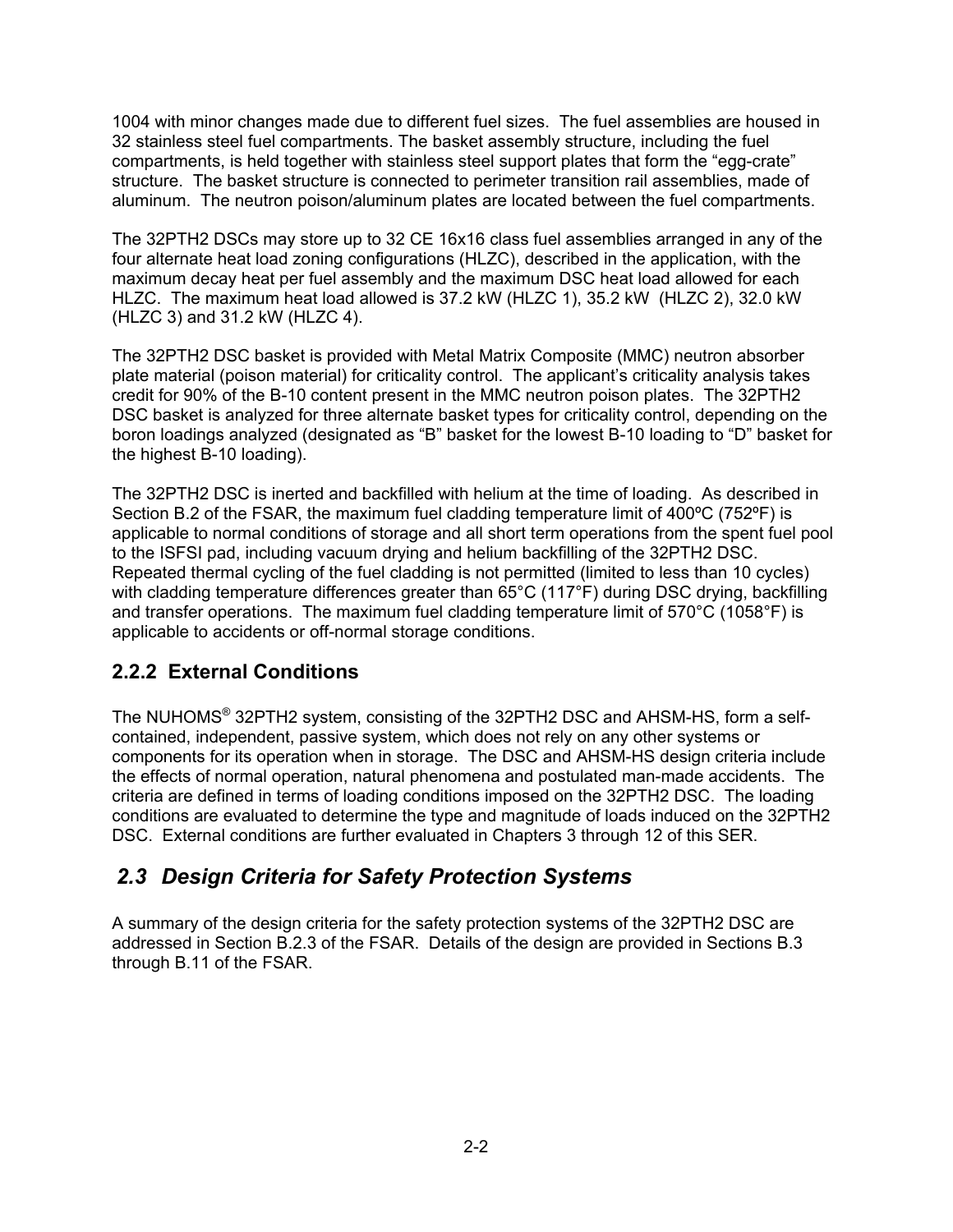1004 with minor changes made due to different fuel sizes. The fuel assemblies are housed in 32 stainless steel fuel compartments. The basket assembly structure, including the fuel compartments, is held together with stainless steel support plates that form the "egg-crate" structure. The basket structure is connected to perimeter transition rail assemblies, made of aluminum. The neutron poison/aluminum plates are located between the fuel compartments.

The 32PTH2 DSCs may store up to 32 CE 16x16 class fuel assemblies arranged in any of the four alternate heat load zoning configurations (HLZC), described in the application, with the maximum decay heat per fuel assembly and the maximum DSC heat load allowed for each HLZC. The maximum heat load allowed is 37.2 kW (HLZC 1), 35.2 kW (HLZC 2), 32.0 kW (HLZC 3) and 31.2 kW (HLZC 4).

The 32PTH2 DSC basket is provided with Metal Matrix Composite (MMC) neutron absorber plate material (poison material) for criticality control. The applicant's criticality analysis takes credit for 90% of the B-10 content present in the MMC neutron poison plates. The 32PTH2 DSC basket is analyzed for three alternate basket types for criticality control, depending on the boron loadings analyzed (designated as "B" basket for the lowest B-10 loading to "D" basket for the highest B-10 loading).

The 32PTH2 DSC is inerted and backfilled with helium at the time of loading. As described in Section B.2 of the FSAR, the maximum fuel cladding temperature limit of 400ºC (752ºF) is applicable to normal conditions of storage and all short term operations from the spent fuel pool to the ISFSI pad, including vacuum drying and helium backfilling of the 32PTH2 DSC. Repeated thermal cycling of the fuel cladding is not permitted (limited to less than 10 cycles) with cladding temperature differences greater than 65°C (117°F) during DSC drying, backfilling and transfer operations. The maximum fuel cladding temperature limit of 570°C (1058°F) is applicable to accidents or off-normal storage conditions.

### 2.2.2 External Conditions

The NUHOMS® 32PTH2 system, consisting of the 32PTH2 DSC and AHSM-HS, form a self-contained, independent, passive system, which does not rely on any other systems or components for its operation when in storage. The DSC and AHSM-HS design criteria include the effects of normal operation, natural phenomena and postulated man-made accidents. The criteria are defined in terms of loading conditions imposed on the 32PTH2 DSC. The loading conditions are evaluated to determine the type and magnitude of loads induced on the 32PTH2 DSC. External conditions are further evaluated in Chapters 3 through 12 of this SER.

## *2.3 Design Criteria for Safety Protection Systems*

A summary of the design criteria for the safety protection systems of the 32PTH2 DSC are addressed in Section B.2.3 of the FSAR. Details of the design are provided in Sections B.3 through B.11 of the FSAR.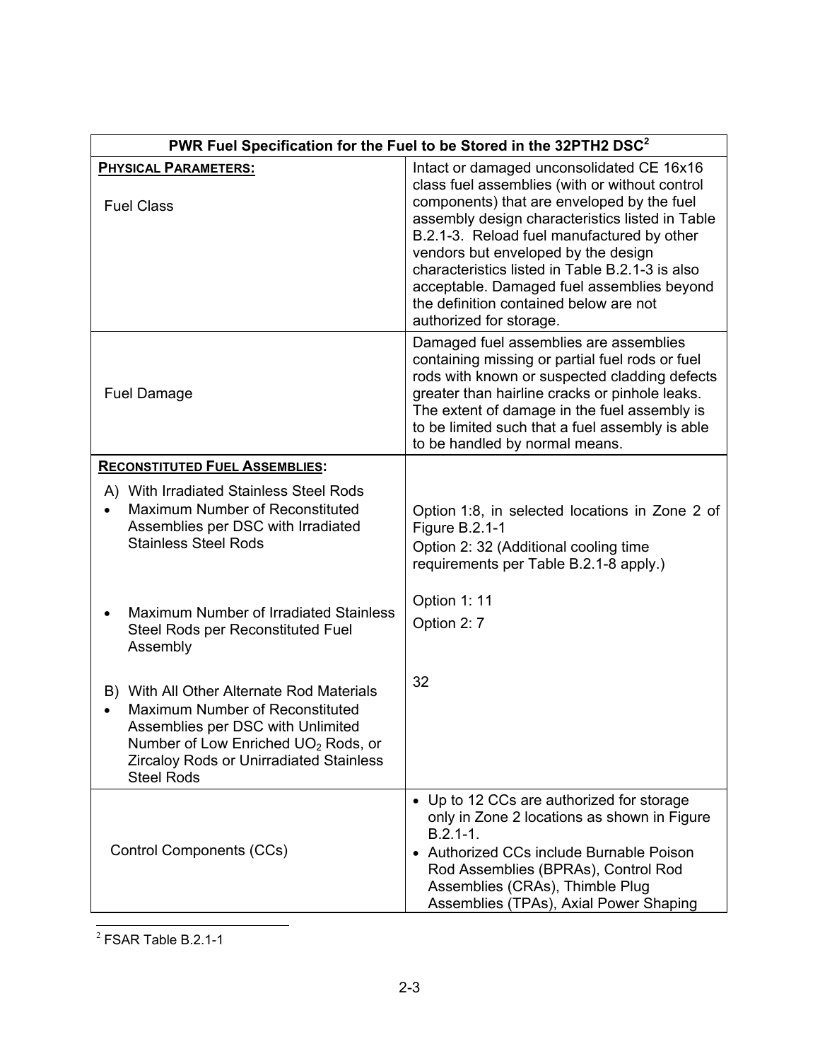| PWR Fuel Specification for the Fuel to be Stored in the 32PTH2 DSC[2] | |
|---|---|
| **PHYSICAL PARAMETERS:**<br><br>Fuel Class | Intact or damaged unconsolidated CE 16x16 class fuel assemblies (with or without control components) that are enveloped by the fuel assembly design characteristics listed in Table B.2.1-3. Reload fuel manufactured by other vendors but enveloped by the design characteristics listed in Table B.2.1-3 is also acceptable. Damaged fuel assemblies beyond the definition contained below are not authorized for storage. |
| Fuel Damage | Damaged fuel assemblies are assemblies containing missing or partial fuel rods or fuel rods with known or suspected cladding defects greater than hairline cracks or pinhole leaks. The extent of damage in the fuel assembly is to be limited such that a fuel assembly is able to be handled by normal means. |
| **RECONSTITUTED FUEL ASSEMBLIES:**<br><br>A) With Irradiated Stainless Steel Rods<br>• Maximum Number of Reconstituted Assemblies per DSC with Irradiated Stainless Steel Rods<br><br>• Maximum Number of Irradiated Stainless Steel Rods per Reconstituted Fuel Assembly<br><br>B) With All Other Alternate Rod Materials<br>• Maximum Number of Reconstituted Assemblies per DSC with Unlimited Number of Low Enriched $UO_2$ Rods, or Zircaloy Rods or Unirradiated Stainless Steel Rods | Option 1:8, in selected locations in Zone 2 of Figure B.2.1-1<br>Option 2: 32 (Additional cooling time requirements per Table B.2.1-8 apply.)<br><br>Option 1: 11<br>Option 2: 7<br><br>32 |
| Control Components (CCs) | • Up to 12 CCs are authorized for storage only in Zone 2 locations as shown in Figure B.2.1-1.<br>• Authorized CCs include Burnable Poison Rod Assemblies (BPRAs), Control Rod Assemblies (CRAs), Thimble Plug Assemblies (TPAs), Axial Power Shaping |

[2] FSAR Table B.2.1-1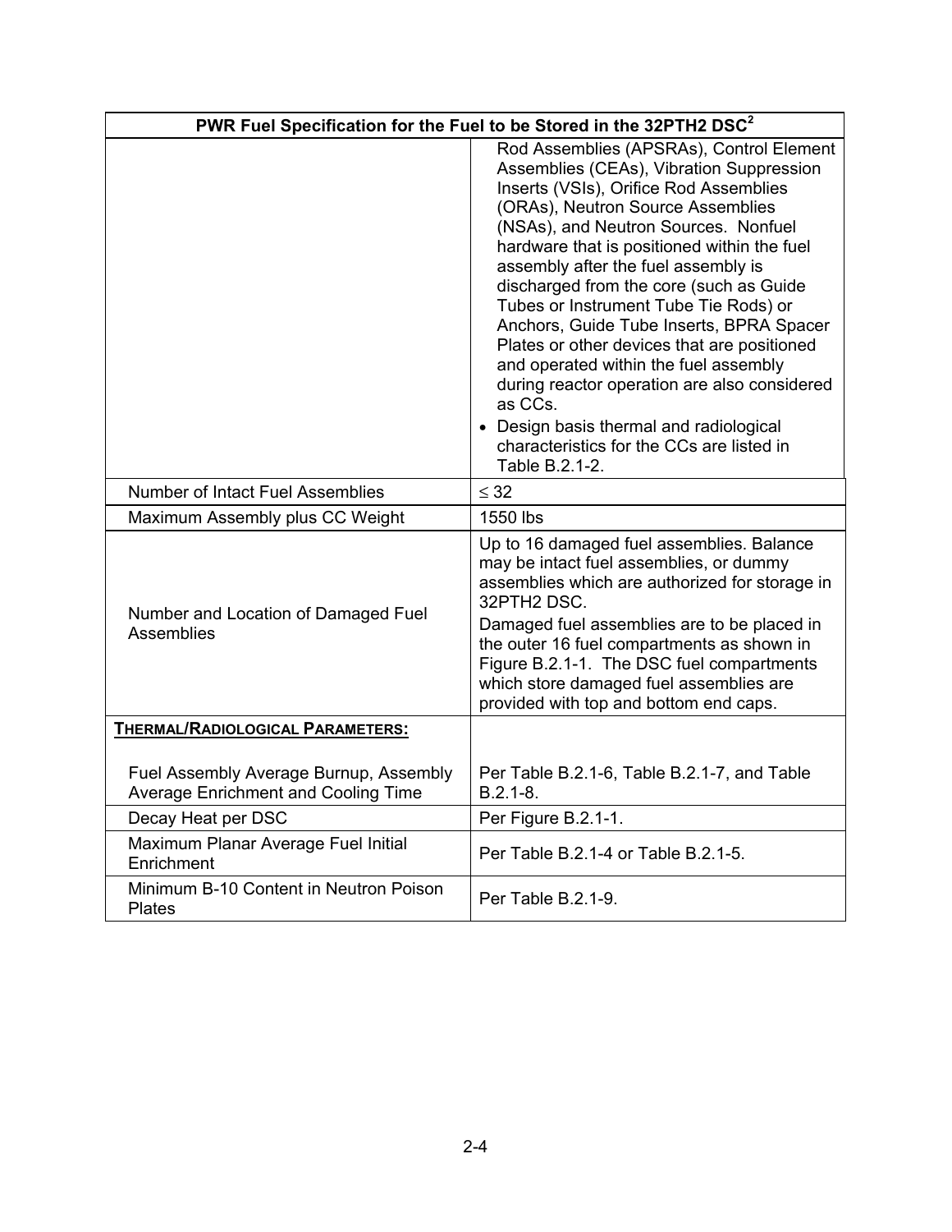| PWR Fuel Specification for the Fuel to be Stored in the 32PTH2 DSC[2] | |
|---|---|
| | Rod Assemblies (APSRAs), Control Element Assemblies (CEAs), Vibration Suppression Inserts (VSIs), Orifice Rod Assemblies (ORAs), Neutron Source Assemblies (NSAs), and Neutron Sources. Nonfuel hardware that is positioned within the fuel assembly after the fuel assembly is discharged from the core (such as Guide Tubes or Instrument Tube Tie Rods) or Anchors, Guide Tube Inserts, BPRA Spacer Plates or other devices that are positioned and operated within the fuel assembly during reactor operation are also considered as CCs.<br>• Design basis thermal and radiological characteristics for the CCs are listed in Table B.2.1-2. |
| Number of Intact Fuel Assemblies | ≤ 32 |
| Maximum Assembly plus CC Weight | 1550 lbs |
| Number and Location of Damaged Fuel Assemblies | Up to 16 damaged fuel assemblies. Balance may be intact fuel assemblies, or dummy assemblies which are authorized for storage in 32PTH2 DSC.<br>Damaged fuel assemblies are to be placed in the outer 16 fuel compartments as shown in Figure B.2.1-1. The DSC fuel compartments which store damaged fuel assemblies are provided with top and bottom end caps. |
| **THERMAL/RADIOLOGICAL PARAMETERS:**<br><br>Fuel Assembly Average Burnup, Assembly Average Enrichment and Cooling Time | Per Table B.2.1-6, Table B.2.1-7, and Table B.2.1-8. |
| Decay Heat per DSC | Per Figure B.2.1-1. |
| Maximum Planar Average Fuel Initial Enrichment | Per Table B.2.1-4 or Table B.2.1-5. |
| Minimum B-10 Content in Neutron Poison Plates | Per Table B.2.1-9. |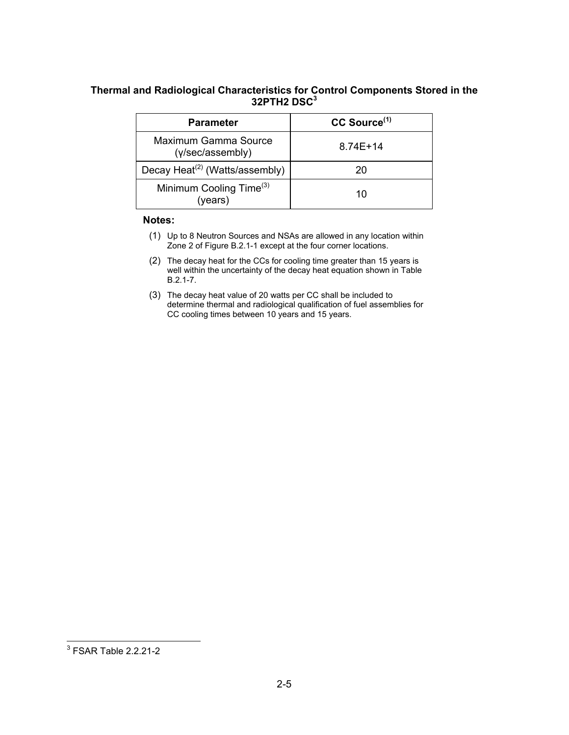**Thermal and Radiological Characteristics for Control Components Stored in the 32PTH2 DSC[3]**

| Parameter | CC Source[(1)] |
|---|---|
| Maximum Gamma Source (γ/sec/assembly) | 8.74E+14 |
| Decay Heat[(2)] (Watts/assembly) | 20 |
| Minimum Cooling Time[(3)] (years) | 10 |

**Notes:**

(1) Up to 8 Neutron Sources and NSAs are allowed in any location within Zone 2 of Figure B.2.1-1 except at the four corner locations.

(2) The decay heat for the CCs for cooling time greater than 15 years is well within the uncertainty of the decay heat equation shown in Table B.2.1-7.

(3) The decay heat value of 20 watts per CC shall be included to determine thermal and radiological qualification of fuel assemblies for CC cooling times between 10 years and 15 years.

[3] FSAR Table 2.2.21-2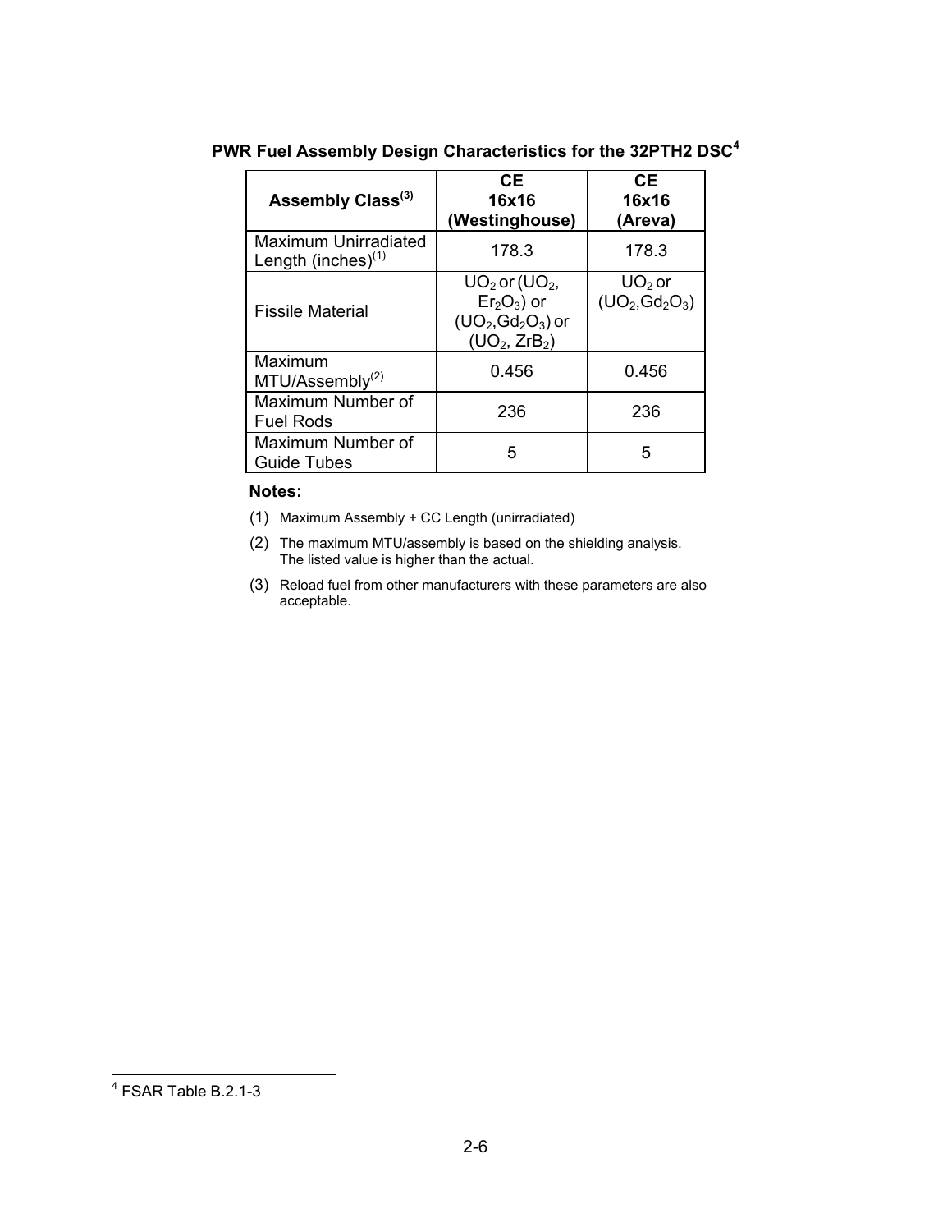**PWR Fuel Assembly Design Characteristics for the 32PTH2 DSC**[4]

| Assembly Class[3] | CE 16x16 (Westinghouse) | CE 16x16 (Areva) |
|---|---|---|
| Maximum Unirradiated Length (inches)[1] | 178.3 | 178.3 |
| Fissile Material | $UO_2$ or ($UO_2$, $Er_2O_3$) or ($UO_2$,$Gd_2O_3$) or ($UO_2$, $ZrB_2$) | $UO_2$ or ($UO_2$,$Gd_2O_3$) |
| Maximum MTU/Assembly[2] | 0.456 | 0.456 |
| Maximum Number of Fuel Rods | 236 | 236 |
| Maximum Number of Guide Tubes | 5 | 5 |

**Notes:**

(1) Maximum Assembly + CC Length (unirradiated)

(2) The maximum MTU/assembly is based on the shielding analysis. The listed value is higher than the actual.

(3) Reload fuel from other manufacturers with these parameters are also acceptable.

[4] FSAR Table B.2.1-3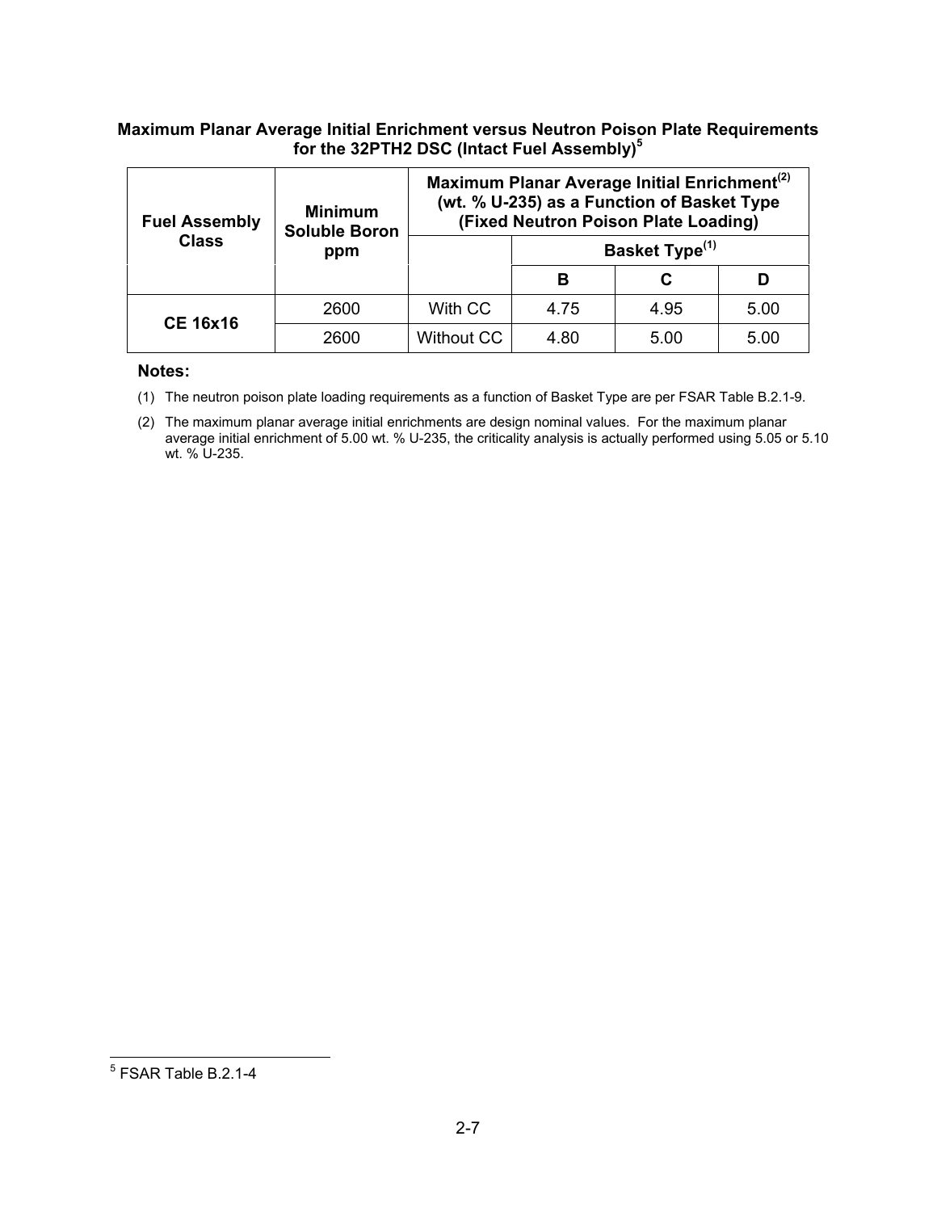**Maximum Planar Average Initial Enrichment versus Neutron Poison Plate Requirements for the 32PTH2 DSC (Intact Fuel Assembly)[5]**

| Fuel Assembly Class | Minimum Soluble Boron ppm | Maximum Planar Average Initial Enrichment[(2)] (wt. % U-235) as a Function of Basket Type (Fixed Neutron Poison Plate Loading) | | | |
|---|---|---|---|---|---|
| | | | Basket Type[(1)] | | |
| | | | B | C | D |
| CE 16x16 | 2600 | With CC | 4.75 | 4.95 | 5.00 |
| | 2600 | Without CC | 4.80 | 5.00 | 5.00 |

**Notes:**

(1) The neutron poison plate loading requirements as a function of Basket Type are per FSAR Table B.2.1-9.

(2) The maximum planar average initial enrichments are design nominal values. For the maximum planar average initial enrichment of 5.00 wt. % U-235, the criticality analysis is actually performed using 5.05 or 5.10 wt. % U-235.

[5] FSAR Table B.2.1-4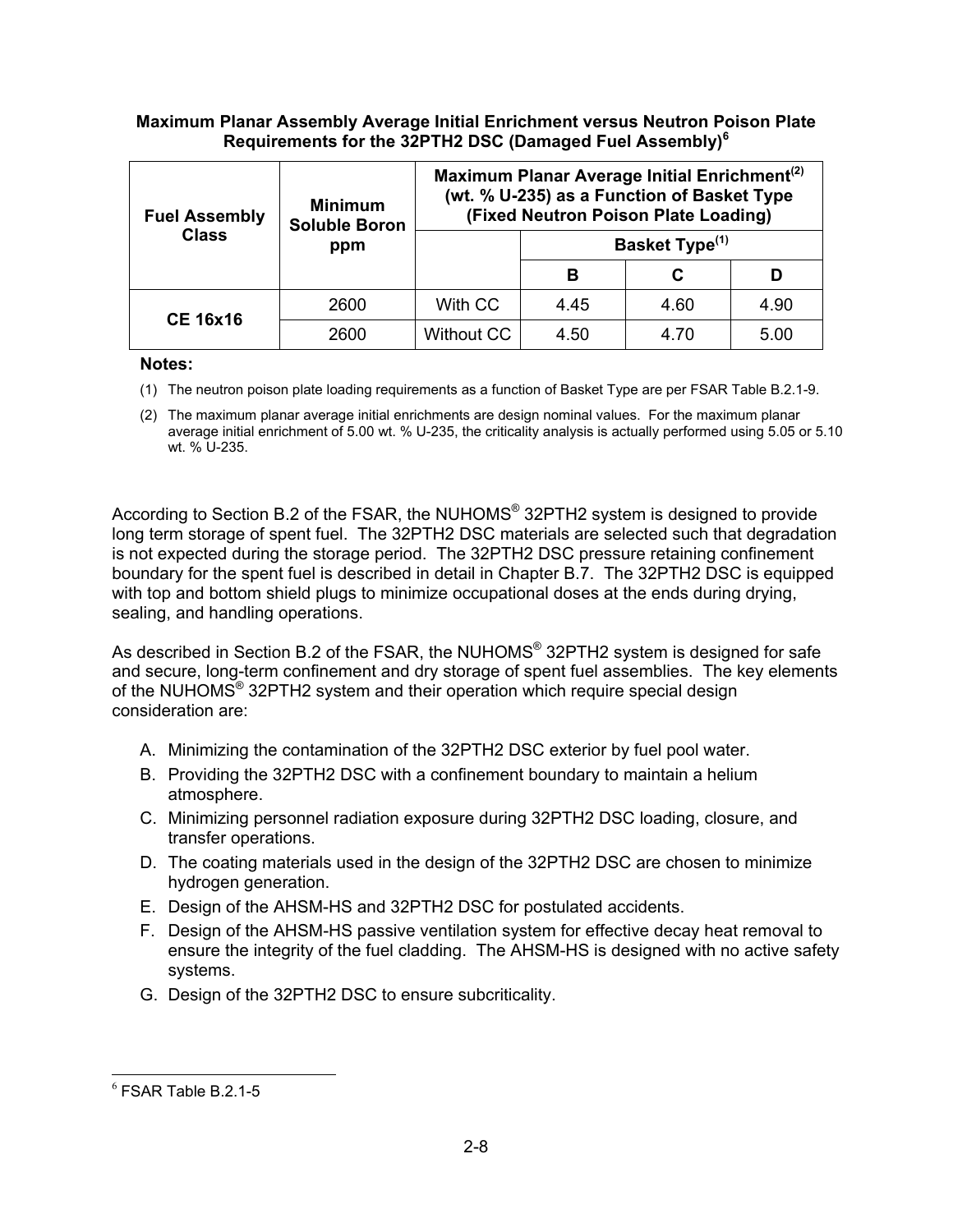**Maximum Planar Assembly Average Initial Enrichment versus Neutron Poison Plate Requirements for the 32PTH2 DSC (Damaged Fuel Assembly)[6]**

| Fuel Assembly Class | Minimum Soluble Boron ppm | Maximum Planar Average Initial Enrichment[(2)] (wt. % U-235) as a Function of Basket Type (Fixed Neutron Poison Plate Loading) | | | |
|---|---|---|---|---|---|
| | | | Basket Type[(1)] | | |
| | | | B | C | D |
| CE 16x16 | 2600 | With CC | 4.45 | 4.60 | 4.90 |
| | 2600 | Without CC | 4.50 | 4.70 | 5.00 |

**Notes:**

(1) The neutron poison plate loading requirements as a function of Basket Type are per FSAR Table B.2.1-9.

(2) The maximum planar average initial enrichments are design nominal values. For the maximum planar average initial enrichment of 5.00 wt. % U-235, the criticality analysis is actually performed using 5.05 or 5.10 wt. % U-235.

According to Section B.2 of the FSAR, the NUHOMS® 32PTH2 system is designed to provide long term storage of spent fuel. The 32PTH2 DSC materials are selected such that degradation is not expected during the storage period. The 32PTH2 DSC pressure retaining confinement boundary for the spent fuel is described in detail in Chapter B.7. The 32PTH2 DSC is equipped with top and bottom shield plugs to minimize occupational doses at the ends during drying, sealing, and handling operations.

As described in Section B.2 of the FSAR, the NUHOMS® 32PTH2 system is designed for safe and secure, long-term confinement and dry storage of spent fuel assemblies. The key elements of the NUHOMS® 32PTH2 system and their operation which require special design consideration are:

A. Minimizing the contamination of the 32PTH2 DSC exterior by fuel pool water.
B. Providing the 32PTH2 DSC with a confinement boundary to maintain a helium atmosphere.
C. Minimizing personnel radiation exposure during 32PTH2 DSC loading, closure, and transfer operations.
D. The coating materials used in the design of the 32PTH2 DSC are chosen to minimize hydrogen generation.
E. Design of the AHSM-HS and 32PTH2 DSC for postulated accidents.
F. Design of the AHSM-HS passive ventilation system for effective decay heat removal to ensure the integrity of the fuel cladding. The AHSM-HS is designed with no active safety systems.
G. Design of the 32PTH2 DSC to ensure subcriticality.

[6] FSAR Table B.2.1-5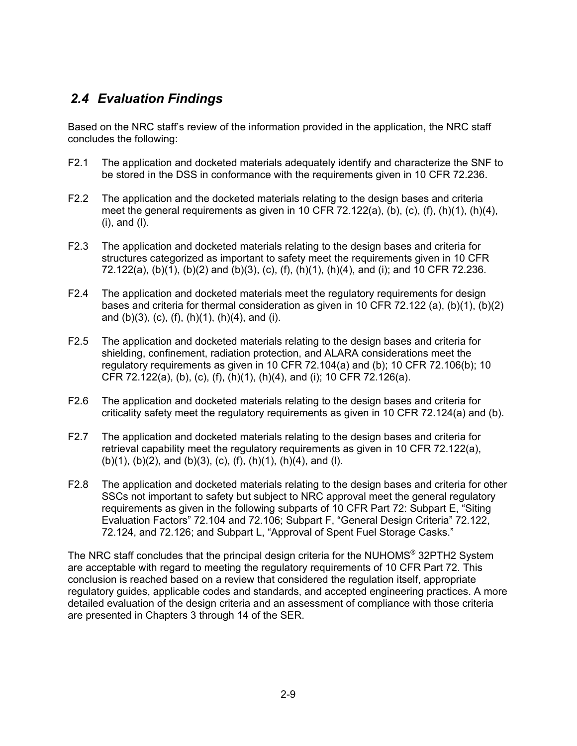## *2.4 Evaluation Findings*

Based on the NRC staff's review of the information provided in the application, the NRC staff concludes the following:

F2.1 The application and docketed materials adequately identify and characterize the SNF to be stored in the DSS in conformance with the requirements given in 10 CFR 72.236.

F2.2 The application and the docketed materials relating to the design bases and criteria meet the general requirements as given in 10 CFR 72.122(a), (b), (c), (f), (h)(1), (h)(4), (i), and (l).

F2.3 The application and docketed materials relating to the design bases and criteria for structures categorized as important to safety meet the requirements given in 10 CFR 72.122(a), (b)(1), (b)(2) and (b)(3), (c), (f), (h)(1), (h)(4), and (i); and 10 CFR 72.236.

F2.4 The application and docketed materials meet the regulatory requirements for design bases and criteria for thermal consideration as given in 10 CFR 72.122 (a), (b)(1), (b)(2) and (b)(3), (c), (f), (h)(1), (h)(4), and (i).

F2.5 The application and docketed materials relating to the design bases and criteria for shielding, confinement, radiation protection, and ALARA considerations meet the regulatory requirements as given in 10 CFR 72.104(a) and (b); 10 CFR 72.106(b); 10 CFR 72.122(a), (b), (c), (f), (h)(1), (h)(4), and (i); 10 CFR 72.126(a).

F2.6 The application and docketed materials relating to the design bases and criteria for criticality safety meet the regulatory requirements as given in 10 CFR 72.124(a) and (b).

F2.7 The application and docketed materials relating to the design bases and criteria for retrieval capability meet the regulatory requirements as given in 10 CFR 72.122(a), (b)(1), (b)(2), and (b)(3), (c), (f), (h)(1), (h)(4), and (l).

F2.8 The application and docketed materials relating to the design bases and criteria for other SSCs not important to safety but subject to NRC approval meet the general regulatory requirements as given in the following subparts of 10 CFR Part 72: Subpart E, "Siting Evaluation Factors" 72.104 and 72.106; Subpart F, "General Design Criteria" 72.122, 72.124, and 72.126; and Subpart L, "Approval of Spent Fuel Storage Casks."

The NRC staff concludes that the principal design criteria for the NUHOMS® 32PTH2 System are acceptable with regard to meeting the regulatory requirements of 10 CFR Part 72. This conclusion is reached based on a review that considered the regulation itself, appropriate regulatory guides, applicable codes and standards, and accepted engineering practices. A more detailed evaluation of the design criteria and an assessment of compliance with those criteria are presented in Chapters 3 through 14 of the SER.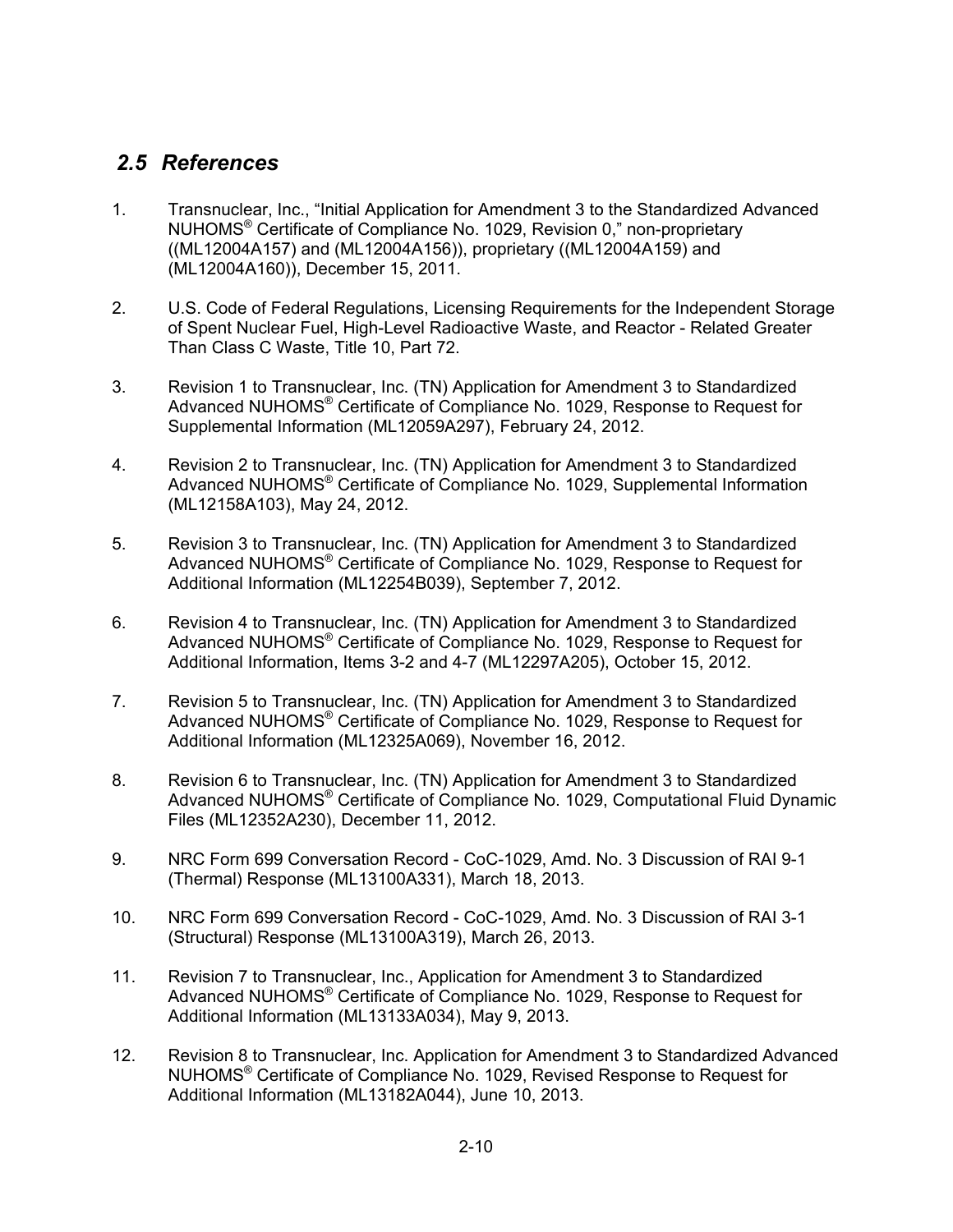## *2.5 References*

1. Transnuclear, Inc., "Initial Application for Amendment 3 to the Standardized Advanced NUHOMS® Certificate of Compliance No. 1029, Revision 0," non-proprietary ((ML12004A157) and (ML12004A156)), proprietary ((ML12004A159) and (ML12004A160)), December 15, 2011.

2. U.S. Code of Federal Regulations, Licensing Requirements for the Independent Storage of Spent Nuclear Fuel, High-Level Radioactive Waste, and Reactor - Related Greater Than Class C Waste, Title 10, Part 72.

3. Revision 1 to Transnuclear, Inc. (TN) Application for Amendment 3 to Standardized Advanced NUHOMS® Certificate of Compliance No. 1029, Response to Request for Supplemental Information (ML12059A297), February 24, 2012.

4. Revision 2 to Transnuclear, Inc. (TN) Application for Amendment 3 to Standardized Advanced NUHOMS® Certificate of Compliance No. 1029, Supplemental Information (ML12158A103), May 24, 2012.

5. Revision 3 to Transnuclear, Inc. (TN) Application for Amendment 3 to Standardized Advanced NUHOMS® Certificate of Compliance No. 1029, Response to Request for Additional Information (ML12254B039), September 7, 2012.

6. Revision 4 to Transnuclear, Inc. (TN) Application for Amendment 3 to Standardized Advanced NUHOMS® Certificate of Compliance No. 1029, Response to Request for Additional Information, Items 3-2 and 4-7 (ML12297A205), October 15, 2012.

7. Revision 5 to Transnuclear, Inc. (TN) Application for Amendment 3 to Standardized Advanced NUHOMS® Certificate of Compliance No. 1029, Response to Request for Additional Information (ML12325A069), November 16, 2012.

8. Revision 6 to Transnuclear, Inc. (TN) Application for Amendment 3 to Standardized Advanced NUHOMS® Certificate of Compliance No. 1029, Computational Fluid Dynamic Files (ML12352A230), December 11, 2012.

9. NRC Form 699 Conversation Record - CoC-1029, Amd. No. 3 Discussion of RAI 9-1 (Thermal) Response (ML13100A331), March 18, 2013.

10. NRC Form 699 Conversation Record - CoC-1029, Amd. No. 3 Discussion of RAI 3-1 (Structural) Response (ML13100A319), March 26, 2013.

11. Revision 7 to Transnuclear, Inc., Application for Amendment 3 to Standardized Advanced NUHOMS® Certificate of Compliance No. 1029, Response to Request for Additional Information (ML13133A034), May 9, 2013.

12. Revision 8 to Transnuclear, Inc. Application for Amendment 3 to Standardized Advanced NUHOMS® Certificate of Compliance No. 1029, Revised Response to Request for Additional Information (ML13182A044), June 10, 2013.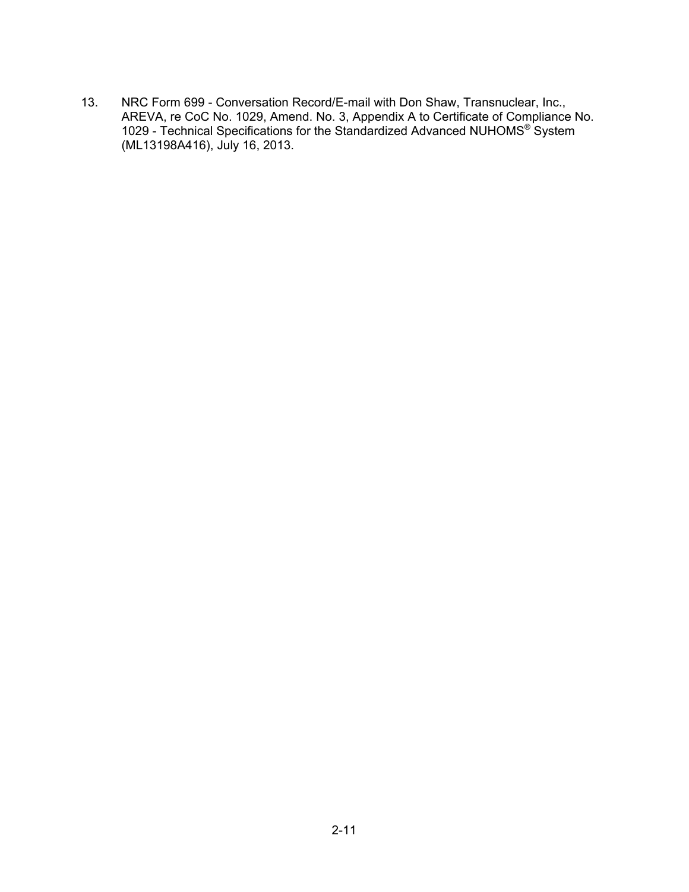13. NRC Form 699 - Conversation Record/E-mail with Don Shaw, Transnuclear, Inc., AREVA, re CoC No. 1029, Amend. No. 3, Appendix A to Certificate of Compliance No. 1029 - Technical Specifications for the Standardized Advanced NUHOMS® System (ML13198A416), July 16, 2013.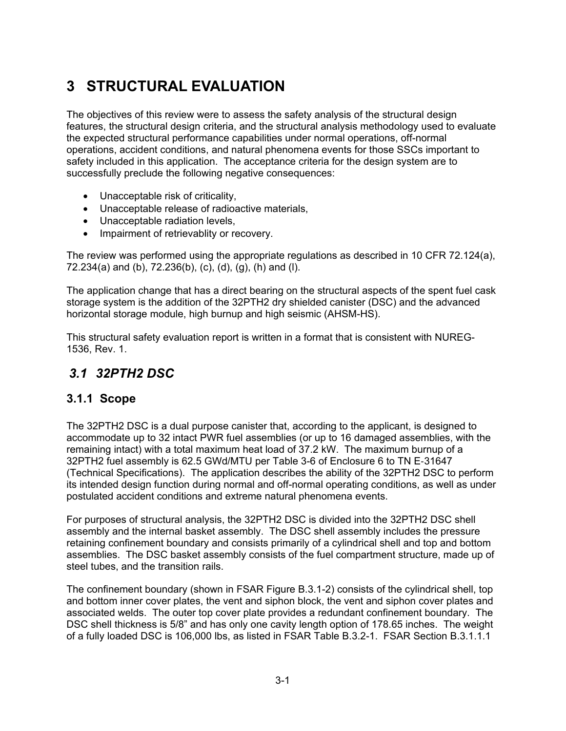# 3 STRUCTURAL EVALUATION

The objectives of this review were to assess the safety analysis of the structural design features, the structural design criteria, and the structural analysis methodology used to evaluate the expected structural performance capabilities under normal operations, off-normal operations, accident conditions, and natural phenomena events for those SSCs important to safety included in this application. The acceptance criteria for the design system are to successfully preclude the following negative consequences:

- Unacceptable risk of criticality,
- Unacceptable release of radioactive materials,
- Unacceptable radiation levels,
- Impairment of retrievablity or recovery.

The review was performed using the appropriate regulations as described in 10 CFR 72.124(a), 72.234(a) and (b), 72.236(b), (c), (d), (g), (h) and (l).

The application change that has a direct bearing on the structural aspects of the spent fuel cask storage system is the addition of the 32PTH2 dry shielded canister (DSC) and the advanced horizontal storage module, high burnup and high seismic (AHSM-HS).

This structural safety evaluation report is written in a format that is consistent with NUREG-1536, Rev. 1.

## *3.1 32PTH2 DSC*

### 3.1.1 Scope

The 32PTH2 DSC is a dual purpose canister that, according to the applicant, is designed to accommodate up to 32 intact PWR fuel assemblies (or up to 16 damaged assemblies, with the remaining intact) with a total maximum heat load of 37.2 kW. The maximum burnup of a 32PTH2 fuel assembly is 62.5 GWd/MTU per Table 3-6 of Enclosure 6 to TN E-31647 (Technical Specifications). The application describes the ability of the 32PTH2 DSC to perform its intended design function during normal and off-normal operating conditions, as well as under postulated accident conditions and extreme natural phenomena events.

For purposes of structural analysis, the 32PTH2 DSC is divided into the 32PTH2 DSC shell assembly and the internal basket assembly. The DSC shell assembly includes the pressure retaining confinement boundary and consists primarily of a cylindrical shell and top and bottom assemblies. The DSC basket assembly consists of the fuel compartment structure, made up of steel tubes, and the transition rails.

The confinement boundary (shown in FSAR Figure B.3.1-2) consists of the cylindrical shell, top and bottom inner cover plates, the vent and siphon block, the vent and siphon cover plates and associated welds. The outer top cover plate provides a redundant confinement boundary. The DSC shell thickness is 5/8" and has only one cavity length option of 178.65 inches. The weight of a fully loaded DSC is 106,000 lbs, as listed in FSAR Table B.3.2-1. FSAR Section B.3.1.1.1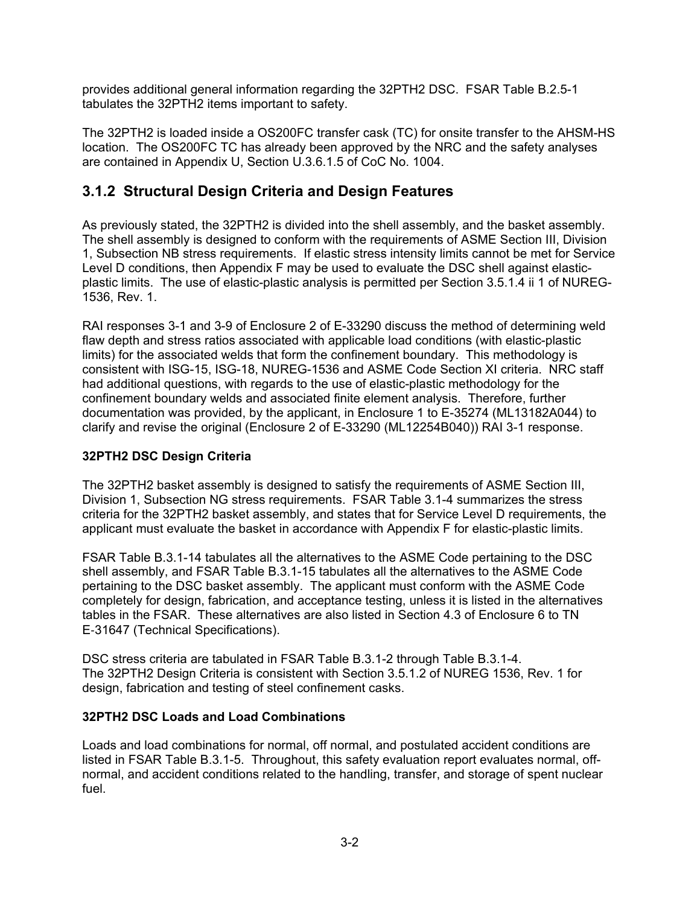provides additional general information regarding the 32PTH2 DSC. FSAR Table B.2.5-1 tabulates the 32PTH2 items important to safety.

The 32PTH2 is loaded inside a OS200FC transfer cask (TC) for onsite transfer to the AHSM-HS location. The OS200FC TC has already been approved by the NRC and the safety analyses are contained in Appendix U, Section U.3.6.1.5 of CoC No. 1004.

## 3.1.2 Structural Design Criteria and Design Features

As previously stated, the 32PTH2 is divided into the shell assembly, and the basket assembly. The shell assembly is designed to conform with the requirements of ASME Section III, Division 1, Subsection NB stress requirements. If elastic stress intensity limits cannot be met for Service Level D conditions, then Appendix F may be used to evaluate the DSC shell against elastic-plastic limits. The use of elastic-plastic analysis is permitted per Section 3.5.1.4 ii 1 of NUREG-1536, Rev. 1.

RAI responses 3-1 and 3-9 of Enclosure 2 of E-33290 discuss the method of determining weld flaw depth and stress ratios associated with applicable load conditions (with elastic-plastic limits) for the associated welds that form the confinement boundary. This methodology is consistent with ISG-15, ISG-18, NUREG-1536 and ASME Code Section XI criteria. NRC staff had additional questions, with regards to the use of elastic-plastic methodology for the confinement boundary welds and associated finite element analysis. Therefore, further documentation was provided, by the applicant, in Enclosure 1 to E-35274 (ML13182A044) to clarify and revise the original (Enclosure 2 of E-33290 (ML12254B040)) RAI 3-1 response.

**32PTH2 DSC Design Criteria**

The 32PTH2 basket assembly is designed to satisfy the requirements of ASME Section III, Division 1, Subsection NG stress requirements. FSAR Table 3.1-4 summarizes the stress criteria for the 32PTH2 basket assembly, and states that for Service Level D requirements, the applicant must evaluate the basket in accordance with Appendix F for elastic-plastic limits.

FSAR Table B.3.1-14 tabulates all the alternatives to the ASME Code pertaining to the DSC shell assembly, and FSAR Table B.3.1-15 tabulates all the alternatives to the ASME Code pertaining to the DSC basket assembly. The applicant must conform with the ASME Code completely for design, fabrication, and acceptance testing, unless it is listed in the alternatives tables in the FSAR. These alternatives are also listed in Section 4.3 of Enclosure 6 to TN E-31647 (Technical Specifications).

DSC stress criteria are tabulated in FSAR Table B.3.1-2 through Table B.3.1-4.
The 32PTH2 Design Criteria is consistent with Section 3.5.1.2 of NUREG 1536, Rev. 1 for design, fabrication and testing of steel confinement casks.

**32PTH2 DSC Loads and Load Combinations**

Loads and load combinations for normal, off normal, and postulated accident conditions are listed in FSAR Table B.3.1-5. Throughout, this safety evaluation report evaluates normal, off-normal, and accident conditions related to the handling, transfer, and storage of spent nuclear fuel.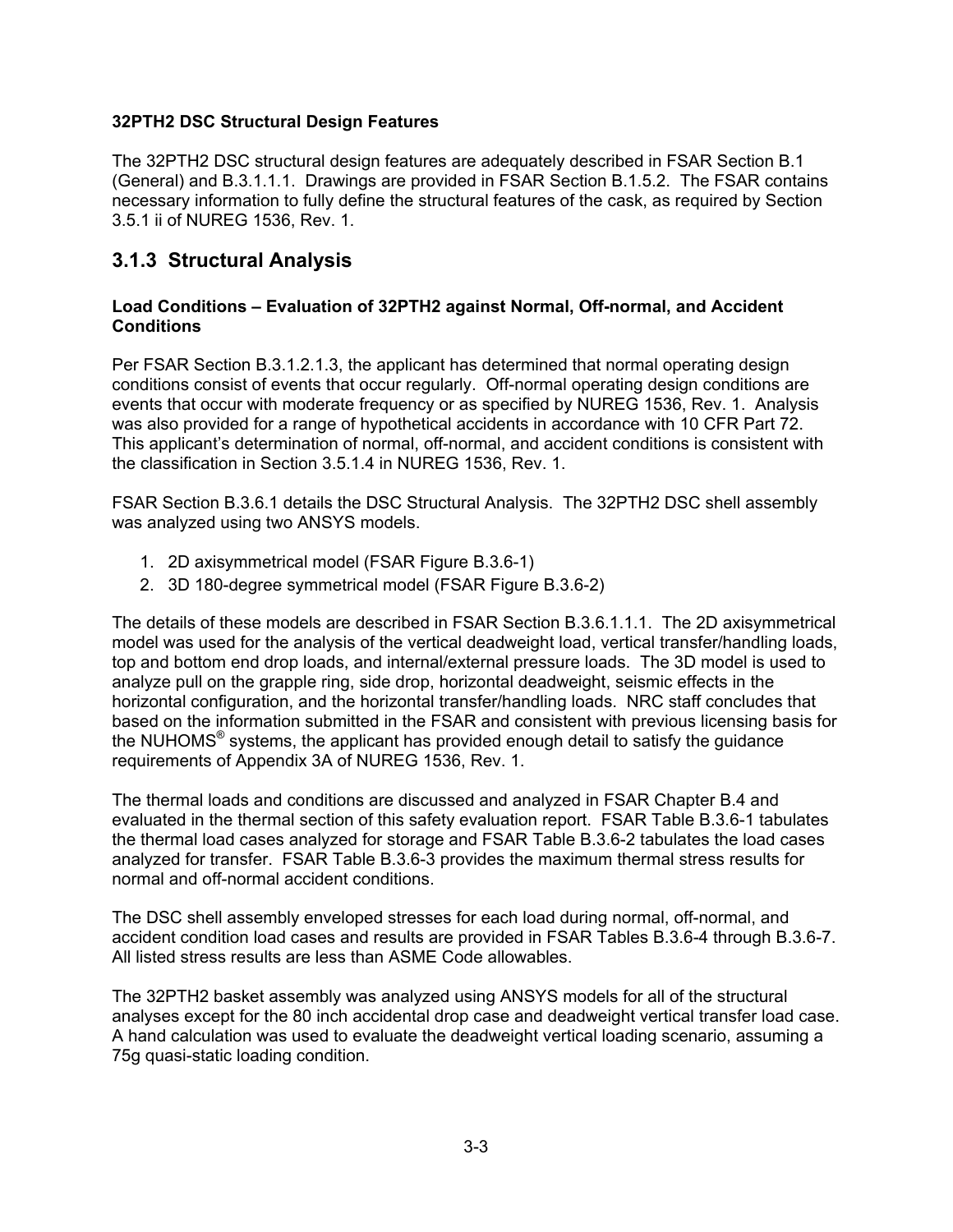**32PTH2 DSC Structural Design Features**

The 32PTH2 DSC structural design features are adequately described in FSAR Section B.1 (General) and B.3.1.1.1. Drawings are provided in FSAR Section B.1.5.2. The FSAR contains necessary information to fully define the structural features of the cask, as required by Section 3.5.1 ii of NUREG 1536, Rev. 1.

## 3.1.3 Structural Analysis

**Load Conditions – Evaluation of 32PTH2 against Normal, Off-normal, and Accident Conditions**

Per FSAR Section B.3.1.2.1.3, the applicant has determined that normal operating design conditions consist of events that occur regularly. Off-normal operating design conditions are events that occur with moderate frequency or as specified by NUREG 1536, Rev. 1. Analysis was also provided for a range of hypothetical accidents in accordance with 10 CFR Part 72. This applicant's determination of normal, off-normal, and accident conditions is consistent with the classification in Section 3.5.1.4 in NUREG 1536, Rev. 1.

FSAR Section B.3.6.1 details the DSC Structural Analysis. The 32PTH2 DSC shell assembly was analyzed using two ANSYS models.

1. 2D axisymmetrical model (FSAR Figure B.3.6-1)
2. 3D 180-degree symmetrical model (FSAR Figure B.3.6-2)

The details of these models are described in FSAR Section B.3.6.1.1.1. The 2D axisymmetrical model was used for the analysis of the vertical deadweight load, vertical transfer/handling loads, top and bottom end drop loads, and internal/external pressure loads. The 3D model is used to analyze pull on the grapple ring, side drop, horizontal deadweight, seismic effects in the horizontal configuration, and the horizontal transfer/handling loads. NRC staff concludes that based on the information submitted in the FSAR and consistent with previous licensing basis for the NUHOMS® systems, the applicant has provided enough detail to satisfy the guidance requirements of Appendix 3A of NUREG 1536, Rev. 1.

The thermal loads and conditions are discussed and analyzed in FSAR Chapter B.4 and evaluated in the thermal section of this safety evaluation report. FSAR Table B.3.6-1 tabulates the thermal load cases analyzed for storage and FSAR Table B.3.6-2 tabulates the load cases analyzed for transfer. FSAR Table B.3.6-3 provides the maximum thermal stress results for normal and off-normal accident conditions.

The DSC shell assembly enveloped stresses for each load during normal, off-normal, and accident condition load cases and results are provided in FSAR Tables B.3.6-4 through B.3.6-7. All listed stress results are less than ASME Code allowables.

The 32PTH2 basket assembly was analyzed using ANSYS models for all of the structural analyses except for the 80 inch accidental drop case and deadweight vertical transfer load case. A hand calculation was used to evaluate the deadweight vertical loading scenario, assuming a 75g quasi-static loading condition.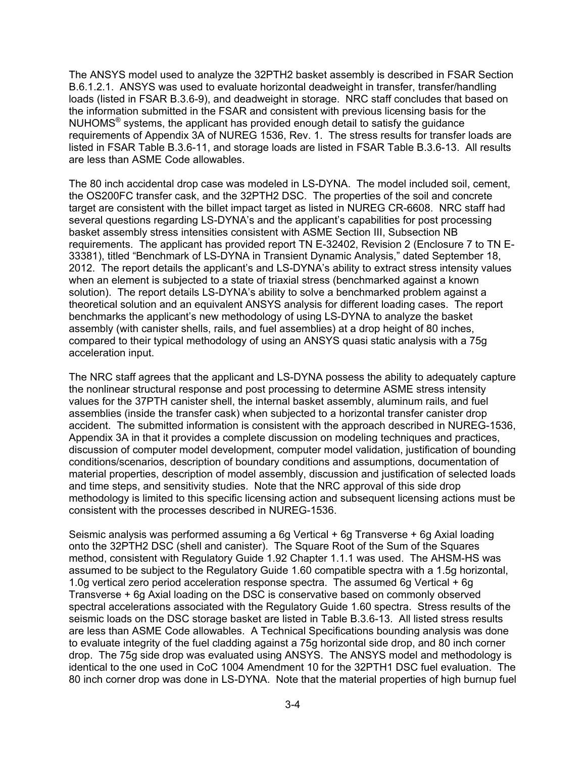The ANSYS model used to analyze the 32PTH2 basket assembly is described in FSAR Section B.6.1.2.1. ANSYS was used to evaluate horizontal deadweight in transfer, transfer/handling loads (listed in FSAR B.3.6-9), and deadweight in storage. NRC staff concludes that based on the information submitted in the FSAR and consistent with previous licensing basis for the NUHOMS® systems, the applicant has provided enough detail to satisfy the guidance requirements of Appendix 3A of NUREG 1536, Rev. 1. The stress results for transfer loads are listed in FSAR Table B.3.6-11, and storage loads are listed in FSAR Table B.3.6-13. All results are less than ASME Code allowables.

The 80 inch accidental drop case was modeled in LS-DYNA. The model included soil, cement, the OS200FC transfer cask, and the 32PTH2 DSC. The properties of the soil and concrete target are consistent with the billet impact target as listed in NUREG CR-6608. NRC staff had several questions regarding LS-DYNA's and the applicant's capabilities for post processing basket assembly stress intensities consistent with ASME Section III, Subsection NB requirements. The applicant has provided report TN E-32402, Revision 2 (Enclosure 7 to TN E-33381), titled "Benchmark of LS-DYNA in Transient Dynamic Analysis," dated September 18, 2012. The report details the applicant's and LS-DYNA's ability to extract stress intensity values when an element is subjected to a state of triaxial stress (benchmarked against a known solution). The report details LS-DYNA's ability to solve a benchmarked problem against a theoretical solution and an equivalent ANSYS analysis for different loading cases. The report benchmarks the applicant's new methodology of using LS-DYNA to analyze the basket assembly (with canister shells, rails, and fuel assemblies) at a drop height of 80 inches, compared to their typical methodology of using an ANSYS quasi static analysis with a 75g acceleration input.

The NRC staff agrees that the applicant and LS-DYNA possess the ability to adequately capture the nonlinear structural response and post processing to determine ASME stress intensity values for the 37PTH canister shell, the internal basket assembly, aluminum rails, and fuel assemblies (inside the transfer cask) when subjected to a horizontal transfer canister drop accident. The submitted information is consistent with the approach described in NUREG-1536, Appendix 3A in that it provides a complete discussion on modeling techniques and practices, discussion of computer model development, computer model validation, justification of bounding conditions/scenarios, description of boundary conditions and assumptions, documentation of material properties, description of model assembly, discussion and justification of selected loads and time steps, and sensitivity studies. Note that the NRC approval of this side drop methodology is limited to this specific licensing action and subsequent licensing actions must be consistent with the processes described in NUREG-1536.

Seismic analysis was performed assuming a 6g Vertical + 6g Transverse + 6g Axial loading onto the 32PTH2 DSC (shell and canister). The Square Root of the Sum of the Squares method, consistent with Regulatory Guide 1.92 Chapter 1.1.1 was used. The AHSM-HS was assumed to be subject to the Regulatory Guide 1.60 compatible spectra with a 1.5g horizontal, 1.0g vertical zero period acceleration response spectra. The assumed 6g Vertical + 6g Transverse + 6g Axial loading on the DSC is conservative based on commonly observed spectral accelerations associated with the Regulatory Guide 1.60 spectra. Stress results of the seismic loads on the DSC storage basket are listed in Table B.3.6-13. All listed stress results are less than ASME Code allowables. A Technical Specifications bounding analysis was done to evaluate integrity of the fuel cladding against a 75g horizontal side drop, and 80 inch corner drop. The 75g side drop was evaluated using ANSYS. The ANSYS model and methodology is identical to the one used in CoC 1004 Amendment 10 for the 32PTH1 DSC fuel evaluation. The 80 inch corner drop was done in LS-DYNA. Note that the material properties of high burnup fuel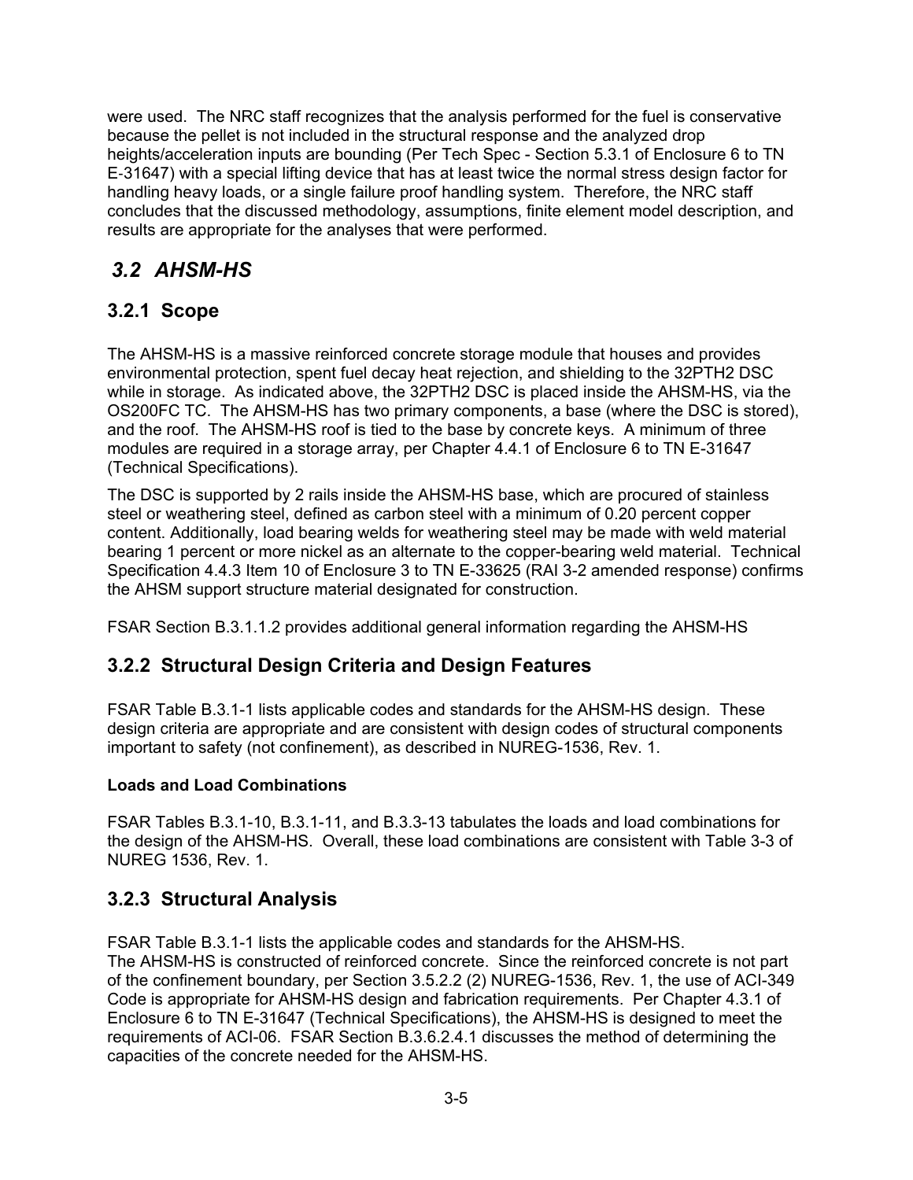were used. The NRC staff recognizes that the analysis performed for the fuel is conservative because the pellet is not included in the structural response and the analyzed drop heights/acceleration inputs are bounding (Per Tech Spec - Section 5.3.1 of Enclosure 6 to TN E-31647) with a special lifting device that has at least twice the normal stress design factor for handling heavy loads, or a single failure proof handling system. Therefore, the NRC staff concludes that the discussed methodology, assumptions, finite element model description, and results are appropriate for the analyses that were performed.

## *3.2 AHSM-HS*

### 3.2.1 Scope

The AHSM-HS is a massive reinforced concrete storage module that houses and provides environmental protection, spent fuel decay heat rejection, and shielding to the 32PTH2 DSC while in storage. As indicated above, the 32PTH2 DSC is placed inside the AHSM-HS, via the OS200FC TC. The AHSM-HS has two primary components, a base (where the DSC is stored), and the roof. The AHSM-HS roof is tied to the base by concrete keys. A minimum of three modules are required in a storage array, per Chapter 4.4.1 of Enclosure 6 to TN E-31647 (Technical Specifications).

The DSC is supported by 2 rails inside the AHSM-HS base, which are procured of stainless steel or weathering steel, defined as carbon steel with a minimum of 0.20 percent copper content. Additionally, load bearing welds for weathering steel may be made with weld material bearing 1 percent or more nickel as an alternate to the copper-bearing weld material. Technical Specification 4.4.3 Item 10 of Enclosure 3 to TN E-33625 (RAI 3-2 amended response) confirms the AHSM support structure material designated for construction.

FSAR Section B.3.1.1.2 provides additional general information regarding the AHSM-HS

### 3.2.2 Structural Design Criteria and Design Features

FSAR Table B.3.1-1 lists applicable codes and standards for the AHSM-HS design. These design criteria are appropriate and are consistent with design codes of structural components important to safety (not confinement), as described in NUREG-1536, Rev. 1.

#### Loads and Load Combinations

FSAR Tables B.3.1-10, B.3.1-11, and B.3.3-13 tabulates the loads and load combinations for the design of the AHSM-HS. Overall, these load combinations are consistent with Table 3-3 of NUREG 1536, Rev. 1.

### 3.2.3 Structural Analysis

FSAR Table B.3.1-1 lists the applicable codes and standards for the AHSM-HS.
The AHSM-HS is constructed of reinforced concrete. Since the reinforced concrete is not part of the confinement boundary, per Section 3.5.2.2 (2) NUREG-1536, Rev. 1, the use of ACI-349 Code is appropriate for AHSM-HS design and fabrication requirements. Per Chapter 4.3.1 of Enclosure 6 to TN E-31647 (Technical Specifications), the AHSM-HS is designed to meet the requirements of ACI-06. FSAR Section B.3.6.2.4.1 discusses the method of determining the capacities of the concrete needed for the AHSM-HS.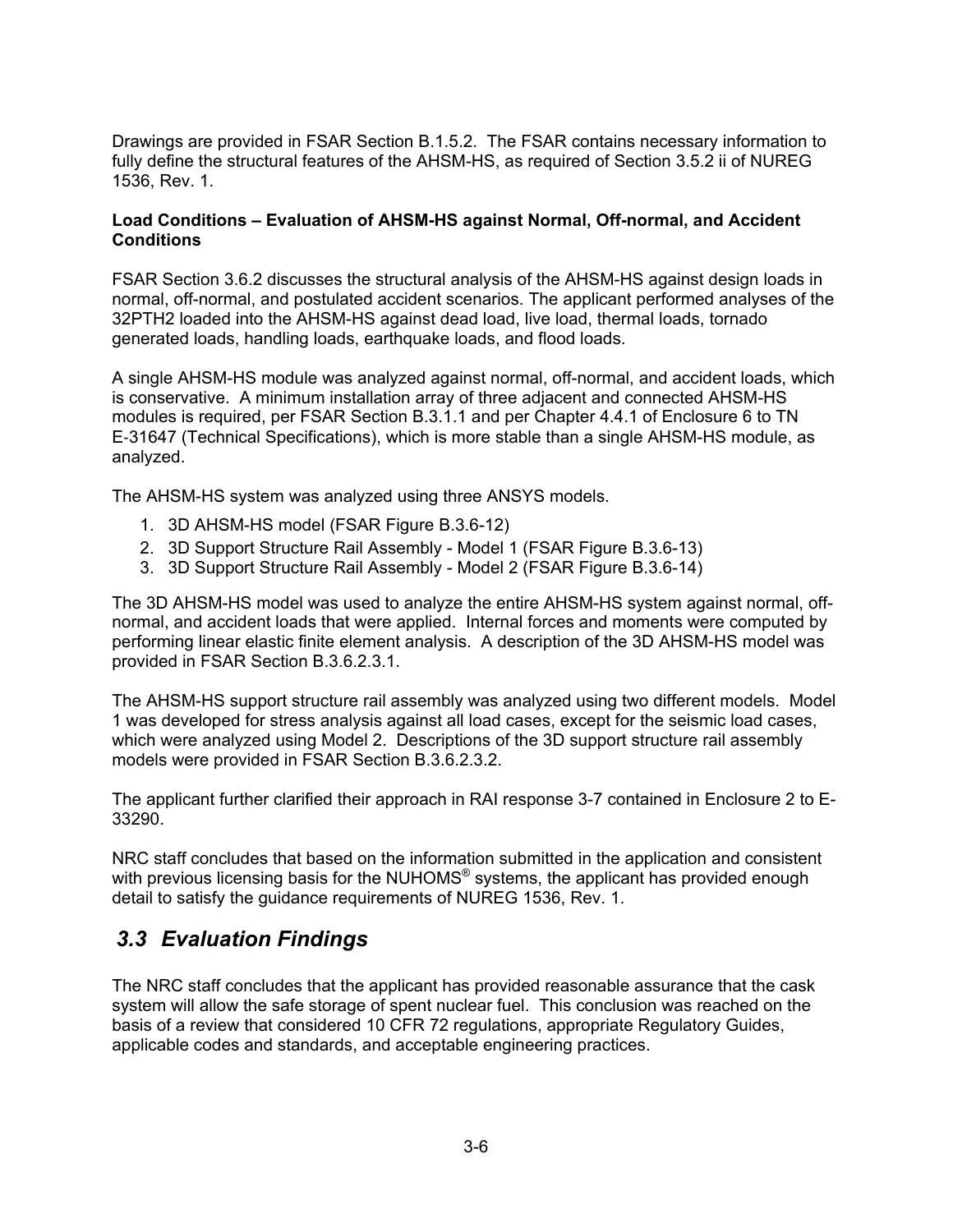Drawings are provided in FSAR Section B.1.5.2. The FSAR contains necessary information to fully define the structural features of the AHSM-HS, as required of Section 3.5.2 ii of NUREG 1536, Rev. 1.

**Load Conditions – Evaluation of AHSM-HS against Normal, Off-normal, and Accident Conditions**

FSAR Section 3.6.2 discusses the structural analysis of the AHSM-HS against design loads in normal, off-normal, and postulated accident scenarios. The applicant performed analyses of the 32PTH2 loaded into the AHSM-HS against dead load, live load, thermal loads, tornado generated loads, handling loads, earthquake loads, and flood loads.

A single AHSM-HS module was analyzed against normal, off-normal, and accident loads, which is conservative. A minimum installation array of three adjacent and connected AHSM-HS modules is required, per FSAR Section B.3.1.1 and per Chapter 4.4.1 of Enclosure 6 to TN E-31647 (Technical Specifications), which is more stable than a single AHSM-HS module, as analyzed.

The AHSM-HS system was analyzed using three ANSYS models.

1. 3D AHSM-HS model (FSAR Figure B.3.6-12)
2. 3D Support Structure Rail Assembly - Model 1 (FSAR Figure B.3.6-13)
3. 3D Support Structure Rail Assembly - Model 2 (FSAR Figure B.3.6-14)

The 3D AHSM-HS model was used to analyze the entire AHSM-HS system against normal, off-normal, and accident loads that were applied. Internal forces and moments were computed by performing linear elastic finite element analysis. A description of the 3D AHSM-HS model was provided in FSAR Section B.3.6.2.3.1.

The AHSM-HS support structure rail assembly was analyzed using two different models. Model 1 was developed for stress analysis against all load cases, except for the seismic load cases, which were analyzed using Model 2. Descriptions of the 3D support structure rail assembly models were provided in FSAR Section B.3.6.2.3.2.

The applicant further clarified their approach in RAI response 3-7 contained in Enclosure 2 to E-33290.

NRC staff concludes that based on the information submitted in the application and consistent with previous licensing basis for the NUHOMS® systems, the applicant has provided enough detail to satisfy the guidance requirements of NUREG 1536, Rev. 1.

## *3.3 Evaluation Findings*

The NRC staff concludes that the applicant has provided reasonable assurance that the cask system will allow the safe storage of spent nuclear fuel. This conclusion was reached on the basis of a review that considered 10 CFR 72 regulations, appropriate Regulatory Guides, applicable codes and standards, and acceptable engineering practices.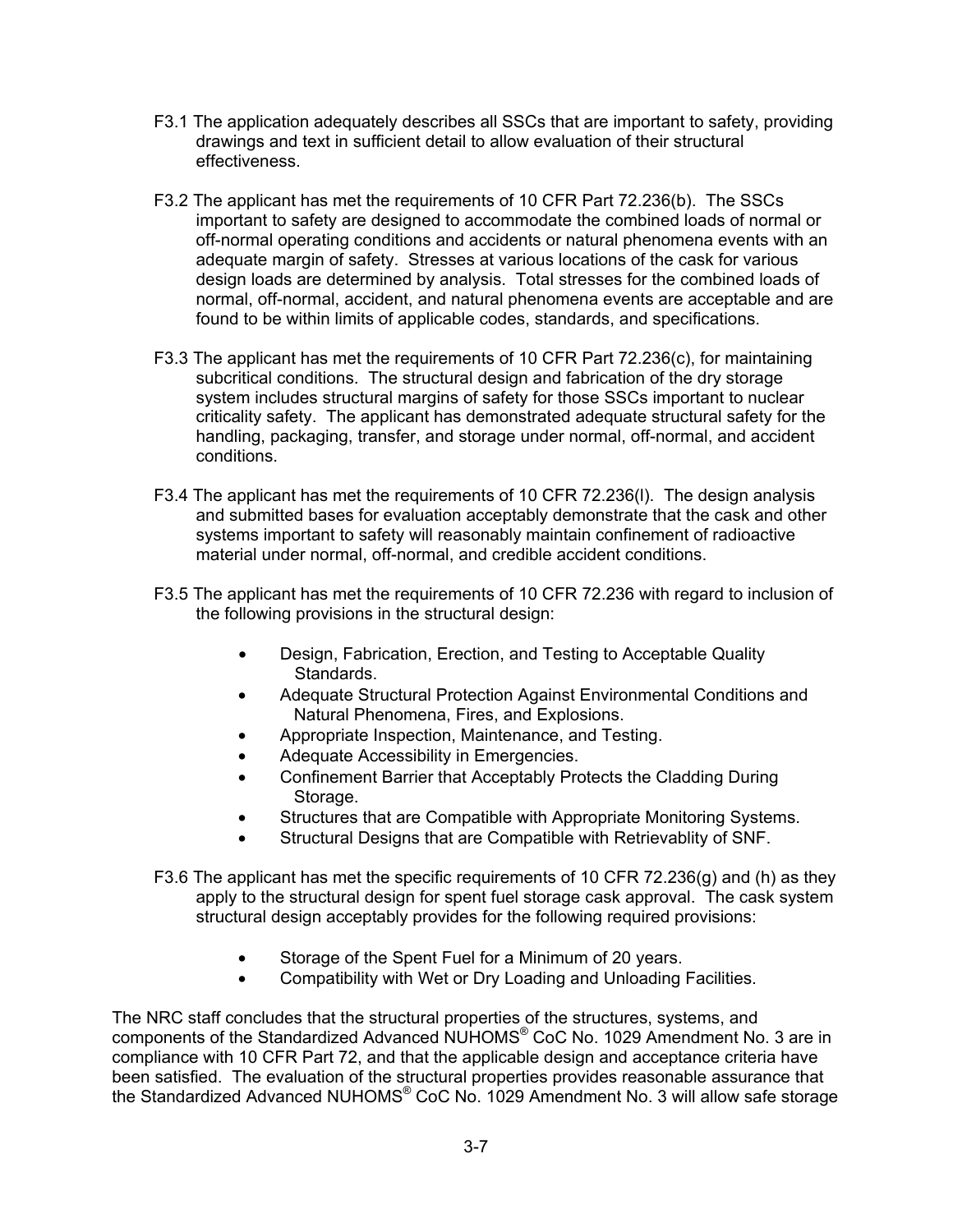F3.1 The application adequately describes all SSCs that are important to safety, providing drawings and text in sufficient detail to allow evaluation of their structural effectiveness.

F3.2 The applicant has met the requirements of 10 CFR Part 72.236(b). The SSCs important to safety are designed to accommodate the combined loads of normal or off-normal operating conditions and accidents or natural phenomena events with an adequate margin of safety. Stresses at various locations of the cask for various design loads are determined by analysis. Total stresses for the combined loads of normal, off-normal, accident, and natural phenomena events are acceptable and are found to be within limits of applicable codes, standards, and specifications.

F3.3 The applicant has met the requirements of 10 CFR Part 72.236(c), for maintaining subcritical conditions. The structural design and fabrication of the dry storage system includes structural margins of safety for those SSCs important to nuclear criticality safety. The applicant has demonstrated adequate structural safety for the handling, packaging, transfer, and storage under normal, off-normal, and accident conditions.

F3.4 The applicant has met the requirements of 10 CFR 72.236(l). The design analysis and submitted bases for evaluation acceptably demonstrate that the cask and other systems important to safety will reasonably maintain confinement of radioactive material under normal, off-normal, and credible accident conditions.

F3.5 The applicant has met the requirements of 10 CFR 72.236 with regard to inclusion of the following provisions in the structural design:

- Design, Fabrication, Erection, and Testing to Acceptable Quality Standards.
- Adequate Structural Protection Against Environmental Conditions and Natural Phenomena, Fires, and Explosions.
- Appropriate Inspection, Maintenance, and Testing.
- Adequate Accessibility in Emergencies.
- Confinement Barrier that Acceptably Protects the Cladding During Storage.
- Structures that are Compatible with Appropriate Monitoring Systems.
- Structural Designs that are Compatible with Retrievablity of SNF.

F3.6 The applicant has met the specific requirements of 10 CFR 72.236(g) and (h) as they apply to the structural design for spent fuel storage cask approval. The cask system structural design acceptably provides for the following required provisions:

- Storage of the Spent Fuel for a Minimum of 20 years.
- Compatibility with Wet or Dry Loading and Unloading Facilities.

The NRC staff concludes that the structural properties of the structures, systems, and components of the Standardized Advanced NUHOMS® CoC No. 1029 Amendment No. 3 are in compliance with 10 CFR Part 72, and that the applicable design and acceptance criteria have been satisfied. The evaluation of the structural properties provides reasonable assurance that the Standardized Advanced NUHOMS® CoC No. 1029 Amendment No. 3 will allow safe storage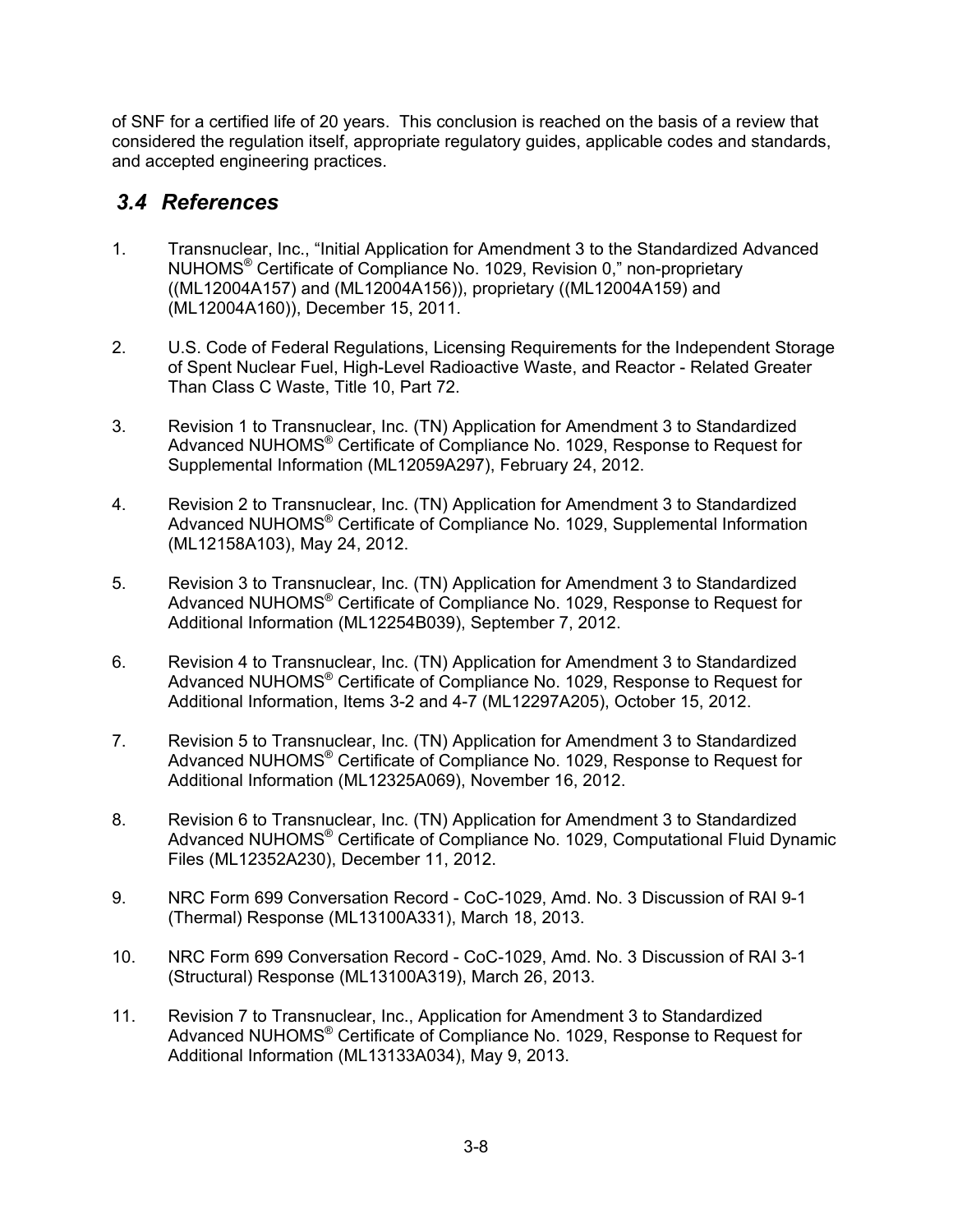of SNF for a certified life of 20 years. This conclusion is reached on the basis of a review that considered the regulation itself, appropriate regulatory guides, applicable codes and standards, and accepted engineering practices.

## *3.4 References*

1. Transnuclear, Inc., "Initial Application for Amendment 3 to the Standardized Advanced NUHOMS® Certificate of Compliance No. 1029, Revision 0," non-proprietary ((ML12004A157) and (ML12004A156)), proprietary ((ML12004A159) and (ML12004A160)), December 15, 2011.

2. U.S. Code of Federal Regulations, Licensing Requirements for the Independent Storage of Spent Nuclear Fuel, High-Level Radioactive Waste, and Reactor - Related Greater Than Class C Waste, Title 10, Part 72.

3. Revision 1 to Transnuclear, Inc. (TN) Application for Amendment 3 to Standardized Advanced NUHOMS® Certificate of Compliance No. 1029, Response to Request for Supplemental Information (ML12059A297), February 24, 2012.

4. Revision 2 to Transnuclear, Inc. (TN) Application for Amendment 3 to Standardized Advanced NUHOMS® Certificate of Compliance No. 1029, Supplemental Information (ML12158A103), May 24, 2012.

5. Revision 3 to Transnuclear, Inc. (TN) Application for Amendment 3 to Standardized Advanced NUHOMS® Certificate of Compliance No. 1029, Response to Request for Additional Information (ML12254B039), September 7, 2012.

6. Revision 4 to Transnuclear, Inc. (TN) Application for Amendment 3 to Standardized Advanced NUHOMS® Certificate of Compliance No. 1029, Response to Request for Additional Information, Items 3-2 and 4-7 (ML12297A205), October 15, 2012.

7. Revision 5 to Transnuclear, Inc. (TN) Application for Amendment 3 to Standardized Advanced NUHOMS® Certificate of Compliance No. 1029, Response to Request for Additional Information (ML12325A069), November 16, 2012.

8. Revision 6 to Transnuclear, Inc. (TN) Application for Amendment 3 to Standardized Advanced NUHOMS® Certificate of Compliance No. 1029, Computational Fluid Dynamic Files (ML12352A230), December 11, 2012.

9. NRC Form 699 Conversation Record - CoC-1029, Amd. No. 3 Discussion of RAI 9-1 (Thermal) Response (ML13100A331), March 18, 2013.

10. NRC Form 699 Conversation Record - CoC-1029, Amd. No. 3 Discussion of RAI 3-1 (Structural) Response (ML13100A319), March 26, 2013.

11. Revision 7 to Transnuclear, Inc., Application for Amendment 3 to Standardized Advanced NUHOMS® Certificate of Compliance No. 1029, Response to Request for Additional Information (ML13133A034), May 9, 2013.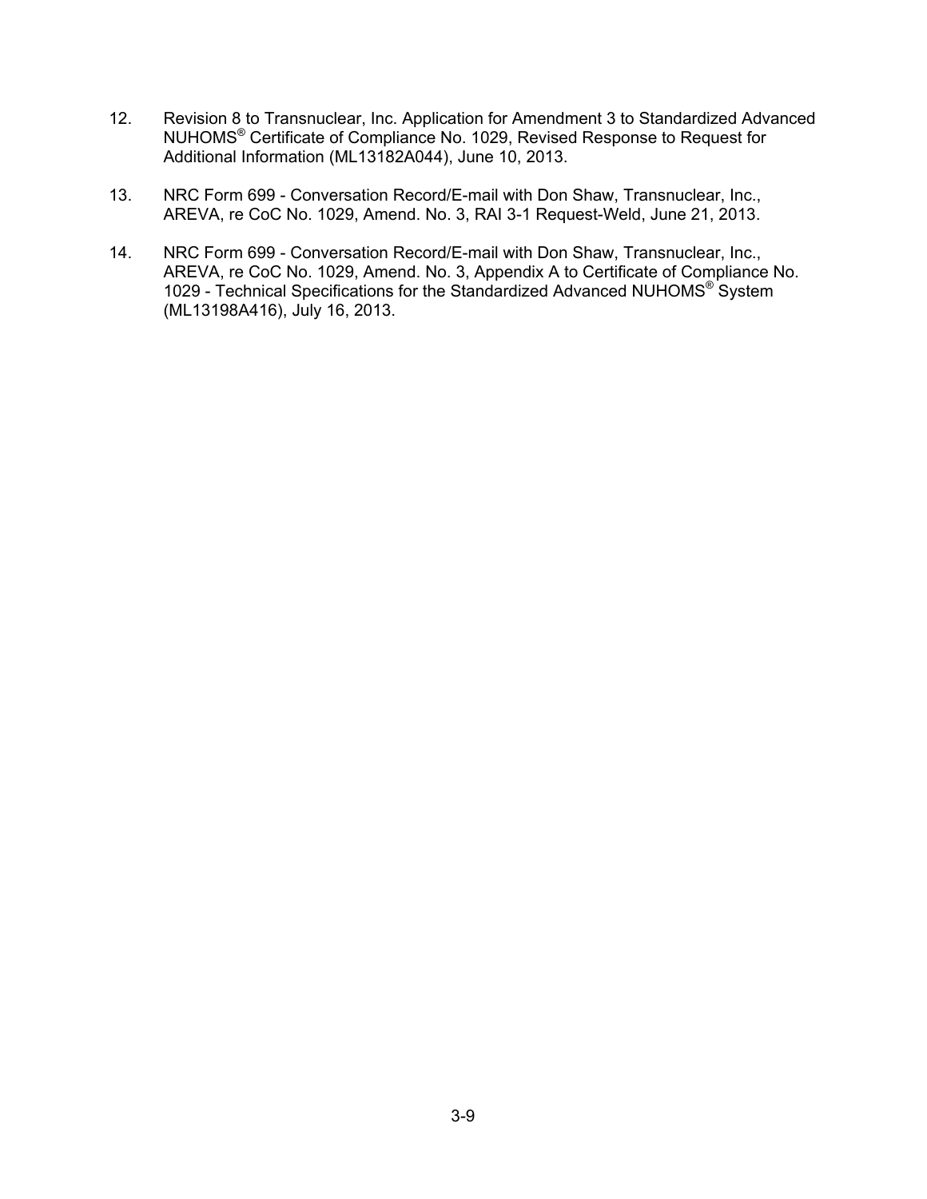12. Revision 8 to Transnuclear, Inc. Application for Amendment 3 to Standardized Advanced NUHOMS® Certificate of Compliance No. 1029, Revised Response to Request for Additional Information (ML13182A044), June 10, 2013.

13. NRC Form 699 - Conversation Record/E-mail with Don Shaw, Transnuclear, Inc., AREVA, re CoC No. 1029, Amend. No. 3, RAI 3-1 Request-Weld, June 21, 2013.

14. NRC Form 699 - Conversation Record/E-mail with Don Shaw, Transnuclear, Inc., AREVA, re CoC No. 1029, Amend. No. 3, Appendix A to Certificate of Compliance No. 1029 - Technical Specifications for the Standardized Advanced NUHOMS® System (ML13198A416), July 16, 2013.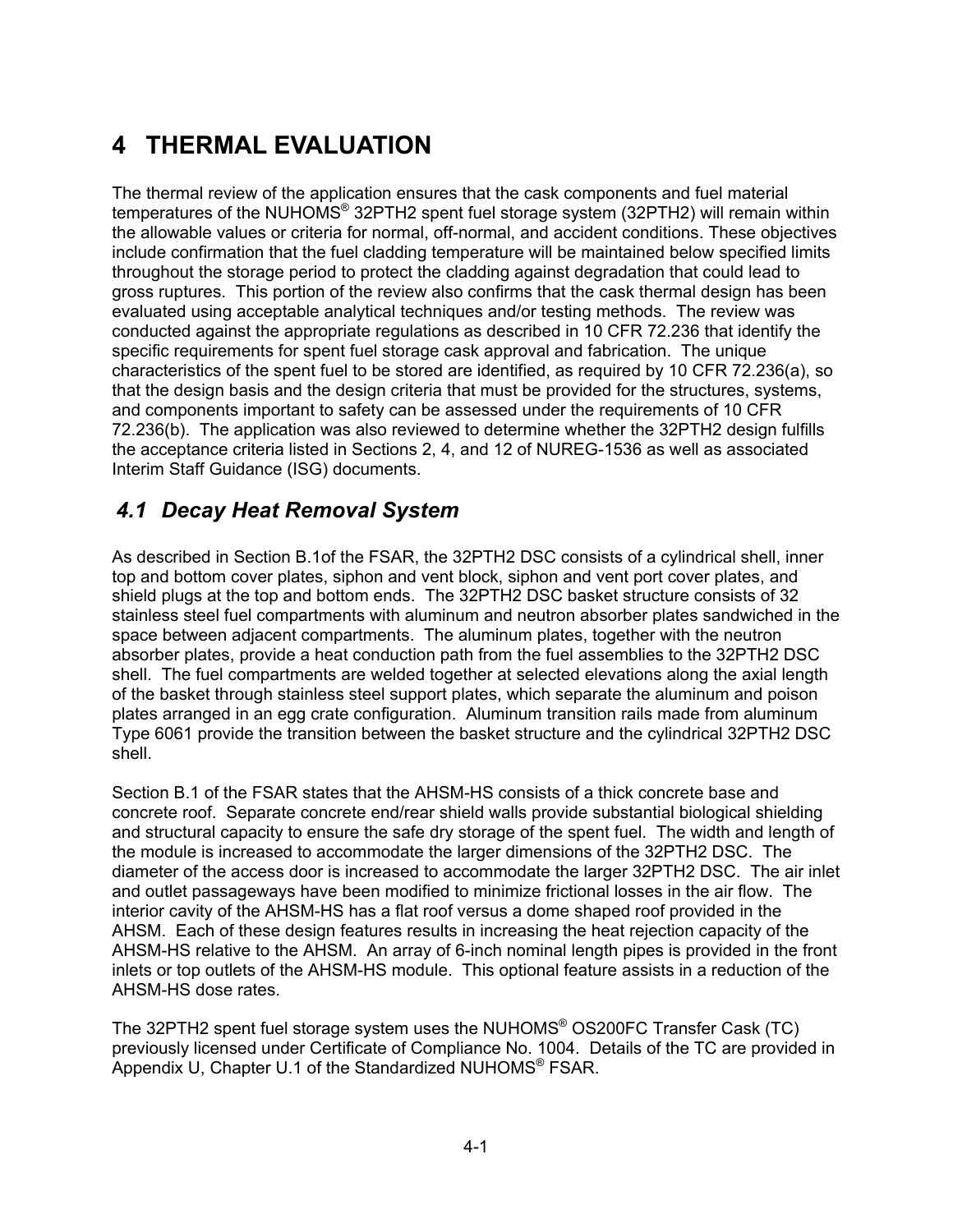# 4 THERMAL EVALUATION

The thermal review of the application ensures that the cask components and fuel material temperatures of the NUHOMS® 32PTH2 spent fuel storage system (32PTH2) will remain within the allowable values or criteria for normal, off-normal, and accident conditions. These objectives include confirmation that the fuel cladding temperature will be maintained below specified limits throughout the storage period to protect the cladding against degradation that could lead to gross ruptures. This portion of the review also confirms that the cask thermal design has been evaluated using acceptable analytical techniques and/or testing methods. The review was conducted against the appropriate regulations as described in 10 CFR 72.236 that identify the specific requirements for spent fuel storage cask approval and fabrication. The unique characteristics of the spent fuel to be stored are identified, as required by 10 CFR 72.236(a), so that the design basis and the design criteria that must be provided for the structures, systems, and components important to safety can be assessed under the requirements of 10 CFR 72.236(b). The application was also reviewed to determine whether the 32PTH2 design fulfills the acceptance criteria listed in Sections 2, 4, and 12 of NUREG-1536 as well as associated Interim Staff Guidance (ISG) documents.

## *4.1 Decay Heat Removal System*

As described in Section B.1of the FSAR, the 32PTH2 DSC consists of a cylindrical shell, inner top and bottom cover plates, siphon and vent block, siphon and vent port cover plates, and shield plugs at the top and bottom ends. The 32PTH2 DSC basket structure consists of 32 stainless steel fuel compartments with aluminum and neutron absorber plates sandwiched in the space between adjacent compartments. The aluminum plates, together with the neutron absorber plates, provide a heat conduction path from the fuel assemblies to the 32PTH2 DSC shell. The fuel compartments are welded together at selected elevations along the axial length of the basket through stainless steel support plates, which separate the aluminum and poison plates arranged in an egg crate configuration. Aluminum transition rails made from aluminum Type 6061 provide the transition between the basket structure and the cylindrical 32PTH2 DSC shell.

Section B.1 of the FSAR states that the AHSM-HS consists of a thick concrete base and concrete roof. Separate concrete end/rear shield walls provide substantial biological shielding and structural capacity to ensure the safe dry storage of the spent fuel. The width and length of the module is increased to accommodate the larger dimensions of the 32PTH2 DSC. The diameter of the access door is increased to accommodate the larger 32PTH2 DSC. The air inlet and outlet passageways have been modified to minimize frictional losses in the air flow. The interior cavity of the AHSM-HS has a flat roof versus a dome shaped roof provided in the AHSM. Each of these design features results in increasing the heat rejection capacity of the AHSM-HS relative to the AHSM. An array of 6-inch nominal length pipes is provided in the front inlets or top outlets of the AHSM-HS module. This optional feature assists in a reduction of the AHSM-HS dose rates.

The 32PTH2 spent fuel storage system uses the NUHOMS® OS200FC Transfer Cask (TC) previously licensed under Certificate of Compliance No. 1004. Details of the TC are provided in Appendix U, Chapter U.1 of the Standardized NUHOMS® FSAR.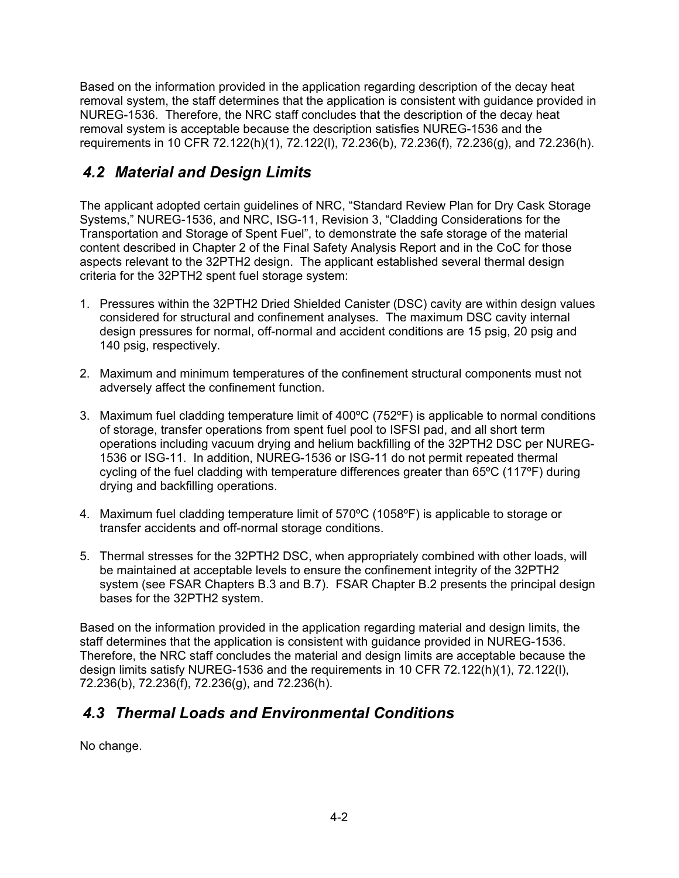Based on the information provided in the application regarding description of the decay heat removal system, the staff determines that the application is consistent with guidance provided in NUREG-1536. Therefore, the NRC staff concludes that the description of the decay heat removal system is acceptable because the description satisfies NUREG-1536 and the requirements in 10 CFR 72.122(h)(1), 72.122(l), 72.236(b), 72.236(f), 72.236(g), and 72.236(h).

## *4.2 Material and Design Limits*

The applicant adopted certain guidelines of NRC, "Standard Review Plan for Dry Cask Storage Systems," NUREG-1536, and NRC, ISG-11, Revision 3, "Cladding Considerations for the Transportation and Storage of Spent Fuel", to demonstrate the safe storage of the material content described in Chapter 2 of the Final Safety Analysis Report and in the CoC for those aspects relevant to the 32PTH2 design. The applicant established several thermal design criteria for the 32PTH2 spent fuel storage system:

1. Pressures within the 32PTH2 Dried Shielded Canister (DSC) cavity are within design values considered for structural and confinement analyses. The maximum DSC cavity internal design pressures for normal, off-normal and accident conditions are 15 psig, 20 psig and 140 psig, respectively.

2. Maximum and minimum temperatures of the confinement structural components must not adversely affect the confinement function.

3. Maximum fuel cladding temperature limit of 400ºC (752ºF) is applicable to normal conditions of storage, transfer operations from spent fuel pool to ISFSI pad, and all short term operations including vacuum drying and helium backfilling of the 32PTH2 DSC per NUREG-1536 or ISG-11. In addition, NUREG-1536 or ISG-11 do not permit repeated thermal cycling of the fuel cladding with temperature differences greater than 65ºC (117ºF) during drying and backfilling operations.

4. Maximum fuel cladding temperature limit of 570ºC (1058ºF) is applicable to storage or transfer accidents and off-normal storage conditions.

5. Thermal stresses for the 32PTH2 DSC, when appropriately combined with other loads, will be maintained at acceptable levels to ensure the confinement integrity of the 32PTH2 system (see FSAR Chapters B.3 and B.7). FSAR Chapter B.2 presents the principal design bases for the 32PTH2 system.

Based on the information provided in the application regarding material and design limits, the staff determines that the application is consistent with guidance provided in NUREG-1536. Therefore, the NRC staff concludes the material and design limits are acceptable because the design limits satisfy NUREG-1536 and the requirements in 10 CFR 72.122(h)(1), 72.122(l), 72.236(b), 72.236(f), 72.236(g), and 72.236(h).

## *4.3 Thermal Loads and Environmental Conditions*

No change.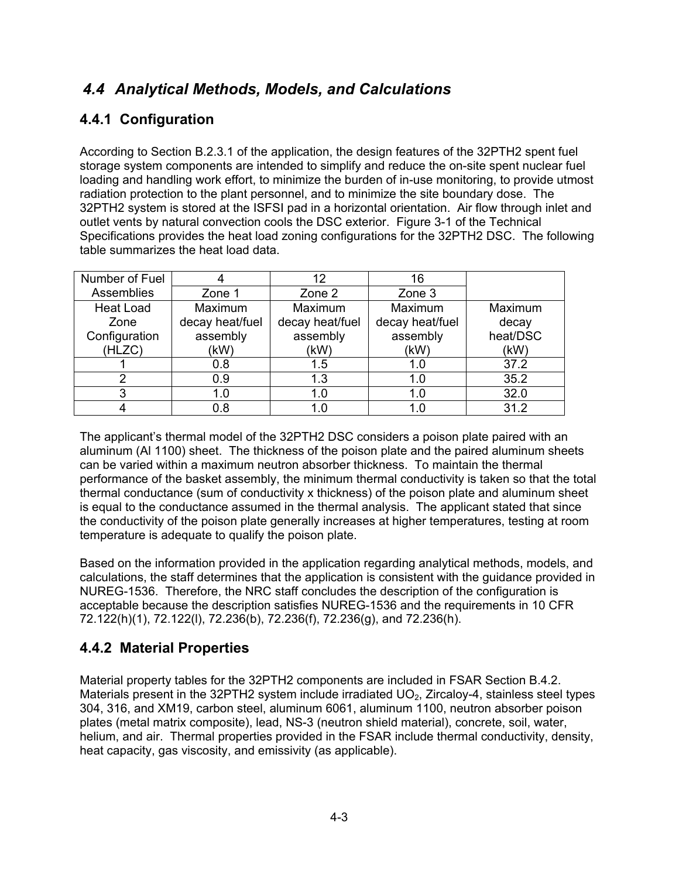## *4.4 Analytical Methods, Models, and Calculations*

### 4.4.1 Configuration

According to Section B.2.3.1 of the application, the design features of the 32PTH2 spent fuel storage system components are intended to simplify and reduce the on-site spent nuclear fuel loading and handling work effort, to minimize the burden of in-use monitoring, to provide utmost radiation protection to the plant personnel, and to minimize the site boundary dose. The 32PTH2 system is stored at the ISFSI pad in a horizontal orientation. Air flow through inlet and outlet vents by natural convection cools the DSC exterior. Figure 3-1 of the Technical Specifications provides the heat load zoning configurations for the 32PTH2 DSC. The following table summarizes the heat load data.

| Number of Fuel Assemblies | 4<br>Zone 1 | 12<br>Zone 2 | 16<br>Zone 3 | |
|---|---|---|---|---|
| Heat Load Zone Configuration (HLZC) | Maximum decay heat/fuel assembly (kW) | Maximum decay heat/fuel assembly (kW) | Maximum decay heat/fuel assembly (kW) | Maximum decay heat/DSC (kW) |
| 1 | 0.8 | 1.5 | 1.0 | 37.2 |
| 2 | 0.9 | 1.3 | 1.0 | 35.2 |
| 3 | 1.0 | 1.0 | 1.0 | 32.0 |
| 4 | 0.8 | 1.0 | 1.0 | 31.2 |

The applicant's thermal model of the 32PTH2 DSC considers a poison plate paired with an aluminum (Al 1100) sheet. The thickness of the poison plate and the paired aluminum sheets can be varied within a maximum neutron absorber thickness. To maintain the thermal performance of the basket assembly, the minimum thermal conductivity is taken so that the total thermal conductance (sum of conductivity x thickness) of the poison plate and aluminum sheet is equal to the conductance assumed in the thermal analysis. The applicant stated that since the conductivity of the poison plate generally increases at higher temperatures, testing at room temperature is adequate to qualify the poison plate.

Based on the information provided in the application regarding analytical methods, models, and calculations, the staff determines that the application is consistent with the guidance provided in NUREG-1536. Therefore, the NRC staff concludes the description of the configuration is acceptable because the description satisfies NUREG-1536 and the requirements in 10 CFR 72.122(h)(1), 72.122(l), 72.236(b), 72.236(f), 72.236(g), and 72.236(h).

### 4.4.2 Material Properties

Material property tables for the 32PTH2 components are included in FSAR Section B.4.2. Materials present in the 32PTH2 system include irradiated $UO_2$, Zircaloy-4, stainless steel types 304, 316, and XM19, carbon steel, aluminum 6061, aluminum 1100, neutron absorber poison plates (metal matrix composite), lead, NS-3 (neutron shield material), concrete, soil, water, helium, and air. Thermal properties provided in the FSAR include thermal conductivity, density, heat capacity, gas viscosity, and emissivity (as applicable).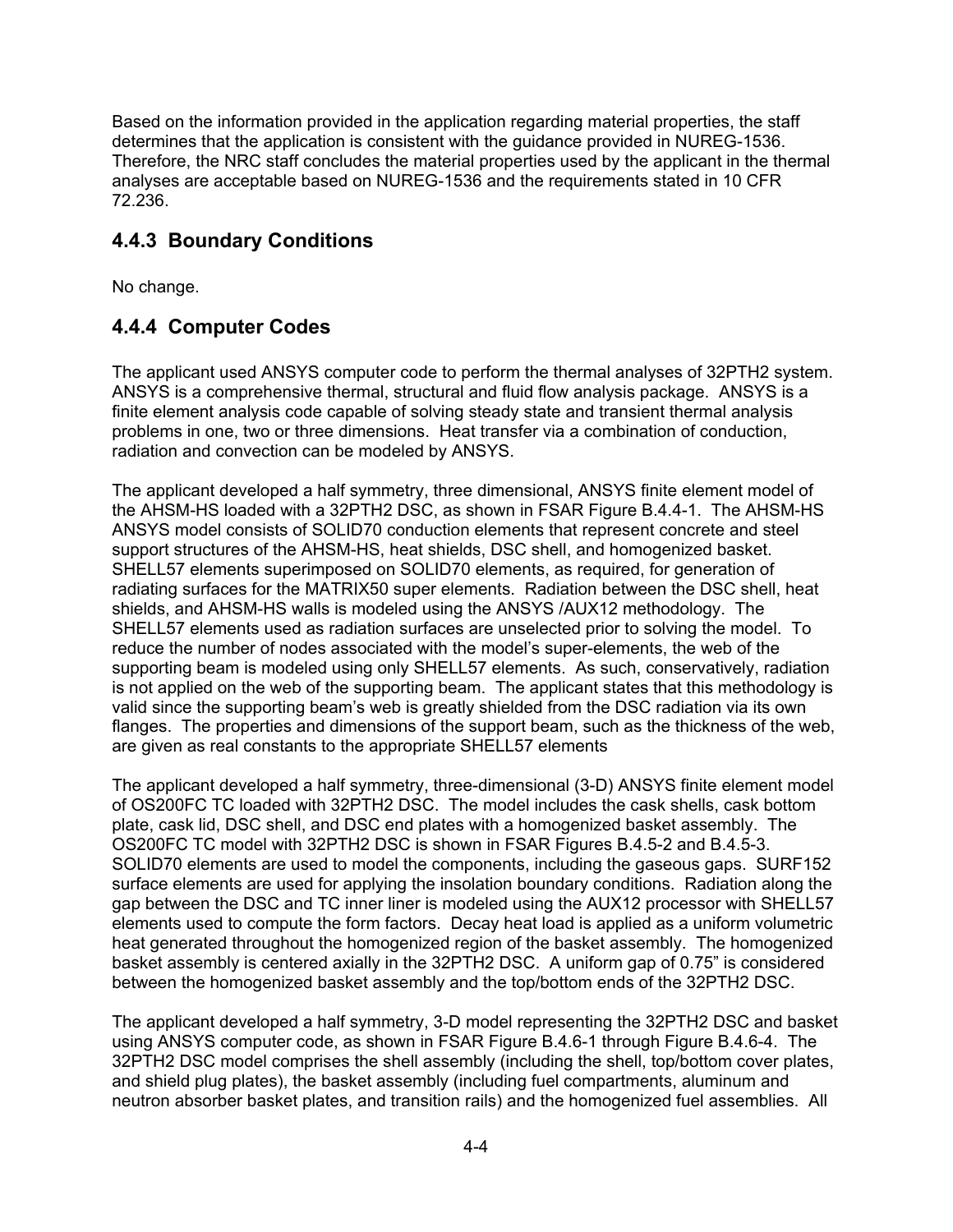Based on the information provided in the application regarding material properties, the staff determines that the application is consistent with the guidance provided in NUREG-1536. Therefore, the NRC staff concludes the material properties used by the applicant in the thermal analyses are acceptable based on NUREG-1536 and the requirements stated in 10 CFR 72.236.

### 4.4.3 Boundary Conditions

No change.

### 4.4.4 Computer Codes

The applicant used ANSYS computer code to perform the thermal analyses of 32PTH2 system. ANSYS is a comprehensive thermal, structural and fluid flow analysis package. ANSYS is a finite element analysis code capable of solving steady state and transient thermal analysis problems in one, two or three dimensions. Heat transfer via a combination of conduction, radiation and convection can be modeled by ANSYS.

The applicant developed a half symmetry, three dimensional, ANSYS finite element model of the AHSM-HS loaded with a 32PTH2 DSC, as shown in FSAR Figure B.4.4-1. The AHSM-HS ANSYS model consists of SOLID70 conduction elements that represent concrete and steel support structures of the AHSM-HS, heat shields, DSC shell, and homogenized basket. SHELL57 elements superimposed on SOLID70 elements, as required, for generation of radiating surfaces for the MATRIX50 super elements. Radiation between the DSC shell, heat shields, and AHSM-HS walls is modeled using the ANSYS /AUX12 methodology. The SHELL57 elements used as radiation surfaces are unselected prior to solving the model. To reduce the number of nodes associated with the model's super-elements, the web of the supporting beam is modeled using only SHELL57 elements. As such, conservatively, radiation is not applied on the web of the supporting beam. The applicant states that this methodology is valid since the supporting beam's web is greatly shielded from the DSC radiation via its own flanges. The properties and dimensions of the support beam, such as the thickness of the web, are given as real constants to the appropriate SHELL57 elements

The applicant developed a half symmetry, three-dimensional (3-D) ANSYS finite element model of OS200FC TC loaded with 32PTH2 DSC. The model includes the cask shells, cask bottom plate, cask lid, DSC shell, and DSC end plates with a homogenized basket assembly. The OS200FC TC model with 32PTH2 DSC is shown in FSAR Figures B.4.5-2 and B.4.5-3. SOLID70 elements are used to model the components, including the gaseous gaps. SURF152 surface elements are used for applying the insolation boundary conditions. Radiation along the gap between the DSC and TC inner liner is modeled using the AUX12 processor with SHELL57 elements used to compute the form factors. Decay heat load is applied as a uniform volumetric heat generated throughout the homogenized region of the basket assembly. The homogenized basket assembly is centered axially in the 32PTH2 DSC. A uniform gap of 0.75" is considered between the homogenized basket assembly and the top/bottom ends of the 32PTH2 DSC.

The applicant developed a half symmetry, 3-D model representing the 32PTH2 DSC and basket using ANSYS computer code, as shown in FSAR Figure B.4.6-1 through Figure B.4.6-4. The 32PTH2 DSC model comprises the shell assembly (including the shell, top/bottom cover plates, and shield plug plates), the basket assembly (including fuel compartments, aluminum and neutron absorber basket plates, and transition rails) and the homogenized fuel assemblies. All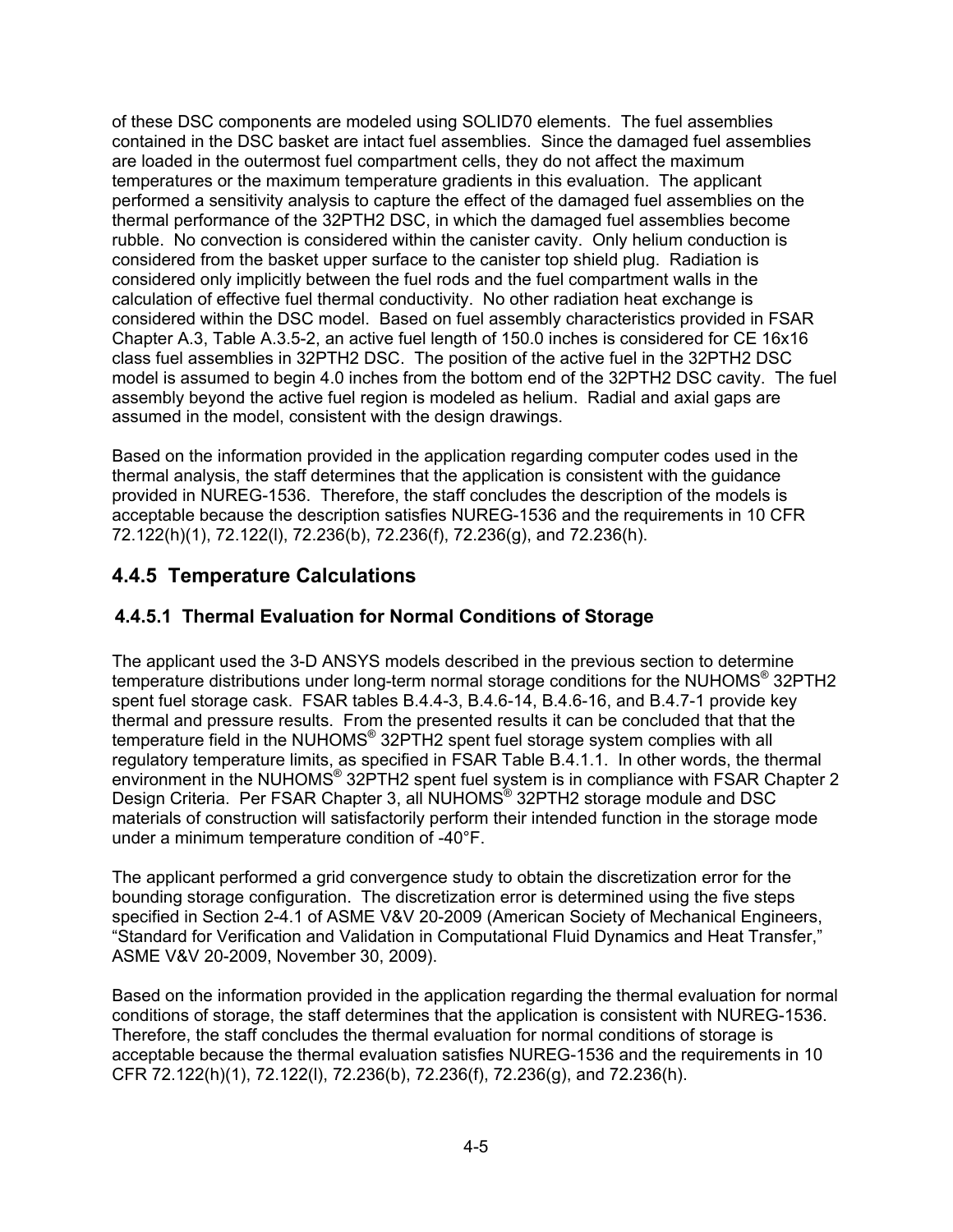of these DSC components are modeled using SOLID70 elements. The fuel assemblies contained in the DSC basket are intact fuel assemblies. Since the damaged fuel assemblies are loaded in the outermost fuel compartment cells, they do not affect the maximum temperatures or the maximum temperature gradients in this evaluation. The applicant performed a sensitivity analysis to capture the effect of the damaged fuel assemblies on the thermal performance of the 32PTH2 DSC, in which the damaged fuel assemblies become rubble. No convection is considered within the canister cavity. Only helium conduction is considered from the basket upper surface to the canister top shield plug. Radiation is considered only implicitly between the fuel rods and the fuel compartment walls in the calculation of effective fuel thermal conductivity. No other radiation heat exchange is considered within the DSC model. Based on fuel assembly characteristics provided in FSAR Chapter A.3, Table A.3.5-2, an active fuel length of 150.0 inches is considered for CE 16x16 class fuel assemblies in 32PTH2 DSC. The position of the active fuel in the 32PTH2 DSC model is assumed to begin 4.0 inches from the bottom end of the 32PTH2 DSC cavity. The fuel assembly beyond the active fuel region is modeled as helium. Radial and axial gaps are assumed in the model, consistent with the design drawings.

Based on the information provided in the application regarding computer codes used in the thermal analysis, the staff determines that the application is consistent with the guidance provided in NUREG-1536. Therefore, the staff concludes the description of the models is acceptable because the description satisfies NUREG-1536 and the requirements in 10 CFR 72.122(h)(1), 72.122(l), 72.236(b), 72.236(f), 72.236(g), and 72.236(h).

## 4.4.5 Temperature Calculations

### 4.4.5.1 Thermal Evaluation for Normal Conditions of Storage

The applicant used the 3-D ANSYS models described in the previous section to determine temperature distributions under long-term normal storage conditions for the NUHOMS® 32PTH2 spent fuel storage cask. FSAR tables B.4.4-3, B.4.6-14, B.4.6-16, and B.4.7-1 provide key thermal and pressure results. From the presented results it can be concluded that that the temperature field in the NUHOMS® 32PTH2 spent fuel storage system complies with all regulatory temperature limits, as specified in FSAR Table B.4.1.1. In other words, the thermal environment in the NUHOMS® 32PTH2 spent fuel system is in compliance with FSAR Chapter 2 Design Criteria. Per FSAR Chapter 3, all NUHOMS® 32PTH2 storage module and DSC materials of construction will satisfactorily perform their intended function in the storage mode under a minimum temperature condition of -40°F.

The applicant performed a grid convergence study to obtain the discretization error for the bounding storage configuration. The discretization error is determined using the five steps specified in Section 2-4.1 of ASME V&V 20-2009 (American Society of Mechanical Engineers, "Standard for Verification and Validation in Computational Fluid Dynamics and Heat Transfer," ASME V&V 20-2009, November 30, 2009).

Based on the information provided in the application regarding the thermal evaluation for normal conditions of storage, the staff determines that the application is consistent with NUREG-1536. Therefore, the staff concludes the thermal evaluation for normal conditions of storage is acceptable because the thermal evaluation satisfies NUREG-1536 and the requirements in 10 CFR 72.122(h)(1), 72.122(l), 72.236(b), 72.236(f), 72.236(g), and 72.236(h).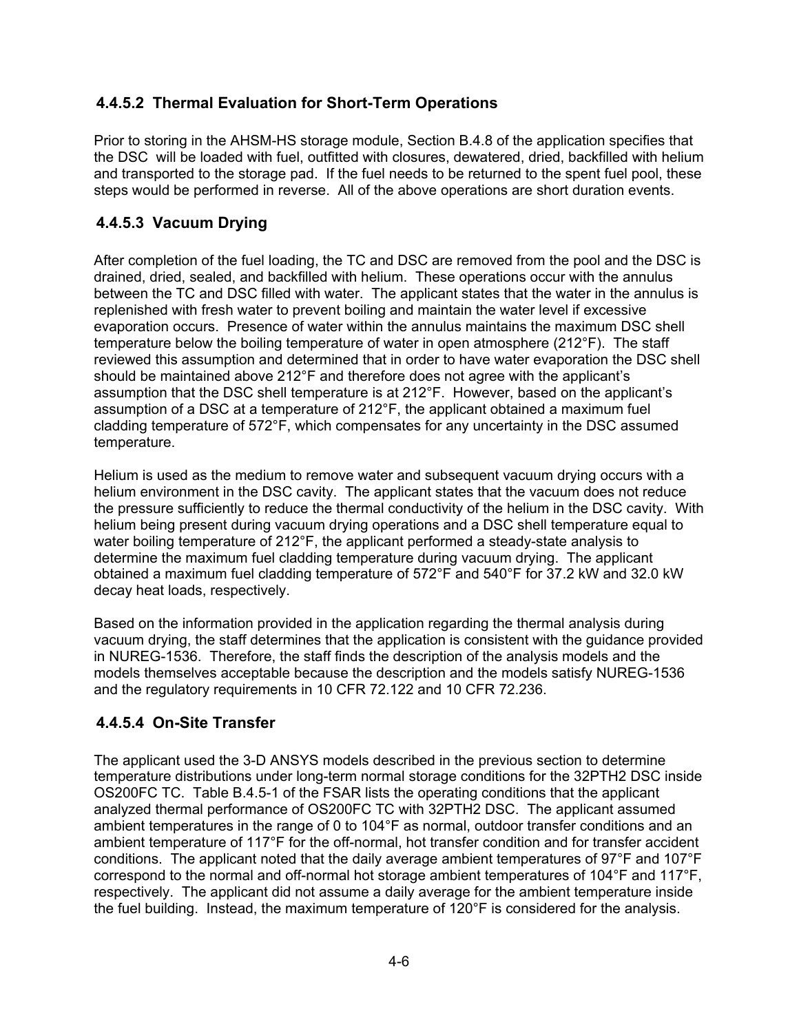### 4.4.5.2 Thermal Evaluation for Short-Term Operations

Prior to storing in the AHSM-HS storage module, Section B.4.8 of the application specifies that the DSC will be loaded with fuel, outfitted with closures, dewatered, dried, backfilled with helium and transported to the storage pad. If the fuel needs to be returned to the spent fuel pool, these steps would be performed in reverse. All of the above operations are short duration events.

### 4.4.5.3 Vacuum Drying

After completion of the fuel loading, the TC and DSC are removed from the pool and the DSC is drained, dried, sealed, and backfilled with helium. These operations occur with the annulus between the TC and DSC filled with water. The applicant states that the water in the annulus is replenished with fresh water to prevent boiling and maintain the water level if excessive evaporation occurs. Presence of water within the annulus maintains the maximum DSC shell temperature below the boiling temperature of water in open atmosphere (212°F). The staff reviewed this assumption and determined that in order to have water evaporation the DSC shell should be maintained above 212°F and therefore does not agree with the applicant's assumption that the DSC shell temperature is at 212°F. However, based on the applicant's assumption of a DSC at a temperature of 212°F, the applicant obtained a maximum fuel cladding temperature of 572°F, which compensates for any uncertainty in the DSC assumed temperature.

Helium is used as the medium to remove water and subsequent vacuum drying occurs with a helium environment in the DSC cavity. The applicant states that the vacuum does not reduce the pressure sufficiently to reduce the thermal conductivity of the helium in the DSC cavity. With helium being present during vacuum drying operations and a DSC shell temperature equal to water boiling temperature of 212°F, the applicant performed a steady-state analysis to determine the maximum fuel cladding temperature during vacuum drying. The applicant obtained a maximum fuel cladding temperature of 572°F and 540°F for 37.2 kW and 32.0 kW decay heat loads, respectively.

Based on the information provided in the application regarding the thermal analysis during vacuum drying, the staff determines that the application is consistent with the guidance provided in NUREG-1536. Therefore, the staff finds the description of the analysis models and the models themselves acceptable because the description and the models satisfy NUREG-1536 and the regulatory requirements in 10 CFR 72.122 and 10 CFR 72.236.

### 4.4.5.4 On-Site Transfer

The applicant used the 3-D ANSYS models described in the previous section to determine temperature distributions under long-term normal storage conditions for the 32PTH2 DSC inside OS200FC TC. Table B.4.5-1 of the FSAR lists the operating conditions that the applicant analyzed thermal performance of OS200FC TC with 32PTH2 DSC. The applicant assumed ambient temperatures in the range of 0 to 104°F as normal, outdoor transfer conditions and an ambient temperature of 117°F for the off-normal, hot transfer condition and for transfer accident conditions. The applicant noted that the daily average ambient temperatures of 97°F and 107°F correspond to the normal and off-normal hot storage ambient temperatures of 104°F and 117°F, respectively. The applicant did not assume a daily average for the ambient temperature inside the fuel building. Instead, the maximum temperature of 120°F is considered for the analysis.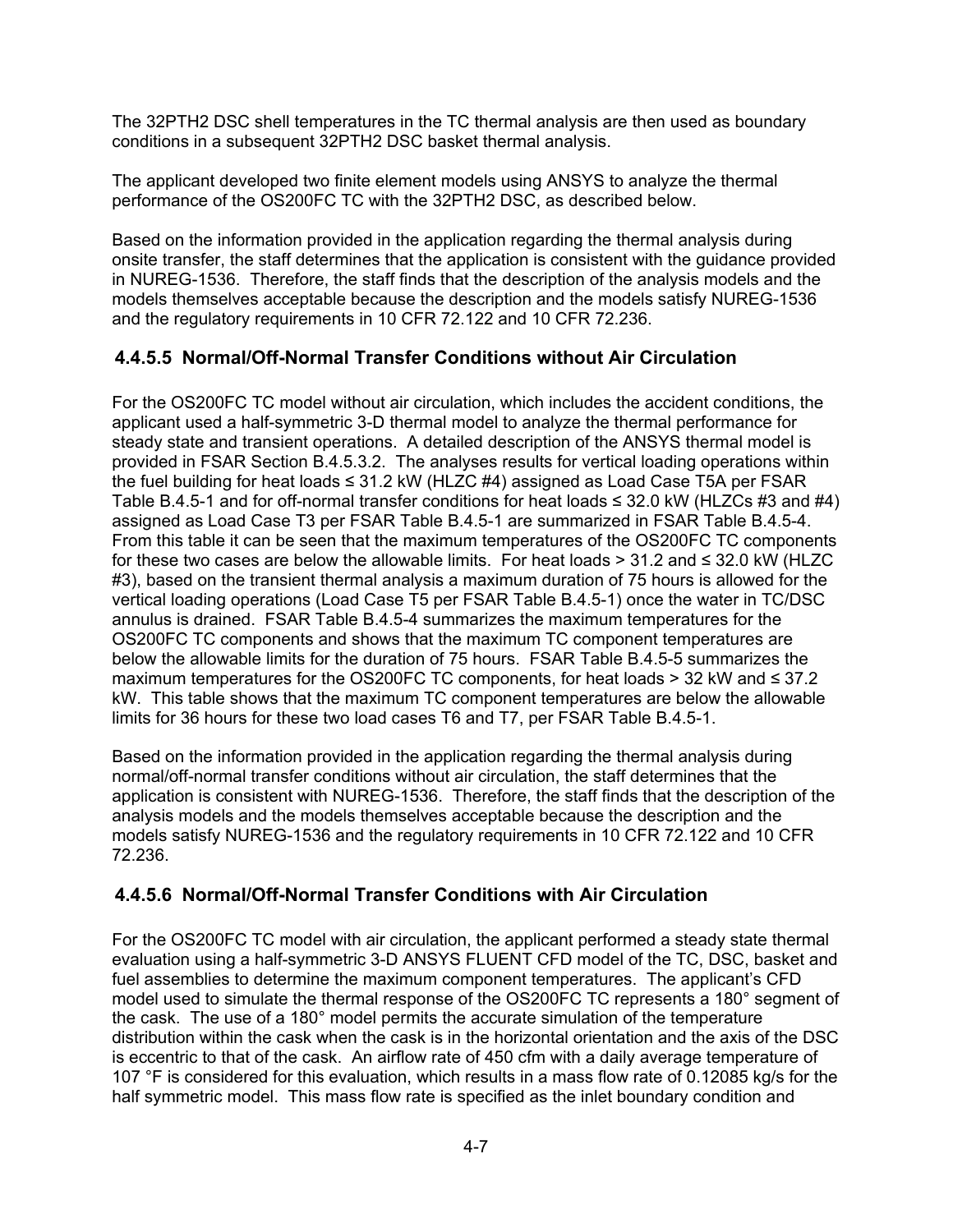The 32PTH2 DSC shell temperatures in the TC thermal analysis are then used as boundary conditions in a subsequent 32PTH2 DSC basket thermal analysis.

The applicant developed two finite element models using ANSYS to analyze the thermal performance of the OS200FC TC with the 32PTH2 DSC, as described below.

Based on the information provided in the application regarding the thermal analysis during onsite transfer, the staff determines that the application is consistent with the guidance provided in NUREG-1536. Therefore, the staff finds that the description of the analysis models and the models themselves acceptable because the description and the models satisfy NUREG-1536 and the regulatory requirements in 10 CFR 72.122 and 10 CFR 72.236.

### 4.4.5.5 Normal/Off-Normal Transfer Conditions without Air Circulation

For the OS200FC TC model without air circulation, which includes the accident conditions, the applicant used a half-symmetric 3-D thermal model to analyze the thermal performance for steady state and transient operations. A detailed description of the ANSYS thermal model is provided in FSAR Section B.4.5.3.2. The analyses results for vertical loading operations within the fuel building for heat loads ≤ 31.2 kW (HLZC #4) assigned as Load Case T5A per FSAR Table B.4.5-1 and for off-normal transfer conditions for heat loads ≤ 32.0 kW (HLZCs #3 and #4) assigned as Load Case T3 per FSAR Table B.4.5-1 are summarized in FSAR Table B.4.5-4. From this table it can be seen that the maximum temperatures of the OS200FC TC components for these two cases are below the allowable limits. For heat loads > 31.2 and ≤ 32.0 kW (HLZC #3), based on the transient thermal analysis a maximum duration of 75 hours is allowed for the vertical loading operations (Load Case T5 per FSAR Table B.4.5-1) once the water in TC/DSC annulus is drained. FSAR Table B.4.5-4 summarizes the maximum temperatures for the OS200FC TC components and shows that the maximum TC component temperatures are below the allowable limits for the duration of 75 hours. FSAR Table B.4.5-5 summarizes the maximum temperatures for the OS200FC TC components, for heat loads > 32 kW and ≤ 37.2 kW. This table shows that the maximum TC component temperatures are below the allowable limits for 36 hours for these two load cases T6 and T7, per FSAR Table B.4.5-1.

Based on the information provided in the application regarding the thermal analysis during normal/off-normal transfer conditions without air circulation, the staff determines that the application is consistent with NUREG-1536. Therefore, the staff finds that the description of the analysis models and the models themselves acceptable because the description and the models satisfy NUREG-1536 and the regulatory requirements in 10 CFR 72.122 and 10 CFR 72.236.

### 4.4.5.6 Normal/Off-Normal Transfer Conditions with Air Circulation

For the OS200FC TC model with air circulation, the applicant performed a steady state thermal evaluation using a half-symmetric 3-D ANSYS FLUENT CFD model of the TC, DSC, basket and fuel assemblies to determine the maximum component temperatures. The applicant's CFD model used to simulate the thermal response of the OS200FC TC represents a 180° segment of the cask. The use of a 180° model permits the accurate simulation of the temperature distribution within the cask when the cask is in the horizontal orientation and the axis of the DSC is eccentric to that of the cask. An airflow rate of 450 cfm with a daily average temperature of 107 °F is considered for this evaluation, which results in a mass flow rate of 0.12085 kg/s for the half symmetric model. This mass flow rate is specified as the inlet boundary condition and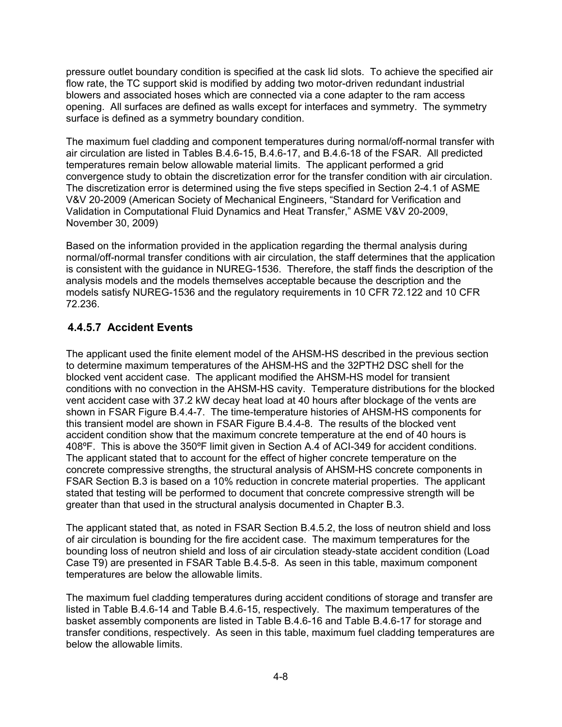pressure outlet boundary condition is specified at the cask lid slots. To achieve the specified air flow rate, the TC support skid is modified by adding two motor-driven redundant industrial blowers and associated hoses which are connected via a cone adapter to the ram access opening. All surfaces are defined as walls except for interfaces and symmetry. The symmetry surface is defined as a symmetry boundary condition.

The maximum fuel cladding and component temperatures during normal/off-normal transfer with air circulation are listed in Tables B.4.6-15, B.4.6-17, and B.4.6-18 of the FSAR. All predicted temperatures remain below allowable material limits. The applicant performed a grid convergence study to obtain the discretization error for the transfer condition with air circulation. The discretization error is determined using the five steps specified in Section 2-4.1 of ASME V&V 20-2009 (American Society of Mechanical Engineers, "Standard for Verification and Validation in Computational Fluid Dynamics and Heat Transfer," ASME V&V 20-2009, November 30, 2009)

Based on the information provided in the application regarding the thermal analysis during normal/off-normal transfer conditions with air circulation, the staff determines that the application is consistent with the guidance in NUREG-1536. Therefore, the staff finds the description of the analysis models and the models themselves acceptable because the description and the models satisfy NUREG-1536 and the regulatory requirements in 10 CFR 72.122 and 10 CFR 72.236.

### 4.4.5.7 Accident Events

The applicant used the finite element model of the AHSM-HS described in the previous section to determine maximum temperatures of the AHSM-HS and the 32PTH2 DSC shell for the blocked vent accident case. The applicant modified the AHSM-HS model for transient conditions with no convection in the AHSM-HS cavity. Temperature distributions for the blocked vent accident case with 37.2 kW decay heat load at 40 hours after blockage of the vents are shown in FSAR Figure B.4.4-7. The time-temperature histories of AHSM-HS components for this transient model are shown in FSAR Figure B.4.4-8. The results of the blocked vent accident condition show that the maximum concrete temperature at the end of 40 hours is 408ºF. This is above the 350ºF limit given in Section A.4 of ACI-349 for accident conditions. The applicant stated that to account for the effect of higher concrete temperature on the concrete compressive strengths, the structural analysis of AHSM-HS concrete components in FSAR Section B.3 is based on a 10% reduction in concrete material properties. The applicant stated that testing will be performed to document that concrete compressive strength will be greater than that used in the structural analysis documented in Chapter B.3.

The applicant stated that, as noted in FSAR Section B.4.5.2, the loss of neutron shield and loss of air circulation is bounding for the fire accident case. The maximum temperatures for the bounding loss of neutron shield and loss of air circulation steady-state accident condition (Load Case T9) are presented in FSAR Table B.4.5-8. As seen in this table, maximum component temperatures are below the allowable limits.

The maximum fuel cladding temperatures during accident conditions of storage and transfer are listed in Table B.4.6-14 and Table B.4.6-15, respectively. The maximum temperatures of the basket assembly components are listed in Table B.4.6-16 and Table B.4.6-17 for storage and transfer conditions, respectively. As seen in this table, maximum fuel cladding temperatures are below the allowable limits.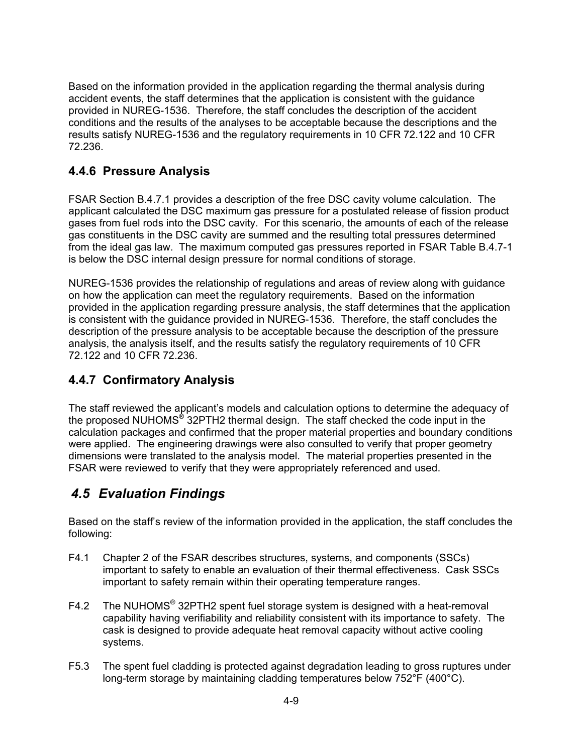Based on the information provided in the application regarding the thermal analysis during accident events, the staff determines that the application is consistent with the guidance provided in NUREG-1536. Therefore, the staff concludes the description of the accident conditions and the results of the analyses to be acceptable because the descriptions and the results satisfy NUREG-1536 and the regulatory requirements in 10 CFR 72.122 and 10 CFR 72.236.

### 4.4.6 Pressure Analysis

FSAR Section B.4.7.1 provides a description of the free DSC cavity volume calculation. The applicant calculated the DSC maximum gas pressure for a postulated release of fission product gases from fuel rods into the DSC cavity. For this scenario, the amounts of each of the release gas constituents in the DSC cavity are summed and the resulting total pressures determined from the ideal gas law. The maximum computed gas pressures reported in FSAR Table B.4.7-1 is below the DSC internal design pressure for normal conditions of storage.

NUREG-1536 provides the relationship of regulations and areas of review along with guidance on how the application can meet the regulatory requirements. Based on the information provided in the application regarding pressure analysis, the staff determines that the application is consistent with the guidance provided in NUREG-1536. Therefore, the staff concludes the description of the pressure analysis to be acceptable because the description of the pressure analysis, the analysis itself, and the results satisfy the regulatory requirements of 10 CFR 72.122 and 10 CFR 72.236.

### 4.4.7 Confirmatory Analysis

The staff reviewed the applicant's models and calculation options to determine the adequacy of the proposed NUHOMS® 32PTH2 thermal design. The staff checked the code input in the calculation packages and confirmed that the proper material properties and boundary conditions were applied. The engineering drawings were also consulted to verify that proper geometry dimensions were translated to the analysis model. The material properties presented in the FSAR were reviewed to verify that they were appropriately referenced and used.

## *4.5 Evaluation Findings*

Based on the staff's review of the information provided in the application, the staff concludes the following:

F4.1 Chapter 2 of the FSAR describes structures, systems, and components (SSCs) important to safety to enable an evaluation of their thermal effectiveness. Cask SSCs important to safety remain within their operating temperature ranges.

F4.2 The NUHOMS® 32PTH2 spent fuel storage system is designed with a heat-removal capability having verifiability and reliability consistent with its importance to safety. The cask is designed to provide adequate heat removal capacity without active cooling systems.

F5.3 The spent fuel cladding is protected against degradation leading to gross ruptures under long-term storage by maintaining cladding temperatures below 752°F (400°C).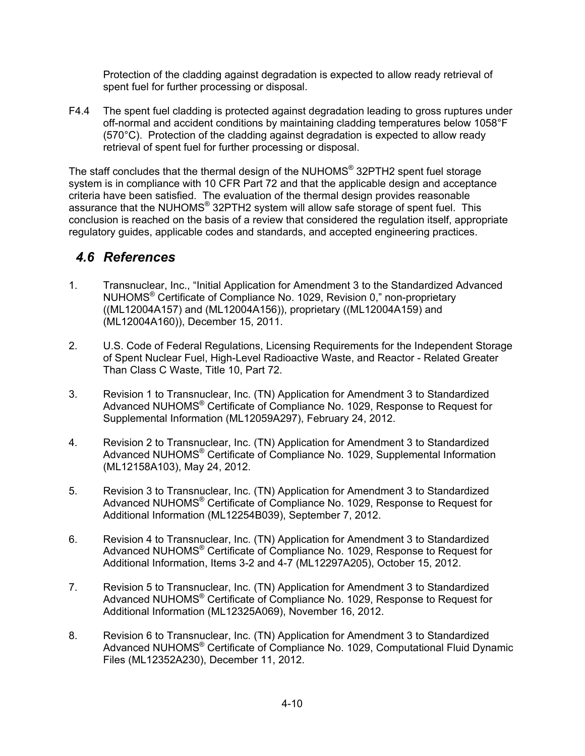Protection of the cladding against degradation is expected to allow ready retrieval of spent fuel for further processing or disposal.

F4.4 The spent fuel cladding is protected against degradation leading to gross ruptures under off-normal and accident conditions by maintaining cladding temperatures below 1058°F (570°C). Protection of the cladding against degradation is expected to allow ready retrieval of spent fuel for further processing or disposal.

The staff concludes that the thermal design of the NUHOMS® 32PTH2 spent fuel storage system is in compliance with 10 CFR Part 72 and that the applicable design and acceptance criteria have been satisfied. The evaluation of the thermal design provides reasonable assurance that the NUHOMS® 32PTH2 system will allow safe storage of spent fuel. This conclusion is reached on the basis of a review that considered the regulation itself, appropriate regulatory guides, applicable codes and standards, and accepted engineering practices.

## *4.6 References*

1. Transnuclear, Inc., "Initial Application for Amendment 3 to the Standardized Advanced NUHOMS® Certificate of Compliance No. 1029, Revision 0," non-proprietary ((ML12004A157) and (ML12004A156)), proprietary ((ML12004A159) and (ML12004A160)), December 15, 2011.

2. U.S. Code of Federal Regulations, Licensing Requirements for the Independent Storage of Spent Nuclear Fuel, High-Level Radioactive Waste, and Reactor - Related Greater Than Class C Waste, Title 10, Part 72.

3. Revision 1 to Transnuclear, Inc. (TN) Application for Amendment 3 to Standardized Advanced NUHOMS® Certificate of Compliance No. 1029, Response to Request for Supplemental Information (ML12059A297), February 24, 2012.

4. Revision 2 to Transnuclear, Inc. (TN) Application for Amendment 3 to Standardized Advanced NUHOMS® Certificate of Compliance No. 1029, Supplemental Information (ML12158A103), May 24, 2012.

5. Revision 3 to Transnuclear, Inc. (TN) Application for Amendment 3 to Standardized Advanced NUHOMS® Certificate of Compliance No. 1029, Response to Request for Additional Information (ML12254B039), September 7, 2012.

6. Revision 4 to Transnuclear, Inc. (TN) Application for Amendment 3 to Standardized Advanced NUHOMS® Certificate of Compliance No. 1029, Response to Request for Additional Information, Items 3-2 and 4-7 (ML12297A205), October 15, 2012.

7. Revision 5 to Transnuclear, Inc. (TN) Application for Amendment 3 to Standardized Advanced NUHOMS® Certificate of Compliance No. 1029, Response to Request for Additional Information (ML12325A069), November 16, 2012.

8. Revision 6 to Transnuclear, Inc. (TN) Application for Amendment 3 to Standardized Advanced NUHOMS® Certificate of Compliance No. 1029, Computational Fluid Dynamic Files (ML12352A230), December 11, 2012.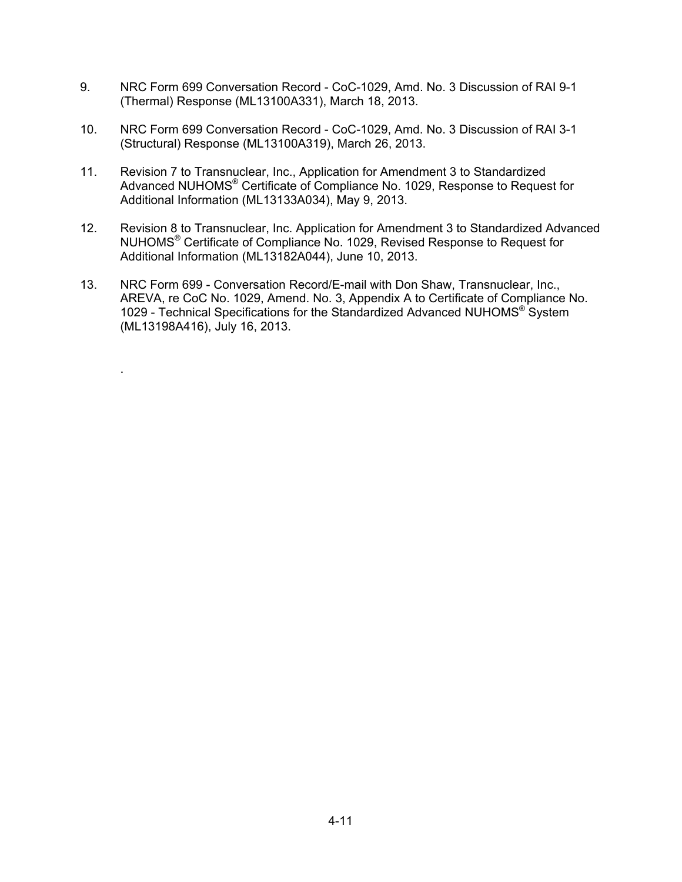9. NRC Form 699 Conversation Record - CoC-1029, Amd. No. 3 Discussion of RAI 9-1 (Thermal) Response (ML13100A331), March 18, 2013.

10. NRC Form 699 Conversation Record - CoC-1029, Amd. No. 3 Discussion of RAI 3-1 (Structural) Response (ML13100A319), March 26, 2013.

11. Revision 7 to Transnuclear, Inc., Application for Amendment 3 to Standardized Advanced NUHOMS® Certificate of Compliance No. 1029, Response to Request for Additional Information (ML13133A034), May 9, 2013.

12. Revision 8 to Transnuclear, Inc. Application for Amendment 3 to Standardized Advanced NUHOMS® Certificate of Compliance No. 1029, Revised Response to Request for Additional Information (ML13182A044), June 10, 2013.

13. NRC Form 699 - Conversation Record/E-mail with Don Shaw, Transnuclear, Inc., AREVA, re CoC No. 1029, Amend. No. 3, Appendix A to Certificate of Compliance No. 1029 - Technical Specifications for the Standardized Advanced NUHOMS® System (ML13198A416), July 16, 2013.

.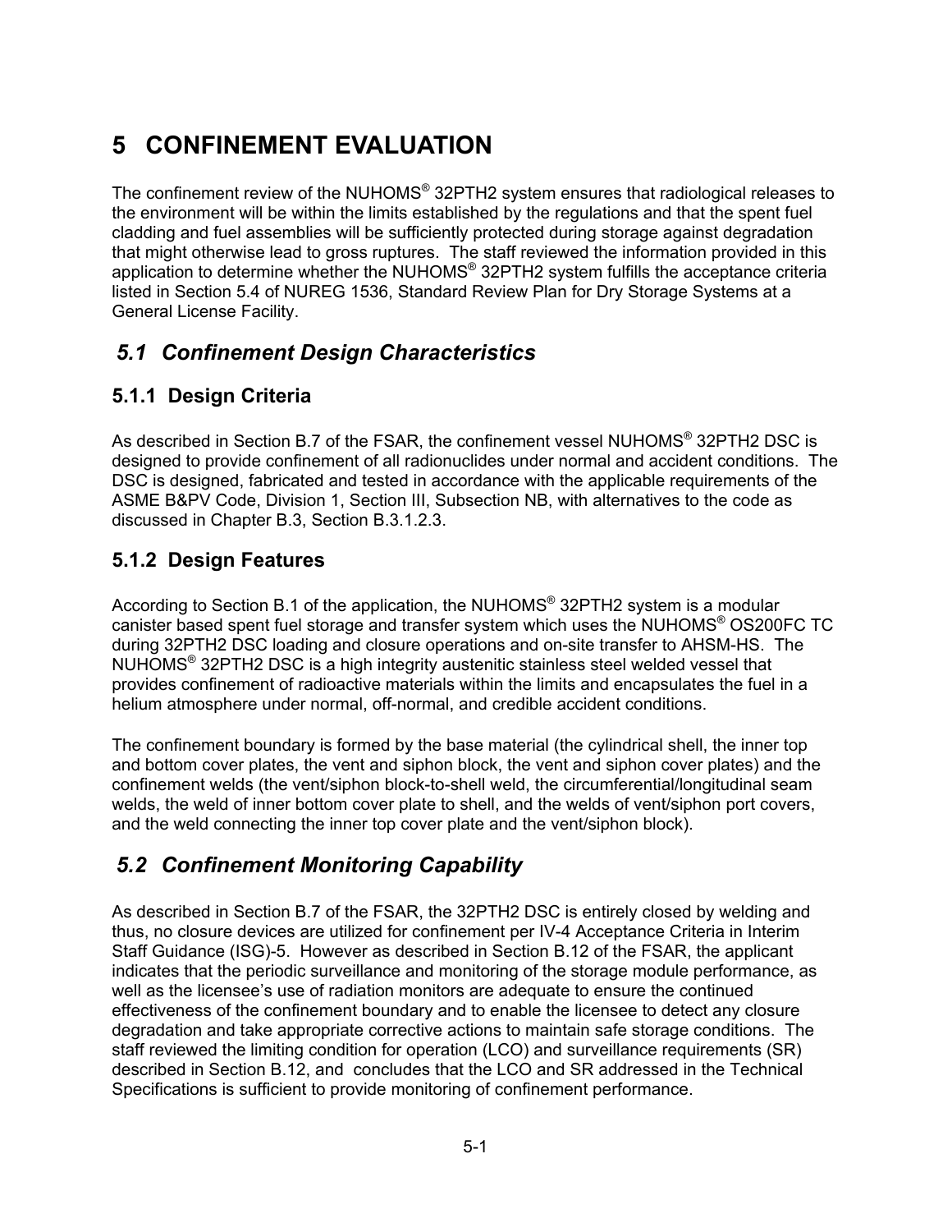# 5 CONFINEMENT EVALUATION

The confinement review of the NUHOMS® 32PTH2 system ensures that radiological releases to the environment will be within the limits established by the regulations and that the spent fuel cladding and fuel assemblies will be sufficiently protected during storage against degradation that might otherwise lead to gross ruptures. The staff reviewed the information provided in this application to determine whether the NUHOMS® 32PTH2 system fulfills the acceptance criteria listed in Section 5.4 of NUREG 1536, Standard Review Plan for Dry Storage Systems at a General License Facility.

## *5.1 Confinement Design Characteristics*

### 5.1.1 Design Criteria

As described in Section B.7 of the FSAR, the confinement vessel NUHOMS® 32PTH2 DSC is designed to provide confinement of all radionuclides under normal and accident conditions. The DSC is designed, fabricated and tested in accordance with the applicable requirements of the ASME B&PV Code, Division 1, Section III, Subsection NB, with alternatives to the code as discussed in Chapter B.3, Section B.3.1.2.3.

### 5.1.2 Design Features

According to Section B.1 of the application, the NUHOMS® 32PTH2 system is a modular canister based spent fuel storage and transfer system which uses the NUHOMS® OS200FC TC during 32PTH2 DSC loading and closure operations and on-site transfer to AHSM-HS. The NUHOMS® 32PTH2 DSC is a high integrity austenitic stainless steel welded vessel that provides confinement of radioactive materials within the limits and encapsulates the fuel in a helium atmosphere under normal, off-normal, and credible accident conditions.

The confinement boundary is formed by the base material (the cylindrical shell, the inner top and bottom cover plates, the vent and siphon block, the vent and siphon cover plates) and the confinement welds (the vent/siphon block-to-shell weld, the circumferential/longitudinal seam welds, the weld of inner bottom cover plate to shell, and the welds of vent/siphon port covers, and the weld connecting the inner top cover plate and the vent/siphon block).

## *5.2 Confinement Monitoring Capability*

As described in Section B.7 of the FSAR, the 32PTH2 DSC is entirely closed by welding and thus, no closure devices are utilized for confinement per IV-4 Acceptance Criteria in Interim Staff Guidance (ISG)-5. However as described in Section B.12 of the FSAR, the applicant indicates that the periodic surveillance and monitoring of the storage module performance, as well as the licensee's use of radiation monitors are adequate to ensure the continued effectiveness of the confinement boundary and to enable the licensee to detect any closure degradation and take appropriate corrective actions to maintain safe storage conditions. The staff reviewed the limiting condition for operation (LCO) and surveillance requirements (SR) described in Section B.12, and concludes that the LCO and SR addressed in the Technical Specifications is sufficient to provide monitoring of confinement performance.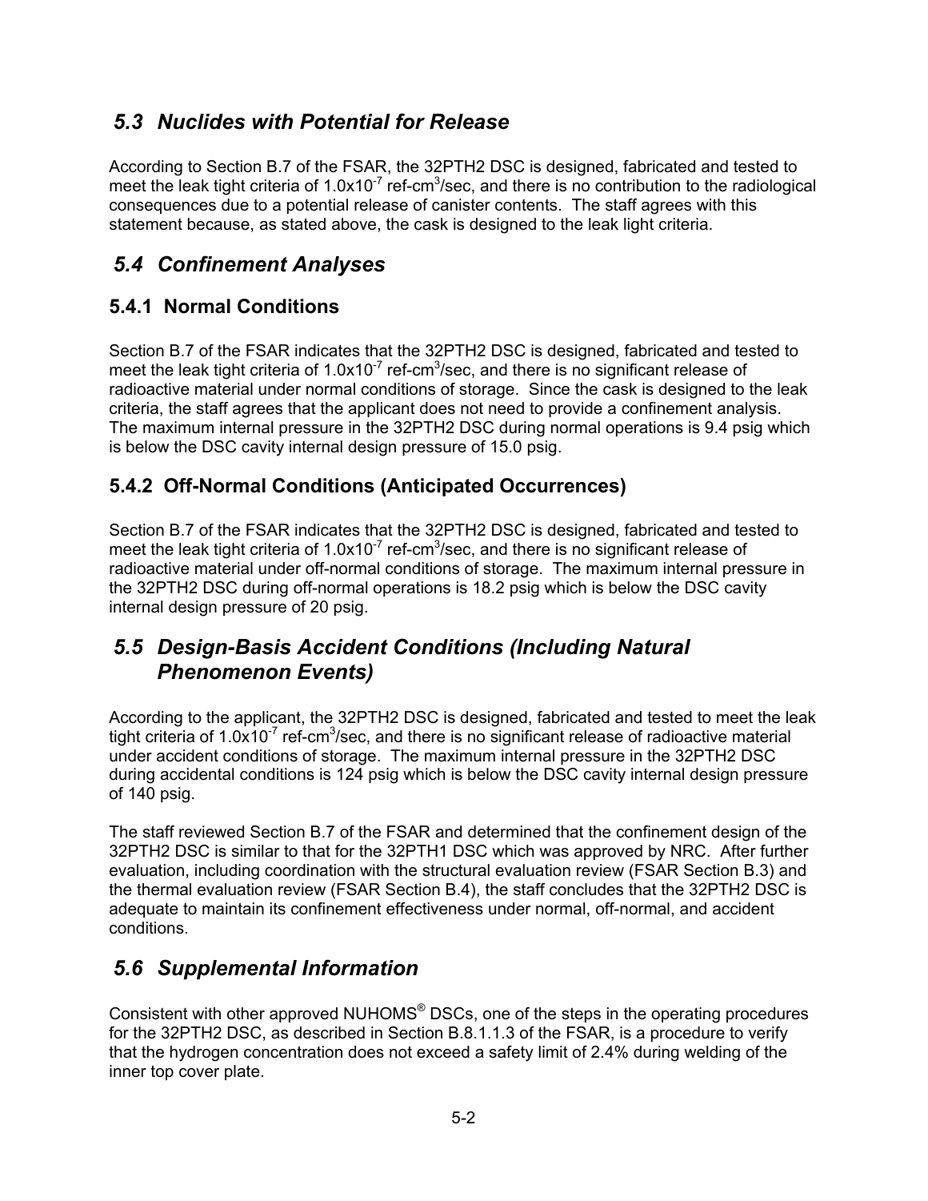## *5.3 Nuclides with Potential for Release*

According to Section B.7 of the FSAR, the 32PTH2 DSC is designed, fabricated and tested to meet the leak tight criteria of $1.0x10^{-7}$ ref-$cm^3$/sec, and there is no contribution to the radiological consequences due to a potential release of canister contents. The staff agrees with this statement because, as stated above, the cask is designed to the leak light criteria.

## *5.4 Confinement Analyses*

### 5.4.1 Normal Conditions

Section B.7 of the FSAR indicates that the 32PTH2 DSC is designed, fabricated and tested to meet the leak tight criteria of $1.0x10^{-7}$ ref-$cm^3$/sec, and there is no significant release of radioactive material under normal conditions of storage. Since the cask is designed to the leak criteria, the staff agrees that the applicant does not need to provide a confinement analysis. The maximum internal pressure in the 32PTH2 DSC during normal operations is 9.4 psig which is below the DSC cavity internal design pressure of 15.0 psig.

### 5.4.2 Off-Normal Conditions (Anticipated Occurrences)

Section B.7 of the FSAR indicates that the 32PTH2 DSC is designed, fabricated and tested to meet the leak tight criteria of $1.0x10^{-7}$ ref-$cm^3$/sec, and there is no significant release of radioactive material under off-normal conditions of storage. The maximum internal pressure in the 32PTH2 DSC during off-normal operations is 18.2 psig which is below the DSC cavity internal design pressure of 20 psig.

## *5.5 Design-Basis Accident Conditions (Including Natural Phenomenon Events)*

According to the applicant, the 32PTH2 DSC is designed, fabricated and tested to meet the leak tight criteria of $1.0x10^{-7}$ ref-$cm^3$/sec, and there is no significant release of radioactive material under accident conditions of storage. The maximum internal pressure in the 32PTH2 DSC during accidental conditions is 124 psig which is below the DSC cavity internal design pressure of 140 psig.

The staff reviewed Section B.7 of the FSAR and determined that the confinement design of the 32PTH2 DSC is similar to that for the 32PTH1 DSC which was approved by NRC. After further evaluation, including coordination with the structural evaluation review (FSAR Section B.3) and the thermal evaluation review (FSAR Section B.4), the staff concludes that the 32PTH2 DSC is adequate to maintain its confinement effectiveness under normal, off-normal, and accident conditions.

## *5.6 Supplemental Information*

Consistent with other approved NUHOMS® DSCs, one of the steps in the operating procedures for the 32PTH2 DSC, as described in Section B.8.1.1.3 of the FSAR, is a procedure to verify that the hydrogen concentration does not exceed a safety limit of 2.4% during welding of the inner top cover plate.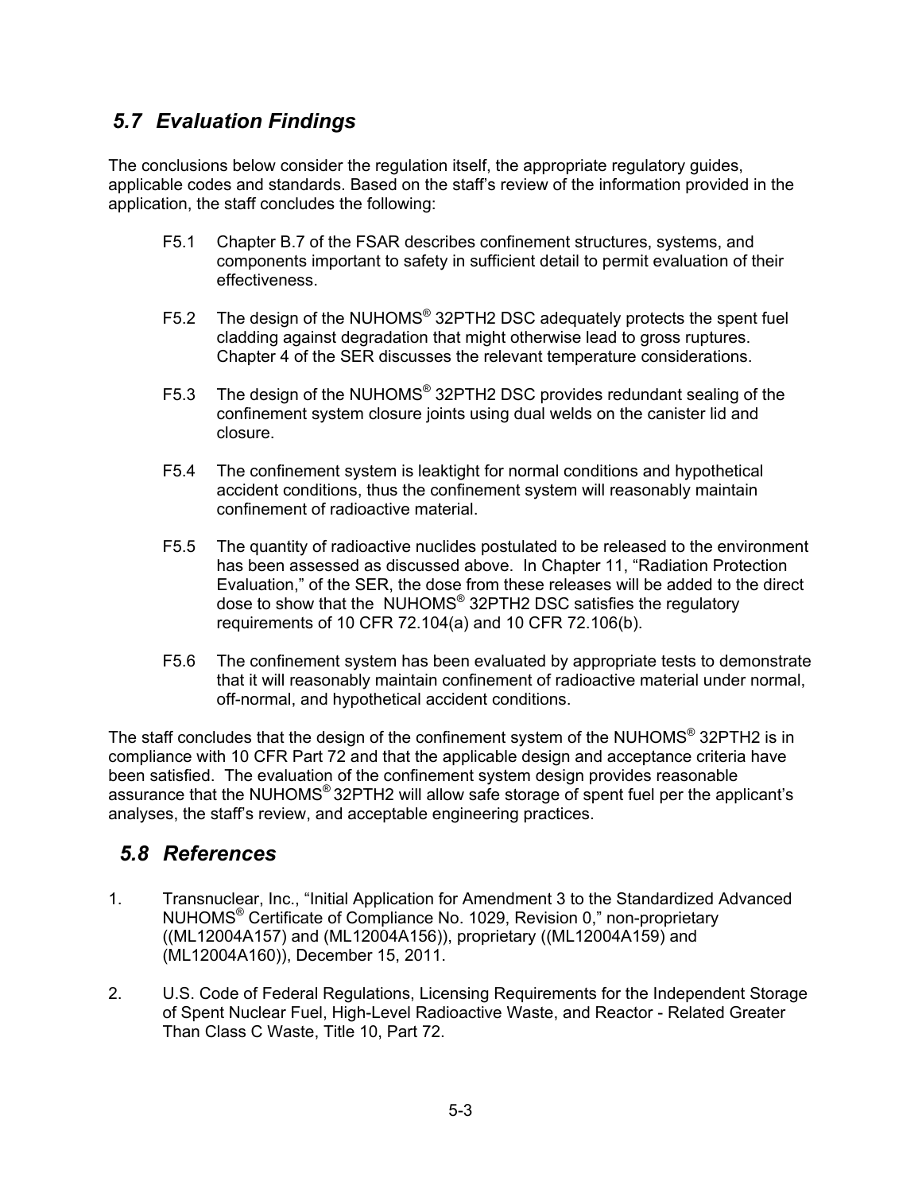## 5.7 Evaluation Findings

The conclusions below consider the regulation itself, the appropriate regulatory guides, applicable codes and standards. Based on the staff's review of the information provided in the application, the staff concludes the following:

F5.1 Chapter B.7 of the FSAR describes confinement structures, systems, and components important to safety in sufficient detail to permit evaluation of their effectiveness.

F5.2 The design of the NUHOMS® 32PTH2 DSC adequately protects the spent fuel cladding against degradation that might otherwise lead to gross ruptures. Chapter 4 of the SER discusses the relevant temperature considerations.

F5.3 The design of the NUHOMS® 32PTH2 DSC provides redundant sealing of the confinement system closure joints using dual welds on the canister lid and closure.

F5.4 The confinement system is leaktight for normal conditions and hypothetical accident conditions, thus the confinement system will reasonably maintain confinement of radioactive material.

F5.5 The quantity of radioactive nuclides postulated to be released to the environment has been assessed as discussed above. In Chapter 11, "Radiation Protection Evaluation," of the SER, the dose from these releases will be added to the direct dose to show that the NUHOMS® 32PTH2 DSC satisfies the regulatory requirements of 10 CFR 72.104(a) and 10 CFR 72.106(b).

F5.6 The confinement system has been evaluated by appropriate tests to demonstrate that it will reasonably maintain confinement of radioactive material under normal, off-normal, and hypothetical accident conditions.

The staff concludes that the design of the confinement system of the NUHOMS® 32PTH2 is in compliance with 10 CFR Part 72 and that the applicable design and acceptance criteria have been satisfied. The evaluation of the confinement system design provides reasonable assurance that the NUHOMS® 32PTH2 will allow safe storage of spent fuel per the applicant's analyses, the staff's review, and acceptable engineering practices.

## 5.8 References

1. Transnuclear, Inc., "Initial Application for Amendment 3 to the Standardized Advanced NUHOMS® Certificate of Compliance No. 1029, Revision 0," non-proprietary ((ML12004A157) and (ML12004A156)), proprietary ((ML12004A159) and (ML12004A160)), December 15, 2011.

2. U.S. Code of Federal Regulations, Licensing Requirements for the Independent Storage of Spent Nuclear Fuel, High-Level Radioactive Waste, and Reactor - Related Greater Than Class C Waste, Title 10, Part 72.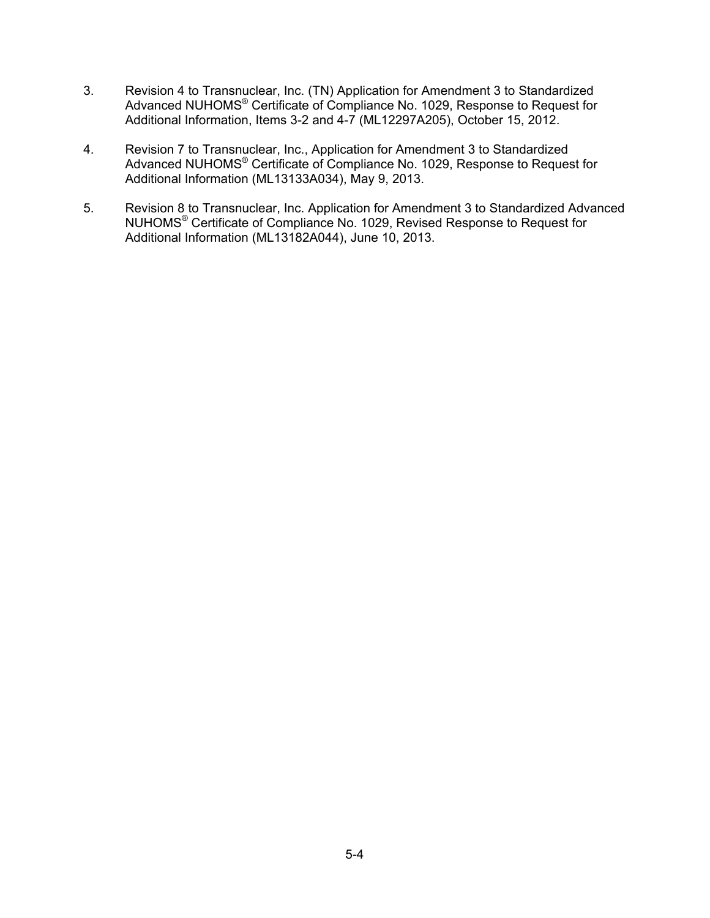3. Revision 4 to Transnuclear, Inc. (TN) Application for Amendment 3 to Standardized Advanced NUHOMS® Certificate of Compliance No. 1029, Response to Request for Additional Information, Items 3-2 and 4-7 (ML12297A205), October 15, 2012.

4. Revision 7 to Transnuclear, Inc., Application for Amendment 3 to Standardized Advanced NUHOMS® Certificate of Compliance No. 1029, Response to Request for Additional Information (ML13133A034), May 9, 2013.

5. Revision 8 to Transnuclear, Inc. Application for Amendment 3 to Standardized Advanced NUHOMS® Certificate of Compliance No. 1029, Revised Response to Request for Additional Information (ML13182A044), June 10, 2013.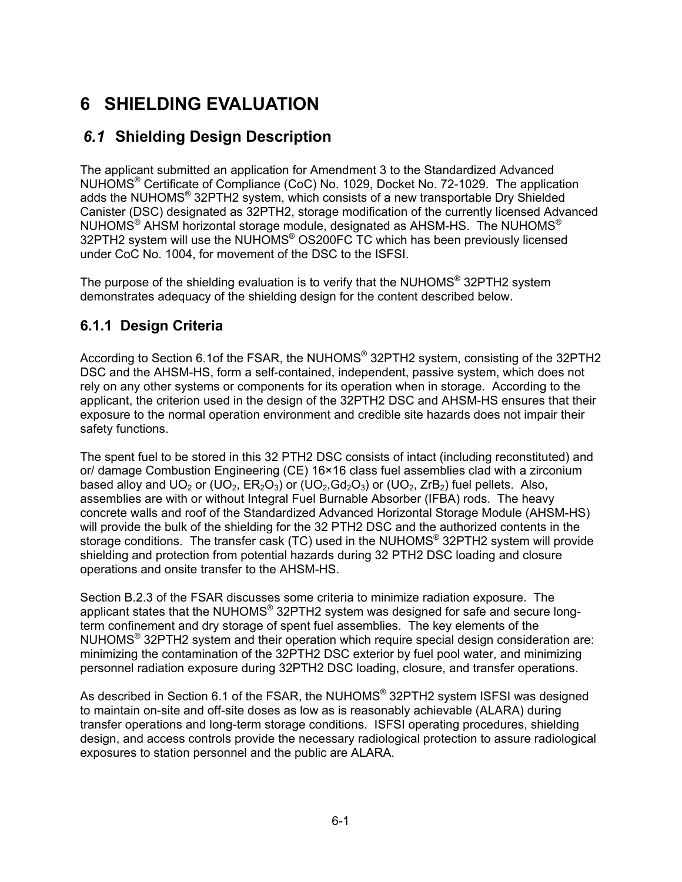# 6 SHIELDING EVALUATION

## *6.1* Shielding Design Description

The applicant submitted an application for Amendment 3 to the Standardized Advanced NUHOMS® Certificate of Compliance (CoC) No. 1029, Docket No. 72-1029. The application adds the NUHOMS® 32PTH2 system, which consists of a new transportable Dry Shielded Canister (DSC) designated as 32PTH2, storage modification of the currently licensed Advanced NUHOMS® AHSM horizontal storage module, designated as AHSM-HS. The NUHOMS® 32PTH2 system will use the NUHOMS® OS200FC TC which has been previously licensed under CoC No. 1004, for movement of the DSC to the ISFSI.

The purpose of the shielding evaluation is to verify that the NUHOMS® 32PTH2 system demonstrates adequacy of the shielding design for the content described below.

### 6.1.1 Design Criteria

According to Section 6.1of the FSAR, the NUHOMS® 32PTH2 system, consisting of the 32PTH2 DSC and the AHSM-HS, form a self-contained, independent, passive system, which does not rely on any other systems or components for its operation when in storage. According to the applicant, the criterion used in the design of the 32PTH2 DSC and AHSM-HS ensures that their exposure to the normal operation environment and credible site hazards does not impair their safety functions.

The spent fuel to be stored in this 32 PTH2 DSC consists of intact (including reconstituted) and or/ damage Combustion Engineering (CE) 16×16 class fuel assemblies clad with a zirconium based alloy and $UO_2$ or ($UO_2$, $ER_2O_3$) or ($UO_2$,$Gd_2O_3$) or ($UO_2$, $ZrB_2$) fuel pellets. Also, assemblies are with or without Integral Fuel Burnable Absorber (IFBA) rods. The heavy concrete walls and roof of the Standardized Advanced Horizontal Storage Module (AHSM-HS) will provide the bulk of the shielding for the 32 PTH2 DSC and the authorized contents in the storage conditions. The transfer cask (TC) used in the NUHOMS® 32PTH2 system will provide shielding and protection from potential hazards during 32 PTH2 DSC loading and closure operations and onsite transfer to the AHSM-HS.

Section B.2.3 of the FSAR discusses some criteria to minimize radiation exposure. The applicant states that the NUHOMS® 32PTH2 system was designed for safe and secure long-term confinement and dry storage of spent fuel assemblies. The key elements of the NUHOMS® 32PTH2 system and their operation which require special design consideration are: minimizing the contamination of the 32PTH2 DSC exterior by fuel pool water, and minimizing personnel radiation exposure during 32PTH2 DSC loading, closure, and transfer operations.

As described in Section 6.1 of the FSAR, the NUHOMS® 32PTH2 system ISFSI was designed to maintain on-site and off-site doses as low as is reasonably achievable (ALARA) during transfer operations and long-term storage conditions. ISFSI operating procedures, shielding design, and access controls provide the necessary radiological protection to assure radiological exposures to station personnel and the public are ALARA.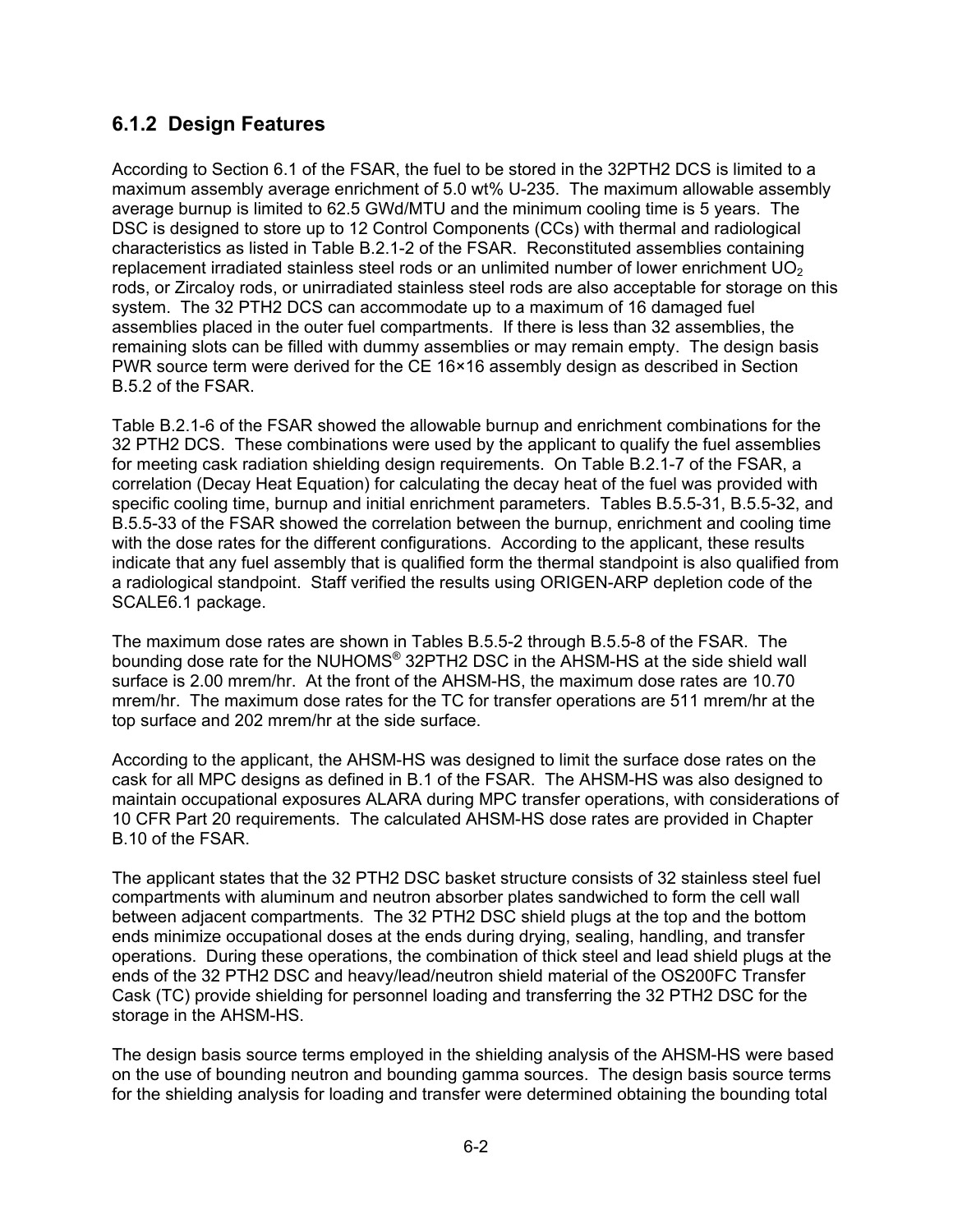### 6.1.2 Design Features

According to Section 6.1 of the FSAR, the fuel to be stored in the 32PTH2 DCS is limited to a maximum assembly average enrichment of 5.0 wt% U-235. The maximum allowable assembly average burnup is limited to 62.5 GWd/MTU and the minimum cooling time is 5 years. The DSC is designed to store up to 12 Control Components (CCs) with thermal and radiological characteristics as listed in Table B.2.1-2 of the FSAR. Reconstituted assemblies containing replacement irradiated stainless steel rods or an unlimited number of lower enrichment $UO_2$ rods, or Zircaloy rods, or unirradiated stainless steel rods are also acceptable for storage on this system. The 32 PTH2 DCS can accommodate up to a maximum of 16 damaged fuel assemblies placed in the outer fuel compartments. If there is less than 32 assemblies, the remaining slots can be filled with dummy assemblies or may remain empty. The design basis PWR source term were derived for the CE 16×16 assembly design as described in Section B.5.2 of the FSAR.

Table B.2.1-6 of the FSAR showed the allowable burnup and enrichment combinations for the 32 PTH2 DCS. These combinations were used by the applicant to qualify the fuel assemblies for meeting cask radiation shielding design requirements. On Table B.2.1-7 of the FSAR, a correlation (Decay Heat Equation) for calculating the decay heat of the fuel was provided with specific cooling time, burnup and initial enrichment parameters. Tables B.5.5-31, B.5.5-32, and B.5.5-33 of the FSAR showed the correlation between the burnup, enrichment and cooling time with the dose rates for the different configurations. According to the applicant, these results indicate that any fuel assembly that is qualified form the thermal standpoint is also qualified from a radiological standpoint. Staff verified the results using ORIGEN-ARP depletion code of the SCALE6.1 package.

The maximum dose rates are shown in Tables B.5.5-2 through B.5.5-8 of the FSAR. The bounding dose rate for the NUHOMS® 32PTH2 DSC in the AHSM-HS at the side shield wall surface is 2.00 mrem/hr. At the front of the AHSM-HS, the maximum dose rates are 10.70 mrem/hr. The maximum dose rates for the TC for transfer operations are 511 mrem/hr at the top surface and 202 mrem/hr at the side surface.

According to the applicant, the AHSM-HS was designed to limit the surface dose rates on the cask for all MPC designs as defined in B.1 of the FSAR. The AHSM-HS was also designed to maintain occupational exposures ALARA during MPC transfer operations, with considerations of 10 CFR Part 20 requirements. The calculated AHSM-HS dose rates are provided in Chapter B.10 of the FSAR.

The applicant states that the 32 PTH2 DSC basket structure consists of 32 stainless steel fuel compartments with aluminum and neutron absorber plates sandwiched to form the cell wall between adjacent compartments. The 32 PTH2 DSC shield plugs at the top and the bottom ends minimize occupational doses at the ends during drying, sealing, handling, and transfer operations. During these operations, the combination of thick steel and lead shield plugs at the ends of the 32 PTH2 DSC and heavy/lead/neutron shield material of the OS200FC Transfer Cask (TC) provide shielding for personnel loading and transferring the 32 PTH2 DSC for the storage in the AHSM-HS.

The design basis source terms employed in the shielding analysis of the AHSM-HS were based on the use of bounding neutron and bounding gamma sources. The design basis source terms for the shielding analysis for loading and transfer were determined obtaining the bounding total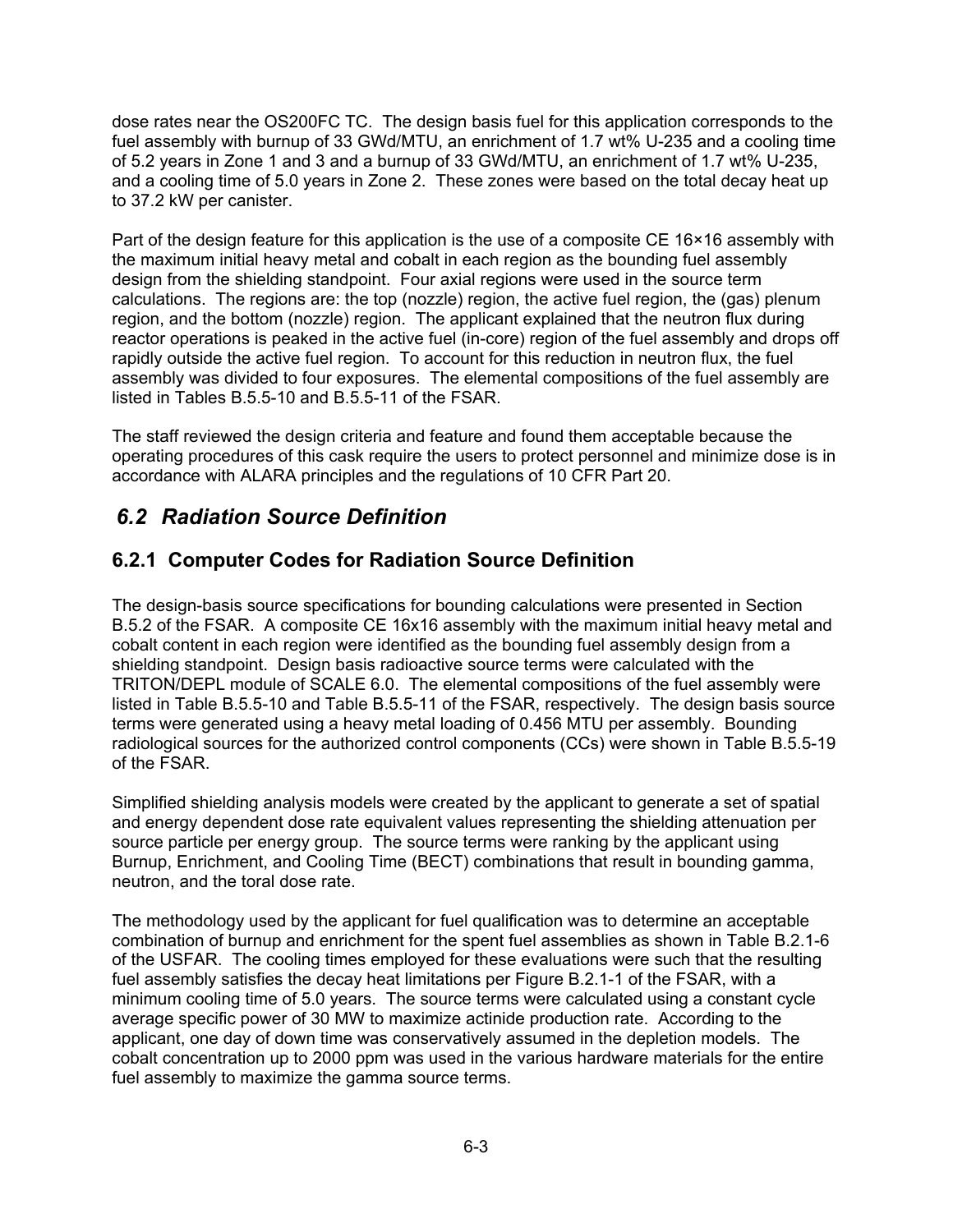dose rates near the OS200FC TC. The design basis fuel for this application corresponds to the fuel assembly with burnup of 33 GWd/MTU, an enrichment of 1.7 wt% U-235 and a cooling time of 5.2 years in Zone 1 and 3 and a burnup of 33 GWd/MTU, an enrichment of 1.7 wt% U-235, and a cooling time of 5.0 years in Zone 2. These zones were based on the total decay heat up to 37.2 kW per canister.

Part of the design feature for this application is the use of a composite CE 16×16 assembly with the maximum initial heavy metal and cobalt in each region as the bounding fuel assembly design from the shielding standpoint. Four axial regions were used in the source term calculations. The regions are: the top (nozzle) region, the active fuel region, the (gas) plenum region, and the bottom (nozzle) region. The applicant explained that the neutron flux during reactor operations is peaked in the active fuel (in-core) region of the fuel assembly and drops off rapidly outside the active fuel region. To account for this reduction in neutron flux, the fuel assembly was divided to four exposures. The elemental compositions of the fuel assembly are listed in Tables B.5.5-10 and B.5.5-11 of the FSAR.

The staff reviewed the design criteria and feature and found them acceptable because the operating procedures of this cask require the users to protect personnel and minimize dose is in accordance with ALARA principles and the regulations of 10 CFR Part 20.

## *6.2 Radiation Source Definition*

### 6.2.1 Computer Codes for Radiation Source Definition

The design-basis source specifications for bounding calculations were presented in Section B.5.2 of the FSAR. A composite CE 16x16 assembly with the maximum initial heavy metal and cobalt content in each region were identified as the bounding fuel assembly design from a shielding standpoint. Design basis radioactive source terms were calculated with the TRITON/DEPL module of SCALE 6.0. The elemental compositions of the fuel assembly were listed in Table B.5.5-10 and Table B.5.5-11 of the FSAR, respectively. The design basis source terms were generated using a heavy metal loading of 0.456 MTU per assembly. Bounding radiological sources for the authorized control components (CCs) were shown in Table B.5.5-19 of the FSAR.

Simplified shielding analysis models were created by the applicant to generate a set of spatial and energy dependent dose rate equivalent values representing the shielding attenuation per source particle per energy group. The source terms were ranking by the applicant using Burnup, Enrichment, and Cooling Time (BECT) combinations that result in bounding gamma, neutron, and the toral dose rate.

The methodology used by the applicant for fuel qualification was to determine an acceptable combination of burnup and enrichment for the spent fuel assemblies as shown in Table B.2.1-6 of the USFAR. The cooling times employed for these evaluations were such that the resulting fuel assembly satisfies the decay heat limitations per Figure B.2.1-1 of the FSAR, with a minimum cooling time of 5.0 years. The source terms were calculated using a constant cycle average specific power of 30 MW to maximize actinide production rate. According to the applicant, one day of down time was conservatively assumed in the depletion models. The cobalt concentration up to 2000 ppm was used in the various hardware materials for the entire fuel assembly to maximize the gamma source terms.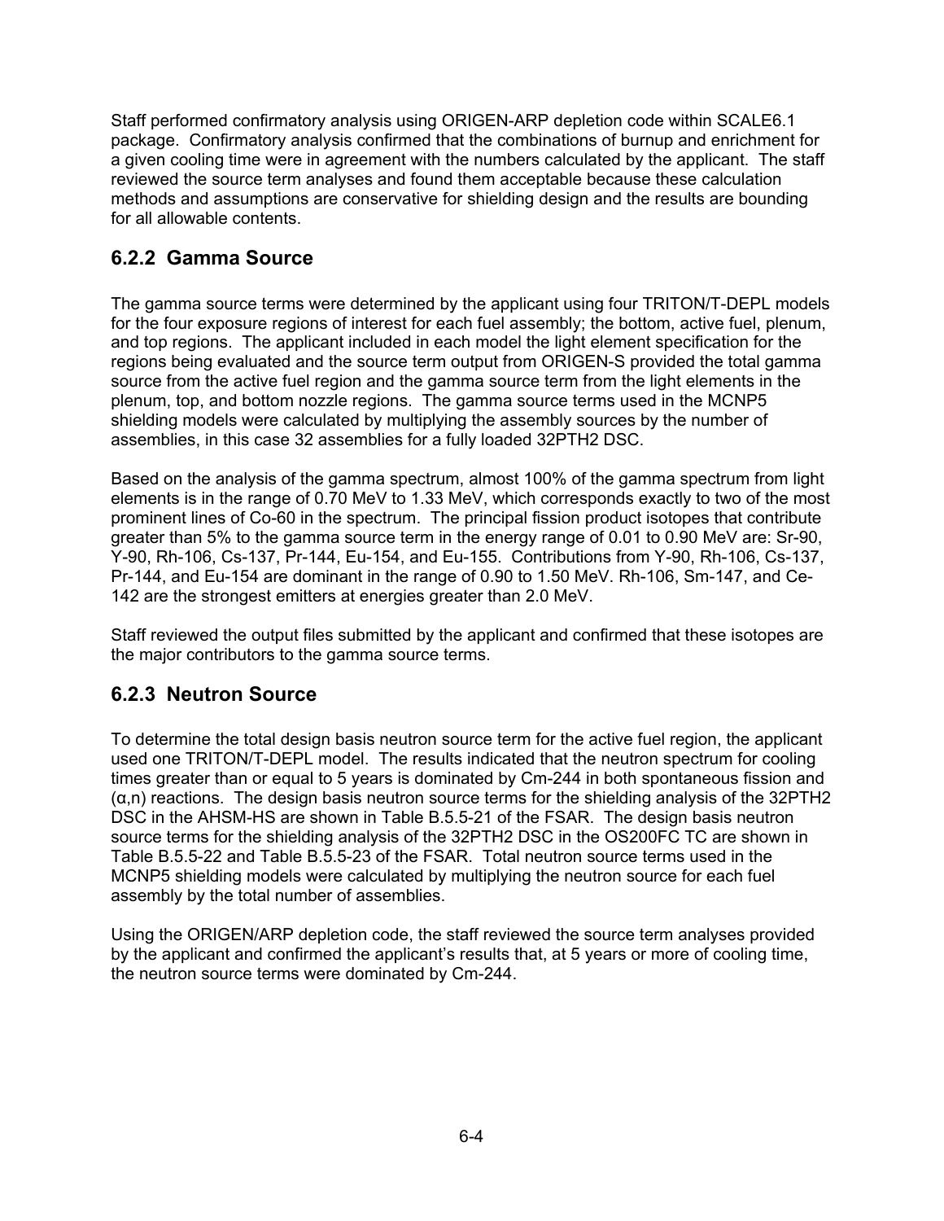Staff performed confirmatory analysis using ORIGEN-ARP depletion code within SCALE6.1 package. Confirmatory analysis confirmed that the combinations of burnup and enrichment for a given cooling time were in agreement with the numbers calculated by the applicant. The staff reviewed the source term analyses and found them acceptable because these calculation methods and assumptions are conservative for shielding design and the results are bounding for all allowable contents.

### 6.2.2 Gamma Source

The gamma source terms were determined by the applicant using four TRITON/T-DEPL models for the four exposure regions of interest for each fuel assembly; the bottom, active fuel, plenum, and top regions. The applicant included in each model the light element specification for the regions being evaluated and the source term output from ORIGEN-S provided the total gamma source from the active fuel region and the gamma source term from the light elements in the plenum, top, and bottom nozzle regions. The gamma source terms used in the MCNP5 shielding models were calculated by multiplying the assembly sources by the number of assemblies, in this case 32 assemblies for a fully loaded 32PTH2 DSC.

Based on the analysis of the gamma spectrum, almost 100% of the gamma spectrum from light elements is in the range of 0.70 MeV to 1.33 MeV, which corresponds exactly to two of the most prominent lines of Co-60 in the spectrum. The principal fission product isotopes that contribute greater than 5% to the gamma source term in the energy range of 0.01 to 0.90 MeV are: Sr-90, Y-90, Rh-106, Cs-137, Pr-144, Eu-154, and Eu-155. Contributions from Y-90, Rh-106, Cs-137, Pr-144, and Eu-154 are dominant in the range of 0.90 to 1.50 MeV. Rh-106, Sm-147, and Ce-142 are the strongest emitters at energies greater than 2.0 MeV.

Staff reviewed the output files submitted by the applicant and confirmed that these isotopes are the major contributors to the gamma source terms.

### 6.2.3 Neutron Source

To determine the total design basis neutron source term for the active fuel region, the applicant used one TRITON/T-DEPL model. The results indicated that the neutron spectrum for cooling times greater than or equal to 5 years is dominated by Cm-244 in both spontaneous fission and $(\alpha,n)$ reactions. The design basis neutron source terms for the shielding analysis of the 32PTH2 DSC in the AHSM-HS are shown in Table B.5.5-21 of the FSAR. The design basis neutron source terms for the shielding analysis of the 32PTH2 DSC in the OS200FC TC are shown in Table B.5.5-22 and Table B.5.5-23 of the FSAR. Total neutron source terms used in the MCNP5 shielding models were calculated by multiplying the neutron source for each fuel assembly by the total number of assemblies.

Using the ORIGEN/ARP depletion code, the staff reviewed the source term analyses provided by the applicant and confirmed the applicant's results that, at 5 years or more of cooling time, the neutron source terms were dominated by Cm-244.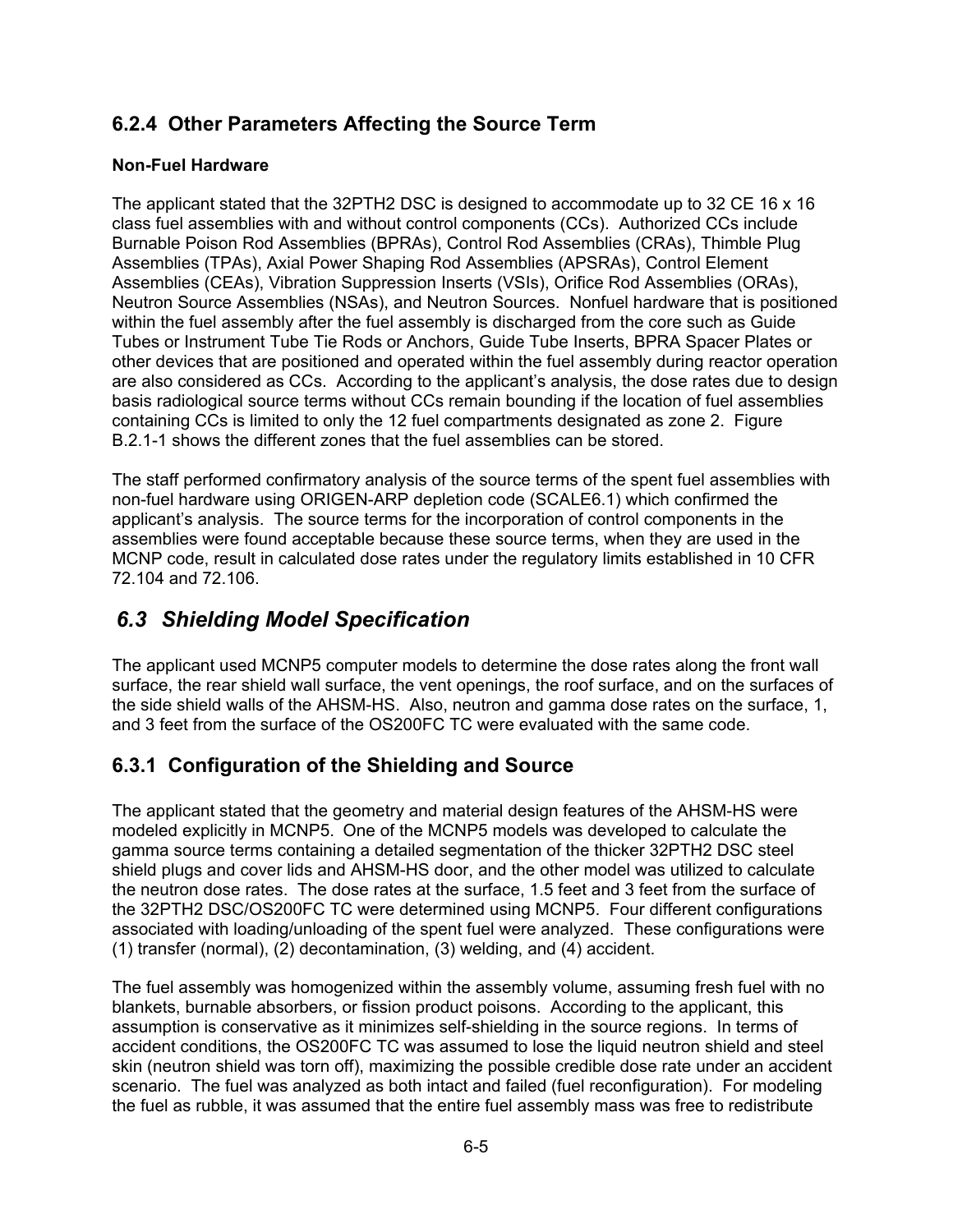### 6.2.4 Other Parameters Affecting the Source Term

**Non-Fuel Hardware**

The applicant stated that the 32PTH2 DSC is designed to accommodate up to 32 CE 16 x 16 class fuel assemblies with and without control components (CCs). Authorized CCs include Burnable Poison Rod Assemblies (BPRAs), Control Rod Assemblies (CRAs), Thimble Plug Assemblies (TPAs), Axial Power Shaping Rod Assemblies (APSRAs), Control Element Assemblies (CEAs), Vibration Suppression Inserts (VSIs), Orifice Rod Assemblies (ORAs), Neutron Source Assemblies (NSAs), and Neutron Sources. Nonfuel hardware that is positioned within the fuel assembly after the fuel assembly is discharged from the core such as Guide Tubes or Instrument Tube Tie Rods or Anchors, Guide Tube Inserts, BPRA Spacer Plates or other devices that are positioned and operated within the fuel assembly during reactor operation are also considered as CCs. According to the applicant's analysis, the dose rates due to design basis radiological source terms without CCs remain bounding if the location of fuel assemblies containing CCs is limited to only the 12 fuel compartments designated as zone 2. Figure B.2.1-1 shows the different zones that the fuel assemblies can be stored.

The staff performed confirmatory analysis of the source terms of the spent fuel assemblies with non-fuel hardware using ORIGEN-ARP depletion code (SCALE6.1) which confirmed the applicant's analysis. The source terms for the incorporation of control components in the assemblies were found acceptable because these source terms, when they are used in the MCNP code, result in calculated dose rates under the regulatory limits established in 10 CFR 72.104 and 72.106.

## *6.3 Shielding Model Specification*

The applicant used MCNP5 computer models to determine the dose rates along the front wall surface, the rear shield wall surface, the vent openings, the roof surface, and on the surfaces of the side shield walls of the AHSM-HS. Also, neutron and gamma dose rates on the surface, 1, and 3 feet from the surface of the OS200FC TC were evaluated with the same code.

### 6.3.1 Configuration of the Shielding and Source

The applicant stated that the geometry and material design features of the AHSM-HS were modeled explicitly in MCNP5. One of the MCNP5 models was developed to calculate the gamma source terms containing a detailed segmentation of the thicker 32PTH2 DSC steel shield plugs and cover lids and AHSM-HS door, and the other model was utilized to calculate the neutron dose rates. The dose rates at the surface, 1.5 feet and 3 feet from the surface of the 32PTH2 DSC/OS200FC TC were determined using MCNP5. Four different configurations associated with loading/unloading of the spent fuel were analyzed. These configurations were (1) transfer (normal), (2) decontamination, (3) welding, and (4) accident.

The fuel assembly was homogenized within the assembly volume, assuming fresh fuel with no blankets, burnable absorbers, or fission product poisons. According to the applicant, this assumption is conservative as it minimizes self-shielding in the source regions. In terms of accident conditions, the OS200FC TC was assumed to lose the liquid neutron shield and steel skin (neutron shield was torn off), maximizing the possible credible dose rate under an accident scenario. The fuel was analyzed as both intact and failed (fuel reconfiguration). For modeling the fuel as rubble, it was assumed that the entire fuel assembly mass was free to redistribute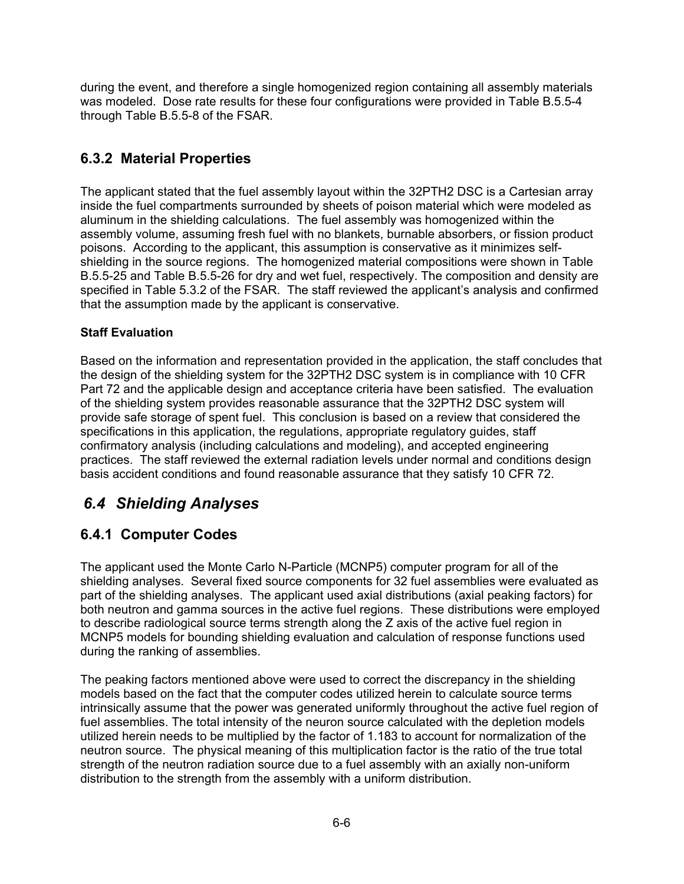during the event, and therefore a single homogenized region containing all assembly materials was modeled. Dose rate results for these four configurations were provided in Table B.5.5-4 through Table B.5.5-8 of the FSAR.

### 6.3.2 Material Properties

The applicant stated that the fuel assembly layout within the 32PTH2 DSC is a Cartesian array inside the fuel compartments surrounded by sheets of poison material which were modeled as aluminum in the shielding calculations. The fuel assembly was homogenized within the assembly volume, assuming fresh fuel with no blankets, burnable absorbers, or fission product poisons. According to the applicant, this assumption is conservative as it minimizes self-shielding in the source regions. The homogenized material compositions were shown in Table B.5.5-25 and Table B.5.5-26 for dry and wet fuel, respectively. The composition and density are specified in Table 5.3.2 of the FSAR. The staff reviewed the applicant's analysis and confirmed that the assumption made by the applicant is conservative.

**Staff Evaluation**

Based on the information and representation provided in the application, the staff concludes that the design of the shielding system for the 32PTH2 DSC system is in compliance with 10 CFR Part 72 and the applicable design and acceptance criteria have been satisfied. The evaluation of the shielding system provides reasonable assurance that the 32PTH2 DSC system will provide safe storage of spent fuel. This conclusion is based on a review that considered the specifications in this application, the regulations, appropriate regulatory guides, staff confirmatory analysis (including calculations and modeling), and accepted engineering practices. The staff reviewed the external radiation levels under normal and conditions design basis accident conditions and found reasonable assurance that they satisfy 10 CFR 72.

## *6.4 Shielding Analyses*

### 6.4.1 Computer Codes

The applicant used the Monte Carlo N-Particle (MCNP5) computer program for all of the shielding analyses. Several fixed source components for 32 fuel assemblies were evaluated as part of the shielding analyses. The applicant used axial distributions (axial peaking factors) for both neutron and gamma sources in the active fuel regions. These distributions were employed to describe radiological source terms strength along the Z axis of the active fuel region in MCNP5 models for bounding shielding evaluation and calculation of response functions used during the ranking of assemblies.

The peaking factors mentioned above were used to correct the discrepancy in the shielding models based on the fact that the computer codes utilized herein to calculate source terms intrinsically assume that the power was generated uniformly throughout the active fuel region of fuel assemblies. The total intensity of the neuron source calculated with the depletion models utilized herein needs to be multiplied by the factor of 1.183 to account for normalization of the neutron source. The physical meaning of this multiplication factor is the ratio of the true total strength of the neutron radiation source due to a fuel assembly with an axially non-uniform distribution to the strength from the assembly with a uniform distribution.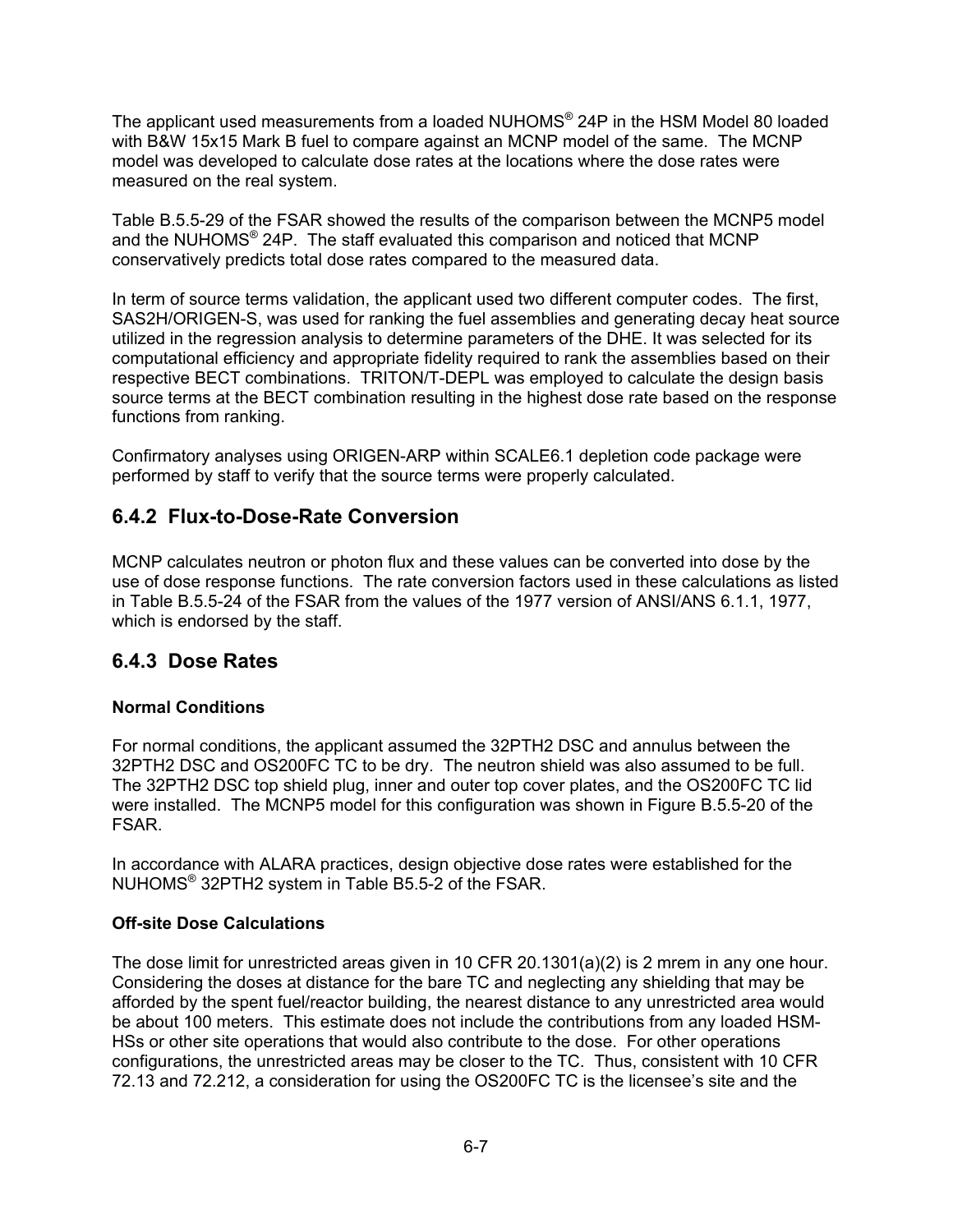The applicant used measurements from a loaded NUHOMS® 24P in the HSM Model 80 loaded with B&W 15x15 Mark B fuel to compare against an MCNP model of the same. The MCNP model was developed to calculate dose rates at the locations where the dose rates were measured on the real system.

Table B.5.5-29 of the FSAR showed the results of the comparison between the MCNP5 model and the NUHOMS® 24P. The staff evaluated this comparison and noticed that MCNP conservatively predicts total dose rates compared to the measured data.

In term of source terms validation, the applicant used two different computer codes. The first, SAS2H/ORIGEN-S, was used for ranking the fuel assemblies and generating decay heat source utilized in the regression analysis to determine parameters of the DHE. It was selected for its computational efficiency and appropriate fidelity required to rank the assemblies based on their respective BECT combinations. TRITON/T-DEPL was employed to calculate the design basis source terms at the BECT combination resulting in the highest dose rate based on the response functions from ranking.

Confirmatory analyses using ORIGEN-ARP within SCALE6.1 depletion code package were performed by staff to verify that the source terms were properly calculated.

## 6.4.2 Flux-to-Dose-Rate Conversion

MCNP calculates neutron or photon flux and these values can be converted into dose by the use of dose response functions. The rate conversion factors used in these calculations as listed in Table B.5.5-24 of the FSAR from the values of the 1977 version of ANSI/ANS 6.1.1, 1977, which is endorsed by the staff.

## 6.4.3 Dose Rates

**Normal Conditions**

For normal conditions, the applicant assumed the 32PTH2 DSC and annulus between the 32PTH2 DSC and OS200FC TC to be dry. The neutron shield was also assumed to be full. The 32PTH2 DSC top shield plug, inner and outer top cover plates, and the OS200FC TC lid were installed. The MCNP5 model for this configuration was shown in Figure B.5.5-20 of the FSAR.

In accordance with ALARA practices, design objective dose rates were established for the NUHOMS® 32PTH2 system in Table B5.5-2 of the FSAR.

**Off-site Dose Calculations**

The dose limit for unrestricted areas given in 10 CFR 20.1301(a)(2) is 2 mrem in any one hour. Considering the doses at distance for the bare TC and neglecting any shielding that may be afforded by the spent fuel/reactor building, the nearest distance to any unrestricted area would be about 100 meters. This estimate does not include the contributions from any loaded HSM-HSs or other site operations that would also contribute to the dose. For other operations configurations, the unrestricted areas may be closer to the TC. Thus, consistent with 10 CFR 72.13 and 72.212, a consideration for using the OS200FC TC is the licensee's site and the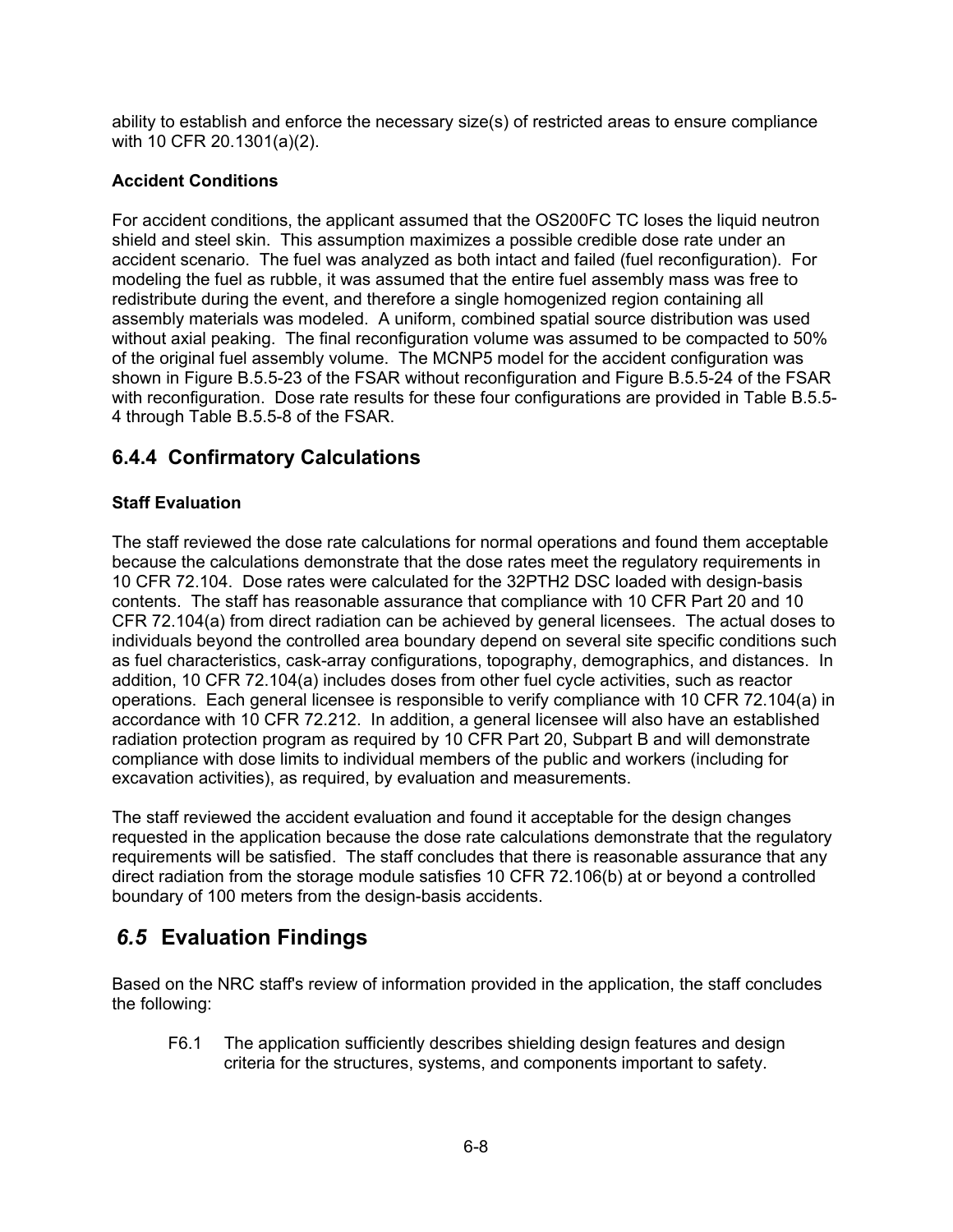ability to establish and enforce the necessary size(s) of restricted areas to ensure compliance with 10 CFR 20.1301(a)(2).

**Accident Conditions**

For accident conditions, the applicant assumed that the OS200FC TC loses the liquid neutron shield and steel skin. This assumption maximizes a possible credible dose rate under an accident scenario. The fuel was analyzed as both intact and failed (fuel reconfiguration). For modeling the fuel as rubble, it was assumed that the entire fuel assembly mass was free to redistribute during the event, and therefore a single homogenized region containing all assembly materials was modeled. A uniform, combined spatial source distribution was used without axial peaking. The final reconfiguration volume was assumed to be compacted to 50% of the original fuel assembly volume. The MCNP5 model for the accident configuration was shown in Figure B.5.5-23 of the FSAR without reconfiguration and Figure B.5.5-24 of the FSAR with reconfiguration. Dose rate results for these four configurations are provided in Table B.5.5-4 through Table B.5.5-8 of the FSAR.

## 6.4.4 Confirmatory Calculations

**Staff Evaluation**

The staff reviewed the dose rate calculations for normal operations and found them acceptable because the calculations demonstrate that the dose rates meet the regulatory requirements in 10 CFR 72.104. Dose rates were calculated for the 32PTH2 DSC loaded with design-basis contents. The staff has reasonable assurance that compliance with 10 CFR Part 20 and 10 CFR 72.104(a) from direct radiation can be achieved by general licensees. The actual doses to individuals beyond the controlled area boundary depend on several site specific conditions such as fuel characteristics, cask-array configurations, topography, demographics, and distances. In addition, 10 CFR 72.104(a) includes doses from other fuel cycle activities, such as reactor operations. Each general licensee is responsible to verify compliance with 10 CFR 72.104(a) in accordance with 10 CFR 72.212. In addition, a general licensee will also have an established radiation protection program as required by 10 CFR Part 20, Subpart B and will demonstrate compliance with dose limits to individual members of the public and workers (including for excavation activities), as required, by evaluation and measurements.

The staff reviewed the accident evaluation and found it acceptable for the design changes requested in the application because the dose rate calculations demonstrate that the regulatory requirements will be satisfied. The staff concludes that there is reasonable assurance that any direct radiation from the storage module satisfies 10 CFR 72.106(b) at or beyond a controlled boundary of 100 meters from the design-basis accidents.

## *6.5* Evaluation Findings

Based on the NRC staff's review of information provided in the application, the staff concludes the following:

F6.1 The application sufficiently describes shielding design features and design criteria for the structures, systems, and components important to safety.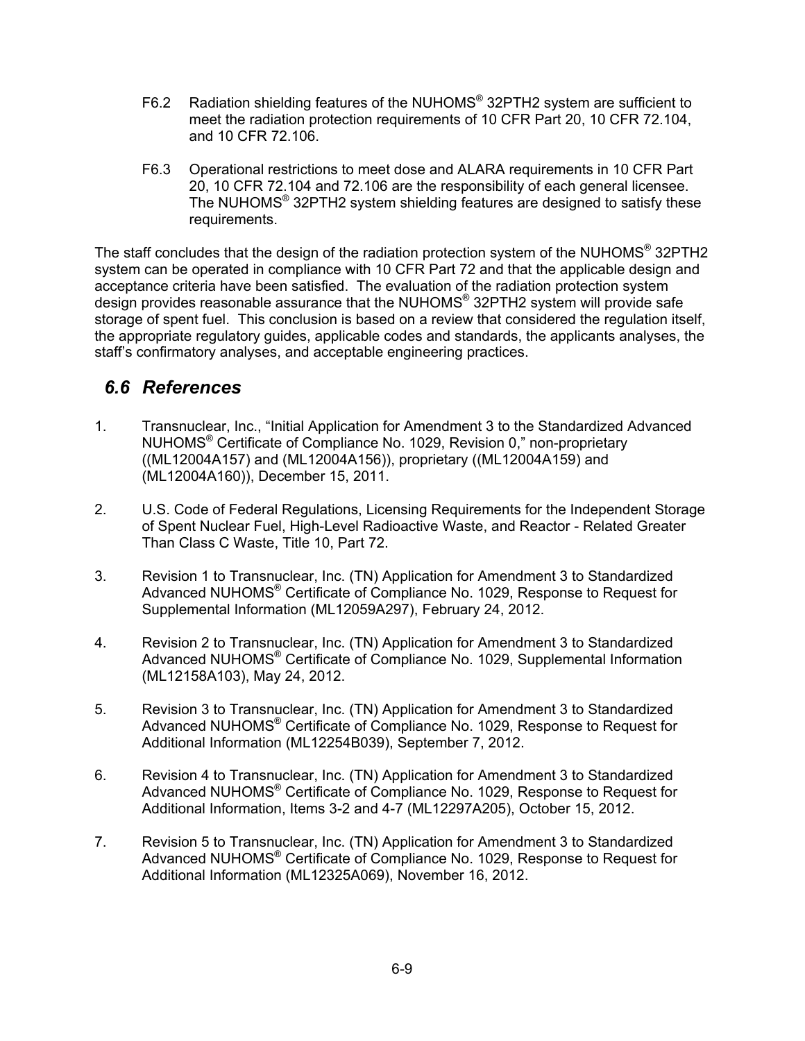F6.2 Radiation shielding features of the NUHOMS® 32PTH2 system are sufficient to meet the radiation protection requirements of 10 CFR Part 20, 10 CFR 72.104, and 10 CFR 72.106.

F6.3 Operational restrictions to meet dose and ALARA requirements in 10 CFR Part 20, 10 CFR 72.104 and 72.106 are the responsibility of each general licensee. The NUHOMS® 32PTH2 system shielding features are designed to satisfy these requirements.

The staff concludes that the design of the radiation protection system of the NUHOMS® 32PTH2 system can be operated in compliance with 10 CFR Part 72 and that the applicable design and acceptance criteria have been satisfied. The evaluation of the radiation protection system design provides reasonable assurance that the NUHOMS® 32PTH2 system will provide safe storage of spent fuel. This conclusion is based on a review that considered the regulation itself, the appropriate regulatory guides, applicable codes and standards, the applicants analyses, the staff's confirmatory analyses, and acceptable engineering practices.

## *6.6 References*

1. Transnuclear, Inc., "Initial Application for Amendment 3 to the Standardized Advanced NUHOMS® Certificate of Compliance No. 1029, Revision 0," non-proprietary ((ML12004A157) and (ML12004A156)), proprietary ((ML12004A159) and (ML12004A160)), December 15, 2011.

2. U.S. Code of Federal Regulations, Licensing Requirements for the Independent Storage of Spent Nuclear Fuel, High-Level Radioactive Waste, and Reactor - Related Greater Than Class C Waste, Title 10, Part 72.

3. Revision 1 to Transnuclear, Inc. (TN) Application for Amendment 3 to Standardized Advanced NUHOMS® Certificate of Compliance No. 1029, Response to Request for Supplemental Information (ML12059A297), February 24, 2012.

4. Revision 2 to Transnuclear, Inc. (TN) Application for Amendment 3 to Standardized Advanced NUHOMS® Certificate of Compliance No. 1029, Supplemental Information (ML12158A103), May 24, 2012.

5. Revision 3 to Transnuclear, Inc. (TN) Application for Amendment 3 to Standardized Advanced NUHOMS® Certificate of Compliance No. 1029, Response to Request for Additional Information (ML12254B039), September 7, 2012.

6. Revision 4 to Transnuclear, Inc. (TN) Application for Amendment 3 to Standardized Advanced NUHOMS® Certificate of Compliance No. 1029, Response to Request for Additional Information, Items 3-2 and 4-7 (ML12297A205), October 15, 2012.

7. Revision 5 to Transnuclear, Inc. (TN) Application for Amendment 3 to Standardized Advanced NUHOMS® Certificate of Compliance No. 1029, Response to Request for Additional Information (ML12325A069), November 16, 2012.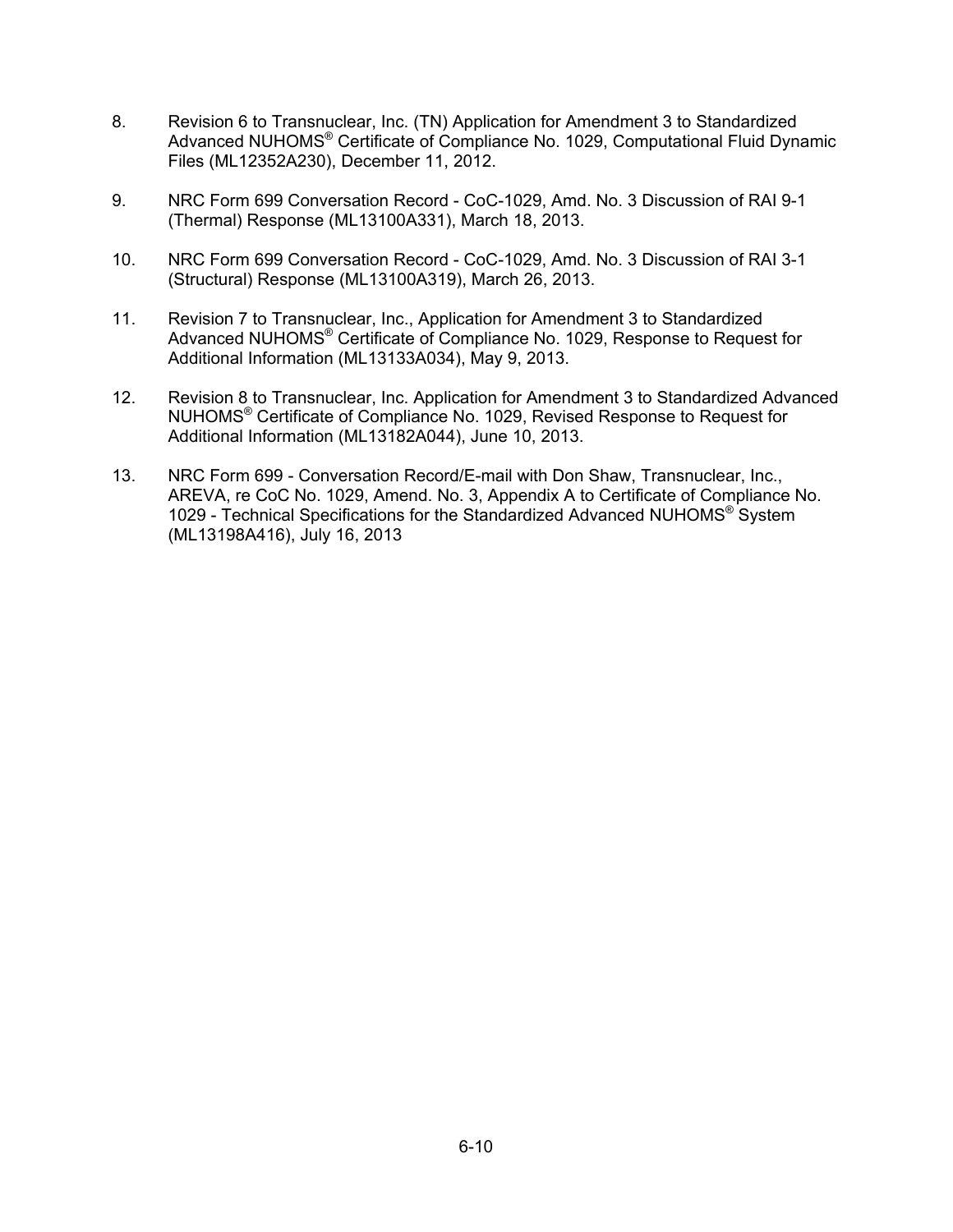8. Revision 6 to Transnuclear, Inc. (TN) Application for Amendment 3 to Standardized Advanced NUHOMS® Certificate of Compliance No. 1029, Computational Fluid Dynamic Files (ML12352A230), December 11, 2012.

9. NRC Form 699 Conversation Record - CoC-1029, Amd. No. 3 Discussion of RAI 9-1 (Thermal) Response (ML13100A331), March 18, 2013.

10. NRC Form 699 Conversation Record - CoC-1029, Amd. No. 3 Discussion of RAI 3-1 (Structural) Response (ML13100A319), March 26, 2013.

11. Revision 7 to Transnuclear, Inc., Application for Amendment 3 to Standardized Advanced NUHOMS® Certificate of Compliance No. 1029, Response to Request for Additional Information (ML13133A034), May 9, 2013.

12. Revision 8 to Transnuclear, Inc. Application for Amendment 3 to Standardized Advanced NUHOMS® Certificate of Compliance No. 1029, Revised Response to Request for Additional Information (ML13182A044), June 10, 2013.

13. NRC Form 699 - Conversation Record/E-mail with Don Shaw, Transnuclear, Inc., AREVA, re CoC No. 1029, Amend. No. 3, Appendix A to Certificate of Compliance No. 1029 - Technical Specifications for the Standardized Advanced NUHOMS® System (ML13198A416), July 16, 2013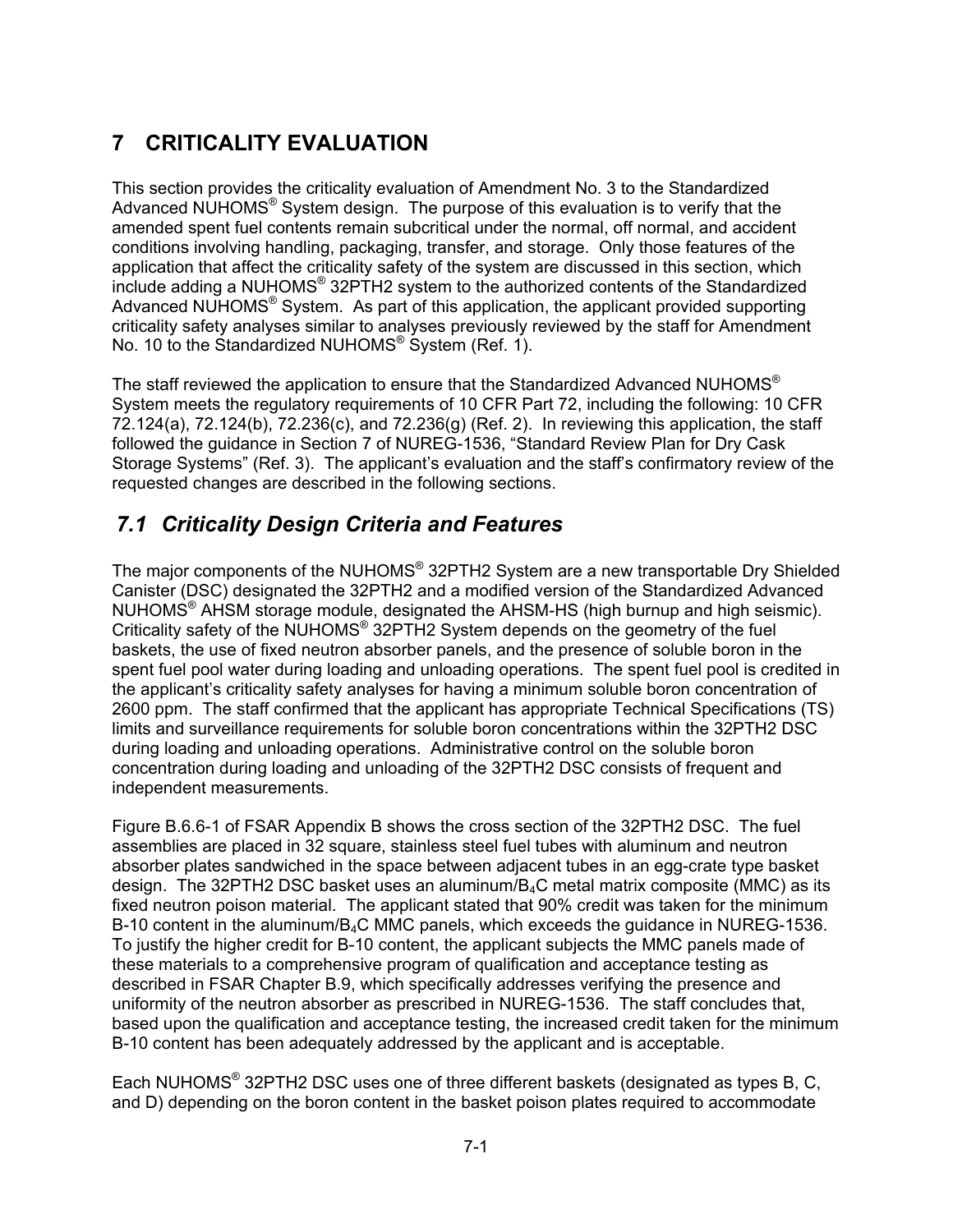# 7 CRITICALITY EVALUATION

This section provides the criticality evaluation of Amendment No. 3 to the Standardized Advanced NUHOMS® System design. The purpose of this evaluation is to verify that the amended spent fuel contents remain subcritical under the normal, off normal, and accident conditions involving handling, packaging, transfer, and storage. Only those features of the application that affect the criticality safety of the system are discussed in this section, which include adding a NUHOMS® 32PTH2 system to the authorized contents of the Standardized Advanced NUHOMS® System. As part of this application, the applicant provided supporting criticality safety analyses similar to analyses previously reviewed by the staff for Amendment No. 10 to the Standardized NUHOMS® System (Ref. 1).

The staff reviewed the application to ensure that the Standardized Advanced NUHOMS® System meets the regulatory requirements of 10 CFR Part 72, including the following: 10 CFR 72.124(a), 72.124(b), 72.236(c), and 72.236(g) (Ref. 2). In reviewing this application, the staff followed the guidance in Section 7 of NUREG-1536, "Standard Review Plan for Dry Cask Storage Systems" (Ref. 3). The applicant's evaluation and the staff's confirmatory review of the requested changes are described in the following sections.

## *7.1 Criticality Design Criteria and Features*

The major components of the NUHOMS® 32PTH2 System are a new transportable Dry Shielded Canister (DSC) designated the 32PTH2 and a modified version of the Standardized Advanced NUHOMS® AHSM storage module, designated the AHSM-HS (high burnup and high seismic). Criticality safety of the NUHOMS® 32PTH2 System depends on the geometry of the fuel baskets, the use of fixed neutron absorber panels, and the presence of soluble boron in the spent fuel pool water during loading and unloading operations. The spent fuel pool is credited in the applicant's criticality safety analyses for having a minimum soluble boron concentration of 2600 ppm. The staff confirmed that the applicant has appropriate Technical Specifications (TS) limits and surveillance requirements for soluble boron concentrations within the 32PTH2 DSC during loading and unloading operations. Administrative control on the soluble boron concentration during loading and unloading of the 32PTH2 DSC consists of frequent and independent measurements.

Figure B.6.6-1 of FSAR Appendix B shows the cross section of the 32PTH2 DSC. The fuel assemblies are placed in 32 square, stainless steel fuel tubes with aluminum and neutron absorber plates sandwiched in the space between adjacent tubes in an egg-crate type basket design. The 32PTH2 DSC basket uses an aluminum/$B_4C$ metal matrix composite (MMC) as its fixed neutron poison material. The applicant stated that 90% credit was taken for the minimum B-10 content in the aluminum/$B_4C$ MMC panels, which exceeds the guidance in NUREG-1536. To justify the higher credit for B-10 content, the applicant subjects the MMC panels made of these materials to a comprehensive program of qualification and acceptance testing as described in FSAR Chapter B.9, which specifically addresses verifying the presence and uniformity of the neutron absorber as prescribed in NUREG-1536. The staff concludes that, based upon the qualification and acceptance testing, the increased credit taken for the minimum B-10 content has been adequately addressed by the applicant and is acceptable.

Each NUHOMS® 32PTH2 DSC uses one of three different baskets (designated as types B, C, and D) depending on the boron content in the basket poison plates required to accommodate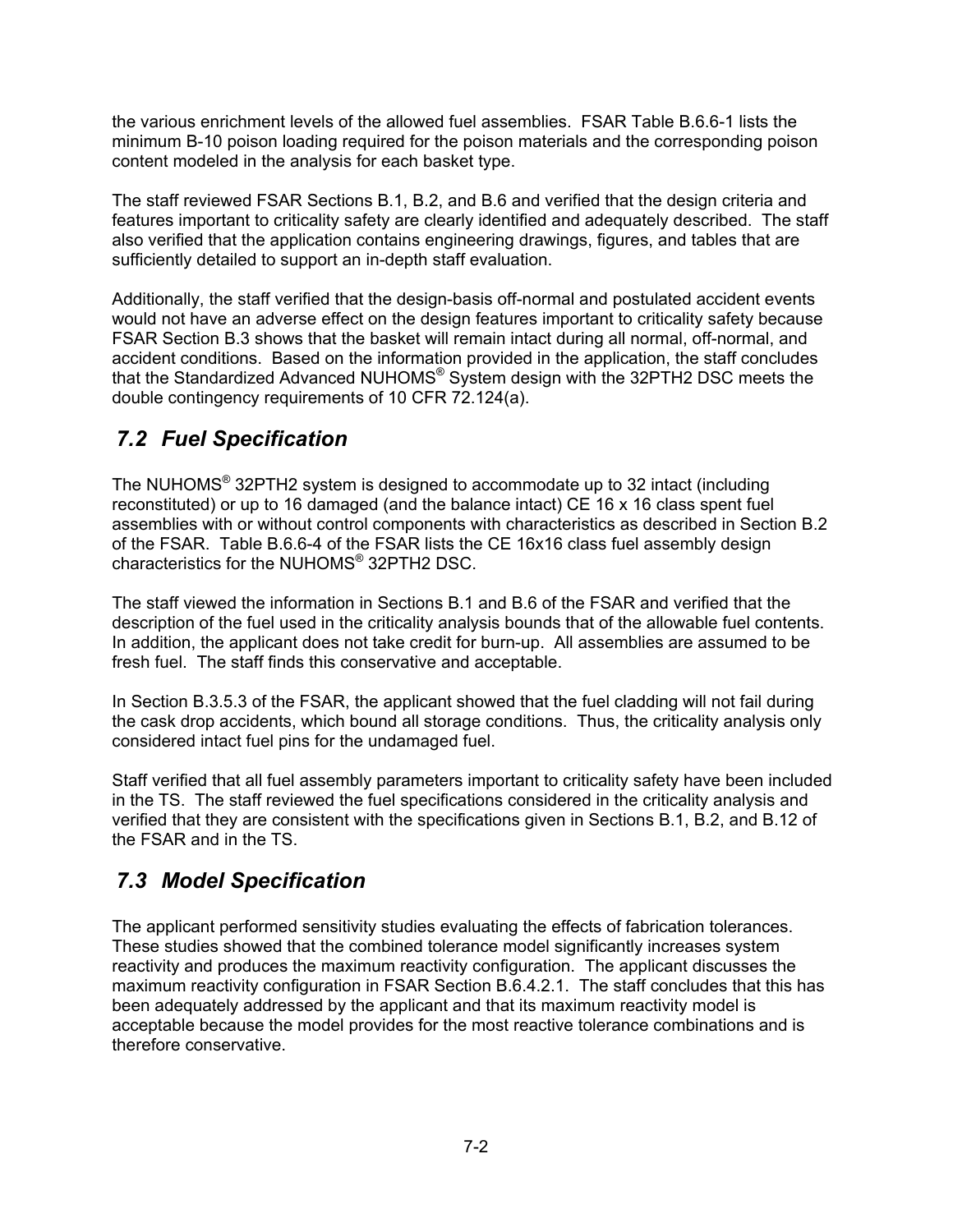the various enrichment levels of the allowed fuel assemblies. FSAR Table B.6.6-1 lists the minimum B-10 poison loading required for the poison materials and the corresponding poison content modeled in the analysis for each basket type.

The staff reviewed FSAR Sections B.1, B.2, and B.6 and verified that the design criteria and features important to criticality safety are clearly identified and adequately described. The staff also verified that the application contains engineering drawings, figures, and tables that are sufficiently detailed to support an in-depth staff evaluation.

Additionally, the staff verified that the design-basis off-normal and postulated accident events would not have an adverse effect on the design features important to criticality safety because FSAR Section B.3 shows that the basket will remain intact during all normal, off-normal, and accident conditions. Based on the information provided in the application, the staff concludes that the Standardized Advanced NUHOMS® System design with the 32PTH2 DSC meets the double contingency requirements of 10 CFR 72.124(a).

## 7.2 Fuel Specification

The NUHOMS® 32PTH2 system is designed to accommodate up to 32 intact (including reconstituted) or up to 16 damaged (and the balance intact) CE 16 x 16 class spent fuel assemblies with or without control components with characteristics as described in Section B.2 of the FSAR. Table B.6.6-4 of the FSAR lists the CE 16x16 class fuel assembly design characteristics for the NUHOMS® 32PTH2 DSC.

The staff viewed the information in Sections B.1 and B.6 of the FSAR and verified that the description of the fuel used in the criticality analysis bounds that of the allowable fuel contents. In addition, the applicant does not take credit for burn-up. All assemblies are assumed to be fresh fuel. The staff finds this conservative and acceptable.

In Section B.3.5.3 of the FSAR, the applicant showed that the fuel cladding will not fail during the cask drop accidents, which bound all storage conditions. Thus, the criticality analysis only considered intact fuel pins for the undamaged fuel.

Staff verified that all fuel assembly parameters important to criticality safety have been included in the TS. The staff reviewed the fuel specifications considered in the criticality analysis and verified that they are consistent with the specifications given in Sections B.1, B.2, and B.12 of the FSAR and in the TS.

## 7.3 Model Specification

The applicant performed sensitivity studies evaluating the effects of fabrication tolerances. These studies showed that the combined tolerance model significantly increases system reactivity and produces the maximum reactivity configuration. The applicant discusses the maximum reactivity configuration in FSAR Section B.6.4.2.1. The staff concludes that this has been adequately addressed by the applicant and that its maximum reactivity model is acceptable because the model provides for the most reactive tolerance combinations and is therefore conservative.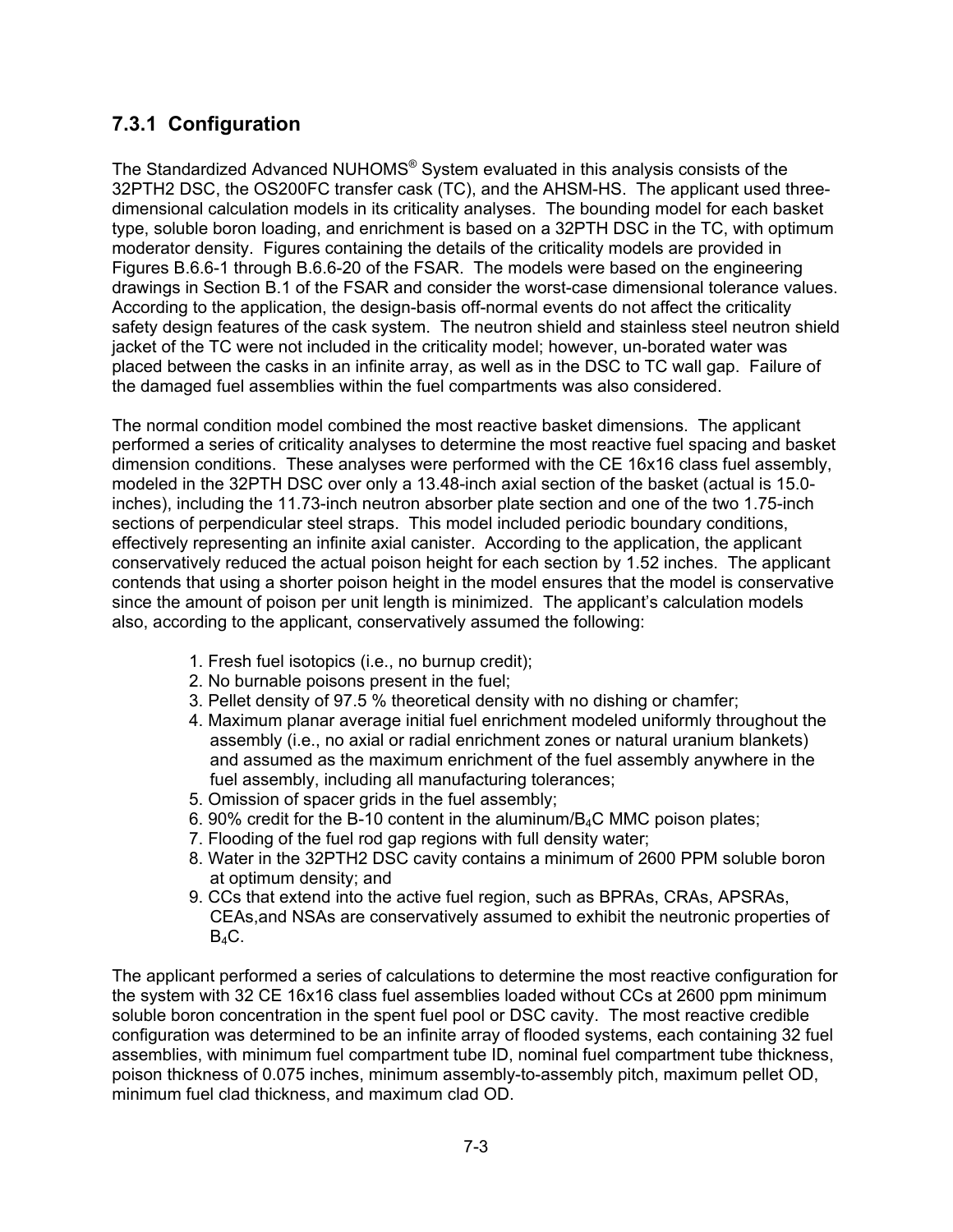### 7.3.1 Configuration

The Standardized Advanced NUHOMS® System evaluated in this analysis consists of the 32PTH2 DSC, the OS200FC transfer cask (TC), and the AHSM-HS. The applicant used three-dimensional calculation models in its criticality analyses. The bounding model for each basket type, soluble boron loading, and enrichment is based on a 32PTH DSC in the TC, with optimum moderator density. Figures containing the details of the criticality models are provided in Figures B.6.6-1 through B.6.6-20 of the FSAR. The models were based on the engineering drawings in Section B.1 of the FSAR and consider the worst-case dimensional tolerance values. According to the application, the design-basis off-normal events do not affect the criticality safety design features of the cask system. The neutron shield and stainless steel neutron shield jacket of the TC were not included in the criticality model; however, un-borated water was placed between the casks in an infinite array, as well as in the DSC to TC wall gap. Failure of the damaged fuel assemblies within the fuel compartments was also considered.

The normal condition model combined the most reactive basket dimensions. The applicant performed a series of criticality analyses to determine the most reactive fuel spacing and basket dimension conditions. These analyses were performed with the CE 16x16 class fuel assembly, modeled in the 32PTH DSC over only a 13.48-inch axial section of the basket (actual is 15.0-inches), including the 11.73-inch neutron absorber plate section and one of the two 1.75-inch sections of perpendicular steel straps. This model included periodic boundary conditions, effectively representing an infinite axial canister. According to the application, the applicant conservatively reduced the actual poison height for each section by 1.52 inches. The applicant contends that using a shorter poison height in the model ensures that the model is conservative since the amount of poison per unit length is minimized. The applicant's calculation models also, according to the applicant, conservatively assumed the following:

1. Fresh fuel isotopics (i.e., no burnup credit);
2. No burnable poisons present in the fuel;
3. Pellet density of 97.5 % theoretical density with no dishing or chamfer;
4. Maximum planar average initial fuel enrichment modeled uniformly throughout the assembly (i.e., no axial or radial enrichment zones or natural uranium blankets) and assumed as the maximum enrichment of the fuel assembly anywhere in the fuel assembly, including all manufacturing tolerances;
5. Omission of spacer grids in the fuel assembly;
6. 90% credit for the B-10 content in the aluminum/$B_4C$ MMC poison plates;
7. Flooding of the fuel rod gap regions with full density water;
8. Water in the 32PTH2 DSC cavity contains a minimum of 2600 PPM soluble boron at optimum density; and
9. CCs that extend into the active fuel region, such as BPRAs, CRAs, APSRAs, CEAs,and NSAs are conservatively assumed to exhibit the neutronic properties of $B_4C$.

The applicant performed a series of calculations to determine the most reactive configuration for the system with 32 CE 16x16 class fuel assemblies loaded without CCs at 2600 ppm minimum soluble boron concentration in the spent fuel pool or DSC cavity. The most reactive credible configuration was determined to be an infinite array of flooded systems, each containing 32 fuel assemblies, with minimum fuel compartment tube ID, nominal fuel compartment tube thickness, poison thickness of 0.075 inches, minimum assembly-to-assembly pitch, maximum pellet OD, minimum fuel clad thickness, and maximum clad OD.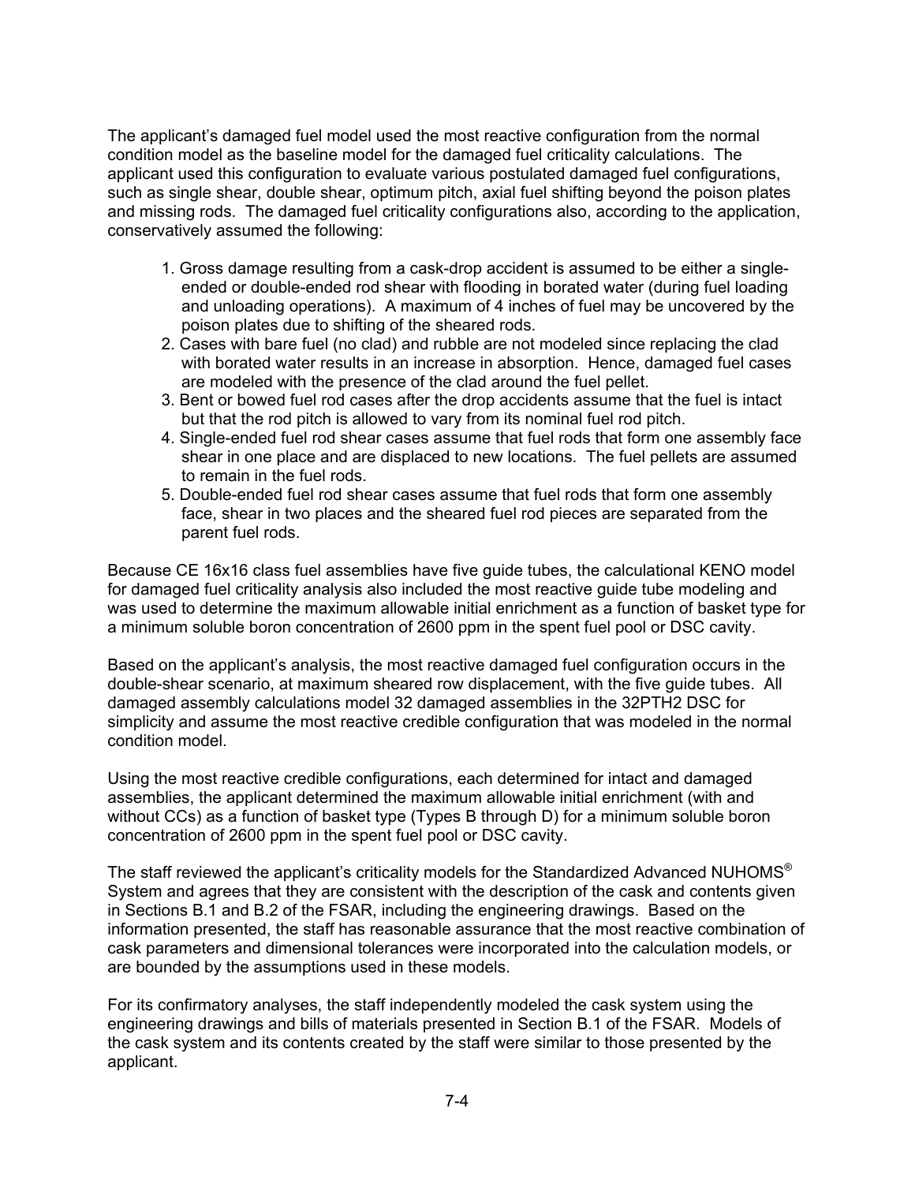The applicant's damaged fuel model used the most reactive configuration from the normal condition model as the baseline model for the damaged fuel criticality calculations. The applicant used this configuration to evaluate various postulated damaged fuel configurations, such as single shear, double shear, optimum pitch, axial fuel shifting beyond the poison plates and missing rods. The damaged fuel criticality configurations also, according to the application, conservatively assumed the following:

1. Gross damage resulting from a cask-drop accident is assumed to be either a single-ended or double-ended rod shear with flooding in borated water (during fuel loading and unloading operations). A maximum of 4 inches of fuel may be uncovered by the poison plates due to shifting of the sheared rods.
2. Cases with bare fuel (no clad) and rubble are not modeled since replacing the clad with borated water results in an increase in absorption. Hence, damaged fuel cases are modeled with the presence of the clad around the fuel pellet.
3. Bent or bowed fuel rod cases after the drop accidents assume that the fuel is intact but that the rod pitch is allowed to vary from its nominal fuel rod pitch.
4. Single-ended fuel rod shear cases assume that fuel rods that form one assembly face shear in one place and are displaced to new locations. The fuel pellets are assumed to remain in the fuel rods.
5. Double-ended fuel rod shear cases assume that fuel rods that form one assembly face, shear in two places and the sheared fuel rod pieces are separated from the parent fuel rods.

Because CE 16x16 class fuel assemblies have five guide tubes, the calculational KENO model for damaged fuel criticality analysis also included the most reactive guide tube modeling and was used to determine the maximum allowable initial enrichment as a function of basket type for a minimum soluble boron concentration of 2600 ppm in the spent fuel pool or DSC cavity.

Based on the applicant's analysis, the most reactive damaged fuel configuration occurs in the double-shear scenario, at maximum sheared row displacement, with the five guide tubes. All damaged assembly calculations model 32 damaged assemblies in the 32PTH2 DSC for simplicity and assume the most reactive credible configuration that was modeled in the normal condition model.

Using the most reactive credible configurations, each determined for intact and damaged assemblies, the applicant determined the maximum allowable initial enrichment (with and without CCs) as a function of basket type (Types B through D) for a minimum soluble boron concentration of 2600 ppm in the spent fuel pool or DSC cavity.

The staff reviewed the applicant's criticality models for the Standardized Advanced NUHOMS® System and agrees that they are consistent with the description of the cask and contents given in Sections B.1 and B.2 of the FSAR, including the engineering drawings. Based on the information presented, the staff has reasonable assurance that the most reactive combination of cask parameters and dimensional tolerances were incorporated into the calculation models, or are bounded by the assumptions used in these models.

For its confirmatory analyses, the staff independently modeled the cask system using the engineering drawings and bills of materials presented in Section B.1 of the FSAR. Models of the cask system and its contents created by the staff were similar to those presented by the applicant.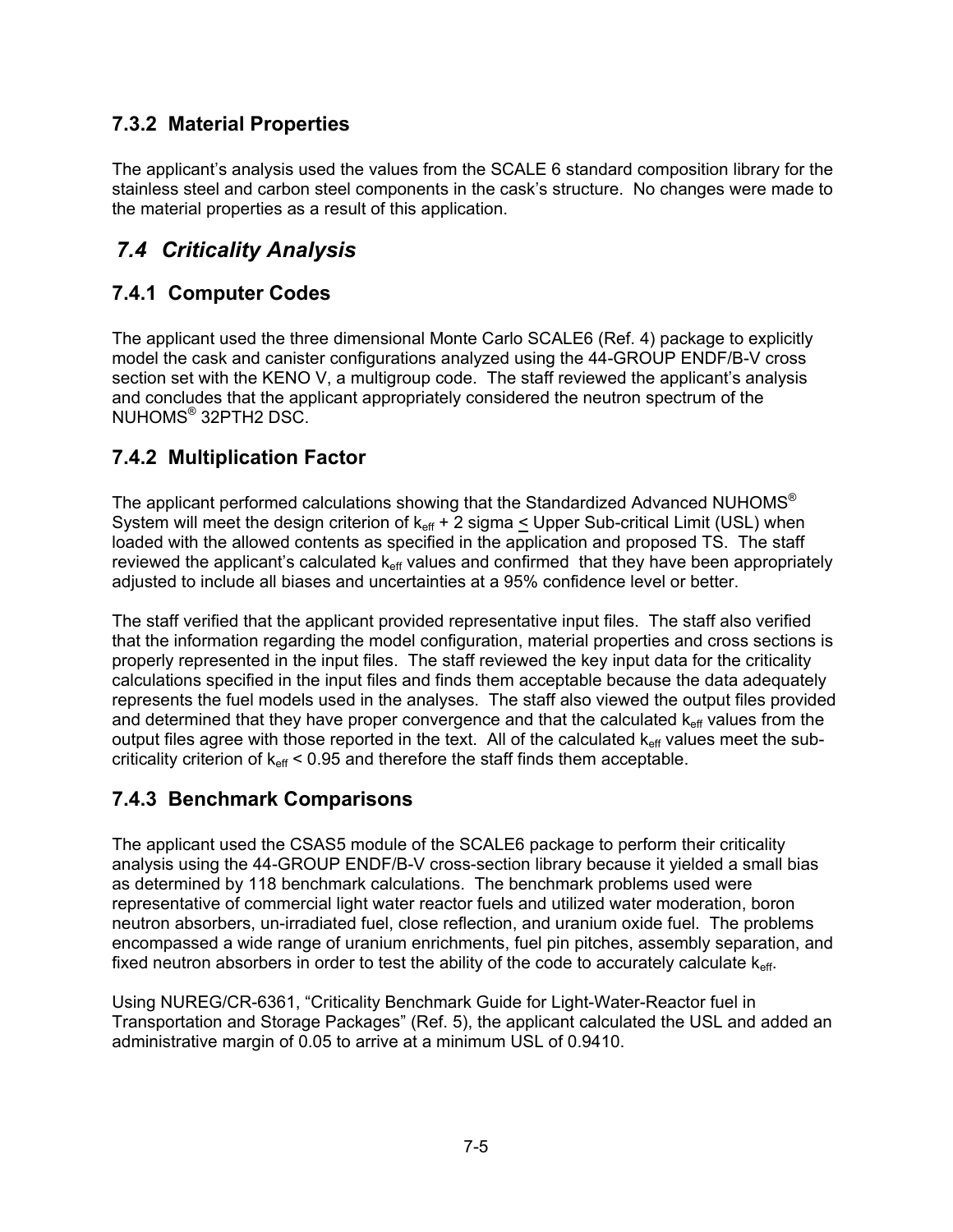### 7.3.2 Material Properties

The applicant's analysis used the values from the SCALE 6 standard composition library for the stainless steel and carbon steel components in the cask's structure. No changes were made to the material properties as a result of this application.

## *7.4 Criticality Analysis*

### 7.4.1 Computer Codes

The applicant used the three dimensional Monte Carlo SCALE6 (Ref. 4) package to explicitly model the cask and canister configurations analyzed using the 44-GROUP ENDF/B-V cross section set with the KENO V, a multigroup code. The staff reviewed the applicant's analysis and concludes that the applicant appropriately considered the neutron spectrum of the NUHOMS® 32PTH2 DSC.

### 7.4.2 Multiplication Factor

The applicant performed calculations showing that the Standardized Advanced NUHOMS® System will meet the design criterion of $k_{eff}$ + 2 sigma $\leq$ Upper Sub-critical Limit (USL) when loaded with the allowed contents as specified in the application and proposed TS. The staff reviewed the applicant's calculated $k_{eff}$ values and confirmed that they have been appropriately adjusted to include all biases and uncertainties at a 95% confidence level or better.

The staff verified that the applicant provided representative input files. The staff also verified that the information regarding the model configuration, material properties and cross sections is properly represented in the input files. The staff reviewed the key input data for the criticality calculations specified in the input files and finds them acceptable because the data adequately represents the fuel models used in the analyses. The staff also viewed the output files provided and determined that they have proper convergence and that the calculated $k_{eff}$ values from the output files agree with those reported in the text. All of the calculated $k_{eff}$ values meet the sub-criticality criterion of $k_{eff} < 0.95$ and therefore the staff finds them acceptable.

### 7.4.3 Benchmark Comparisons

The applicant used the CSAS5 module of the SCALE6 package to perform their criticality analysis using the 44-GROUP ENDF/B-V cross-section library because it yielded a small bias as determined by 118 benchmark calculations. The benchmark problems used were representative of commercial light water reactor fuels and utilized water moderation, boron neutron absorbers, un-irradiated fuel, close reflection, and uranium oxide fuel. The problems encompassed a wide range of uranium enrichments, fuel pin pitches, assembly separation, and fixed neutron absorbers in order to test the ability of the code to accurately calculate $k_{eff}$.

Using NUREG/CR-6361, "Criticality Benchmark Guide for Light-Water-Reactor fuel in Transportation and Storage Packages" (Ref. 5), the applicant calculated the USL and added an administrative margin of 0.05 to arrive at a minimum USL of 0.9410.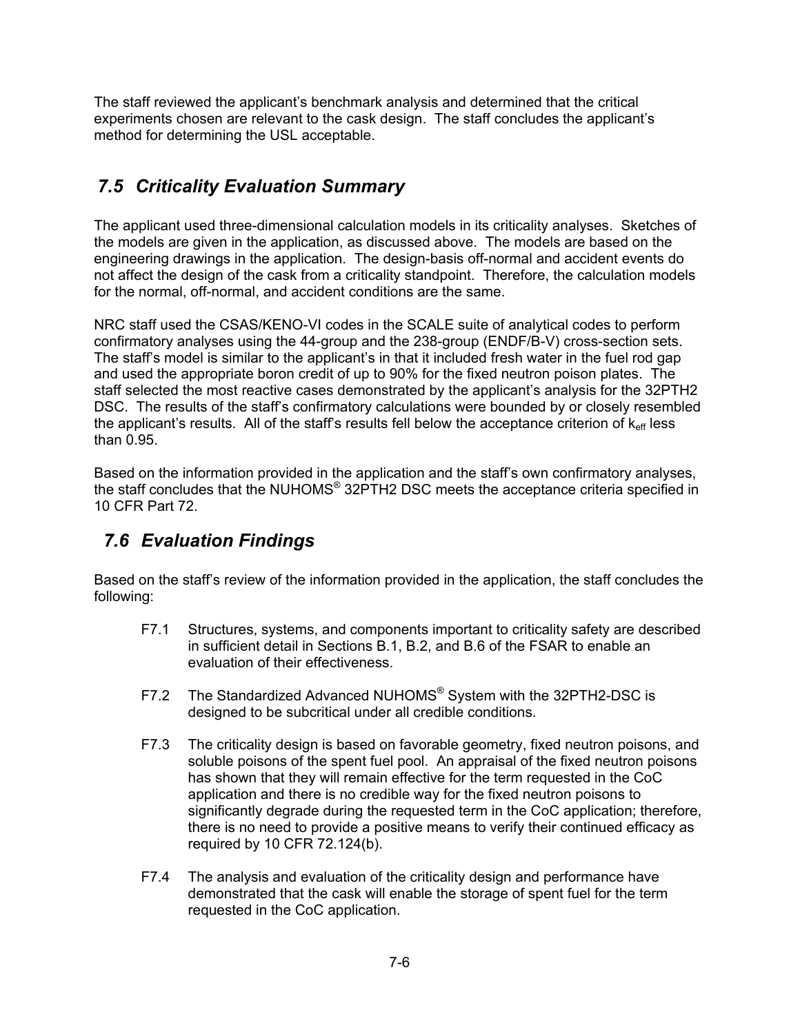The staff reviewed the applicant's benchmark analysis and determined that the critical experiments chosen are relevant to the cask design. The staff concludes the applicant's method for determining the USL acceptable.

## *7.5 Criticality Evaluation Summary*

The applicant used three-dimensional calculation models in its criticality analyses. Sketches of the models are given in the application, as discussed above. The models are based on the engineering drawings in the application. The design-basis off-normal and accident events do not affect the design of the cask from a criticality standpoint. Therefore, the calculation models for the normal, off-normal, and accident conditions are the same.

NRC staff used the CSAS/KENO-VI codes in the SCALE suite of analytical codes to perform confirmatory analyses using the 44-group and the 238-group (ENDF/B-V) cross-section sets. The staff's model is similar to the applicant's in that it included fresh water in the fuel rod gap and used the appropriate boron credit of up to 90% for the fixed neutron poison plates. The staff selected the most reactive cases demonstrated by the applicant's analysis for the 32PTH2 DSC. The results of the staff's confirmatory calculations were bounded by or closely resembled the applicant's results. All of the staff's results fell below the acceptance criterion of $k_{eff}$ less than 0.95.

Based on the information provided in the application and the staff's own confirmatory analyses, the staff concludes that the NUHOMS® 32PTH2 DSC meets the acceptance criteria specified in 10 CFR Part 72.

## *7.6 Evaluation Findings*

Based on the staff's review of the information provided in the application, the staff concludes the following:

F7.1 Structures, systems, and components important to criticality safety are described in sufficient detail in Sections B.1, B.2, and B.6 of the FSAR to enable an evaluation of their effectiveness.

F7.2 The Standardized Advanced NUHOMS® System with the 32PTH2-DSC is designed to be subcritical under all credible conditions.

F7.3 The criticality design is based on favorable geometry, fixed neutron poisons, and soluble poisons of the spent fuel pool. An appraisal of the fixed neutron poisons has shown that they will remain effective for the term requested in the CoC application and there is no credible way for the fixed neutron poisons to significantly degrade during the requested term in the CoC application; therefore, there is no need to provide a positive means to verify their continued efficacy as required by 10 CFR 72.124(b).

F7.4 The analysis and evaluation of the criticality design and performance have demonstrated that the cask will enable the storage of spent fuel for the term requested in the CoC application.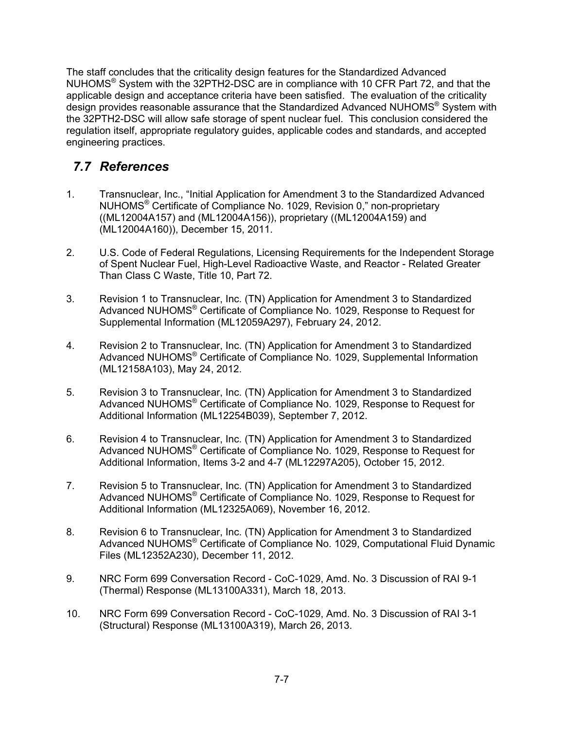The staff concludes that the criticality design features for the Standardized Advanced NUHOMS® System with the 32PTH2-DSC are in compliance with 10 CFR Part 72, and that the applicable design and acceptance criteria have been satisfied. The evaluation of the criticality design provides reasonable assurance that the Standardized Advanced NUHOMS® System with the 32PTH2-DSC will allow safe storage of spent nuclear fuel. This conclusion considered the regulation itself, appropriate regulatory guides, applicable codes and standards, and accepted engineering practices.

## *7.7 References*

1. Transnuclear, Inc., "Initial Application for Amendment 3 to the Standardized Advanced NUHOMS® Certificate of Compliance No. 1029, Revision 0," non-proprietary ((ML12004A157) and (ML12004A156)), proprietary ((ML12004A159) and (ML12004A160)), December 15, 2011.

2. U.S. Code of Federal Regulations, Licensing Requirements for the Independent Storage of Spent Nuclear Fuel, High-Level Radioactive Waste, and Reactor - Related Greater Than Class C Waste, Title 10, Part 72.

3. Revision 1 to Transnuclear, Inc. (TN) Application for Amendment 3 to Standardized Advanced NUHOMS® Certificate of Compliance No. 1029, Response to Request for Supplemental Information (ML12059A297), February 24, 2012.

4. Revision 2 to Transnuclear, Inc. (TN) Application for Amendment 3 to Standardized Advanced NUHOMS® Certificate of Compliance No. 1029, Supplemental Information (ML12158A103), May 24, 2012.

5. Revision 3 to Transnuclear, Inc. (TN) Application for Amendment 3 to Standardized Advanced NUHOMS® Certificate of Compliance No. 1029, Response to Request for Additional Information (ML12254B039), September 7, 2012.

6. Revision 4 to Transnuclear, Inc. (TN) Application for Amendment 3 to Standardized Advanced NUHOMS® Certificate of Compliance No. 1029, Response to Request for Additional Information, Items 3-2 and 4-7 (ML12297A205), October 15, 2012.

7. Revision 5 to Transnuclear, Inc. (TN) Application for Amendment 3 to Standardized Advanced NUHOMS® Certificate of Compliance No. 1029, Response to Request for Additional Information (ML12325A069), November 16, 2012.

8. Revision 6 to Transnuclear, Inc. (TN) Application for Amendment 3 to Standardized Advanced NUHOMS® Certificate of Compliance No. 1029, Computational Fluid Dynamic Files (ML12352A230), December 11, 2012.

9. NRC Form 699 Conversation Record - CoC-1029, Amd. No. 3 Discussion of RAI 9-1 (Thermal) Response (ML13100A331), March 18, 2013.

10. NRC Form 699 Conversation Record - CoC-1029, Amd. No. 3 Discussion of RAI 3-1 (Structural) Response (ML13100A319), March 26, 2013.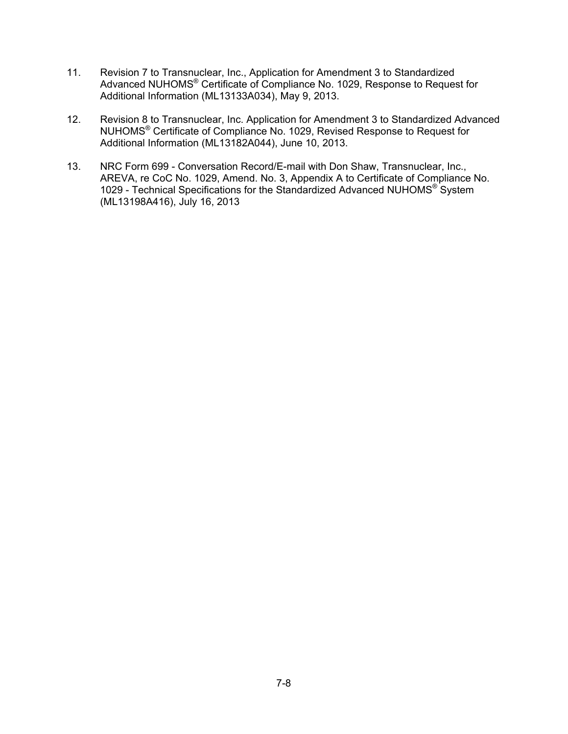11. Revision 7 to Transnuclear, Inc., Application for Amendment 3 to Standardized Advanced NUHOMS® Certificate of Compliance No. 1029, Response to Request for Additional Information (ML13133A034), May 9, 2013.

12. Revision 8 to Transnuclear, Inc. Application for Amendment 3 to Standardized Advanced NUHOMS® Certificate of Compliance No. 1029, Revised Response to Request for Additional Information (ML13182A044), June 10, 2013.

13. NRC Form 699 - Conversation Record/E-mail with Don Shaw, Transnuclear, Inc., AREVA, re CoC No. 1029, Amend. No. 3, Appendix A to Certificate of Compliance No. 1029 - Technical Specifications for the Standardized Advanced NUHOMS® System (ML13198A416), July 16, 2013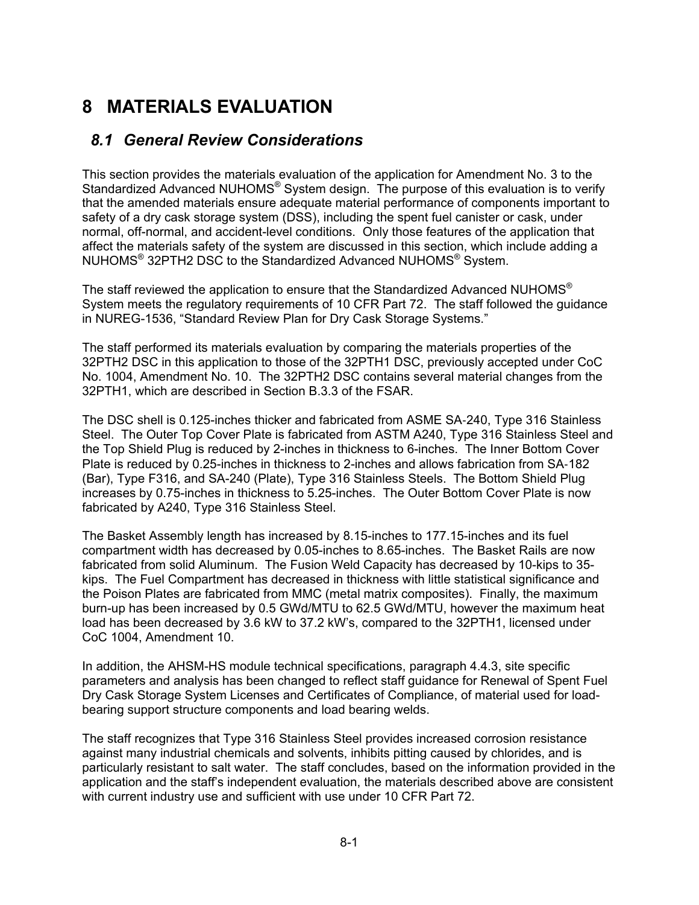# 8 MATERIALS EVALUATION

## *8.1 General Review Considerations*

This section provides the materials evaluation of the application for Amendment No. 3 to the Standardized Advanced NUHOMS® System design. The purpose of this evaluation is to verify that the amended materials ensure adequate material performance of components important to safety of a dry cask storage system (DSS), including the spent fuel canister or cask, under normal, off-normal, and accident-level conditions. Only those features of the application that affect the materials safety of the system are discussed in this section, which include adding a NUHOMS® 32PTH2 DSC to the Standardized Advanced NUHOMS® System.

The staff reviewed the application to ensure that the Standardized Advanced NUHOMS® System meets the regulatory requirements of 10 CFR Part 72. The staff followed the guidance in NUREG-1536, "Standard Review Plan for Dry Cask Storage Systems."

The staff performed its materials evaluation by comparing the materials properties of the 32PTH2 DSC in this application to those of the 32PTH1 DSC, previously accepted under CoC No. 1004, Amendment No. 10. The 32PTH2 DSC contains several material changes from the 32PTH1, which are described in Section B.3.3 of the FSAR.

The DSC shell is 0.125-inches thicker and fabricated from ASME SA-240, Type 316 Stainless Steel. The Outer Top Cover Plate is fabricated from ASTM A240, Type 316 Stainless Steel and the Top Shield Plug is reduced by 2-inches in thickness to 6-inches. The Inner Bottom Cover Plate is reduced by 0.25-inches in thickness to 2-inches and allows fabrication from SA-182 (Bar), Type F316, and SA-240 (Plate), Type 316 Stainless Steels. The Bottom Shield Plug increases by 0.75-inches in thickness to 5.25-inches. The Outer Bottom Cover Plate is now fabricated by A240, Type 316 Stainless Steel.

The Basket Assembly length has increased by 8.15-inches to 177.15-inches and its fuel compartment width has decreased by 0.05-inches to 8.65-inches. The Basket Rails are now fabricated from solid Aluminum. The Fusion Weld Capacity has decreased by 10-kips to 35-kips. The Fuel Compartment has decreased in thickness with little statistical significance and the Poison Plates are fabricated from MMC (metal matrix composites). Finally, the maximum burn-up has been increased by 0.5 GWd/MTU to 62.5 GWd/MTU, however the maximum heat load has been decreased by 3.6 kW to 37.2 kW's, compared to the 32PTH1, licensed under CoC 1004, Amendment 10.

In addition, the AHSM-HS module technical specifications, paragraph 4.4.3, site specific parameters and analysis has been changed to reflect staff guidance for Renewal of Spent Fuel Dry Cask Storage System Licenses and Certificates of Compliance, of material used for load-bearing support structure components and load bearing welds.

The staff recognizes that Type 316 Stainless Steel provides increased corrosion resistance against many industrial chemicals and solvents, inhibits pitting caused by chlorides, and is particularly resistant to salt water. The staff concludes, based on the information provided in the application and the staff's independent evaluation, the materials described above are consistent with current industry use and sufficient with use under 10 CFR Part 72.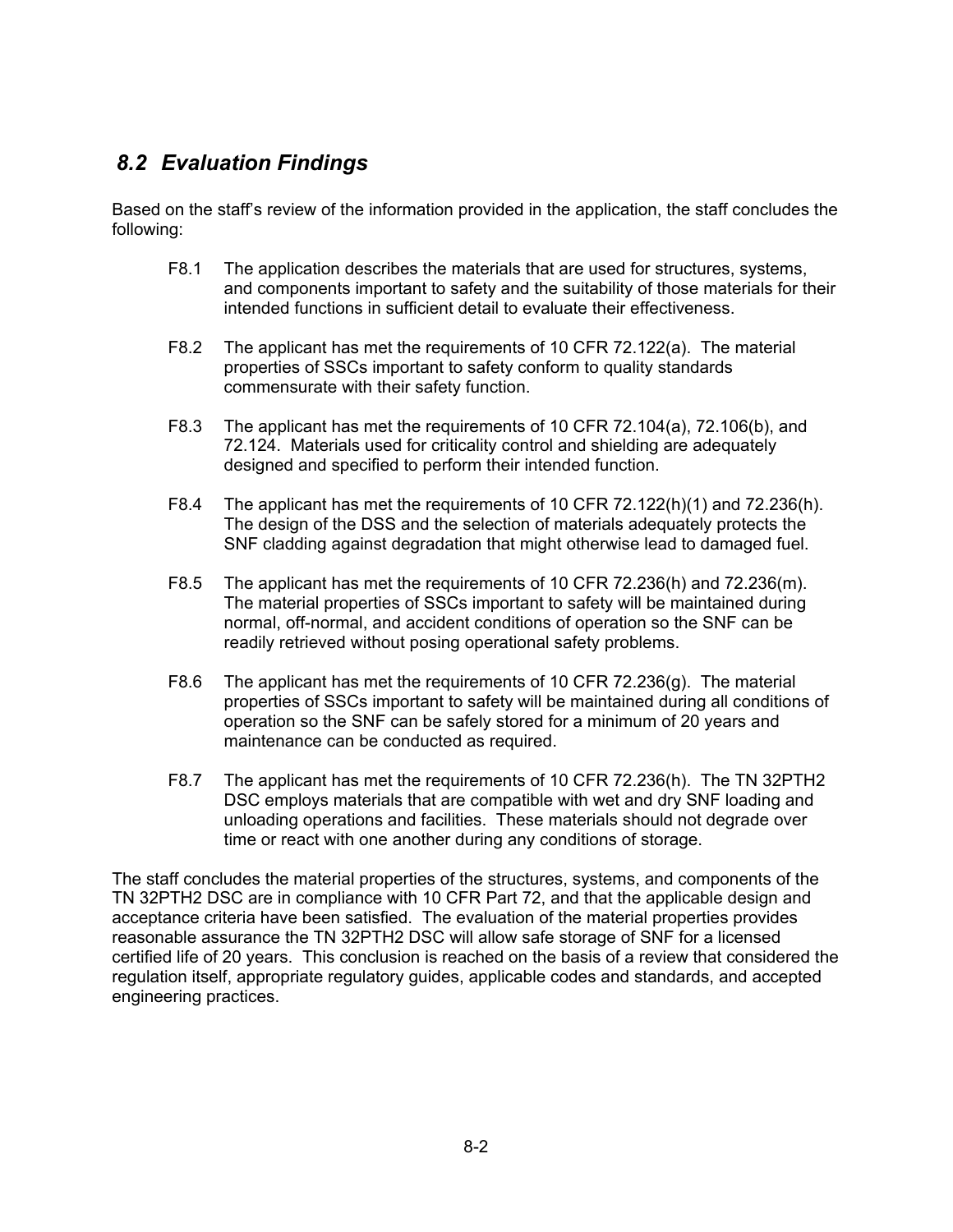## *8.2 Evaluation Findings*

Based on the staff's review of the information provided in the application, the staff concludes the following:

F8.1 The application describes the materials that are used for structures, systems, and components important to safety and the suitability of those materials for their intended functions in sufficient detail to evaluate their effectiveness.

F8.2 The applicant has met the requirements of 10 CFR 72.122(a). The material properties of SSCs important to safety conform to quality standards commensurate with their safety function.

F8.3 The applicant has met the requirements of 10 CFR 72.104(a), 72.106(b), and 72.124. Materials used for criticality control and shielding are adequately designed and specified to perform their intended function.

F8.4 The applicant has met the requirements of 10 CFR 72.122(h)(1) and 72.236(h). The design of the DSS and the selection of materials adequately protects the SNF cladding against degradation that might otherwise lead to damaged fuel.

F8.5 The applicant has met the requirements of 10 CFR 72.236(h) and 72.236(m). The material properties of SSCs important to safety will be maintained during normal, off-normal, and accident conditions of operation so the SNF can be readily retrieved without posing operational safety problems.

F8.6 The applicant has met the requirements of 10 CFR 72.236(g). The material properties of SSCs important to safety will be maintained during all conditions of operation so the SNF can be safely stored for a minimum of 20 years and maintenance can be conducted as required.

F8.7 The applicant has met the requirements of 10 CFR 72.236(h). The TN 32PTH2 DSC employs materials that are compatible with wet and dry SNF loading and unloading operations and facilities. These materials should not degrade over time or react with one another during any conditions of storage.

The staff concludes the material properties of the structures, systems, and components of the TN 32PTH2 DSC are in compliance with 10 CFR Part 72, and that the applicable design and acceptance criteria have been satisfied. The evaluation of the material properties provides reasonable assurance the TN 32PTH2 DSC will allow safe storage of SNF for a licensed certified life of 20 years. This conclusion is reached on the basis of a review that considered the regulation itself, appropriate regulatory guides, applicable codes and standards, and accepted engineering practices.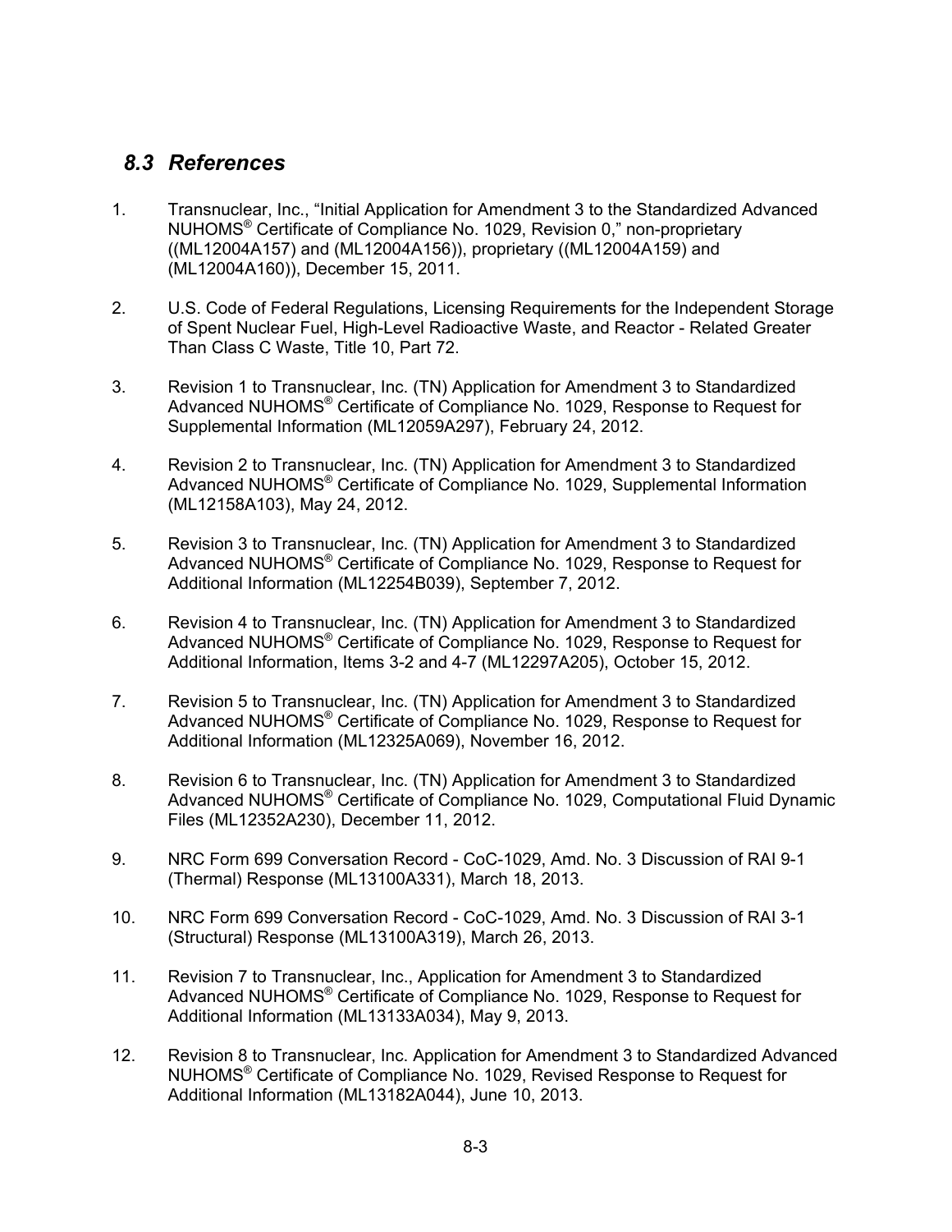## *8.3 References*

1. Transnuclear, Inc., "Initial Application for Amendment 3 to the Standardized Advanced NUHOMS® Certificate of Compliance No. 1029, Revision 0," non-proprietary ((ML12004A157) and (ML12004A156)), proprietary ((ML12004A159) and (ML12004A160)), December 15, 2011.

2. U.S. Code of Federal Regulations, Licensing Requirements for the Independent Storage of Spent Nuclear Fuel, High-Level Radioactive Waste, and Reactor - Related Greater Than Class C Waste, Title 10, Part 72.

3. Revision 1 to Transnuclear, Inc. (TN) Application for Amendment 3 to Standardized Advanced NUHOMS® Certificate of Compliance No. 1029, Response to Request for Supplemental Information (ML12059A297), February 24, 2012.

4. Revision 2 to Transnuclear, Inc. (TN) Application for Amendment 3 to Standardized Advanced NUHOMS® Certificate of Compliance No. 1029, Supplemental Information (ML12158A103), May 24, 2012.

5. Revision 3 to Transnuclear, Inc. (TN) Application for Amendment 3 to Standardized Advanced NUHOMS® Certificate of Compliance No. 1029, Response to Request for Additional Information (ML12254B039), September 7, 2012.

6. Revision 4 to Transnuclear, Inc. (TN) Application for Amendment 3 to Standardized Advanced NUHOMS® Certificate of Compliance No. 1029, Response to Request for Additional Information, Items 3-2 and 4-7 (ML12297A205), October 15, 2012.

7. Revision 5 to Transnuclear, Inc. (TN) Application for Amendment 3 to Standardized Advanced NUHOMS® Certificate of Compliance No. 1029, Response to Request for Additional Information (ML12325A069), November 16, 2012.

8. Revision 6 to Transnuclear, Inc. (TN) Application for Amendment 3 to Standardized Advanced NUHOMS® Certificate of Compliance No. 1029, Computational Fluid Dynamic Files (ML12352A230), December 11, 2012.

9. NRC Form 699 Conversation Record - CoC-1029, Amd. No. 3 Discussion of RAI 9-1 (Thermal) Response (ML13100A331), March 18, 2013.

10. NRC Form 699 Conversation Record - CoC-1029, Amd. No. 3 Discussion of RAI 3-1 (Structural) Response (ML13100A319), March 26, 2013.

11. Revision 7 to Transnuclear, Inc., Application for Amendment 3 to Standardized Advanced NUHOMS® Certificate of Compliance No. 1029, Response to Request for Additional Information (ML13133A034), May 9, 2013.

12. Revision 8 to Transnuclear, Inc. Application for Amendment 3 to Standardized Advanced NUHOMS® Certificate of Compliance No. 1029, Revised Response to Request for Additional Information (ML13182A044), June 10, 2013.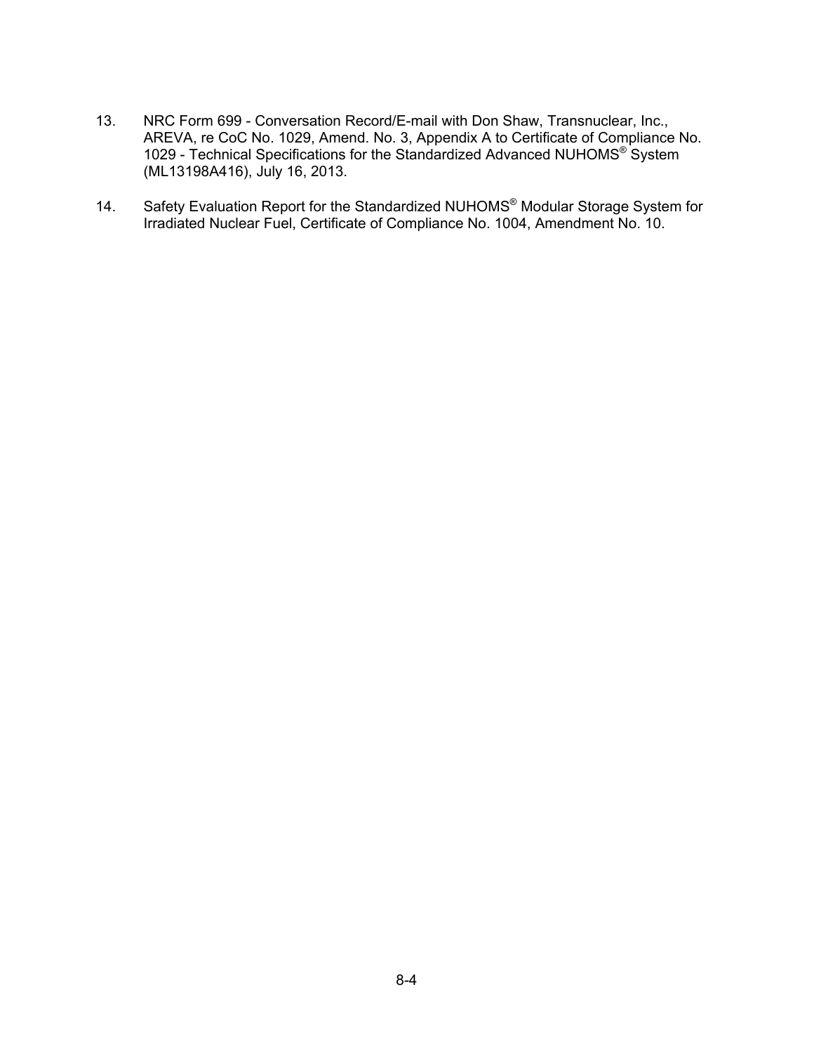13. NRC Form 699 - Conversation Record/E-mail with Don Shaw, Transnuclear, Inc., AREVA, re CoC No. 1029, Amend. No. 3, Appendix A to Certificate of Compliance No. 1029 - Technical Specifications for the Standardized Advanced NUHOMS® System (ML13198A416), July 16, 2013.

14. Safety Evaluation Report for the Standardized NUHOMS® Modular Storage System for Irradiated Nuclear Fuel, Certificate of Compliance No. 1004, Amendment No. 10.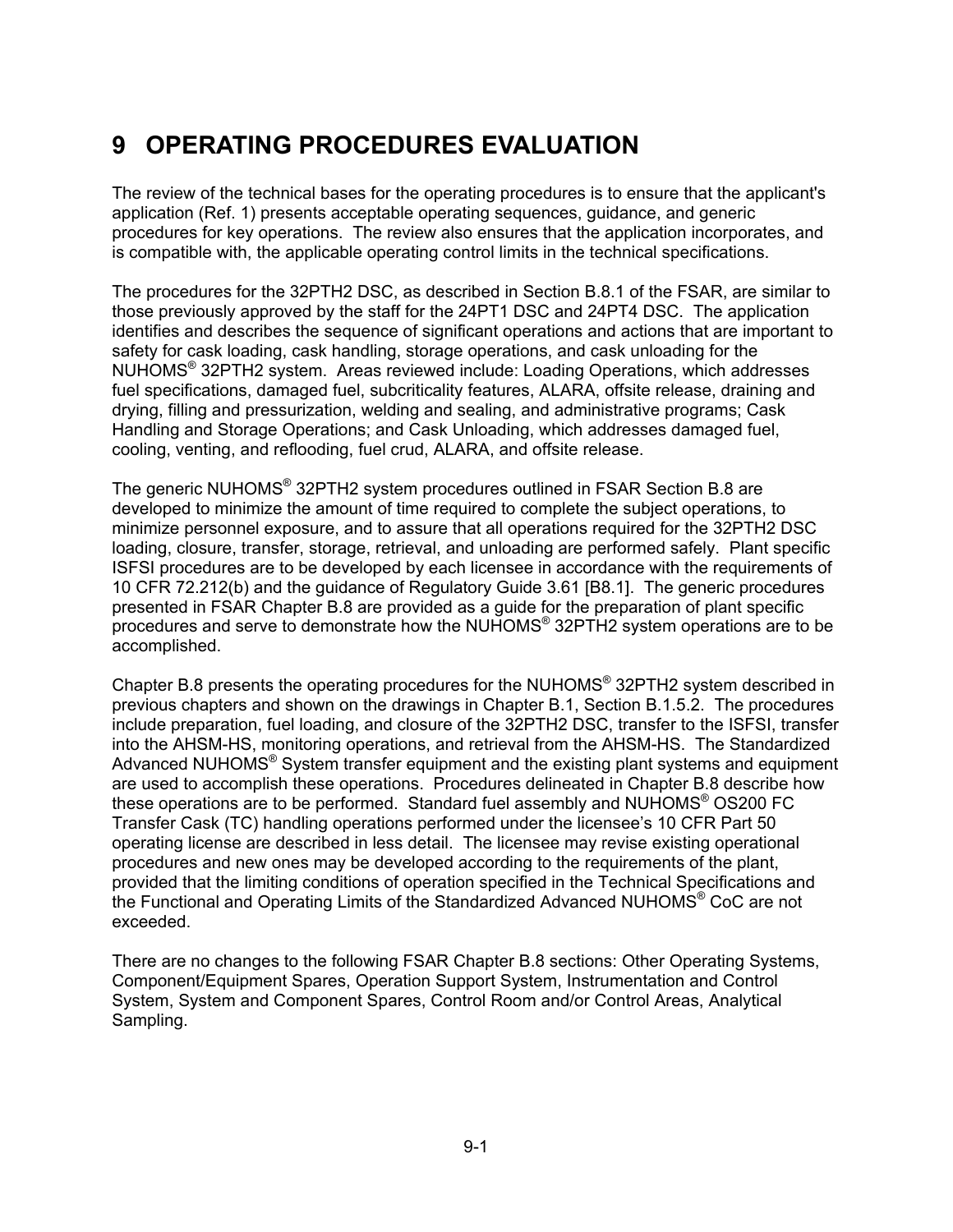# 9 OPERATING PROCEDURES EVALUATION

The review of the technical bases for the operating procedures is to ensure that the applicant's application (Ref. 1) presents acceptable operating sequences, guidance, and generic procedures for key operations. The review also ensures that the application incorporates, and is compatible with, the applicable operating control limits in the technical specifications.

The procedures for the 32PTH2 DSC, as described in Section B.8.1 of the FSAR, are similar to those previously approved by the staff for the 24PT1 DSC and 24PT4 DSC. The application identifies and describes the sequence of significant operations and actions that are important to safety for cask loading, cask handling, storage operations, and cask unloading for the NUHOMS® 32PTH2 system. Areas reviewed include: Loading Operations, which addresses fuel specifications, damaged fuel, subcriticality features, ALARA, offsite release, draining and drying, filling and pressurization, welding and sealing, and administrative programs; Cask Handling and Storage Operations; and Cask Unloading, which addresses damaged fuel, cooling, venting, and reflooding, fuel crud, ALARA, and offsite release.

The generic NUHOMS® 32PTH2 system procedures outlined in FSAR Section B.8 are developed to minimize the amount of time required to complete the subject operations, to minimize personnel exposure, and to assure that all operations required for the 32PTH2 DSC loading, closure, transfer, storage, retrieval, and unloading are performed safely. Plant specific ISFSI procedures are to be developed by each licensee in accordance with the requirements of 10 CFR 72.212(b) and the guidance of Regulatory Guide 3.61 [B8.1]. The generic procedures presented in FSAR Chapter B.8 are provided as a guide for the preparation of plant specific procedures and serve to demonstrate how the NUHOMS® 32PTH2 system operations are to be accomplished.

Chapter B.8 presents the operating procedures for the NUHOMS® 32PTH2 system described in previous chapters and shown on the drawings in Chapter B.1, Section B.1.5.2. The procedures include preparation, fuel loading, and closure of the 32PTH2 DSC, transfer to the ISFSI, transfer into the AHSM-HS, monitoring operations, and retrieval from the AHSM-HS. The Standardized Advanced NUHOMS® System transfer equipment and the existing plant systems and equipment are used to accomplish these operations. Procedures delineated in Chapter B.8 describe how these operations are to be performed. Standard fuel assembly and NUHOMS® OS200 FC Transfer Cask (TC) handling operations performed under the licensee's 10 CFR Part 50 operating license are described in less detail. The licensee may revise existing operational procedures and new ones may be developed according to the requirements of the plant, provided that the limiting conditions of operation specified in the Technical Specifications and the Functional and Operating Limits of the Standardized Advanced NUHOMS® CoC are not exceeded.

There are no changes to the following FSAR Chapter B.8 sections: Other Operating Systems, Component/Equipment Spares, Operation Support System, Instrumentation and Control System, System and Component Spares, Control Room and/or Control Areas, Analytical Sampling.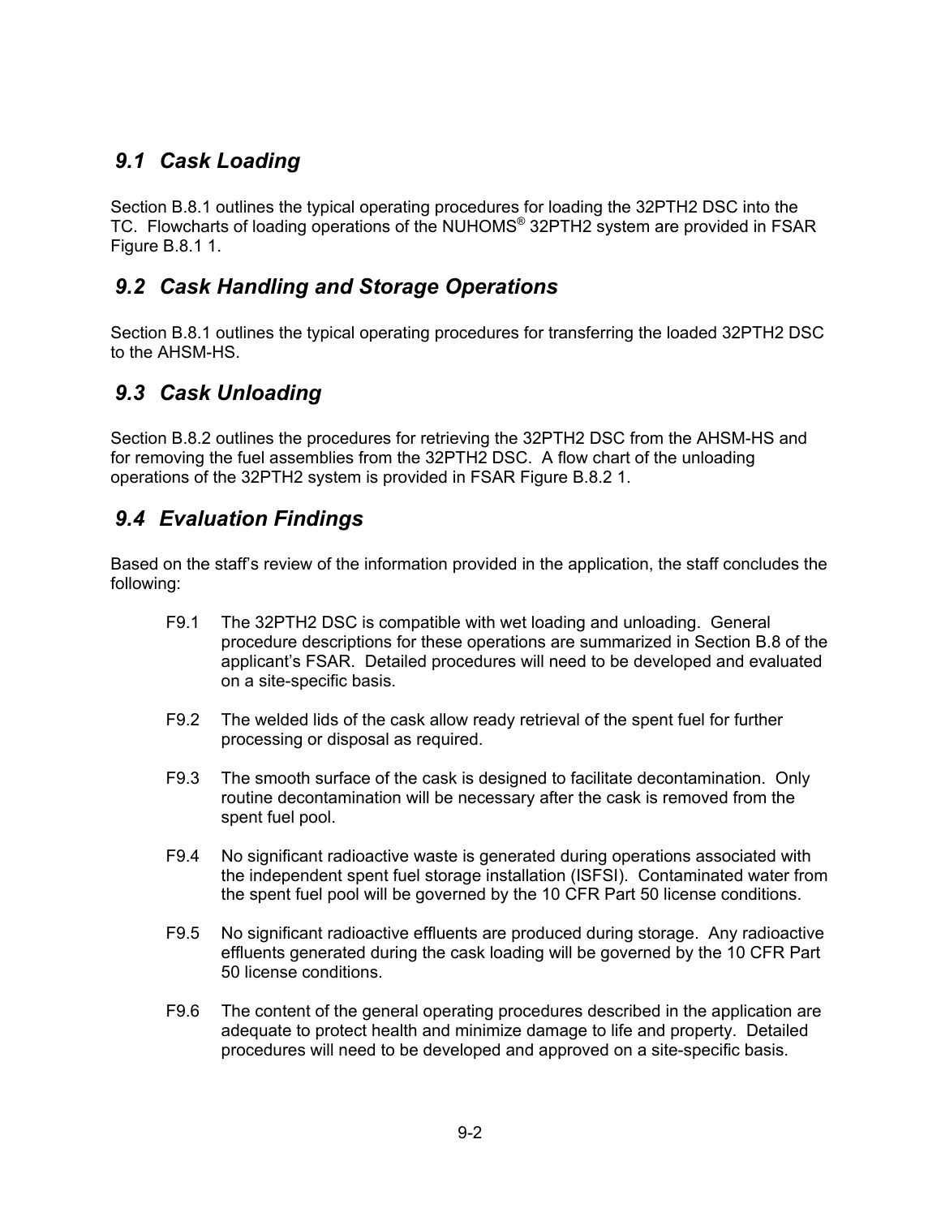## *9.1 Cask Loading*

Section B.8.1 outlines the typical operating procedures for loading the 32PTH2 DSC into the TC. Flowcharts of loading operations of the NUHOMS® 32PTH2 system are provided in FSAR Figure B.8.1 1.

## *9.2 Cask Handling and Storage Operations*

Section B.8.1 outlines the typical operating procedures for transferring the loaded 32PTH2 DSC to the AHSM-HS.

## *9.3 Cask Unloading*

Section B.8.2 outlines the procedures for retrieving the 32PTH2 DSC from the AHSM-HS and for removing the fuel assemblies from the 32PTH2 DSC. A flow chart of the unloading operations of the 32PTH2 system is provided in FSAR Figure B.8.2 1.

## *9.4 Evaluation Findings*

Based on the staff's review of the information provided in the application, the staff concludes the following:

F9.1 The 32PTH2 DSC is compatible with wet loading and unloading. General procedure descriptions for these operations are summarized in Section B.8 of the applicant's FSAR. Detailed procedures will need to be developed and evaluated on a site-specific basis.

F9.2 The welded lids of the cask allow ready retrieval of the spent fuel for further processing or disposal as required.

F9.3 The smooth surface of the cask is designed to facilitate decontamination. Only routine decontamination will be necessary after the cask is removed from the spent fuel pool.

F9.4 No significant radioactive waste is generated during operations associated with the independent spent fuel storage installation (ISFSI). Contaminated water from the spent fuel pool will be governed by the 10 CFR Part 50 license conditions.

F9.5 No significant radioactive effluents are produced during storage. Any radioactive effluents generated during the cask loading will be governed by the 10 CFR Part 50 license conditions.

F9.6 The content of the general operating procedures described in the application are adequate to protect health and minimize damage to life and property. Detailed procedures will need to be developed and approved on a site-specific basis.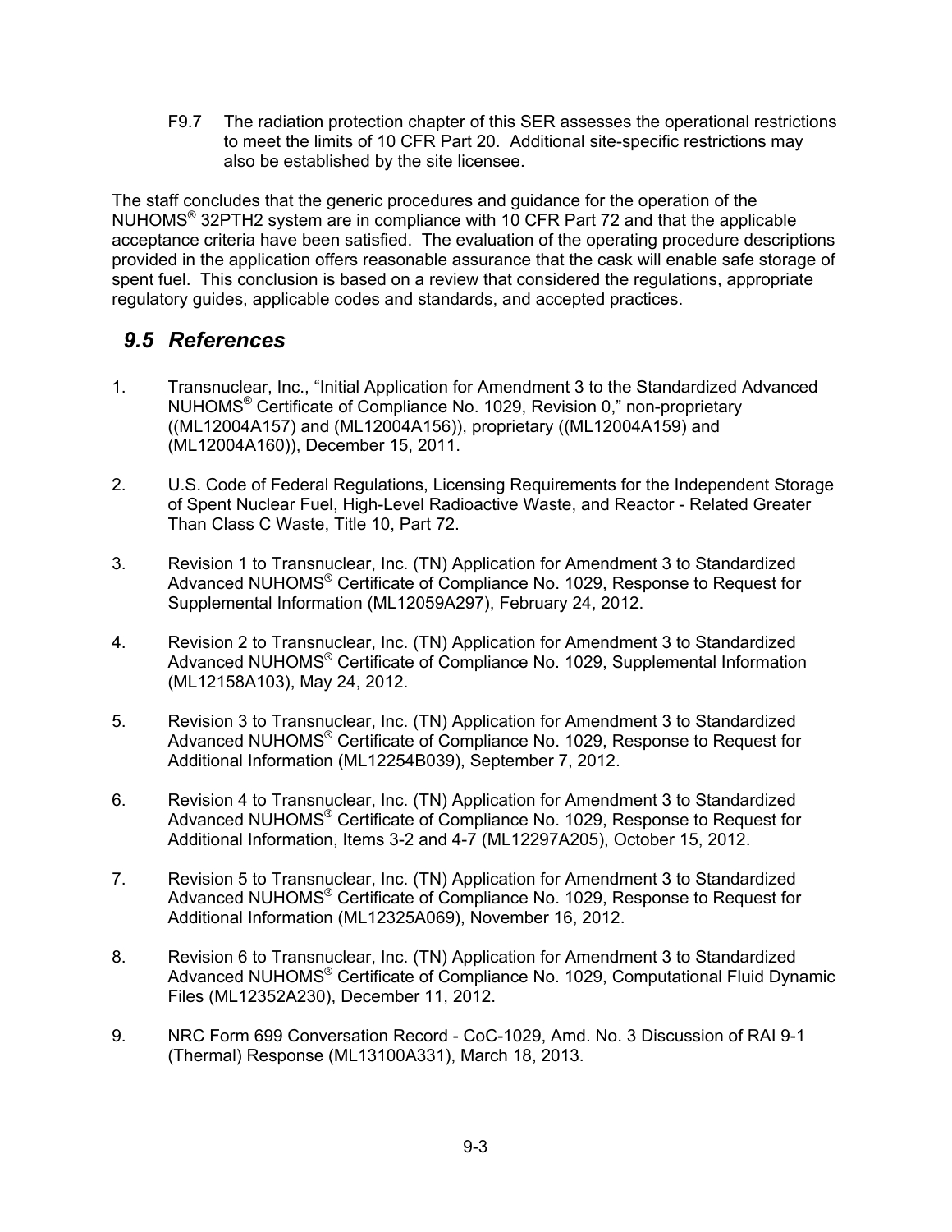F9.7 The radiation protection chapter of this SER assesses the operational restrictions to meet the limits of 10 CFR Part 20. Additional site-specific restrictions may also be established by the site licensee.

The staff concludes that the generic procedures and guidance for the operation of the NUHOMS® 32PTH2 system are in compliance with 10 CFR Part 72 and that the applicable acceptance criteria have been satisfied. The evaluation of the operating procedure descriptions provided in the application offers reasonable assurance that the cask will enable safe storage of spent fuel. This conclusion is based on a review that considered the regulations, appropriate regulatory guides, applicable codes and standards, and accepted practices.

## *9.5 References*

1. Transnuclear, Inc., “Initial Application for Amendment 3 to the Standardized Advanced NUHOMS® Certificate of Compliance No. 1029, Revision 0,” non-proprietary ((ML12004A157) and (ML12004A156)), proprietary ((ML12004A159) and (ML12004A160)), December 15, 2011.

2. U.S. Code of Federal Regulations, Licensing Requirements for the Independent Storage of Spent Nuclear Fuel, High-Level Radioactive Waste, and Reactor - Related Greater Than Class C Waste, Title 10, Part 72.

3. Revision 1 to Transnuclear, Inc. (TN) Application for Amendment 3 to Standardized Advanced NUHOMS® Certificate of Compliance No. 1029, Response to Request for Supplemental Information (ML12059A297), February 24, 2012.

4. Revision 2 to Transnuclear, Inc. (TN) Application for Amendment 3 to Standardized Advanced NUHOMS® Certificate of Compliance No. 1029, Supplemental Information (ML12158A103), May 24, 2012.

5. Revision 3 to Transnuclear, Inc. (TN) Application for Amendment 3 to Standardized Advanced NUHOMS® Certificate of Compliance No. 1029, Response to Request for Additional Information (ML12254B039), September 7, 2012.

6. Revision 4 to Transnuclear, Inc. (TN) Application for Amendment 3 to Standardized Advanced NUHOMS® Certificate of Compliance No. 1029, Response to Request for Additional Information, Items 3-2 and 4-7 (ML12297A205), October 15, 2012.

7. Revision 5 to Transnuclear, Inc. (TN) Application for Amendment 3 to Standardized Advanced NUHOMS® Certificate of Compliance No. 1029, Response to Request for Additional Information (ML12325A069), November 16, 2012.

8. Revision 6 to Transnuclear, Inc. (TN) Application for Amendment 3 to Standardized Advanced NUHOMS® Certificate of Compliance No. 1029, Computational Fluid Dynamic Files (ML12352A230), December 11, 2012.

9. NRC Form 699 Conversation Record - CoC-1029, Amd. No. 3 Discussion of RAI 9-1 (Thermal) Response (ML13100A331), March 18, 2013.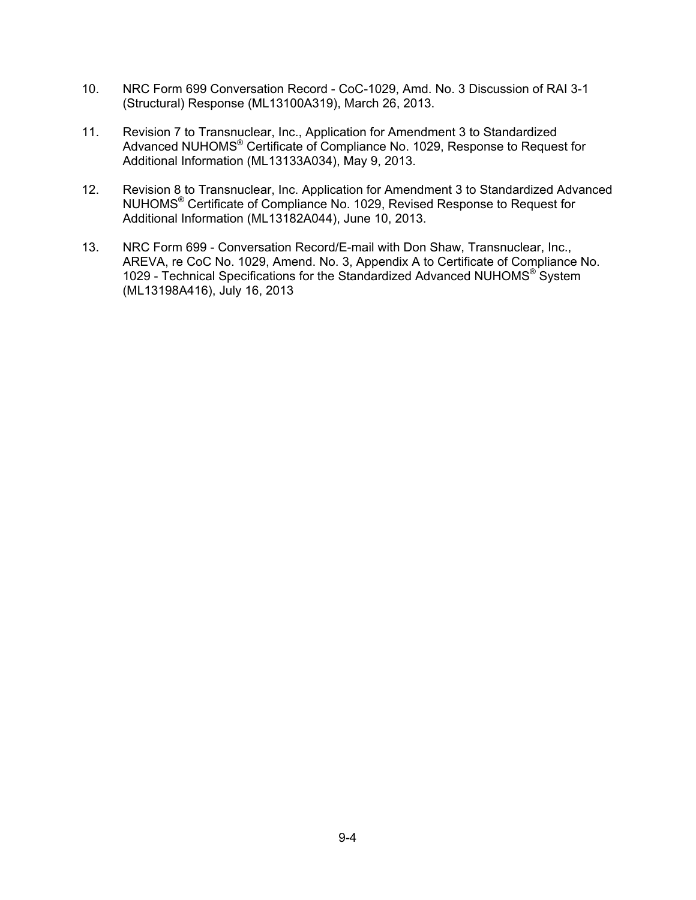10. NRC Form 699 Conversation Record - CoC-1029, Amd. No. 3 Discussion of RAI 3-1 (Structural) Response (ML13100A319), March 26, 2013.

11. Revision 7 to Transnuclear, Inc., Application for Amendment 3 to Standardized Advanced NUHOMS® Certificate of Compliance No. 1029, Response to Request for Additional Information (ML13133A034), May 9, 2013.

12. Revision 8 to Transnuclear, Inc. Application for Amendment 3 to Standardized Advanced NUHOMS® Certificate of Compliance No. 1029, Revised Response to Request for Additional Information (ML13182A044), June 10, 2013.

13. NRC Form 699 - Conversation Record/E-mail with Don Shaw, Transnuclear, Inc., AREVA, re CoC No. 1029, Amend. No. 3, Appendix A to Certificate of Compliance No. 1029 - Technical Specifications for the Standardized Advanced NUHOMS® System (ML13198A416), July 16, 2013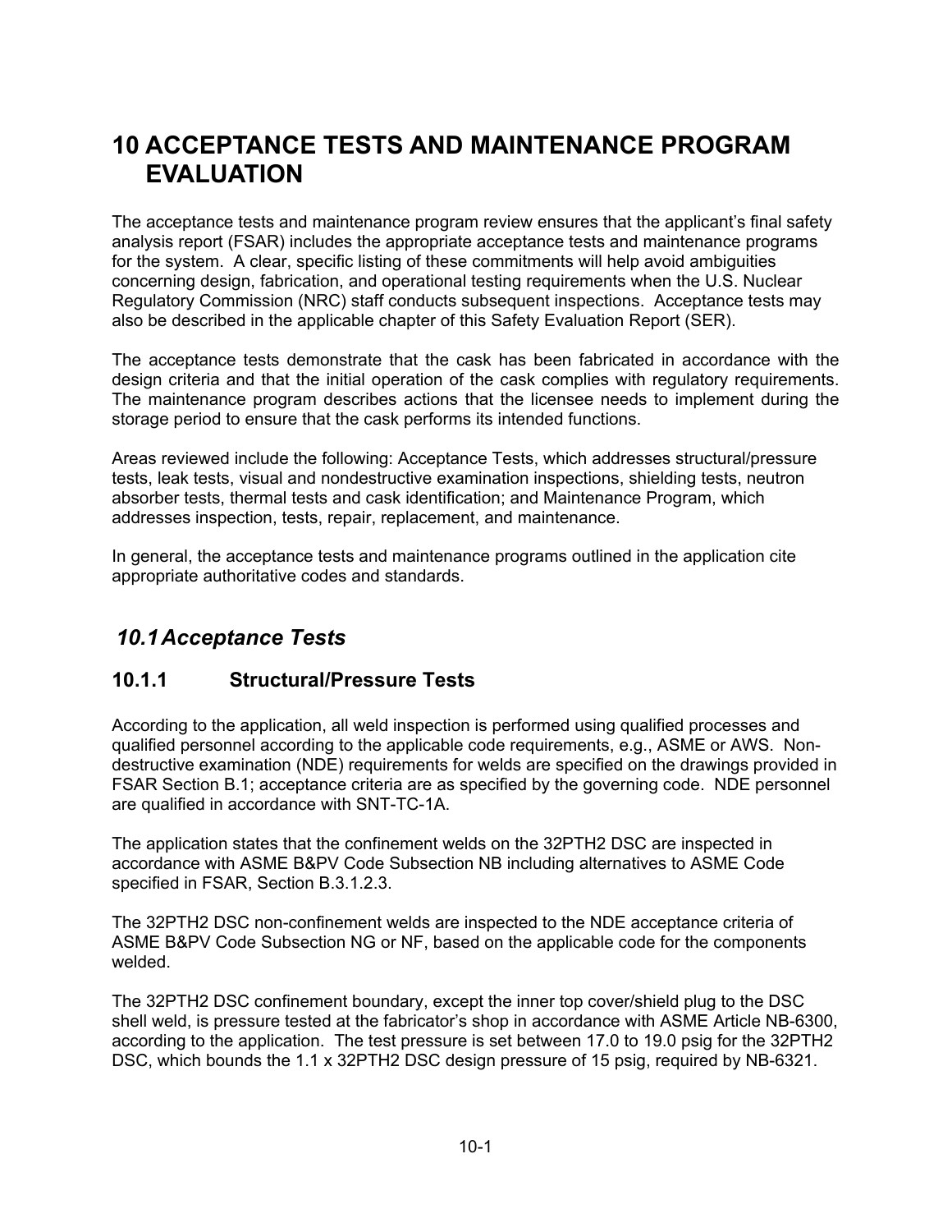# 10 ACCEPTANCE TESTS AND MAINTENANCE PROGRAM EVALUATION

The acceptance tests and maintenance program review ensures that the applicant's final safety analysis report (FSAR) includes the appropriate acceptance tests and maintenance programs for the system. A clear, specific listing of these commitments will help avoid ambiguities concerning design, fabrication, and operational testing requirements when the U.S. Nuclear Regulatory Commission (NRC) staff conducts subsequent inspections. Acceptance tests may also be described in the applicable chapter of this Safety Evaluation Report (SER).

The acceptance tests demonstrate that the cask has been fabricated in accordance with the design criteria and that the initial operation of the cask complies with regulatory requirements. The maintenance program describes actions that the licensee needs to implement during the storage period to ensure that the cask performs its intended functions.

Areas reviewed include the following: Acceptance Tests, which addresses structural/pressure tests, leak tests, visual and nondestructive examination inspections, shielding tests, neutron absorber tests, thermal tests and cask identification; and Maintenance Program, which addresses inspection, tests, repair, replacement, and maintenance.

In general, the acceptance tests and maintenance programs outlined in the application cite appropriate authoritative codes and standards.

## *10.1 Acceptance Tests*

### 10.1.1 Structural/Pressure Tests

According to the application, all weld inspection is performed using qualified processes and qualified personnel according to the applicable code requirements, e.g., ASME or AWS. Non-destructive examination (NDE) requirements for welds are specified on the drawings provided in FSAR Section B.1; acceptance criteria are as specified by the governing code. NDE personnel are qualified in accordance with SNT-TC-1A.

The application states that the confinement welds on the 32PTH2 DSC are inspected in accordance with ASME B&PV Code Subsection NB including alternatives to ASME Code specified in FSAR, Section B.3.1.2.3.

The 32PTH2 DSC non-confinement welds are inspected to the NDE acceptance criteria of ASME B&PV Code Subsection NG or NF, based on the applicable code for the components welded.

The 32PTH2 DSC confinement boundary, except the inner top cover/shield plug to the DSC shell weld, is pressure tested at the fabricator's shop in accordance with ASME Article NB-6300, according to the application. The test pressure is set between 17.0 to 19.0 psig for the 32PTH2 DSC, which bounds the 1.1 x 32PTH2 DSC design pressure of 15 psig, required by NB-6321.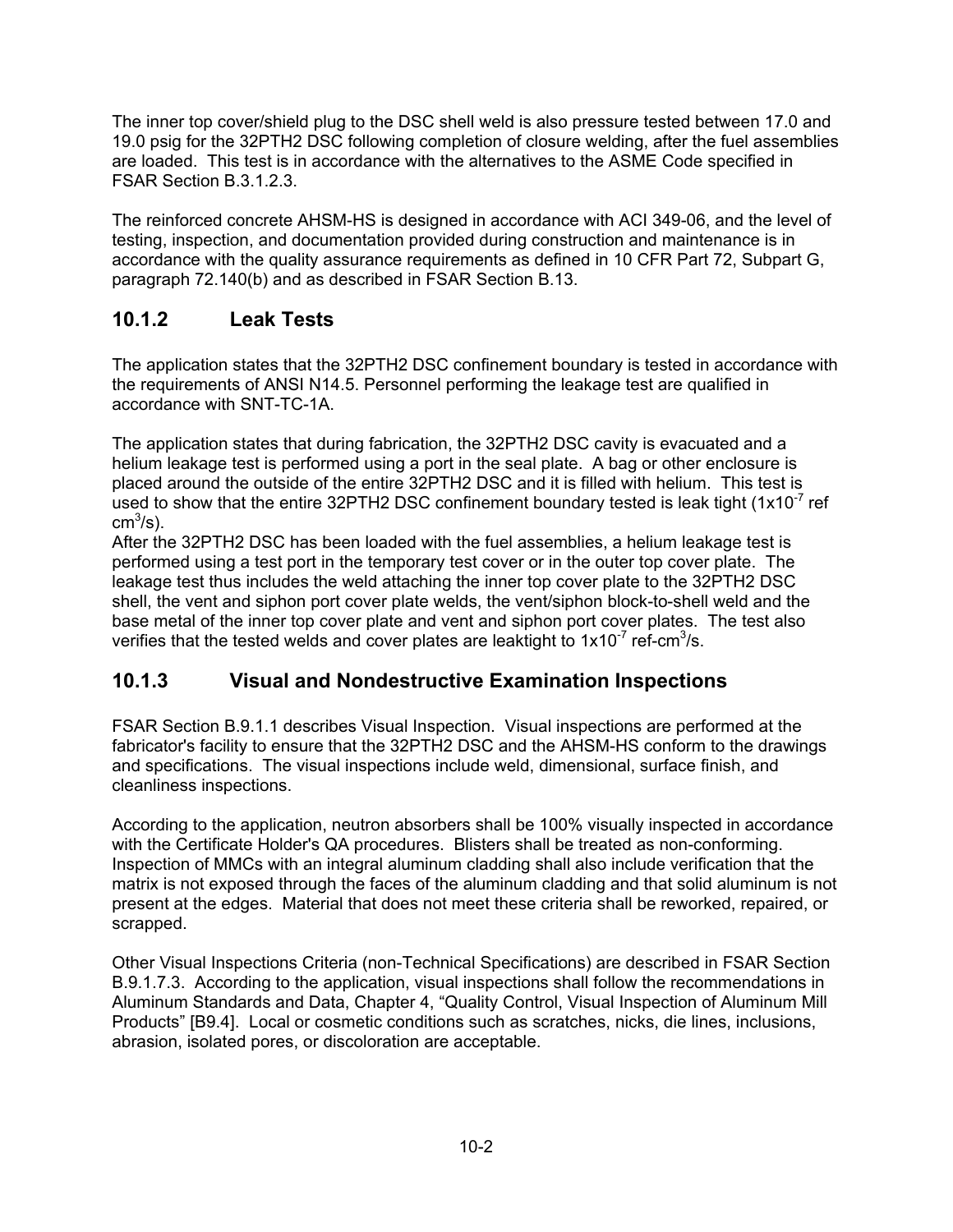The inner top cover/shield plug to the DSC shell weld is also pressure tested between 17.0 and 19.0 psig for the 32PTH2 DSC following completion of closure welding, after the fuel assemblies are loaded. This test is in accordance with the alternatives to the ASME Code specified in FSAR Section B.3.1.2.3.

The reinforced concrete AHSM-HS is designed in accordance with ACI 349-06, and the level of testing, inspection, and documentation provided during construction and maintenance is in accordance with the quality assurance requirements as defined in 10 CFR Part 72, Subpart G, paragraph 72.140(b) and as described in FSAR Section B.13.

### 10.1.2 Leak Tests

The application states that the 32PTH2 DSC confinement boundary is tested in accordance with the requirements of ANSI N14.5. Personnel performing the leakage test are qualified in accordance with SNT-TC-1A.

The application states that during fabrication, the 32PTH2 DSC cavity is evacuated and a helium leakage test is performed using a port in the seal plate. A bag or other enclosure is placed around the outside of the entire 32PTH2 DSC and it is filled with helium. This test is used to show that the entire 32PTH2 DSC confinement boundary tested is leak tight ($1 \times 10^{-7}$ ref $cm^3/s$).
After the 32PTH2 DSC has been loaded with the fuel assemblies, a helium leakage test is performed using a test port in the temporary test cover or in the outer top cover plate. The leakage test thus includes the weld attaching the inner top cover plate to the 32PTH2 DSC shell, the vent and siphon port cover plate welds, the vent/siphon block-to-shell weld and the base metal of the inner top cover plate and vent and siphon port cover plates. The test also verifies that the tested welds and cover plates are leaktight to $1 \times 10^{-7}$ ref-$cm^3/s$.

### 10.1.3 Visual and Nondestructive Examination Inspections

FSAR Section B.9.1.1 describes Visual Inspection. Visual inspections are performed at the fabricator's facility to ensure that the 32PTH2 DSC and the AHSM-HS conform to the drawings and specifications. The visual inspections include weld, dimensional, surface finish, and cleanliness inspections.

According to the application, neutron absorbers shall be 100% visually inspected in accordance with the Certificate Holder's QA procedures. Blisters shall be treated as non-conforming. Inspection of MMCs with an integral aluminum cladding shall also include verification that the matrix is not exposed through the faces of the aluminum cladding and that solid aluminum is not present at the edges. Material that does not meet these criteria shall be reworked, repaired, or scrapped.

Other Visual Inspections Criteria (non-Technical Specifications) are described in FSAR Section B.9.1.7.3. According to the application, visual inspections shall follow the recommendations in Aluminum Standards and Data, Chapter 4, “Quality Control, Visual Inspection of Aluminum Mill Products” [B9.4]. Local or cosmetic conditions such as scratches, nicks, die lines, inclusions, abrasion, isolated pores, or discoloration are acceptable.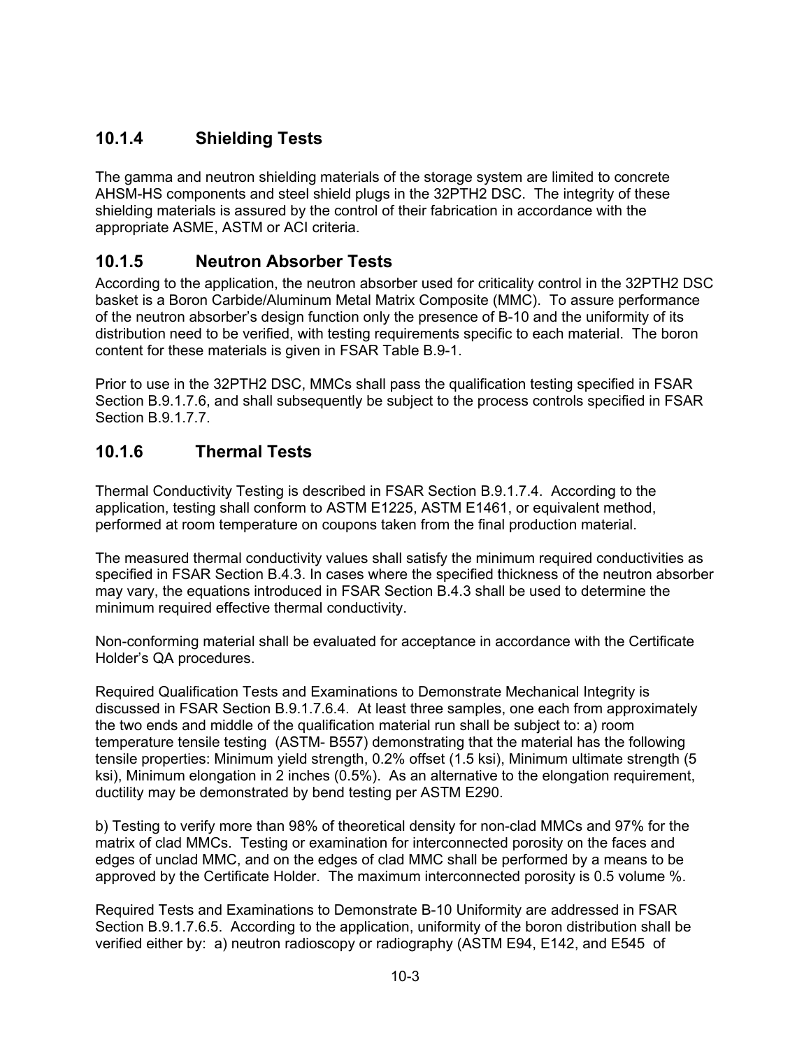### 10.1.4 Shielding Tests

The gamma and neutron shielding materials of the storage system are limited to concrete AHSM-HS components and steel shield plugs in the 32PTH2 DSC. The integrity of these shielding materials is assured by the control of their fabrication in accordance with the appropriate ASME, ASTM or ACI criteria.

### 10.1.5 Neutron Absorber Tests

According to the application, the neutron absorber used for criticality control in the 32PTH2 DSC basket is a Boron Carbide/Aluminum Metal Matrix Composite (MMC). To assure performance of the neutron absorber's design function only the presence of B-10 and the uniformity of its distribution need to be verified, with testing requirements specific to each material. The boron content for these materials is given in FSAR Table B.9-1.

Prior to use in the 32PTH2 DSC, MMCs shall pass the qualification testing specified in FSAR Section B.9.1.7.6, and shall subsequently be subject to the process controls specified in FSAR Section B.9.1.7.7.

### 10.1.6 Thermal Tests

Thermal Conductivity Testing is described in FSAR Section B.9.1.7.4. According to the application, testing shall conform to ASTM E1225, ASTM E1461, or equivalent method, performed at room temperature on coupons taken from the final production material.

The measured thermal conductivity values shall satisfy the minimum required conductivities as specified in FSAR Section B.4.3. In cases where the specified thickness of the neutron absorber may vary, the equations introduced in FSAR Section B.4.3 shall be used to determine the minimum required effective thermal conductivity.

Non-conforming material shall be evaluated for acceptance in accordance with the Certificate Holder's QA procedures.

Required Qualification Tests and Examinations to Demonstrate Mechanical Integrity is discussed in FSAR Section B.9.1.7.6.4. At least three samples, one each from approximately the two ends and middle of the qualification material run shall be subject to: a) room temperature tensile testing (ASTM- B557) demonstrating that the material has the following tensile properties: Minimum yield strength, 0.2% offset (1.5 ksi), Minimum ultimate strength (5 ksi), Minimum elongation in 2 inches (0.5%). As an alternative to the elongation requirement, ductility may be demonstrated by bend testing per ASTM E290.

b) Testing to verify more than 98% of theoretical density for non-clad MMCs and 97% for the matrix of clad MMCs. Testing or examination for interconnected porosity on the faces and edges of unclad MMC, and on the edges of clad MMC shall be performed by a means to be approved by the Certificate Holder. The maximum interconnected porosity is 0.5 volume %.

Required Tests and Examinations to Demonstrate B-10 Uniformity are addressed in FSAR Section B.9.1.7.6.5. According to the application, uniformity of the boron distribution shall be verified either by: a) neutron radioscopy or radiography (ASTM E94, E142, and E545 of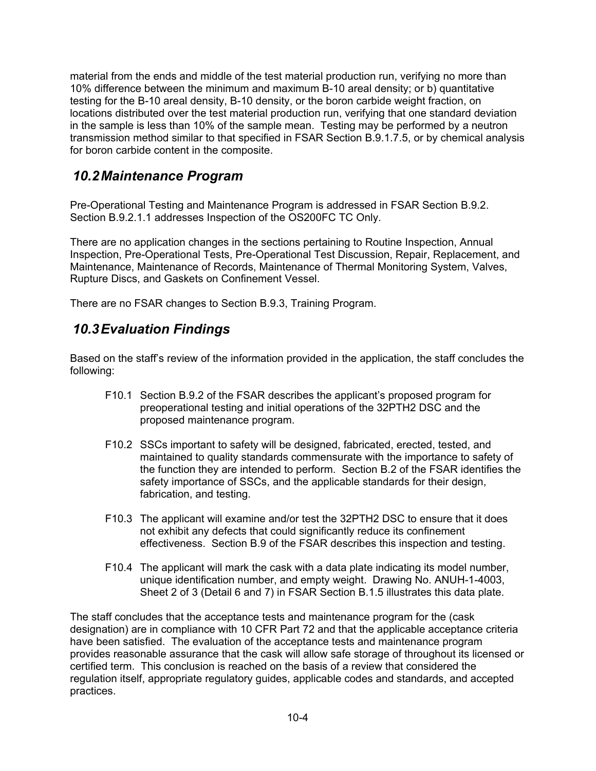material from the ends and middle of the test material production run, verifying no more than 10% difference between the minimum and maximum B-10 areal density; or b) quantitative testing for the B-10 areal density, B-10 density, or the boron carbide weight fraction, on locations distributed over the test material production run, verifying that one standard deviation in the sample is less than 10% of the sample mean. Testing may be performed by a neutron transmission method similar to that specified in FSAR Section B.9.1.7.5, or by chemical analysis for boron carbide content in the composite.

## *10.2 Maintenance Program*

Pre-Operational Testing and Maintenance Program is addressed in FSAR Section B.9.2. Section B.9.2.1.1 addresses Inspection of the OS200FC TC Only.

There are no application changes in the sections pertaining to Routine Inspection, Annual Inspection, Pre-Operational Tests, Pre-Operational Test Discussion, Repair, Replacement, and Maintenance, Maintenance of Records, Maintenance of Thermal Monitoring System, Valves, Rupture Discs, and Gaskets on Confinement Vessel.

There are no FSAR changes to Section B.9.3, Training Program.

## *10.3 Evaluation Findings*

Based on the staff's review of the information provided in the application, the staff concludes the following:

F10.1 Section B.9.2 of the FSAR describes the applicant's proposed program for preoperational testing and initial operations of the 32PTH2 DSC and the proposed maintenance program.

F10.2 SSCs important to safety will be designed, fabricated, erected, tested, and maintained to quality standards commensurate with the importance to safety of the function they are intended to perform. Section B.2 of the FSAR identifies the safety importance of SSCs, and the applicable standards for their design, fabrication, and testing.

F10.3 The applicant will examine and/or test the 32PTH2 DSC to ensure that it does not exhibit any defects that could significantly reduce its confinement effectiveness. Section B.9 of the FSAR describes this inspection and testing.

F10.4 The applicant will mark the cask with a data plate indicating its model number, unique identification number, and empty weight. Drawing No. ANUH-1-4003, Sheet 2 of 3 (Detail 6 and 7) in FSAR Section B.1.5 illustrates this data plate.

The staff concludes that the acceptance tests and maintenance program for the (cask designation) are in compliance with 10 CFR Part 72 and that the applicable acceptance criteria have been satisfied. The evaluation of the acceptance tests and maintenance program provides reasonable assurance that the cask will allow safe storage of throughout its licensed or certified term. This conclusion is reached on the basis of a review that considered the regulation itself, appropriate regulatory guides, applicable codes and standards, and accepted practices.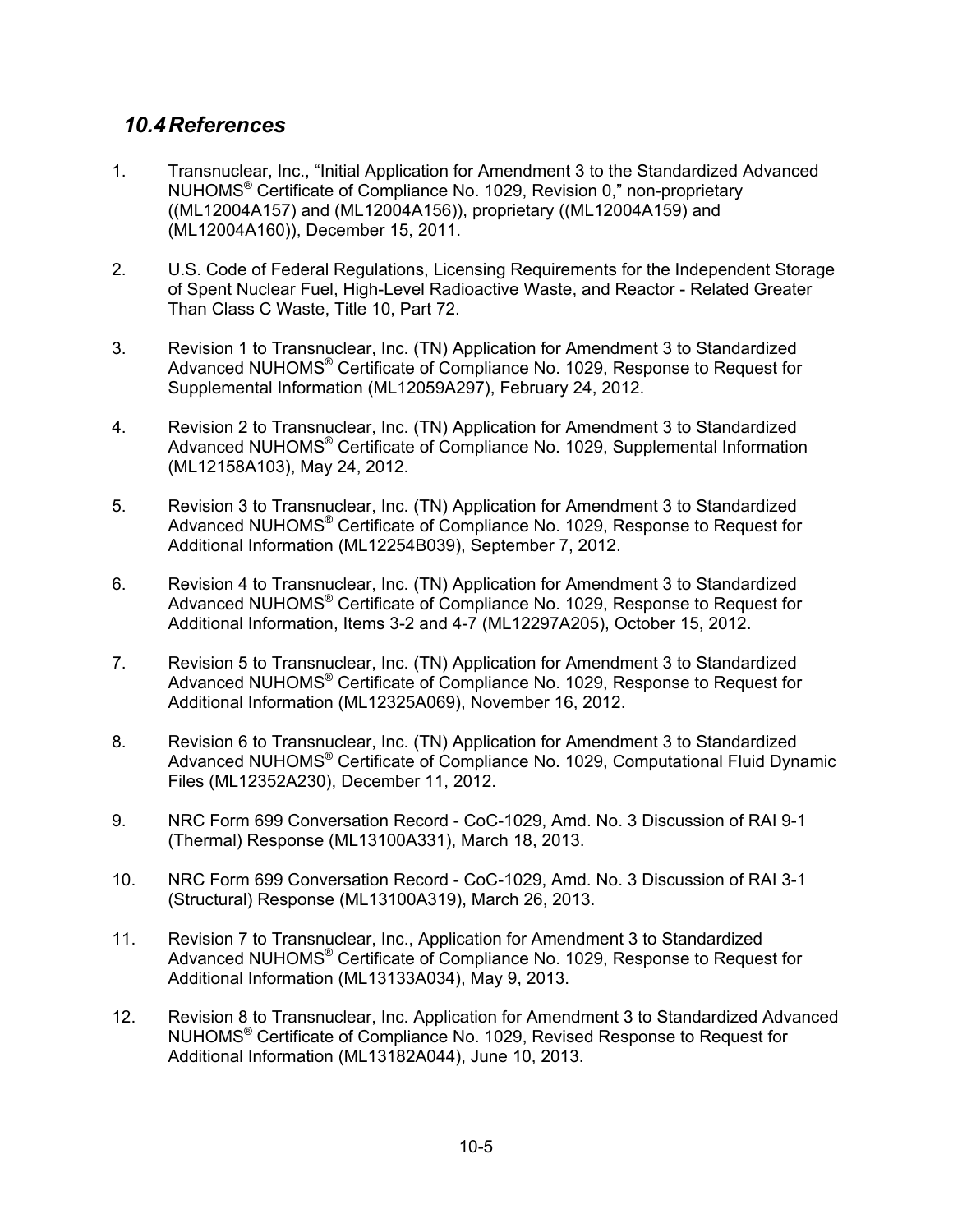## *10.4 References*

1. Transnuclear, Inc., “Initial Application for Amendment 3 to the Standardized Advanced NUHOMS® Certificate of Compliance No. 1029, Revision 0,” non-proprietary ((ML12004A157) and (ML12004A156)), proprietary ((ML12004A159) and (ML12004A160)), December 15, 2011.

2. U.S. Code of Federal Regulations, Licensing Requirements for the Independent Storage of Spent Nuclear Fuel, High-Level Radioactive Waste, and Reactor - Related Greater Than Class C Waste, Title 10, Part 72.

3. Revision 1 to Transnuclear, Inc. (TN) Application for Amendment 3 to Standardized Advanced NUHOMS® Certificate of Compliance No. 1029, Response to Request for Supplemental Information (ML12059A297), February 24, 2012.

4. Revision 2 to Transnuclear, Inc. (TN) Application for Amendment 3 to Standardized Advanced NUHOMS® Certificate of Compliance No. 1029, Supplemental Information (ML12158A103), May 24, 2012.

5. Revision 3 to Transnuclear, Inc. (TN) Application for Amendment 3 to Standardized Advanced NUHOMS® Certificate of Compliance No. 1029, Response to Request for Additional Information (ML12254B039), September 7, 2012.

6. Revision 4 to Transnuclear, Inc. (TN) Application for Amendment 3 to Standardized Advanced NUHOMS® Certificate of Compliance No. 1029, Response to Request for Additional Information, Items 3-2 and 4-7 (ML12297A205), October 15, 2012.

7. Revision 5 to Transnuclear, Inc. (TN) Application for Amendment 3 to Standardized Advanced NUHOMS® Certificate of Compliance No. 1029, Response to Request for Additional Information (ML12325A069), November 16, 2012.

8. Revision 6 to Transnuclear, Inc. (TN) Application for Amendment 3 to Standardized Advanced NUHOMS® Certificate of Compliance No. 1029, Computational Fluid Dynamic Files (ML12352A230), December 11, 2012.

9. NRC Form 699 Conversation Record - CoC-1029, Amd. No. 3 Discussion of RAI 9-1 (Thermal) Response (ML13100A331), March 18, 2013.

10. NRC Form 699 Conversation Record - CoC-1029, Amd. No. 3 Discussion of RAI 3-1 (Structural) Response (ML13100A319), March 26, 2013.

11. Revision 7 to Transnuclear, Inc., Application for Amendment 3 to Standardized Advanced NUHOMS® Certificate of Compliance No. 1029, Response to Request for Additional Information (ML13133A034), May 9, 2013.

12. Revision 8 to Transnuclear, Inc. Application for Amendment 3 to Standardized Advanced NUHOMS® Certificate of Compliance No. 1029, Revised Response to Request for Additional Information (ML13182A044), June 10, 2013.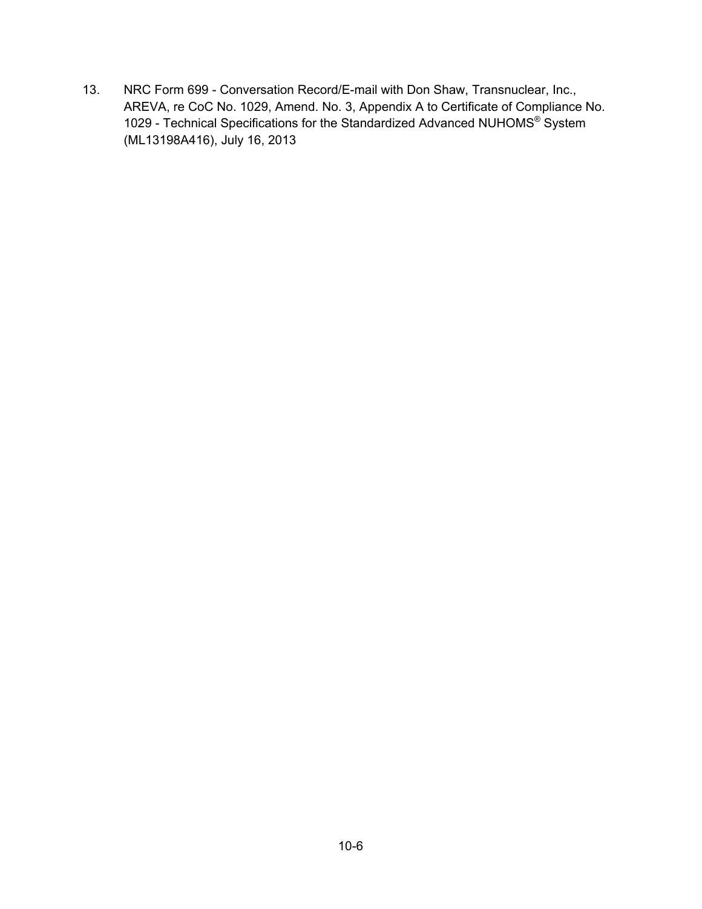13. NRC Form 699 - Conversation Record/E-mail with Don Shaw, Transnuclear, Inc., AREVA, re CoC No. 1029, Amend. No. 3, Appendix A to Certificate of Compliance No. 1029 - Technical Specifications for the Standardized Advanced NUHOMS® System (ML13198A416), July 16, 2013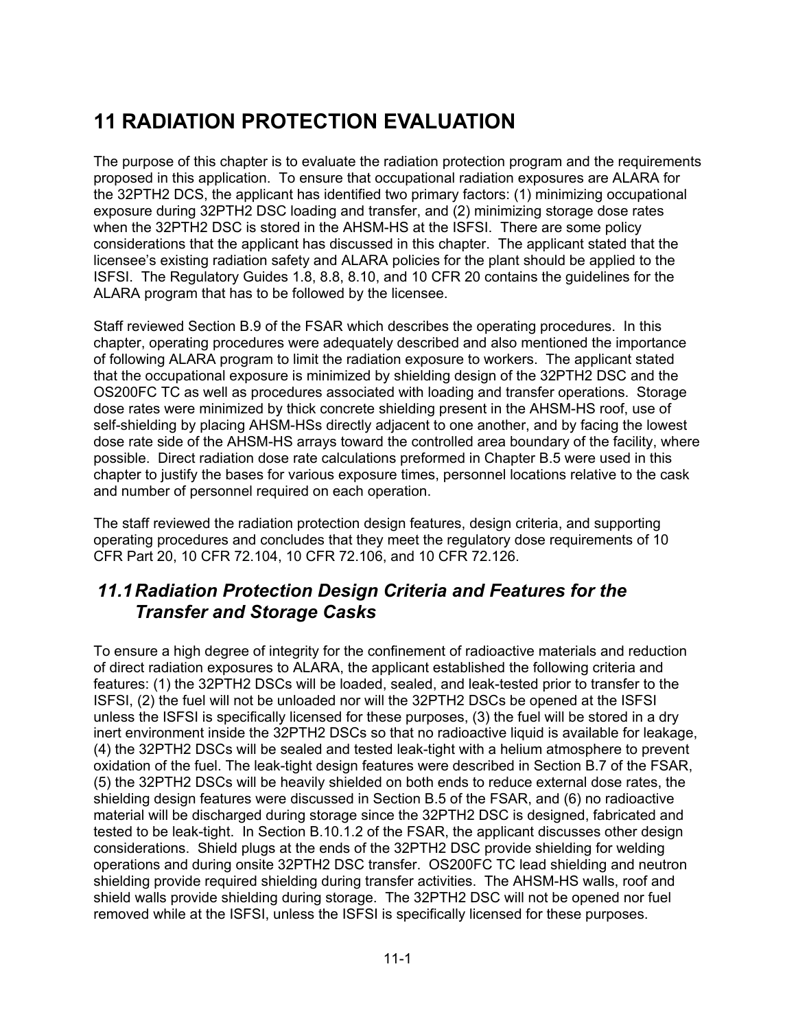# 11 RADIATION PROTECTION EVALUATION

The purpose of this chapter is to evaluate the radiation protection program and the requirements proposed in this application. To ensure that occupational radiation exposures are ALARA for the 32PTH2 DCS, the applicant has identified two primary factors: (1) minimizing occupational exposure during 32PTH2 DSC loading and transfer, and (2) minimizing storage dose rates when the 32PTH2 DSC is stored in the AHSM-HS at the ISFSI. There are some policy considerations that the applicant has discussed in this chapter. The applicant stated that the licensee's existing radiation safety and ALARA policies for the plant should be applied to the ISFSI. The Regulatory Guides 1.8, 8.8, 8.10, and 10 CFR 20 contains the guidelines for the ALARA program that has to be followed by the licensee.

Staff reviewed Section B.9 of the FSAR which describes the operating procedures. In this chapter, operating procedures were adequately described and also mentioned the importance of following ALARA program to limit the radiation exposure to workers. The applicant stated that the occupational exposure is minimized by shielding design of the 32PTH2 DSC and the OS200FC TC as well as procedures associated with loading and transfer operations. Storage dose rates were minimized by thick concrete shielding present in the AHSM-HS roof, use of self-shielding by placing AHSM-HSs directly adjacent to one another, and by facing the lowest dose rate side of the AHSM-HS arrays toward the controlled area boundary of the facility, where possible. Direct radiation dose rate calculations preformed in Chapter B.5 were used in this chapter to justify the bases for various exposure times, personnel locations relative to the cask and number of personnel required on each operation.

The staff reviewed the radiation protection design features, design criteria, and supporting operating procedures and concludes that they meet the regulatory dose requirements of 10 CFR Part 20, 10 CFR 72.104, 10 CFR 72.106, and 10 CFR 72.126.

## *11.1 Radiation Protection Design Criteria and Features for the Transfer and Storage Casks*

To ensure a high degree of integrity for the confinement of radioactive materials and reduction of direct radiation exposures to ALARA, the applicant established the following criteria and features: (1) the 32PTH2 DSCs will be loaded, sealed, and leak-tested prior to transfer to the ISFSI, (2) the fuel will not be unloaded nor will the 32PTH2 DSCs be opened at the ISFSI unless the ISFSI is specifically licensed for these purposes, (3) the fuel will be stored in a dry inert environment inside the 32PTH2 DSCs so that no radioactive liquid is available for leakage, (4) the 32PTH2 DSCs will be sealed and tested leak-tight with a helium atmosphere to prevent oxidation of the fuel. The leak-tight design features were described in Section B.7 of the FSAR, (5) the 32PTH2 DSCs will be heavily shielded on both ends to reduce external dose rates, the shielding design features were discussed in Section B.5 of the FSAR, and (6) no radioactive material will be discharged during storage since the 32PTH2 DSC is designed, fabricated and tested to be leak-tight. In Section B.10.1.2 of the FSAR, the applicant discusses other design considerations. Shield plugs at the ends of the 32PTH2 DSC provide shielding for welding operations and during onsite 32PTH2 DSC transfer. OS200FC TC lead shielding and neutron shielding provide required shielding during transfer activities. The AHSM-HS walls, roof and shield walls provide shielding during storage. The 32PTH2 DSC will not be opened nor fuel removed while at the ISFSI, unless the ISFSI is specifically licensed for these purposes.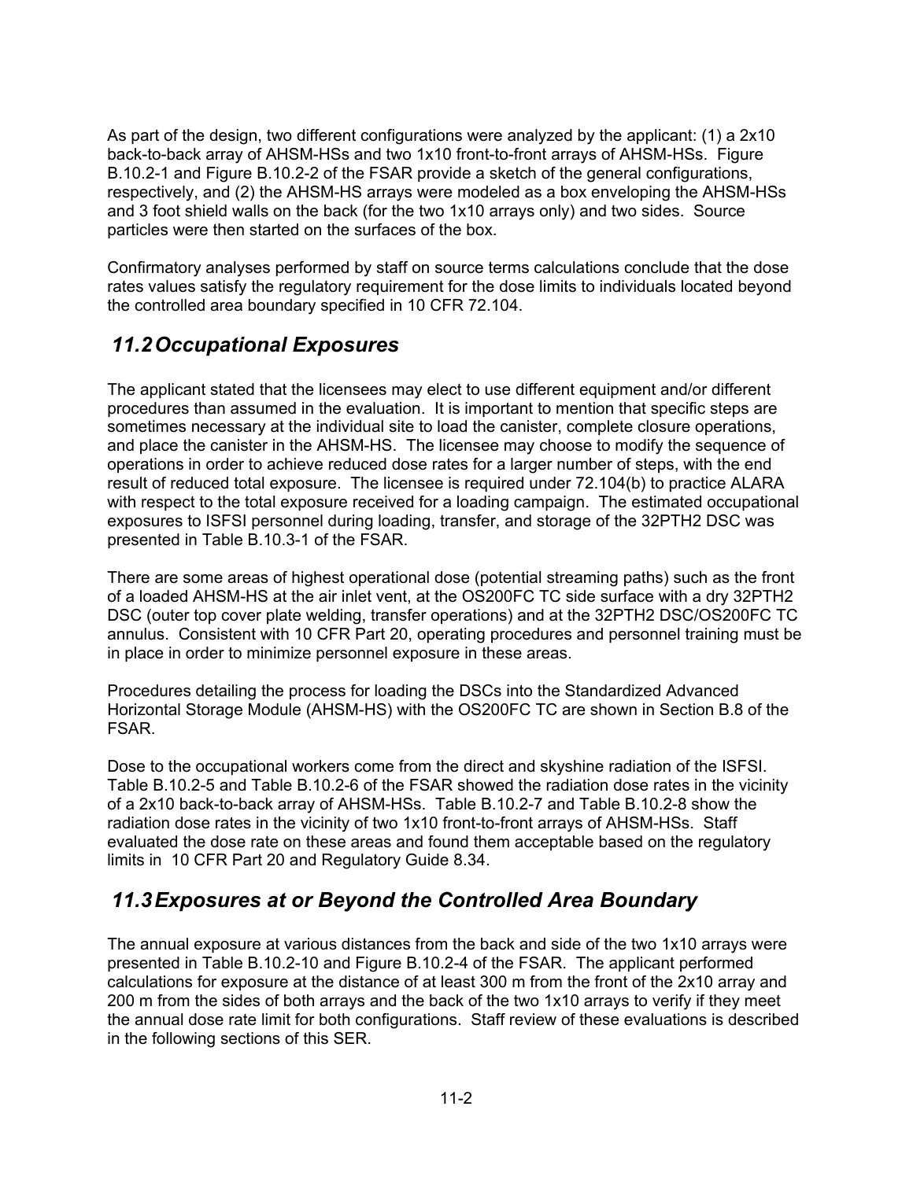As part of the design, two different configurations were analyzed by the applicant: (1) a 2x10 back-to-back array of AHSM-HSs and two 1x10 front-to-front arrays of AHSM-HSs. Figure B.10.2-1 and Figure B.10.2-2 of the FSAR provide a sketch of the general configurations, respectively, and (2) the AHSM-HS arrays were modeled as a box enveloping the AHSM-HSs and 3 foot shield walls on the back (for the two 1x10 arrays only) and two sides. Source particles were then started on the surfaces of the box.

Confirmatory analyses performed by staff on source terms calculations conclude that the dose rates values satisfy the regulatory requirement for the dose limits to individuals located beyond the controlled area boundary specified in 10 CFR 72.104.

## 11.2 Occupational Exposures

The applicant stated that the licensees may elect to use different equipment and/or different procedures than assumed in the evaluation. It is important to mention that specific steps are sometimes necessary at the individual site to load the canister, complete closure operations, and place the canister in the AHSM-HS. The licensee may choose to modify the sequence of operations in order to achieve reduced dose rates for a larger number of steps, with the end result of reduced total exposure. The licensee is required under 72.104(b) to practice ALARA with respect to the total exposure received for a loading campaign. The estimated occupational exposures to ISFSI personnel during loading, transfer, and storage of the 32PTH2 DSC was presented in Table B.10.3-1 of the FSAR.

There are some areas of highest operational dose (potential streaming paths) such as the front of a loaded AHSM-HS at the air inlet vent, at the OS200FC TC side surface with a dry 32PTH2 DSC (outer top cover plate welding, transfer operations) and at the 32PTH2 DSC/OS200FC TC annulus. Consistent with 10 CFR Part 20, operating procedures and personnel training must be in place in order to minimize personnel exposure in these areas.

Procedures detailing the process for loading the DSCs into the Standardized Advanced Horizontal Storage Module (AHSM-HS) with the OS200FC TC are shown in Section B.8 of the FSAR.

Dose to the occupational workers come from the direct and skyshine radiation of the ISFSI. Table B.10.2-5 and Table B.10.2-6 of the FSAR showed the radiation dose rates in the vicinity of a 2x10 back-to-back array of AHSM-HSs. Table B.10.2-7 and Table B.10.2-8 show the radiation dose rates in the vicinity of two 1x10 front-to-front arrays of AHSM-HSs. Staff evaluated the dose rate on these areas and found them acceptable based on the regulatory limits in 10 CFR Part 20 and Regulatory Guide 8.34.

## 11.3 Exposures at or Beyond the Controlled Area Boundary

The annual exposure at various distances from the back and side of the two 1x10 arrays were presented in Table B.10.2-10 and Figure B.10.2-4 of the FSAR. The applicant performed calculations for exposure at the distance of at least 300 m from the front of the 2x10 array and 200 m from the sides of both arrays and the back of the two 1x10 arrays to verify if they meet the annual dose rate limit for both configurations. Staff review of these evaluations is described in the following sections of this SER.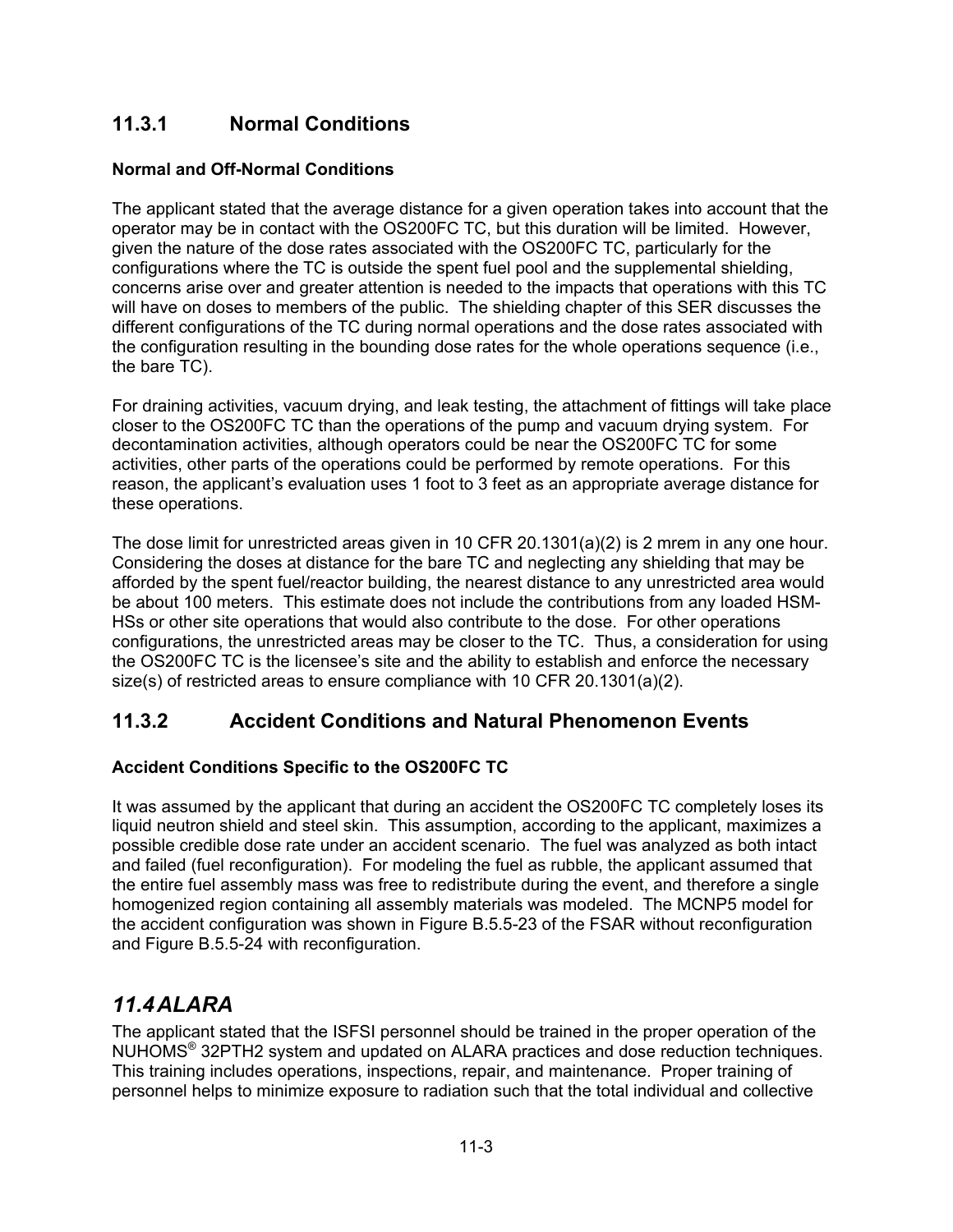### 11.3.1 Normal Conditions

**Normal and Off-Normal Conditions**

The applicant stated that the average distance for a given operation takes into account that the operator may be in contact with the OS200FC TC, but this duration will be limited. However, given the nature of the dose rates associated with the OS200FC TC, particularly for the configurations where the TC is outside the spent fuel pool and the supplemental shielding, concerns arise over and greater attention is needed to the impacts that operations with this TC will have on doses to members of the public. The shielding chapter of this SER discusses the different configurations of the TC during normal operations and the dose rates associated with the configuration resulting in the bounding dose rates for the whole operations sequence (i.e., the bare TC).

For draining activities, vacuum drying, and leak testing, the attachment of fittings will take place closer to the OS200FC TC than the operations of the pump and vacuum drying system. For decontamination activities, although operators could be near the OS200FC TC for some activities, other parts of the operations could be performed by remote operations. For this reason, the applicant's evaluation uses 1 foot to 3 feet as an appropriate average distance for these operations.

The dose limit for unrestricted areas given in 10 CFR 20.1301(a)(2) is 2 mrem in any one hour. Considering the doses at distance for the bare TC and neglecting any shielding that may be afforded by the spent fuel/reactor building, the nearest distance to any unrestricted area would be about 100 meters. This estimate does not include the contributions from any loaded HSM-HSs or other site operations that would also contribute to the dose. For other operations configurations, the unrestricted areas may be closer to the TC. Thus, a consideration for using the OS200FC TC is the licensee's site and the ability to establish and enforce the necessary size(s) of restricted areas to ensure compliance with 10 CFR 20.1301(a)(2).

### 11.3.2 Accident Conditions and Natural Phenomenon Events

**Accident Conditions Specific to the OS200FC TC**

It was assumed by the applicant that during an accident the OS200FC TC completely loses its liquid neutron shield and steel skin. This assumption, according to the applicant, maximizes a possible credible dose rate under an accident scenario. The fuel was analyzed as both intact and failed (fuel reconfiguration). For modeling the fuel as rubble, the applicant assumed that the entire fuel assembly mass was free to redistribute during the event, and therefore a single homogenized region containing all assembly materials was modeled. The MCNP5 model for the accident configuration was shown in Figure B.5.5-23 of the FSAR without reconfiguration and Figure B.5.5-24 with reconfiguration.

## *11.4 ALARA*

The applicant stated that the ISFSI personnel should be trained in the proper operation of the NUHOMS® 32PTH2 system and updated on ALARA practices and dose reduction techniques. This training includes operations, inspections, repair, and maintenance. Proper training of personnel helps to minimize exposure to radiation such that the total individual and collective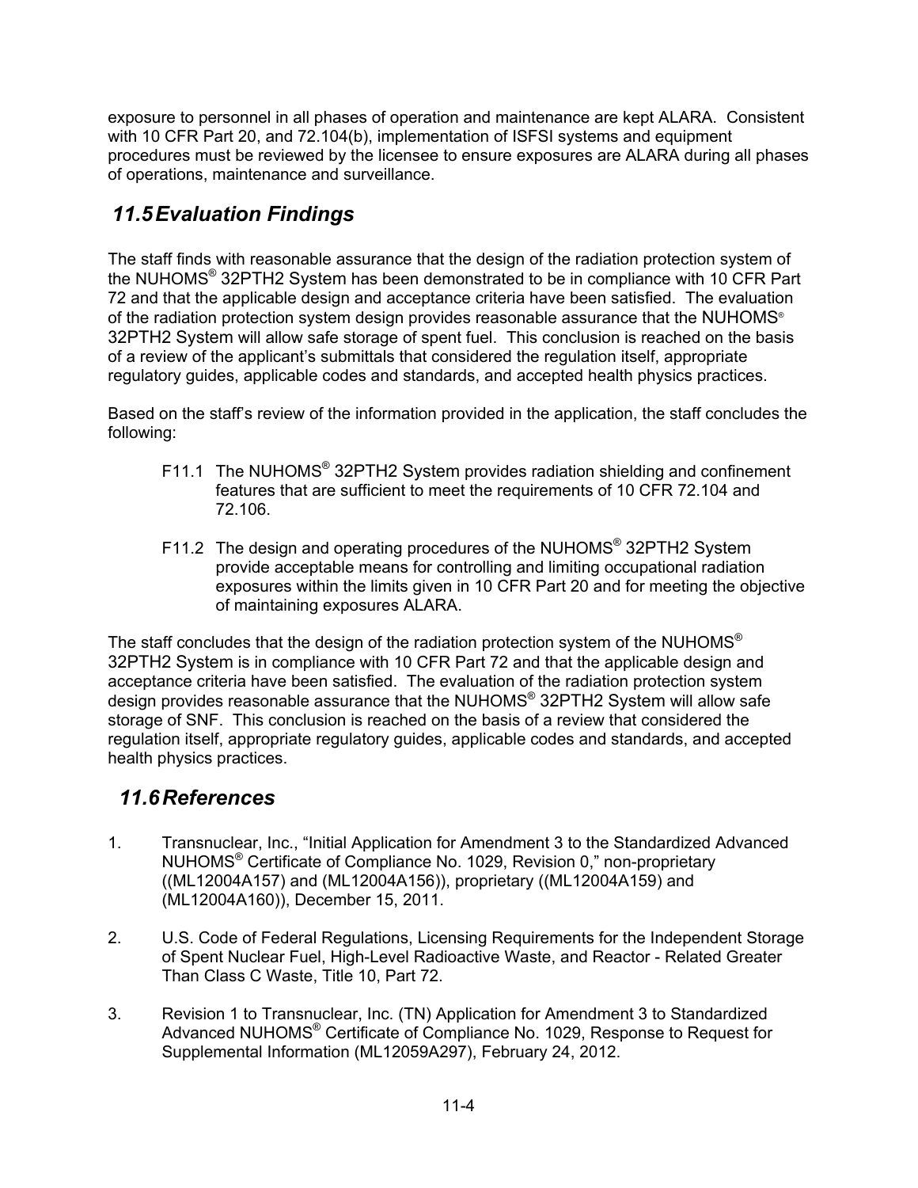exposure to personnel in all phases of operation and maintenance are kept ALARA. Consistent with 10 CFR Part 20, and 72.104(b), implementation of ISFSI systems and equipment procedures must be reviewed by the licensee to ensure exposures are ALARA during all phases of operations, maintenance and surveillance.

## *11.5 Evaluation Findings*

The staff finds with reasonable assurance that the design of the radiation protection system of the NUHOMS® 32PTH2 System has been demonstrated to be in compliance with 10 CFR Part 72 and that the applicable design and acceptance criteria have been satisfied. The evaluation of the radiation protection system design provides reasonable assurance that the NUHOMS® 32PTH2 System will allow safe storage of spent fuel. This conclusion is reached on the basis of a review of the applicant's submittals that considered the regulation itself, appropriate regulatory guides, applicable codes and standards, and accepted health physics practices.

Based on the staff's review of the information provided in the application, the staff concludes the following:

F11.1 The NUHOMS® 32PTH2 System provides radiation shielding and confinement features that are sufficient to meet the requirements of 10 CFR 72.104 and 72.106.

F11.2 The design and operating procedures of the NUHOMS® 32PTH2 System provide acceptable means for controlling and limiting occupational radiation exposures within the limits given in 10 CFR Part 20 and for meeting the objective of maintaining exposures ALARA.

The staff concludes that the design of the radiation protection system of the NUHOMS® 32PTH2 System is in compliance with 10 CFR Part 72 and that the applicable design and acceptance criteria have been satisfied. The evaluation of the radiation protection system design provides reasonable assurance that the NUHOMS® 32PTH2 System will allow safe storage of SNF. This conclusion is reached on the basis of a review that considered the regulation itself, appropriate regulatory guides, applicable codes and standards, and accepted health physics practices.

## *11.6 References*

1. Transnuclear, Inc., "Initial Application for Amendment 3 to the Standardized Advanced NUHOMS® Certificate of Compliance No. 1029, Revision 0," non-proprietary ((ML12004A157) and (ML12004A156)), proprietary ((ML12004A159) and (ML12004A160)), December 15, 2011.

2. U.S. Code of Federal Regulations, Licensing Requirements for the Independent Storage of Spent Nuclear Fuel, High-Level Radioactive Waste, and Reactor - Related Greater Than Class C Waste, Title 10, Part 72.

3. Revision 1 to Transnuclear, Inc. (TN) Application for Amendment 3 to Standardized Advanced NUHOMS® Certificate of Compliance No. 1029, Response to Request for Supplemental Information (ML12059A297), February 24, 2012.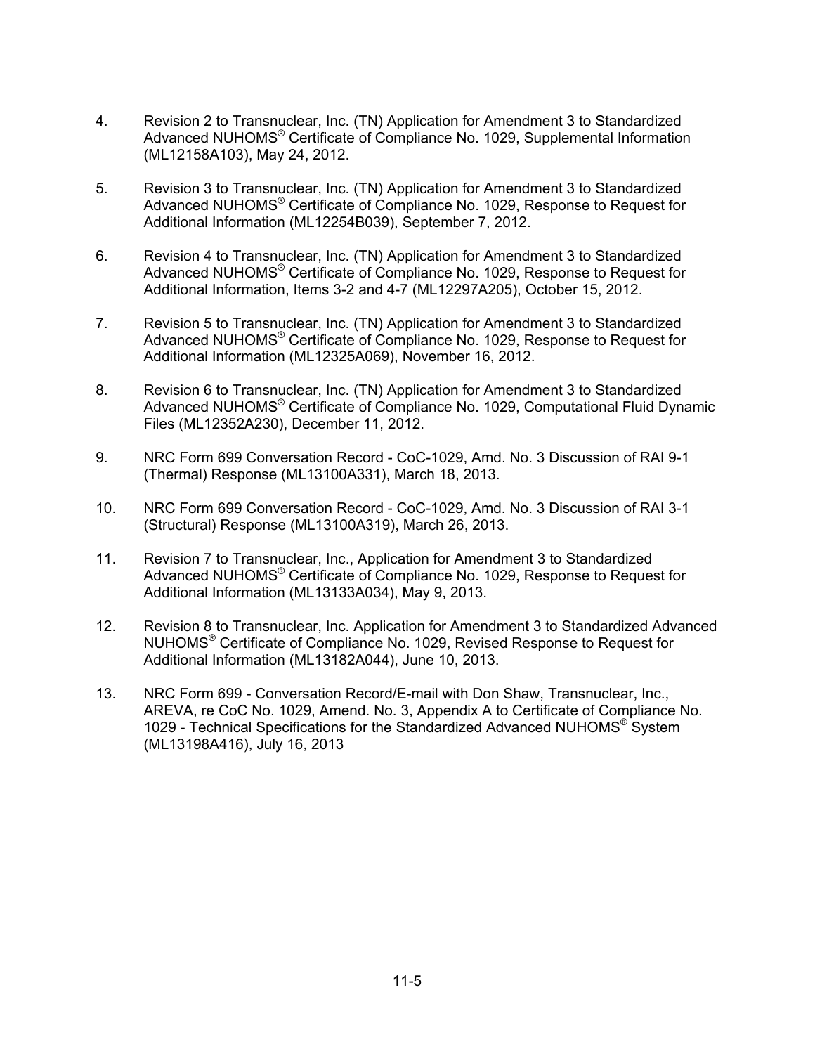4. Revision 2 to Transnuclear, Inc. (TN) Application for Amendment 3 to Standardized Advanced NUHOMS® Certificate of Compliance No. 1029, Supplemental Information (ML12158A103), May 24, 2012.

5. Revision 3 to Transnuclear, Inc. (TN) Application for Amendment 3 to Standardized Advanced NUHOMS® Certificate of Compliance No. 1029, Response to Request for Additional Information (ML12254B039), September 7, 2012.

6. Revision 4 to Transnuclear, Inc. (TN) Application for Amendment 3 to Standardized Advanced NUHOMS® Certificate of Compliance No. 1029, Response to Request for Additional Information, Items 3-2 and 4-7 (ML12297A205), October 15, 2012.

7. Revision 5 to Transnuclear, Inc. (TN) Application for Amendment 3 to Standardized Advanced NUHOMS® Certificate of Compliance No. 1029, Response to Request for Additional Information (ML12325A069), November 16, 2012.

8. Revision 6 to Transnuclear, Inc. (TN) Application for Amendment 3 to Standardized Advanced NUHOMS® Certificate of Compliance No. 1029, Computational Fluid Dynamic Files (ML12352A230), December 11, 2012.

9. NRC Form 699 Conversation Record - CoC-1029, Amd. No. 3 Discussion of RAI 9-1 (Thermal) Response (ML13100A331), March 18, 2013.

10. NRC Form 699 Conversation Record - CoC-1029, Amd. No. 3 Discussion of RAI 3-1 (Structural) Response (ML13100A319), March 26, 2013.

11. Revision 7 to Transnuclear, Inc., Application for Amendment 3 to Standardized Advanced NUHOMS® Certificate of Compliance No. 1029, Response to Request for Additional Information (ML13133A034), May 9, 2013.

12. Revision 8 to Transnuclear, Inc. Application for Amendment 3 to Standardized Advanced NUHOMS® Certificate of Compliance No. 1029, Revised Response to Request for Additional Information (ML13182A044), June 10, 2013.

13. NRC Form 699 - Conversation Record/E-mail with Don Shaw, Transnuclear, Inc., AREVA, re CoC No. 1029, Amend. No. 3, Appendix A to Certificate of Compliance No. 1029 - Technical Specifications for the Standardized Advanced NUHOMS® System (ML13198A416), July 16, 2013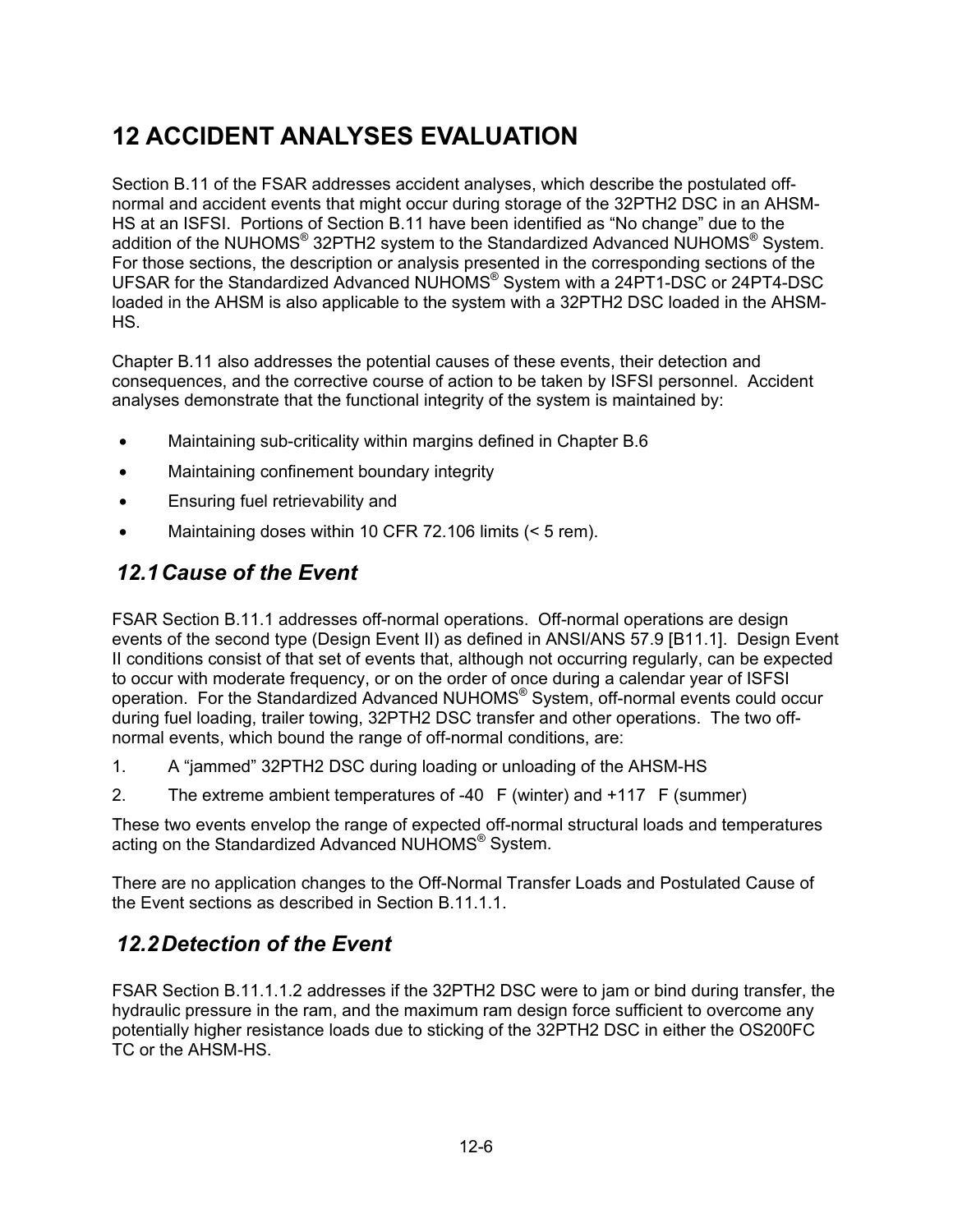# 12 ACCIDENT ANALYSES EVALUATION

Section B.11 of the FSAR addresses accident analyses, which describe the postulated off-normal and accident events that might occur during storage of the 32PTH2 DSC in an AHSM-HS at an ISFSI. Portions of Section B.11 have been identified as "No change" due to the addition of the NUHOMS® 32PTH2 system to the Standardized Advanced NUHOMS® System. For those sections, the description or analysis presented in the corresponding sections of the UFSAR for the Standardized Advanced NUHOMS® System with a 24PT1-DSC or 24PT4-DSC loaded in the AHSM is also applicable to the system with a 32PTH2 DSC loaded in the AHSM-HS.

Chapter B.11 also addresses the potential causes of these events, their detection and consequences, and the corrective course of action to be taken by ISFSI personnel. Accident analyses demonstrate that the functional integrity of the system is maintained by:

- Maintaining sub-criticality within margins defined in Chapter B.6
- Maintaining confinement boundary integrity
- Ensuring fuel retrievability and
- Maintaining doses within 10 CFR 72.106 limits (< 5 rem).

## *12.1 Cause of the Event*

FSAR Section B.11.1 addresses off-normal operations. Off-normal operations are design events of the second type (Design Event II) as defined in ANSI/ANS 57.9 [B11.1]. Design Event II conditions consist of that set of events that, although not occurring regularly, can be expected to occur with moderate frequency, or on the order of once during a calendar year of ISFSI operation. For the Standardized Advanced NUHOMS® System, off-normal events could occur during fuel loading, trailer towing, 32PTH2 DSC transfer and other operations. The two off-normal events, which bound the range of off-normal conditions, are:

1. A "jammed" 32PTH2 DSC during loading or unloading of the AHSM-HS
2. The extreme ambient temperatures of -40 °F (winter) and +117 °F (summer)

These two events envelop the range of expected off-normal structural loads and temperatures acting on the Standardized Advanced NUHOMS® System.

There are no application changes to the Off-Normal Transfer Loads and Postulated Cause of the Event sections as described in Section B.11.1.1.

## *12.2 Detection of the Event*

FSAR Section B.11.1.1.2 addresses if the 32PTH2 DSC were to jam or bind during transfer, the hydraulic pressure in the ram, and the maximum ram design force sufficient to overcome any potentially higher resistance loads due to sticking of the 32PTH2 DSC in either the OS200FC TC or the AHSM-HS.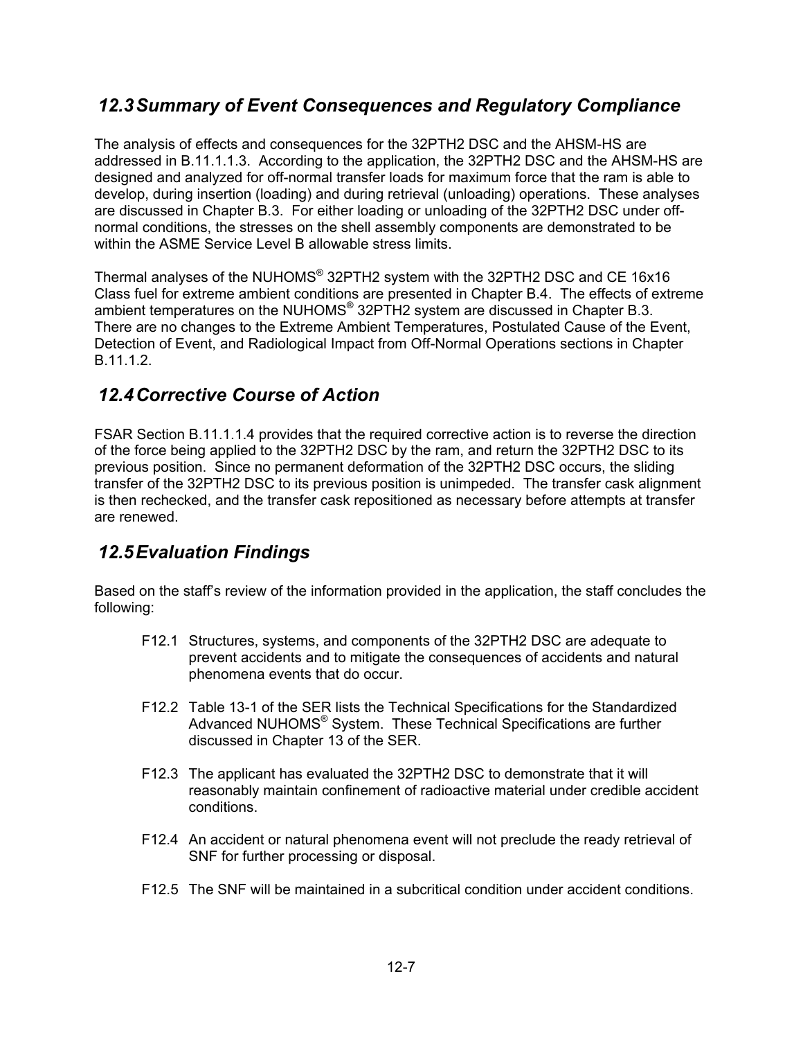## 12.3 Summary of Event Consequences and Regulatory Compliance

The analysis of effects and consequences for the 32PTH2 DSC and the AHSM-HS are addressed in B.11.1.1.3. According to the application, the 32PTH2 DSC and the AHSM-HS are designed and analyzed for off-normal transfer loads for maximum force that the ram is able to develop, during insertion (loading) and during retrieval (unloading) operations. These analyses are discussed in Chapter B.3. For either loading or unloading of the 32PTH2 DSC under off-normal conditions, the stresses on the shell assembly components are demonstrated to be within the ASME Service Level B allowable stress limits.

Thermal analyses of the NUHOMS® 32PTH2 system with the 32PTH2 DSC and CE 16x16 Class fuel for extreme ambient conditions are presented in Chapter B.4. The effects of extreme ambient temperatures on the NUHOMS® 32PTH2 system are discussed in Chapter B.3. There are no changes to the Extreme Ambient Temperatures, Postulated Cause of the Event, Detection of Event, and Radiological Impact from Off-Normal Operations sections in Chapter B.11.1.2.

## 12.4 Corrective Course of Action

FSAR Section B.11.1.1.4 provides that the required corrective action is to reverse the direction of the force being applied to the 32PTH2 DSC by the ram, and return the 32PTH2 DSC to its previous position. Since no permanent deformation of the 32PTH2 DSC occurs, the sliding transfer of the 32PTH2 DSC to its previous position is unimpeded. The transfer cask alignment is then rechecked, and the transfer cask repositioned as necessary before attempts at transfer are renewed.

## 12.5 Evaluation Findings

Based on the staff's review of the information provided in the application, the staff concludes the following:

- F12.1 Structures, systems, and components of the 32PTH2 DSC are adequate to prevent accidents and to mitigate the consequences of accidents and natural phenomena events that do occur.

- F12.2 Table 13-1 of the SER lists the Technical Specifications for the Standardized Advanced NUHOMS® System. These Technical Specifications are further discussed in Chapter 13 of the SER.

- F12.3 The applicant has evaluated the 32PTH2 DSC to demonstrate that it will reasonably maintain confinement of radioactive material under credible accident conditions.

- F12.4 An accident or natural phenomena event will not preclude the ready retrieval of SNF for further processing or disposal.

- F12.5 The SNF will be maintained in a subcritical condition under accident conditions.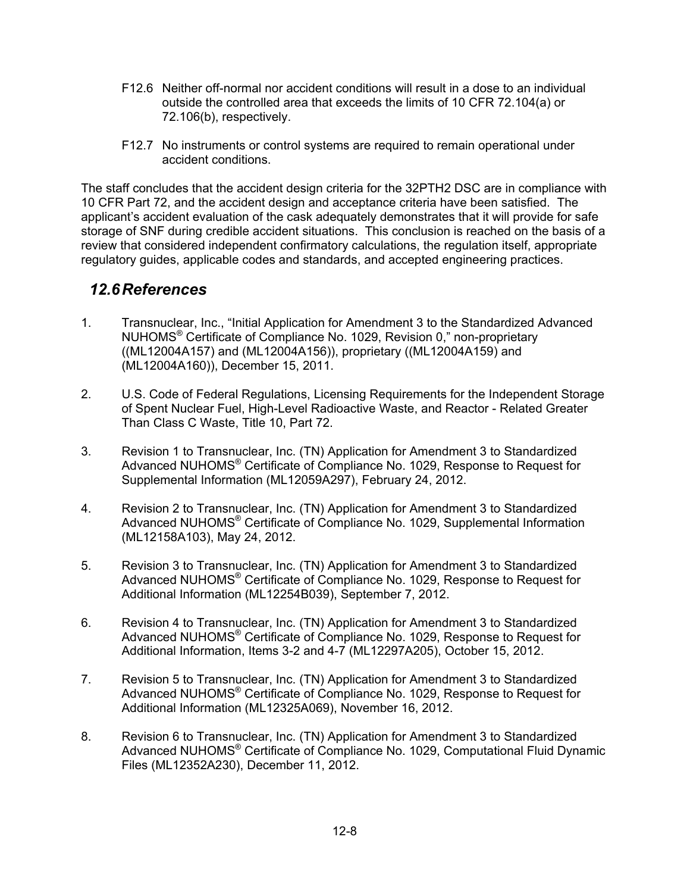F12.6 Neither off-normal nor accident conditions will result in a dose to an individual outside the controlled area that exceeds the limits of 10 CFR 72.104(a) or 72.106(b), respectively.

F12.7 No instruments or control systems are required to remain operational under accident conditions.

The staff concludes that the accident design criteria for the 32PTH2 DSC are in compliance with 10 CFR Part 72, and the accident design and acceptance criteria have been satisfied. The applicant's accident evaluation of the cask adequately demonstrates that it will provide for safe storage of SNF during credible accident situations. This conclusion is reached on the basis of a review that considered independent confirmatory calculations, the regulation itself, appropriate regulatory guides, applicable codes and standards, and accepted engineering practices.

## *12.6 References*

1. Transnuclear, Inc., "Initial Application for Amendment 3 to the Standardized Advanced NUHOMS® Certificate of Compliance No. 1029, Revision 0," non-proprietary ((ML12004A157) and (ML12004A156)), proprietary ((ML12004A159) and (ML12004A160)), December 15, 2011.

2. U.S. Code of Federal Regulations, Licensing Requirements for the Independent Storage of Spent Nuclear Fuel, High-Level Radioactive Waste, and Reactor - Related Greater Than Class C Waste, Title 10, Part 72.

3. Revision 1 to Transnuclear, Inc. (TN) Application for Amendment 3 to Standardized Advanced NUHOMS® Certificate of Compliance No. 1029, Response to Request for Supplemental Information (ML12059A297), February 24, 2012.

4. Revision 2 to Transnuclear, Inc. (TN) Application for Amendment 3 to Standardized Advanced NUHOMS® Certificate of Compliance No. 1029, Supplemental Information (ML12158A103), May 24, 2012.

5. Revision 3 to Transnuclear, Inc. (TN) Application for Amendment 3 to Standardized Advanced NUHOMS® Certificate of Compliance No. 1029, Response to Request for Additional Information (ML12254B039), September 7, 2012.

6. Revision 4 to Transnuclear, Inc. (TN) Application for Amendment 3 to Standardized Advanced NUHOMS® Certificate of Compliance No. 1029, Response to Request for Additional Information, Items 3-2 and 4-7 (ML12297A205), October 15, 2012.

7. Revision 5 to Transnuclear, Inc. (TN) Application for Amendment 3 to Standardized Advanced NUHOMS® Certificate of Compliance No. 1029, Response to Request for Additional Information (ML12325A069), November 16, 2012.

8. Revision 6 to Transnuclear, Inc. (TN) Application for Amendment 3 to Standardized Advanced NUHOMS® Certificate of Compliance No. 1029, Computational Fluid Dynamic Files (ML12352A230), December 11, 2012.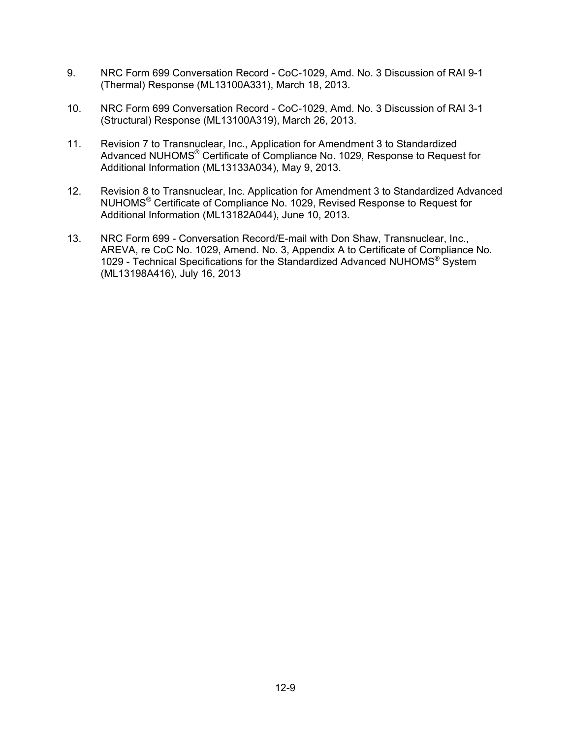9. NRC Form 699 Conversation Record - CoC-1029, Amd. No. 3 Discussion of RAI 9-1 (Thermal) Response (ML13100A331), March 18, 2013.

10. NRC Form 699 Conversation Record - CoC-1029, Amd. No. 3 Discussion of RAI 3-1 (Structural) Response (ML13100A319), March 26, 2013.

11. Revision 7 to Transnuclear, Inc., Application for Amendment 3 to Standardized Advanced NUHOMS® Certificate of Compliance No. 1029, Response to Request for Additional Information (ML13133A034), May 9, 2013.

12. Revision 8 to Transnuclear, Inc. Application for Amendment 3 to Standardized Advanced NUHOMS® Certificate of Compliance No. 1029, Revised Response to Request for Additional Information (ML13182A044), June 10, 2013.

13. NRC Form 699 - Conversation Record/E-mail with Don Shaw, Transnuclear, Inc., AREVA, re CoC No. 1029, Amend. No. 3, Appendix A to Certificate of Compliance No. 1029 - Technical Specifications for the Standardized Advanced NUHOMS® System (ML13198A416), July 16, 2013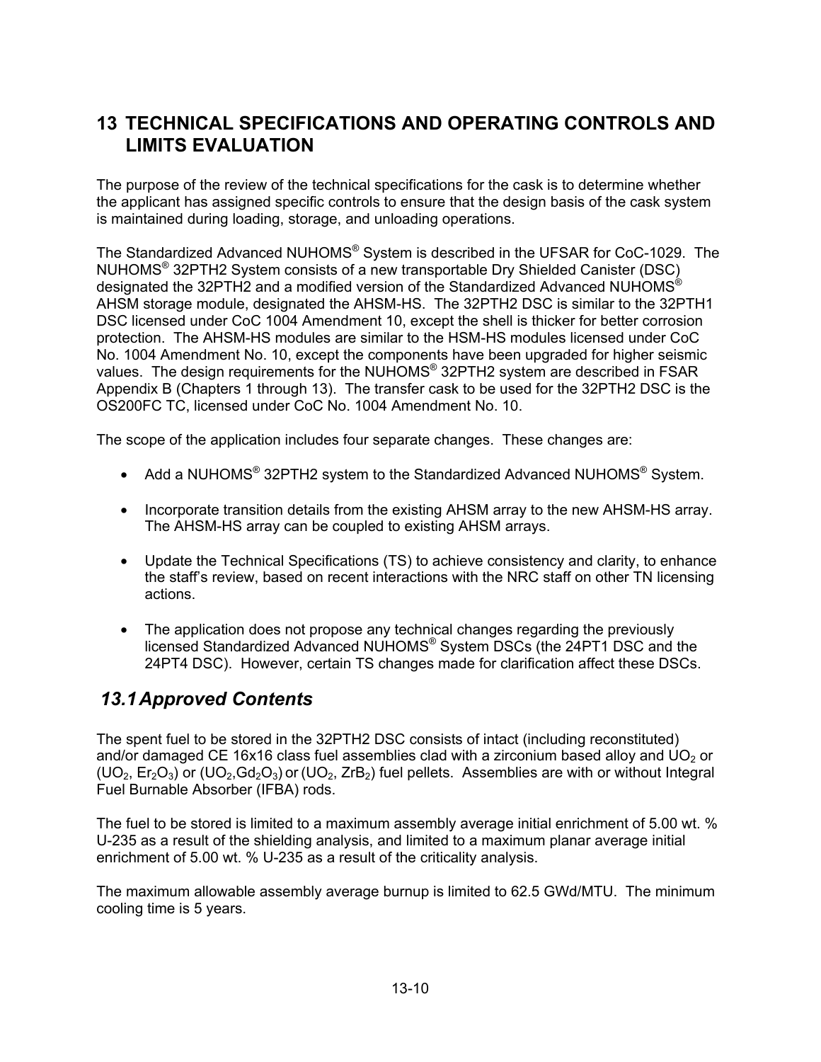# 13 TECHNICAL SPECIFICATIONS AND OPERATING CONTROLS AND LIMITS EVALUATION

The purpose of the review of the technical specifications for the cask is to determine whether the applicant has assigned specific controls to ensure that the design basis of the cask system is maintained during loading, storage, and unloading operations.

The Standardized Advanced NUHOMS® System is described in the UFSAR for CoC-1029. The NUHOMS® 32PTH2 System consists of a new transportable Dry Shielded Canister (DSC) designated the 32PTH2 and a modified version of the Standardized Advanced NUHOMS® AHSM storage module, designated the AHSM-HS. The 32PTH2 DSC is similar to the 32PTH1 DSC licensed under CoC 1004 Amendment 10, except the shell is thicker for better corrosion protection. The AHSM-HS modules are similar to the HSM-HS modules licensed under CoC No. 1004 Amendment No. 10, except the components have been upgraded for higher seismic values. The design requirements for the NUHOMS® 32PTH2 system are described in FSAR Appendix B (Chapters 1 through 13). The transfer cask to be used for the 32PTH2 DSC is the OS200FC TC, licensed under CoC No. 1004 Amendment No. 10.

The scope of the application includes four separate changes. These changes are:

- Add a NUHOMS® 32PTH2 system to the Standardized Advanced NUHOMS® System.
- Incorporate transition details from the existing AHSM array to the new AHSM-HS array. The AHSM-HS array can be coupled to existing AHSM arrays.
- Update the Technical Specifications (TS) to achieve consistency and clarity, to enhance the staff's review, based on recent interactions with the NRC staff on other TN licensing actions.
- The application does not propose any technical changes regarding the previously licensed Standardized Advanced NUHOMS® System DSCs (the 24PT1 DSC and the 24PT4 DSC). However, certain TS changes made for clarification affect these DSCs.

## *13.1 Approved Contents*

The spent fuel to be stored in the 32PTH2 DSC consists of intact (including reconstituted) and/or damaged CE 16x16 class fuel assemblies clad with a zirconium based alloy and $UO_2$ or ($UO_2$, $Er_2O_3$) or ($UO_2$,$Gd_2O_3$) or ($UO_2$, $ZrB_2$) fuel pellets. Assemblies are with or without Integral Fuel Burnable Absorber (IFBA) rods.

The fuel to be stored is limited to a maximum assembly average initial enrichment of 5.00 wt. % U-235 as a result of the shielding analysis, and limited to a maximum planar average initial enrichment of 5.00 wt. % U-235 as a result of the criticality analysis.

The maximum allowable assembly average burnup is limited to 62.5 GWd/MTU. The minimum cooling time is 5 years.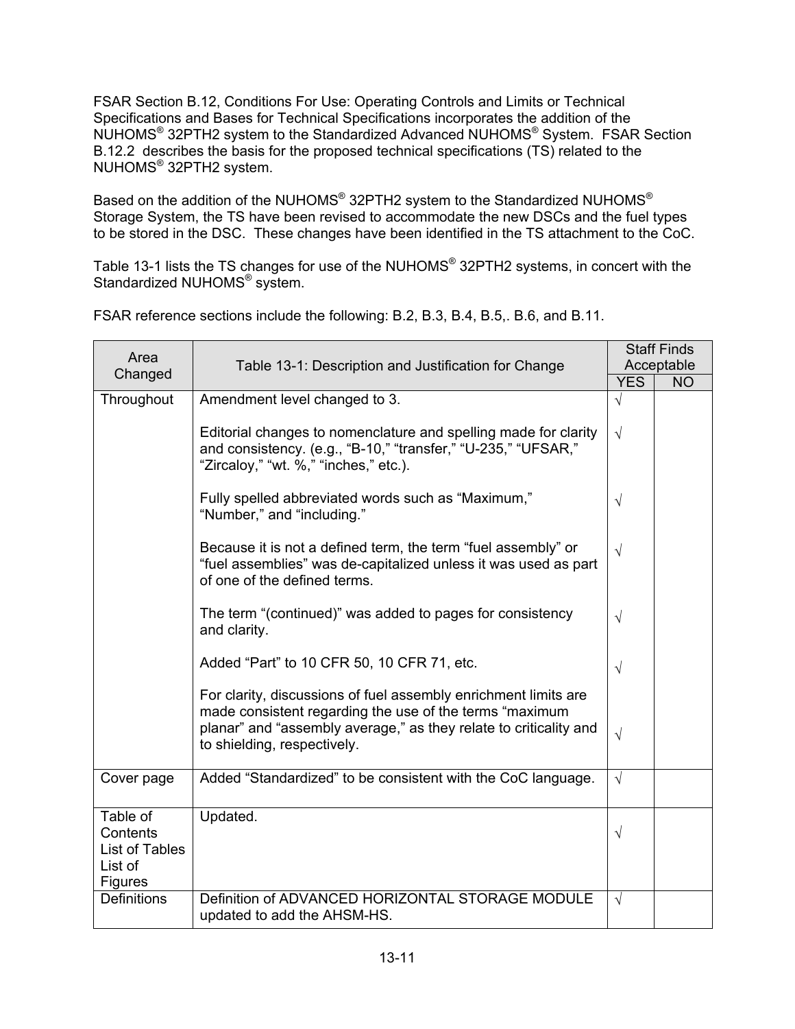FSAR Section B.12, Conditions For Use: Operating Controls and Limits or Technical Specifications and Bases for Technical Specifications incorporates the addition of the NUHOMS® 32PTH2 system to the Standardized Advanced NUHOMS® System. FSAR Section B.12.2 describes the basis for the proposed technical specifications (TS) related to the NUHOMS® 32PTH2 system.

Based on the addition of the NUHOMS® 32PTH2 system to the Standardized NUHOMS® Storage System, the TS have been revised to accommodate the new DSCs and the fuel types to be stored in the DSC. These changes have been identified in the TS attachment to the CoC.

Table 13-1 lists the TS changes for use of the NUHOMS® 32PTH2 systems, in concert with the Standardized NUHOMS® system.

FSAR reference sections include the following: B.2, B.3, B.4, B.5,. B.6, and B.11.

| Area Changed | Table 13-1: Description and Justification for Change | Staff Finds Acceptable | |
|---|---|---|---|
| | | YES | NO |
| Throughout | Amendment level changed to 3. | √ | |
| | Editorial changes to nomenclature and spelling made for clarity and consistency. (e.g., "B-10," "transfer," "U-235," "UFSAR," "Zircaloy," "wt. %," "inches," etc.). | √ | |
| | Fully spelled abbreviated words such as "Maximum," "Number," and "including." | √ | |
| | Because it is not a defined term, the term "fuel assembly" or "fuel assemblies" was de-capitalized unless it was used as part of one of the defined terms. | √ | |
| | The term "(continued)" was added to pages for consistency and clarity. | √ | |
| | Added "Part" to 10 CFR 50, 10 CFR 71, etc. | √ | |
| | For clarity, discussions of fuel assembly enrichment limits are made consistent regarding the use of the terms "maximum planar" and "assembly average," as they relate to criticality and to shielding, respectively. | √ | |
| Cover page | Added "Standardized" to be consistent with the CoC language. | √ | |
| Table of Contents List of Tables List of Figures | Updated. | √ | |
| Definitions | Definition of ADVANCED HORIZONTAL STORAGE MODULE updated to add the AHSM-HS. | √ | |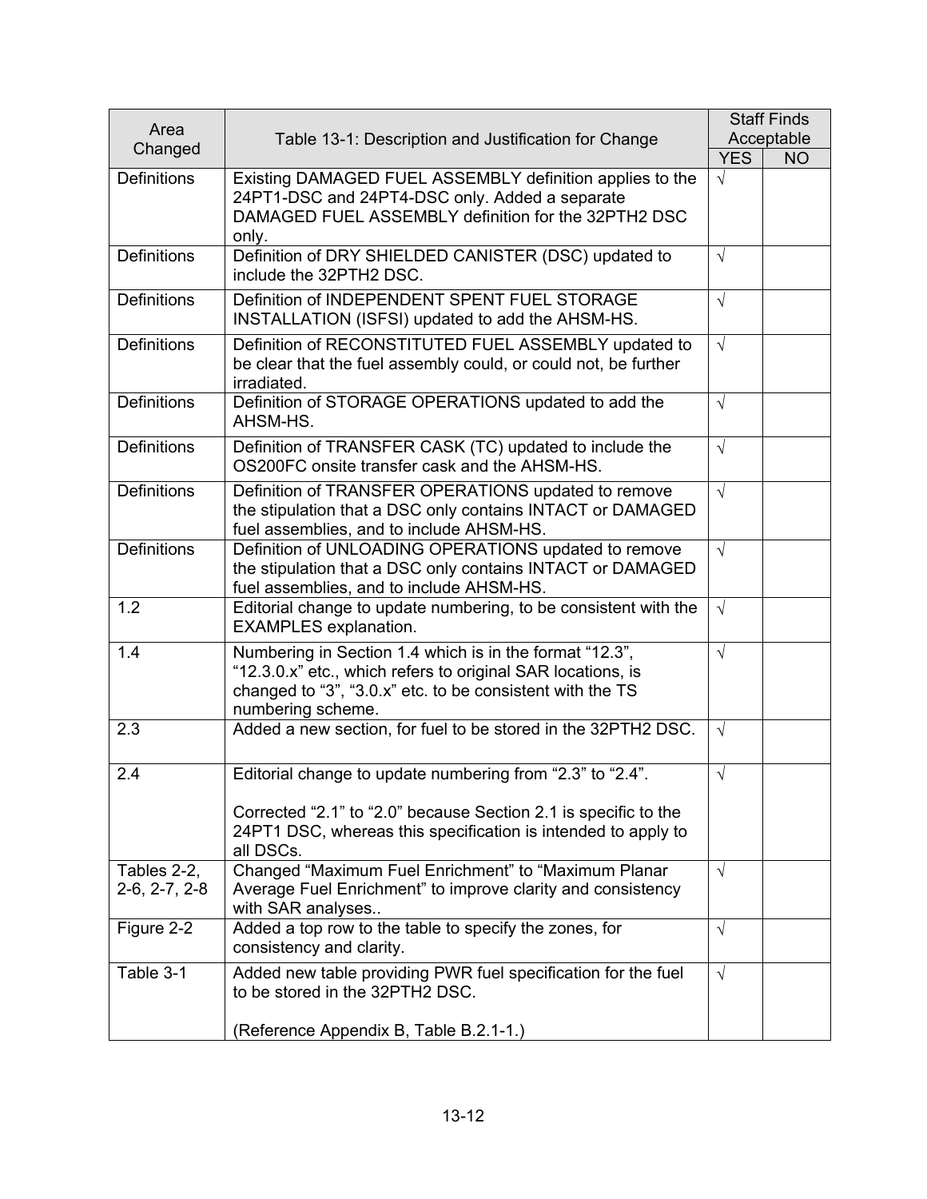| Area Changed | Table 13-1: Description and Justification for Change | Staff Finds Acceptable | |
|---|---|---|---|
| | | YES | NO |
| Definitions | Existing DAMAGED FUEL ASSEMBLY definition applies to the 24PT1-DSC and 24PT4-DSC only. Added a separate DAMAGED FUEL ASSEMBLY definition for the 32PTH2 DSC only. | √ | |
| Definitions | Definition of DRY SHIELDED CANISTER (DSC) updated to include the 32PTH2 DSC. | √ | |
| Definitions | Definition of INDEPENDENT SPENT FUEL STORAGE INSTALLATION (ISFSI) updated to add the AHSM-HS. | √ | |
| Definitions | Definition of RECONSTITUTED FUEL ASSEMBLY updated to be clear that the fuel assembly could, or could not, be further irradiated. | √ | |
| Definitions | Definition of STORAGE OPERATIONS updated to add the AHSM-HS. | √ | |
| Definitions | Definition of TRANSFER CASK (TC) updated to include the OS200FC onsite transfer cask and the AHSM-HS. | √ | |
| Definitions | Definition of TRANSFER OPERATIONS updated to remove the stipulation that a DSC only contains INTACT or DAMAGED fuel assemblies, and to include AHSM-HS. | √ | |
| Definitions | Definition of UNLOADING OPERATIONS updated to remove the stipulation that a DSC only contains INTACT or DAMAGED fuel assemblies, and to include AHSM-HS. | √ | |
| 1.2 | Editorial change to update numbering, to be consistent with the EXAMPLES explanation. | √ | |
| 1.4 | Numbering in Section 1.4 which is in the format "12.3", "12.3.0.x" etc., which refers to original SAR locations, is changed to "3", "3.0.x" etc. to be consistent with the TS numbering scheme. | √ | |
| 2.3 | Added a new section, for fuel to be stored in the 32PTH2 DSC. | √ | |
| 2.4 | Editorial change to update numbering from "2.3" to "2.4".<br><br>Corrected "2.1" to "2.0" because Section 2.1 is specific to the 24PT1 DSC, whereas this specification is intended to apply to all DSCs. | √ | |
| Tables 2-2, 2-6, 2-7, 2-8 | Changed "Maximum Fuel Enrichment" to "Maximum Planar Average Fuel Enrichment" to improve clarity and consistency with SAR analyses.. | √ | |
| Figure 2-2 | Added a top row to the table to specify the zones, for consistency and clarity. | √ | |
| Table 3-1 | Added new table providing PWR fuel specification for the fuel to be stored in the 32PTH2 DSC.<br><br>(Reference Appendix B, Table B.2.1-1.) | √ | |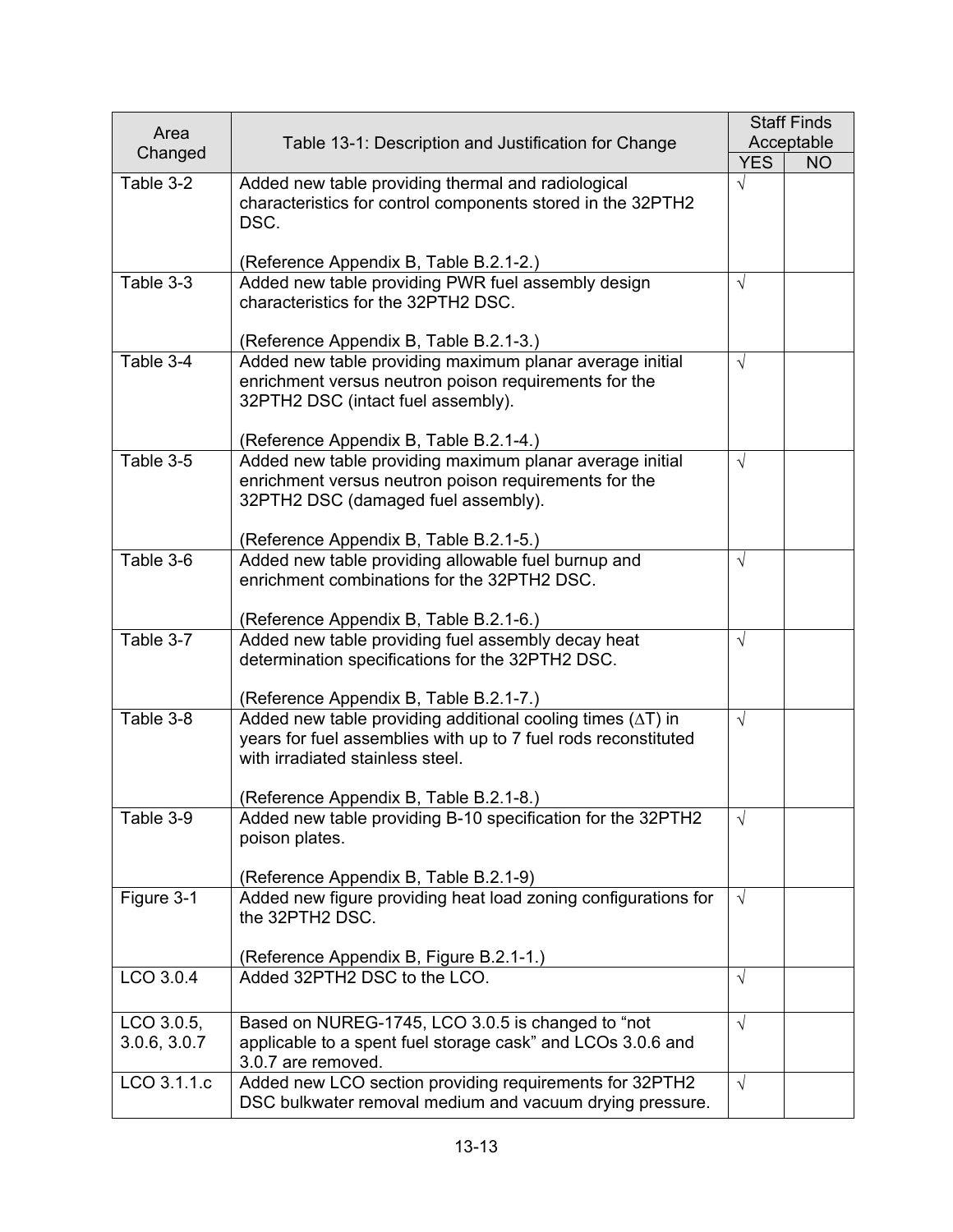| Area Changed | Table 13-1: Description and Justification for Change | Staff Finds Acceptable | |
|---|---|---|---|
| | | YES | NO |
| Table 3-2 | Added new table providing thermal and radiological characteristics for control components stored in the 32PTH2 DSC.<br><br>(Reference Appendix B, Table B.2.1-2.) | √ | |
| Table 3-3 | Added new table providing PWR fuel assembly design characteristics for the 32PTH2 DSC.<br><br>(Reference Appendix B, Table B.2.1-3.) | √ | |
| Table 3-4 | Added new table providing maximum planar average initial enrichment versus neutron poison requirements for the 32PTH2 DSC (intact fuel assembly).<br><br>(Reference Appendix B, Table B.2.1-4.) | √ | |
| Table 3-5 | Added new table providing maximum planar average initial enrichment versus neutron poison requirements for the 32PTH2 DSC (damaged fuel assembly).<br><br>(Reference Appendix B, Table B.2.1-5.) | √ | |
| Table 3-6 | Added new table providing allowable fuel burnup and enrichment combinations for the 32PTH2 DSC.<br><br>(Reference Appendix B, Table B.2.1-6.) | √ | |
| Table 3-7 | Added new table providing fuel assembly decay heat determination specifications for the 32PTH2 DSC.<br><br>(Reference Appendix B, Table B.2.1-7.) | √ | |
| Table 3-8 | Added new table providing additional cooling times ($\Delta T$) in years for fuel assemblies with up to 7 fuel rods reconstituted with irradiated stainless steel.<br><br>(Reference Appendix B, Table B.2.1-8.) | √ | |
| Table 3-9 | Added new table providing B-10 specification for the 32PTH2 poison plates.<br><br>(Reference Appendix B, Table B.2.1-9) | √ | |
| Figure 3-1 | Added new figure providing heat load zoning configurations for the 32PTH2 DSC.<br><br>(Reference Appendix B, Figure B.2.1-1.) | √ | |
| LCO 3.0.4 | Added 32PTH2 DSC to the LCO. | √ | |
| LCO 3.0.5, 3.0.6, 3.0.7 | Based on NUREG-1745, LCO 3.0.5 is changed to "not applicable to a spent fuel storage cask" and LCOs 3.0.6 and 3.0.7 are removed. | √ | |
| LCO 3.1.1.c | Added new LCO section providing requirements for 32PTH2 DSC bulkwater removal medium and vacuum drying pressure. | √ | |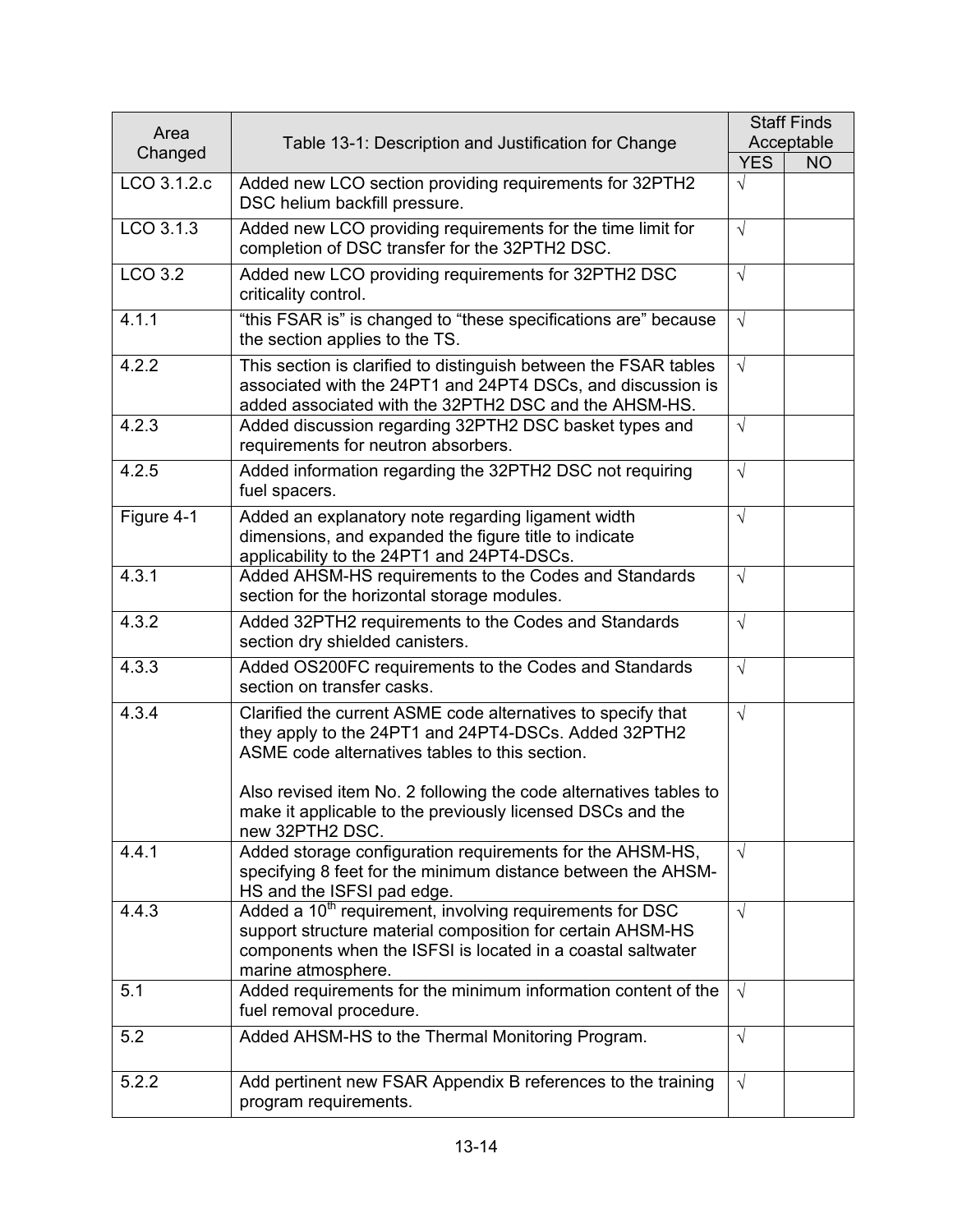| Area Changed | Table 13-1: Description and Justification for Change | Staff Finds Acceptable | |
|---|---|---|---|
| | | YES | NO |
| LCO 3.1.2.c | Added new LCO section providing requirements for 32PTH2 DSC helium backfill pressure. | √ | |
| LCO 3.1.3 | Added new LCO providing requirements for the time limit for completion of DSC transfer for the 32PTH2 DSC. | √ | |
| LCO 3.2 | Added new LCO providing requirements for 32PTH2 DSC criticality control. | √ | |
| 4.1.1 | “this FSAR is” is changed to “these specifications are” because the section applies to the TS. | √ | |
| 4.2.2 | This section is clarified to distinguish between the FSAR tables associated with the 24PT1 and 24PT4 DSCs, and discussion is added associated with the 32PTH2 DSC and the AHSM-HS. | √ | |
| 4.2.3 | Added discussion regarding 32PTH2 DSC basket types and requirements for neutron absorbers. | √ | |
| 4.2.5 | Added information regarding the 32PTH2 DSC not requiring fuel spacers. | √ | |
| Figure 4-1 | Added an explanatory note regarding ligament width dimensions, and expanded the figure title to indicate applicability to the 24PT1 and 24PT4-DSCs. | √ | |
| 4.3.1 | Added AHSM-HS requirements to the Codes and Standards section for the horizontal storage modules. | √ | |
| 4.3.2 | Added 32PTH2 requirements to the Codes and Standards section dry shielded canisters. | √ | |
| 4.3.3 | Added OS200FC requirements to the Codes and Standards section on transfer casks. | √ | |
| 4.3.4 | Clarified the current ASME code alternatives to specify that they apply to the 24PT1 and 24PT4-DSCs. Added 32PTH2 ASME code alternatives tables to this section.<br><br>Also revised item No. 2 following the code alternatives tables to make it applicable to the previously licensed DSCs and the new 32PTH2 DSC. | √ | |
| 4.4.1 | Added storage configuration requirements for the AHSM-HS, specifying 8 feet for the minimum distance between the AHSM-HS and the ISFSI pad edge. | √ | |
| 4.4.3 | Added a 10th requirement, involving requirements for DSC support structure material composition for certain AHSM-HS components when the ISFSI is located in a coastal saltwater marine atmosphere. | √ | |
| 5.1 | Added requirements for the minimum information content of the fuel removal procedure. | √ | |
| 5.2 | Added AHSM-HS to the Thermal Monitoring Program. | √ | |
| 5.2.2 | Add pertinent new FSAR Appendix B references to the training program requirements. | √ | |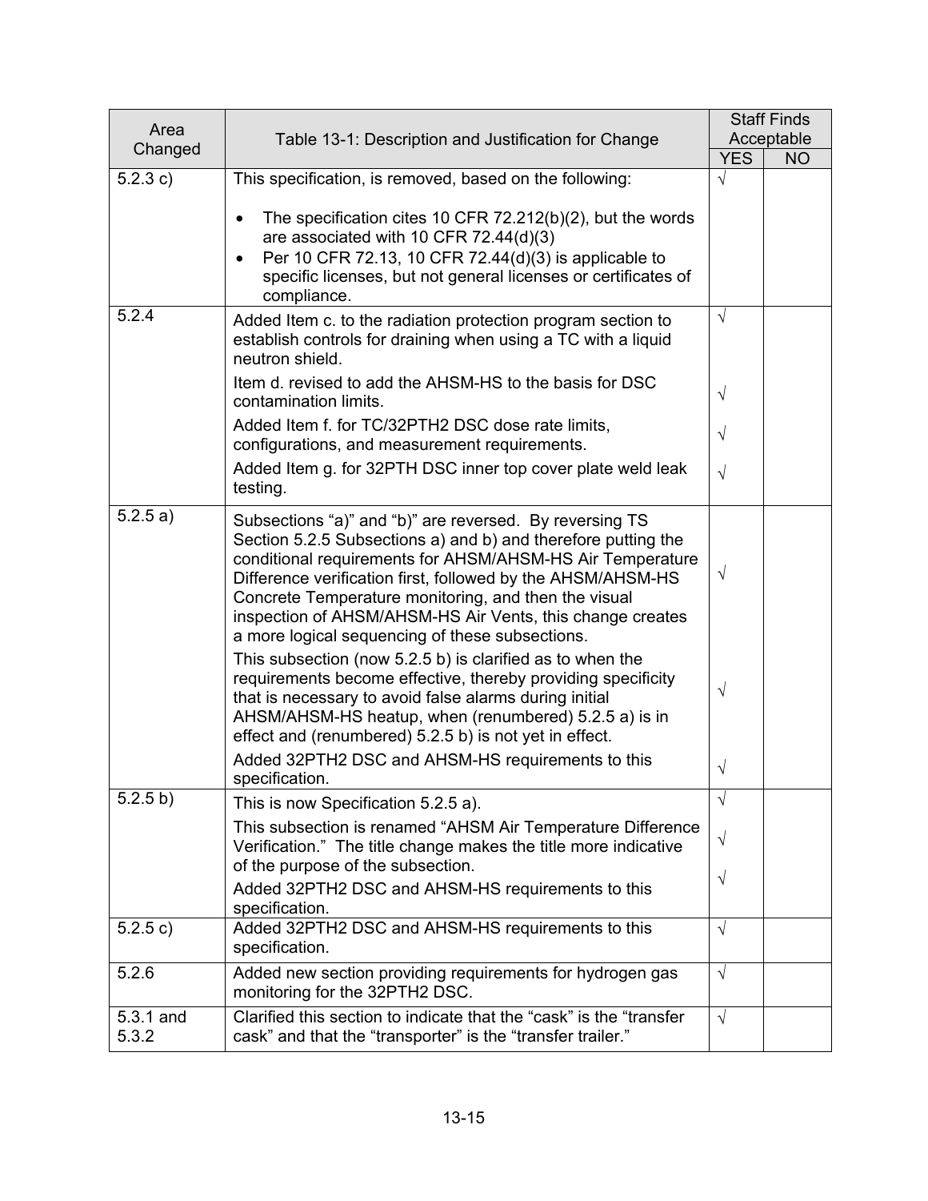| Area Changed | Table 13-1: Description and Justification for Change | Staff Finds Acceptable | |
|---|---|---|---|
| | | YES | NO |
| 5.2.3 c) | This specification, is removed, based on the following:<br>• The specification cites 10 CFR 72.212(b)(2), but the words are associated with 10 CFR 72.44(d)(3)<br>• Per 10 CFR 72.13, 10 CFR 72.44(d)(3) is applicable to specific licenses, but not general licenses or certificates of compliance. | √ | |
| 5.2.4 | Added Item c. to the radiation protection program section to establish controls for draining when using a TC with a liquid neutron shield. | √ | |
| | Item d. revised to add the AHSM-HS to the basis for DSC contamination limits. | √ | |
| | Added Item f. for TC/32PTH2 DSC dose rate limits, configurations, and measurement requirements. | √ | |
| | Added Item g. for 32PTH DSC inner top cover plate weld leak testing. | √ | |
| 5.2.5 a) | Subsections “a)” and “b)” are reversed. By reversing TS Section 5.2.5 Subsections a) and b) and therefore putting the conditional requirements for AHSM/AHSM-HS Air Temperature Difference verification first, followed by the AHSM/AHSM-HS Concrete Temperature monitoring, and then the visual inspection of AHSM/AHSM-HS Air Vents, this change creates a more logical sequencing of these subsections. | √ | |
| | This subsection (now 5.2.5 b) is clarified as to when the requirements become effective, thereby providing specificity that is necessary to avoid false alarms during initial AHSM/AHSM-HS heatup, when (renumbered) 5.2.5 a) is in effect and (renumbered) 5.2.5 b) is not yet in effect. | √ | |
| | Added 32PTH2 DSC and AHSM-HS requirements to this specification. | √ | |
| 5.2.5 b) | This is now Specification 5.2.5 a). | √ | |
| | This subsection is renamed “AHSM Air Temperature Difference Verification.” The title change makes the title more indicative of the purpose of the subsection. | √ | |
| | Added 32PTH2 DSC and AHSM-HS requirements to this specification. | √ | |
| 5.2.5 c) | Added 32PTH2 DSC and AHSM-HS requirements to this specification. | √ | |
| 5.2.6 | Added new section providing requirements for hydrogen gas monitoring for the 32PTH2 DSC. | √ | |
| 5.3.1 and 5.3.2 | Clarified this section to indicate that the “cask” is the “transfer cask” and that the “transporter” is the “transfer trailer.” | √ | |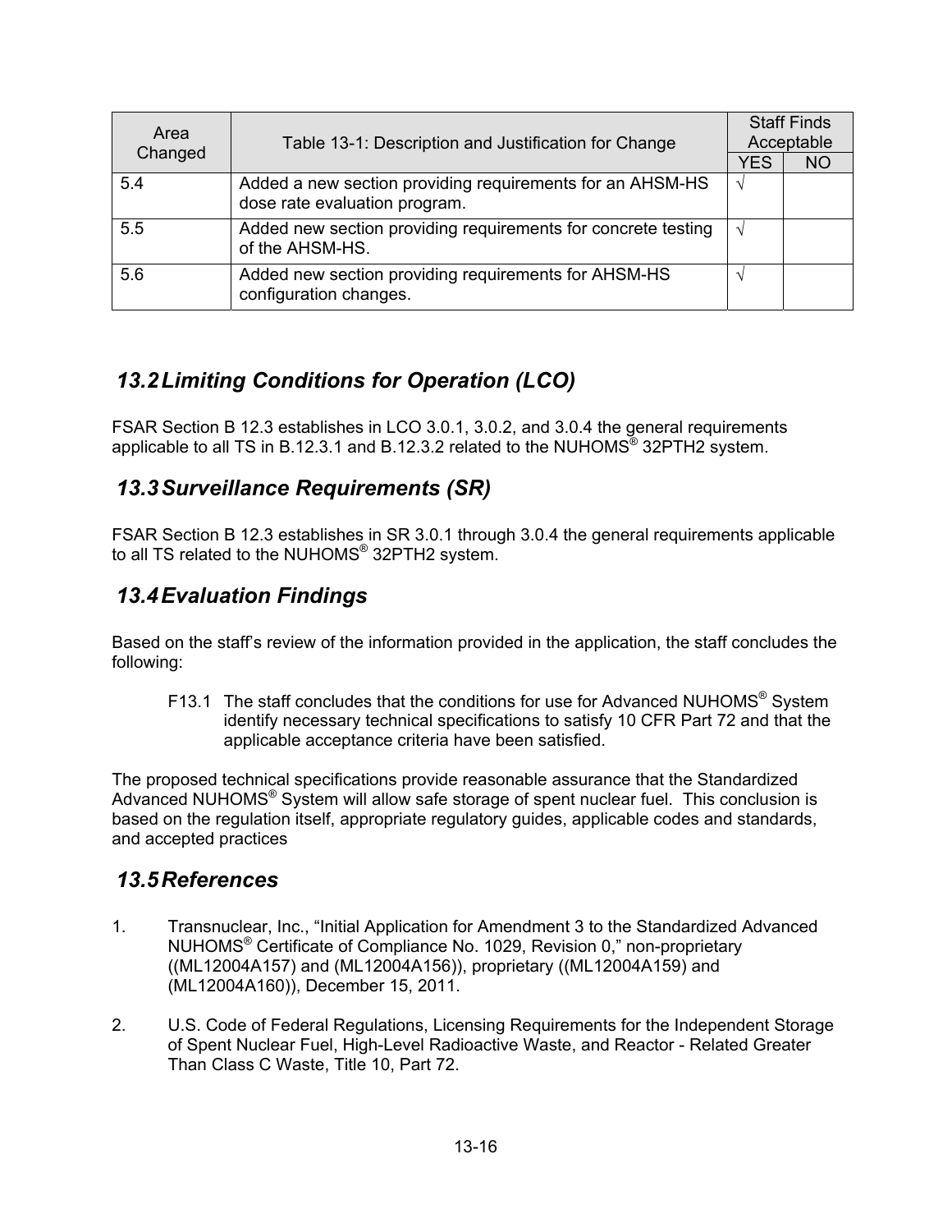| Area Changed | Table 13-1: Description and Justification for Change | Staff Finds Acceptable | |
|---|---|---|---|
| | | YES | NO |
| 5.4 | Added a new section providing requirements for an AHSM-HS dose rate evaluation program. | √ | |
| 5.5 | Added new section providing requirements for concrete testing of the AHSM-HS. | √ | |
| 5.6 | Added new section providing requirements for AHSM-HS configuration changes. | √ | |

## *13.2 Limiting Conditions for Operation (LCO)*

FSAR Section B 12.3 establishes in LCO 3.0.1, 3.0.2, and 3.0.4 the general requirements applicable to all TS in B.12.3.1 and B.12.3.2 related to the NUHOMS® 32PTH2 system.

## *13.3 Surveillance Requirements (SR)*

FSAR Section B 12.3 establishes in SR 3.0.1 through 3.0.4 the general requirements applicable to all TS related to the NUHOMS® 32PTH2 system.

## *13.4 Evaluation Findings*

Based on the staff's review of the information provided in the application, the staff concludes the following:

F13.1 The staff concludes that the conditions for use for Advanced NUHOMS® System identify necessary technical specifications to satisfy 10 CFR Part 72 and that the applicable acceptance criteria have been satisfied.

The proposed technical specifications provide reasonable assurance that the Standardized Advanced NUHOMS® System will allow safe storage of spent nuclear fuel. This conclusion is based on the regulation itself, appropriate regulatory guides, applicable codes and standards, and accepted practices

## *13.5 References*

1. Transnuclear, Inc., "Initial Application for Amendment 3 to the Standardized Advanced NUHOMS® Certificate of Compliance No. 1029, Revision 0," non-proprietary ((ML12004A157) and (ML12004A156)), proprietary ((ML12004A159) and (ML12004A160)), December 15, 2011.

2. U.S. Code of Federal Regulations, Licensing Requirements for the Independent Storage of Spent Nuclear Fuel, High-Level Radioactive Waste, and Reactor - Related Greater Than Class C Waste, Title 10, Part 72.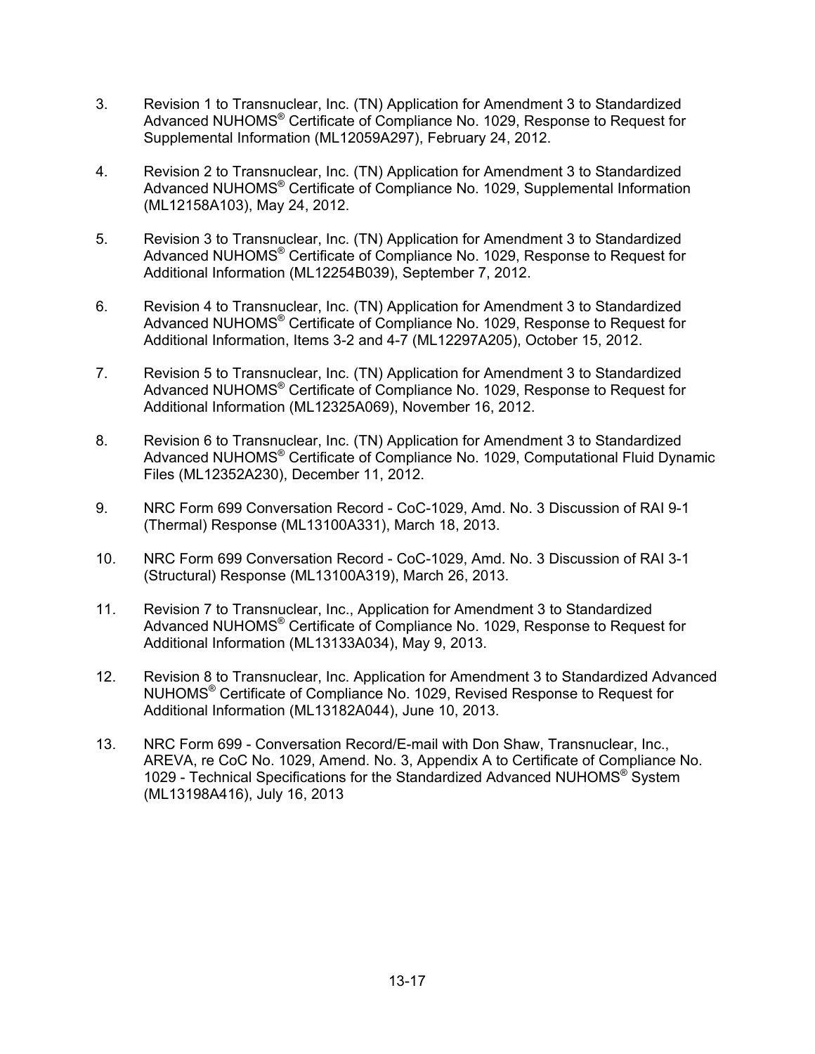3. Revision 1 to Transnuclear, Inc. (TN) Application for Amendment 3 to Standardized Advanced NUHOMS® Certificate of Compliance No. 1029, Response to Request for Supplemental Information (ML12059A297), February 24, 2012.

4. Revision 2 to Transnuclear, Inc. (TN) Application for Amendment 3 to Standardized Advanced NUHOMS® Certificate of Compliance No. 1029, Supplemental Information (ML12158A103), May 24, 2012.

5. Revision 3 to Transnuclear, Inc. (TN) Application for Amendment 3 to Standardized Advanced NUHOMS® Certificate of Compliance No. 1029, Response to Request for Additional Information (ML12254B039), September 7, 2012.

6. Revision 4 to Transnuclear, Inc. (TN) Application for Amendment 3 to Standardized Advanced NUHOMS® Certificate of Compliance No. 1029, Response to Request for Additional Information, Items 3-2 and 4-7 (ML12297A205), October 15, 2012.

7. Revision 5 to Transnuclear, Inc. (TN) Application for Amendment 3 to Standardized Advanced NUHOMS® Certificate of Compliance No. 1029, Response to Request for Additional Information (ML12325A069), November 16, 2012.

8. Revision 6 to Transnuclear, Inc. (TN) Application for Amendment 3 to Standardized Advanced NUHOMS® Certificate of Compliance No. 1029, Computational Fluid Dynamic Files (ML12352A230), December 11, 2012.

9. NRC Form 699 Conversation Record - CoC-1029, Amd. No. 3 Discussion of RAI 9-1 (Thermal) Response (ML13100A331), March 18, 2013.

10. NRC Form 699 Conversation Record - CoC-1029, Amd. No. 3 Discussion of RAI 3-1 (Structural) Response (ML13100A319), March 26, 2013.

11. Revision 7 to Transnuclear, Inc., Application for Amendment 3 to Standardized Advanced NUHOMS® Certificate of Compliance No. 1029, Response to Request for Additional Information (ML13133A034), May 9, 2013.

12. Revision 8 to Transnuclear, Inc. Application for Amendment 3 to Standardized Advanced NUHOMS® Certificate of Compliance No. 1029, Revised Response to Request for Additional Information (ML13182A044), June 10, 2013.

13. NRC Form 699 - Conversation Record/E-mail with Don Shaw, Transnuclear, Inc., AREVA, re CoC No. 1029, Amend. No. 3, Appendix A to Certificate of Compliance No. 1029 - Technical Specifications for the Standardized Advanced NUHOMS® System (ML13198A416), July 16, 2013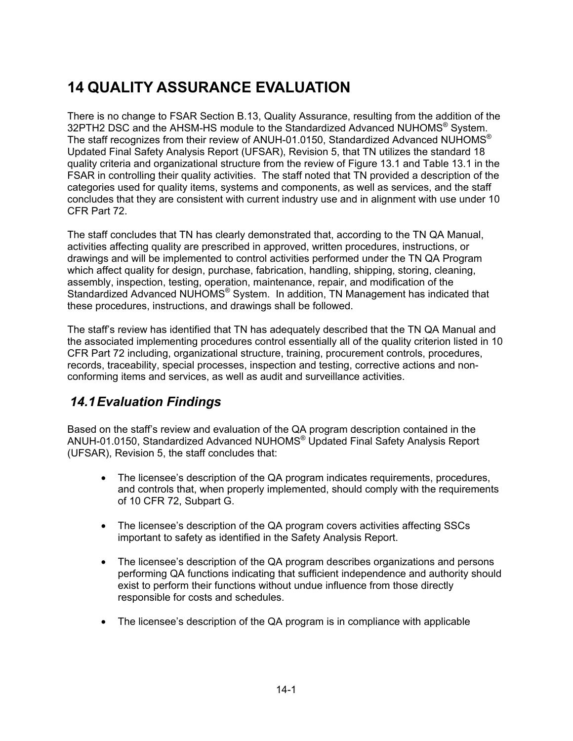# 14 QUALITY ASSURANCE EVALUATION

There is no change to FSAR Section B.13, Quality Assurance, resulting from the addition of the 32PTH2 DSC and the AHSM-HS module to the Standardized Advanced NUHOMS® System. The staff recognizes from their review of ANUH-01.0150, Standardized Advanced NUHOMS® Updated Final Safety Analysis Report (UFSAR), Revision 5, that TN utilizes the standard 18 quality criteria and organizational structure from the review of Figure 13.1 and Table 13.1 in the FSAR in controlling their quality activities. The staff noted that TN provided a description of the categories used for quality items, systems and components, as well as services, and the staff concludes that they are consistent with current industry use and in alignment with use under 10 CFR Part 72.

The staff concludes that TN has clearly demonstrated that, according to the TN QA Manual, activities affecting quality are prescribed in approved, written procedures, instructions, or drawings and will be implemented to control activities performed under the TN QA Program which affect quality for design, purchase, fabrication, handling, shipping, storing, cleaning, assembly, inspection, testing, operation, maintenance, repair, and modification of the Standardized Advanced NUHOMS® System. In addition, TN Management has indicated that these procedures, instructions, and drawings shall be followed.

The staff's review has identified that TN has adequately described that the TN QA Manual and the associated implementing procedures control essentially all of the quality criterion listed in 10 CFR Part 72 including, organizational structure, training, procurement controls, procedures, records, traceability, special processes, inspection and testing, corrective actions and non-conforming items and services, as well as audit and surveillance activities.

## *14.1 Evaluation Findings*

Based on the staff's review and evaluation of the QA program description contained in the ANUH-01.0150, Standardized Advanced NUHOMS® Updated Final Safety Analysis Report (UFSAR), Revision 5, the staff concludes that:

- The licensee's description of the QA program indicates requirements, procedures, and controls that, when properly implemented, should comply with the requirements of 10 CFR 72, Subpart G.

- The licensee's description of the QA program covers activities affecting SSCs important to safety as identified in the Safety Analysis Report.

- The licensee's description of the QA program describes organizations and persons performing QA functions indicating that sufficient independence and authority should exist to perform their functions without undue influence from those directly responsible for costs and schedules.

- The licensee's description of the QA program is in compliance with applicable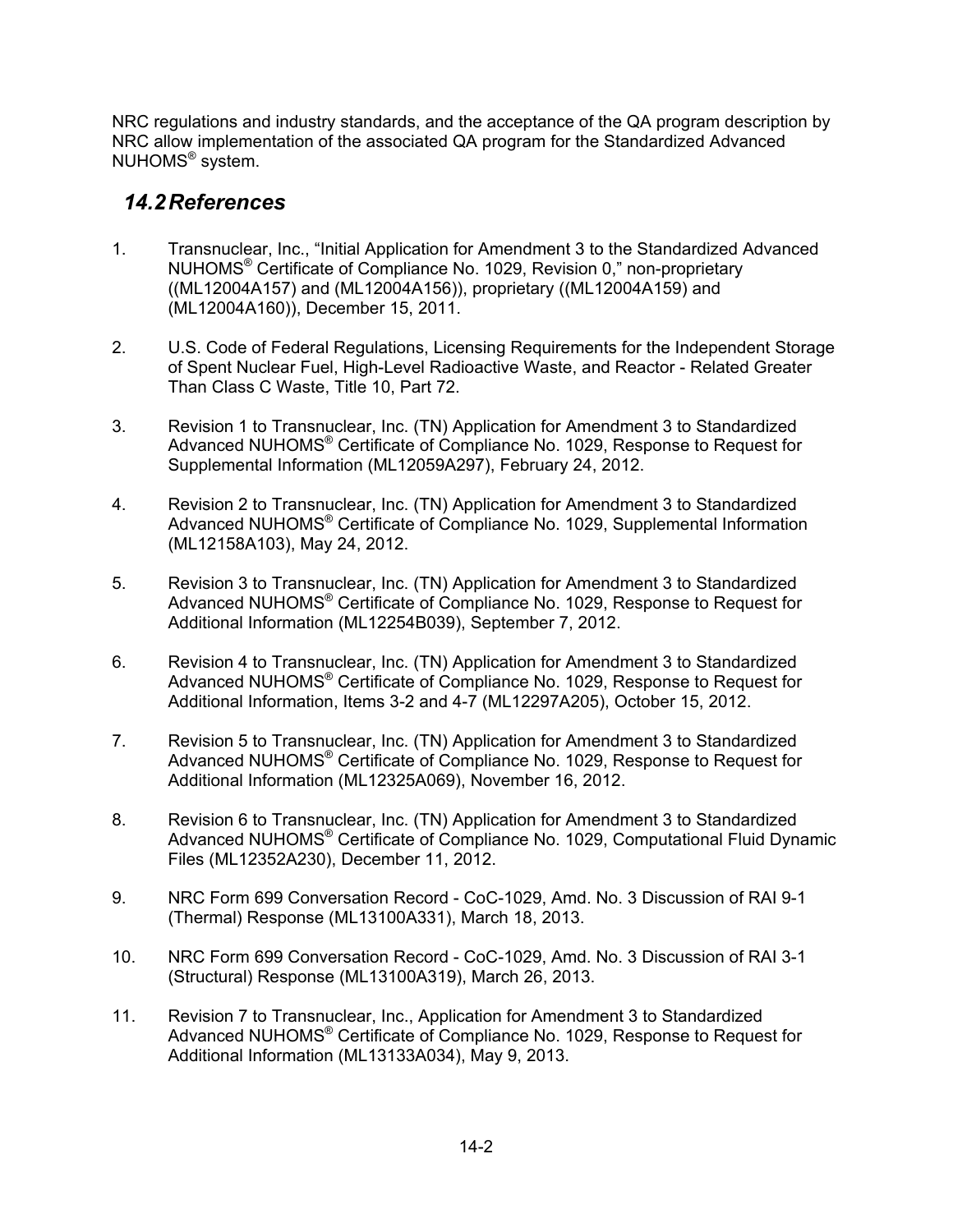NRC regulations and industry standards, and the acceptance of the QA program description by NRC allow implementation of the associated QA program for the Standardized Advanced NUHOMS® system.

## *14.2 References*

1. Transnuclear, Inc., "Initial Application for Amendment 3 to the Standardized Advanced NUHOMS® Certificate of Compliance No. 1029, Revision 0," non-proprietary ((ML12004A157) and (ML12004A156)), proprietary ((ML12004A159) and (ML12004A160)), December 15, 2011.

2. U.S. Code of Federal Regulations, Licensing Requirements for the Independent Storage of Spent Nuclear Fuel, High-Level Radioactive Waste, and Reactor - Related Greater Than Class C Waste, Title 10, Part 72.

3. Revision 1 to Transnuclear, Inc. (TN) Application for Amendment 3 to Standardized Advanced NUHOMS® Certificate of Compliance No. 1029, Response to Request for Supplemental Information (ML12059A297), February 24, 2012.

4. Revision 2 to Transnuclear, Inc. (TN) Application for Amendment 3 to Standardized Advanced NUHOMS® Certificate of Compliance No. 1029, Supplemental Information (ML12158A103), May 24, 2012.

5. Revision 3 to Transnuclear, Inc. (TN) Application for Amendment 3 to Standardized Advanced NUHOMS® Certificate of Compliance No. 1029, Response to Request for Additional Information (ML12254B039), September 7, 2012.

6. Revision 4 to Transnuclear, Inc. (TN) Application for Amendment 3 to Standardized Advanced NUHOMS® Certificate of Compliance No. 1029, Response to Request for Additional Information, Items 3-2 and 4-7 (ML12297A205), October 15, 2012.

7. Revision 5 to Transnuclear, Inc. (TN) Application for Amendment 3 to Standardized Advanced NUHOMS® Certificate of Compliance No. 1029, Response to Request for Additional Information (ML12325A069), November 16, 2012.

8. Revision 6 to Transnuclear, Inc. (TN) Application for Amendment 3 to Standardized Advanced NUHOMS® Certificate of Compliance No. 1029, Computational Fluid Dynamic Files (ML12352A230), December 11, 2012.

9. NRC Form 699 Conversation Record - CoC-1029, Amd. No. 3 Discussion of RAI 9-1 (Thermal) Response (ML13100A331), March 18, 2013.

10. NRC Form 699 Conversation Record - CoC-1029, Amd. No. 3 Discussion of RAI 3-1 (Structural) Response (ML13100A319), March 26, 2013.

11. Revision 7 to Transnuclear, Inc., Application for Amendment 3 to Standardized Advanced NUHOMS® Certificate of Compliance No. 1029, Response to Request for Additional Information (ML13133A034), May 9, 2013.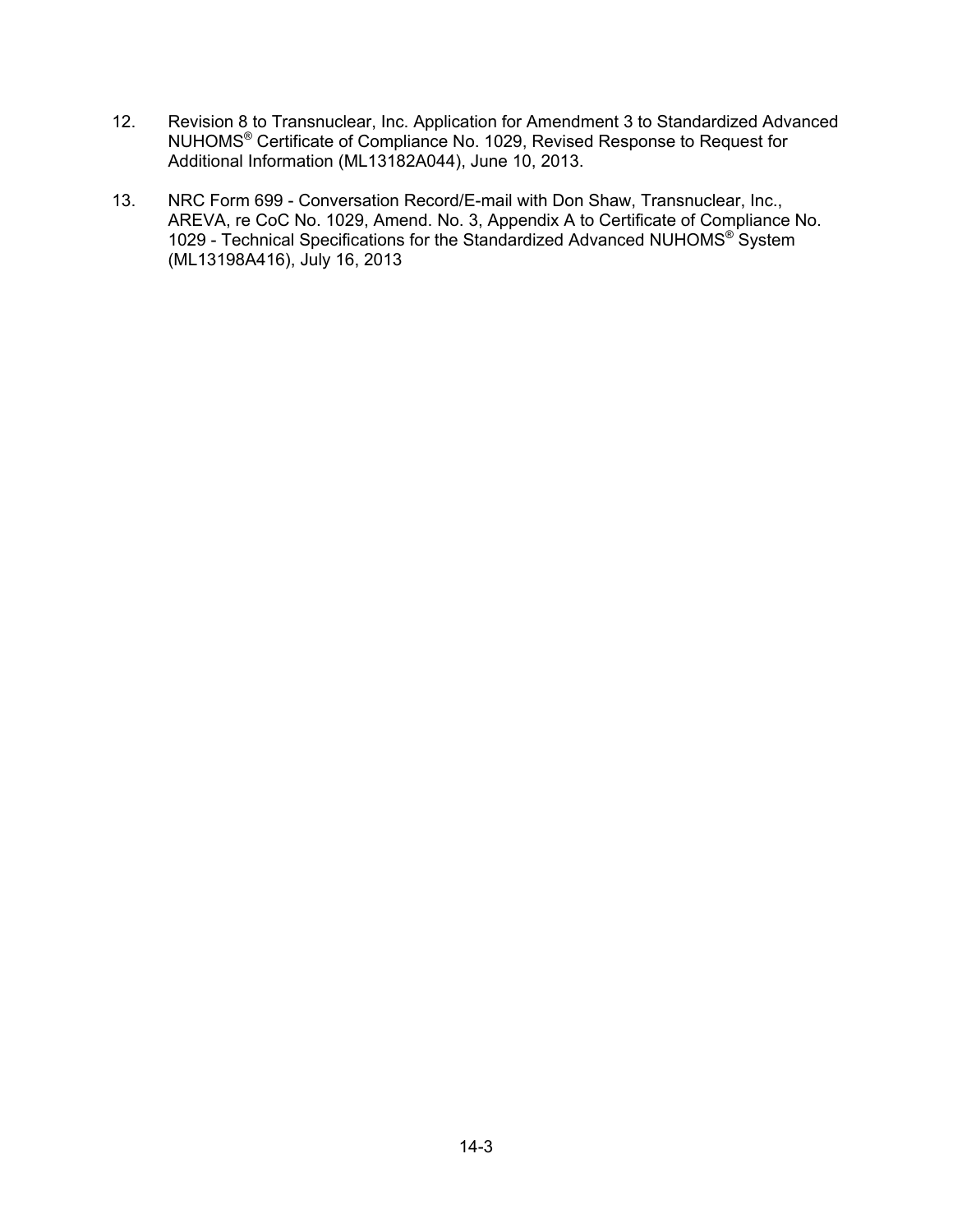12. Revision 8 to Transnuclear, Inc. Application for Amendment 3 to Standardized Advanced NUHOMS® Certificate of Compliance No. 1029, Revised Response to Request for Additional Information (ML13182A044), June 10, 2013.

13. NRC Form 699 - Conversation Record/E-mail with Don Shaw, Transnuclear, Inc., AREVA, re CoC No. 1029, Amend. No. 3, Appendix A to Certificate of Compliance No. 1029 - Technical Specifications for the Standardized Advanced NUHOMS® System (ML13198A416), July 16, 2013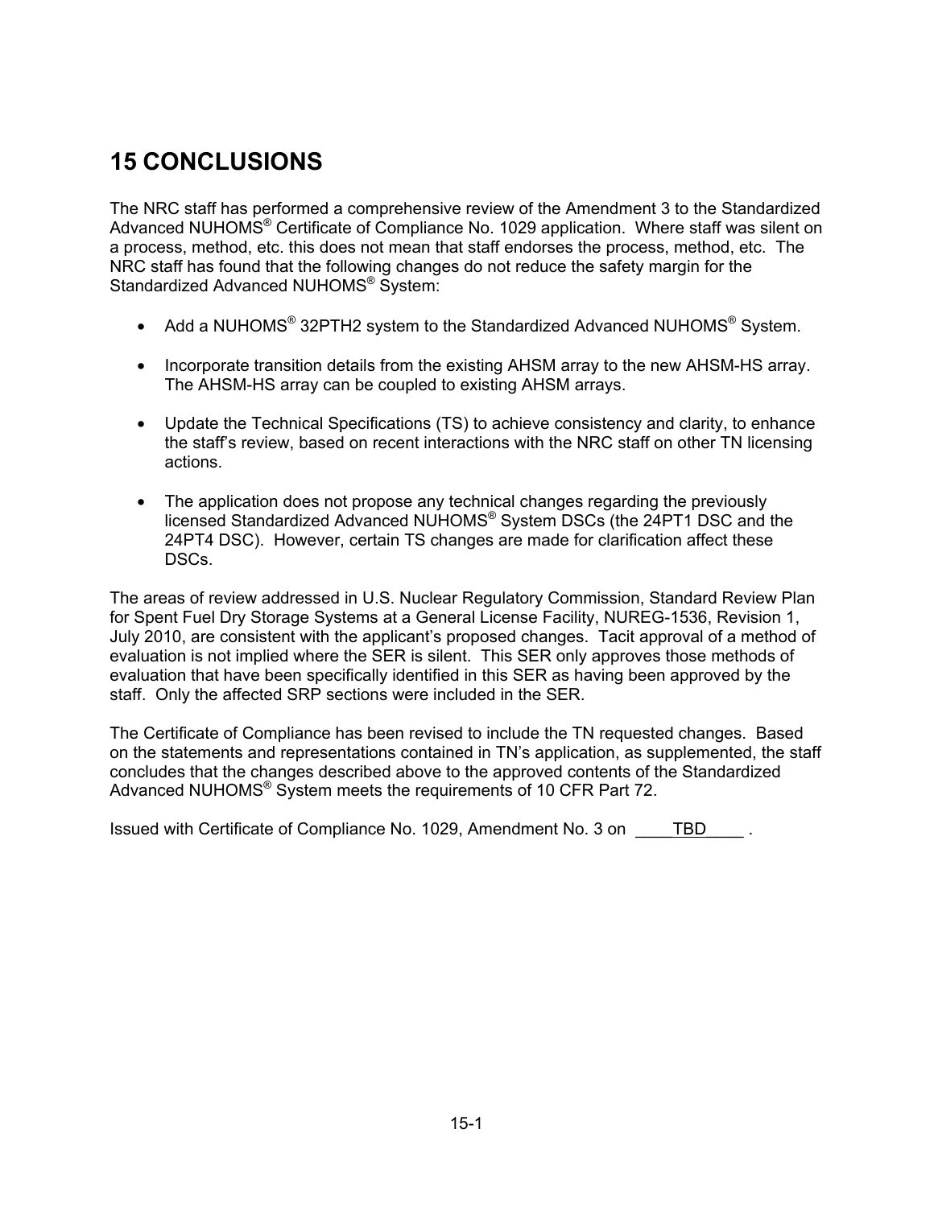# 15 CONCLUSIONS

The NRC staff has performed a comprehensive review of the Amendment 3 to the Standardized Advanced NUHOMS® Certificate of Compliance No. 1029 application. Where staff was silent on a process, method, etc. this does not mean that staff endorses the process, method, etc. The NRC staff has found that the following changes do not reduce the safety margin for the Standardized Advanced NUHOMS® System:

- Add a NUHOMS® 32PTH2 system to the Standardized Advanced NUHOMS® System.
- Incorporate transition details from the existing AHSM array to the new AHSM-HS array. The AHSM-HS array can be coupled to existing AHSM arrays.
- Update the Technical Specifications (TS) to achieve consistency and clarity, to enhance the staff's review, based on recent interactions with the NRC staff on other TN licensing actions.
- The application does not propose any technical changes regarding the previously licensed Standardized Advanced NUHOMS® System DSCs (the 24PT1 DSC and the 24PT4 DSC). However, certain TS changes are made for clarification affect these DSCs.

The areas of review addressed in U.S. Nuclear Regulatory Commission, Standard Review Plan for Spent Fuel Dry Storage Systems at a General License Facility, NUREG-1536, Revision 1, July 2010, are consistent with the applicant's proposed changes. Tacit approval of a method of evaluation is not implied where the SER is silent. This SER only approves those methods of evaluation that have been specifically identified in this SER as having been approved by the staff. Only the affected SRP sections were included in the SER.

The Certificate of Compliance has been revised to include the TN requested changes. Based on the statements and representations contained in TN's application, as supplemented, the staff concludes that the changes described above to the approved contents of the Standardized Advanced NUHOMS® System meets the requirements of 10 CFR Part 72.

Issued with Certificate of Compliance No. 1029, Amendment No. 3 on \_\_\_\_TBD\_\_\_\_ .